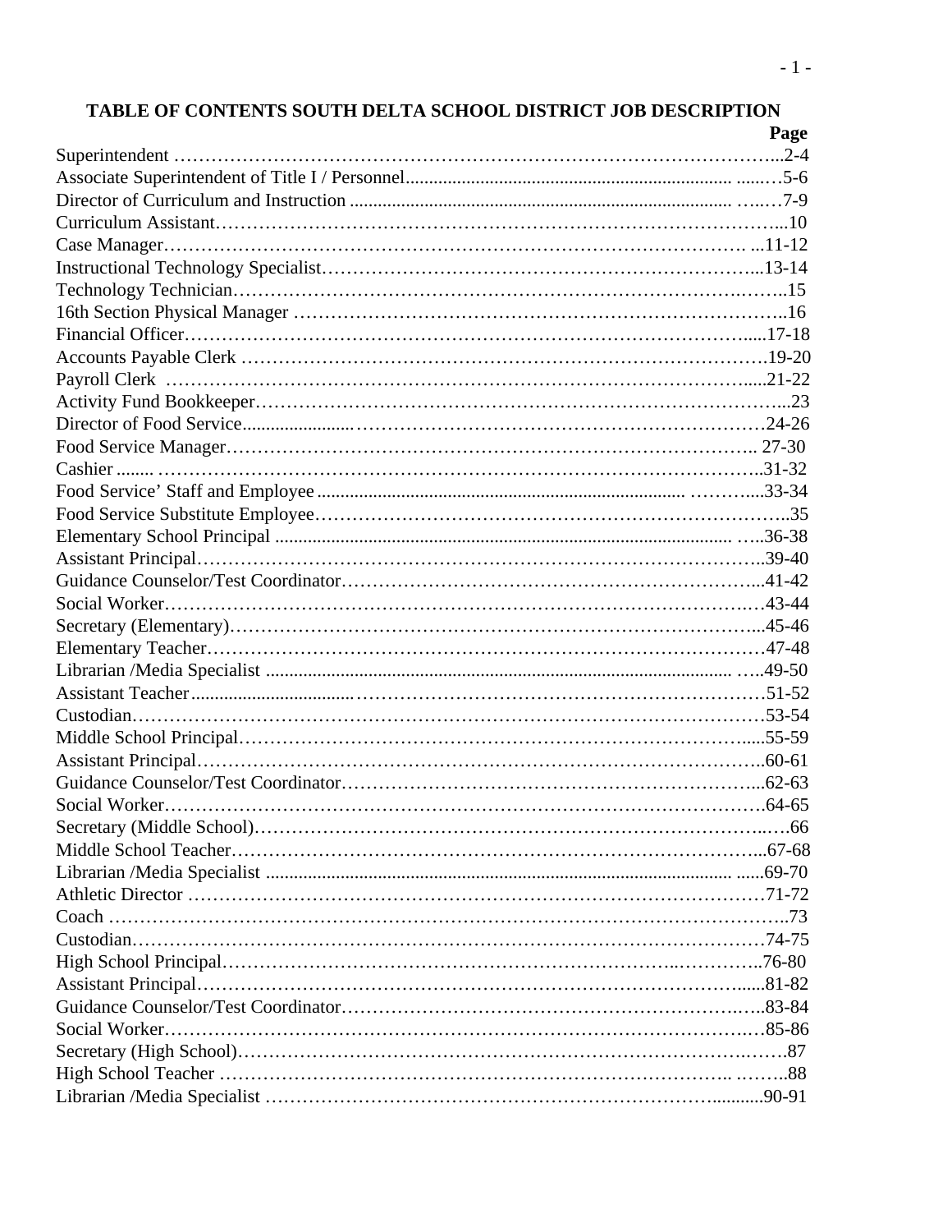# TABLE OF CONTENTS SOUTH DELTA SCHOOL DISTRICT JOB DESCRIPTION

| | Page |
|---|---|
| Superintendent | 2-4 |
| Associate Superintendent of Title I / Personnel | 5-6 |
| Director of Curriculum and Instruction | 7-9 |
| Curriculum Assistant | 10 |
| Case Manager | 11-12 |
| Instructional Technology Specialist | 13-14 |
| Technology Technician | 15 |
| 16th Section Physical Manager | 16 |
| Financial Officer | 17-18 |
| Accounts Payable Clerk | 19-20 |
| Payroll Clerk | 21-22 |
| Activity Fund Bookkeeper | 23 |
| Director of Food Service | 24-26 |
| Food Service Manager | 27-30 |
| Cashier | 31-32 |
| Food Service' Staff and Employee | 33-34 |
| Food Service Substitute Employee | 35 |
| Elementary School Principal | 36-38 |
| Assistant Principal | 39-40 |
| Guidance Counselor/Test Coordinator | 41-42 |
| Social Worker | 43-44 |
| Secretary (Elementary) | 45-46 |
| Elementary Teacher | 47-48 |
| Librarian /Media Specialist | 49-50 |
| Assistant Teacher | 51-52 |
| Custodian | 53-54 |
| Middle School Principal | 55-59 |
| Assistant Principal | 60-61 |
| Guidance Counselor/Test Coordinator | 62-63 |
| Social Worker | 64-65 |
| Secretary (Middle School) | 66 |
| Middle School Teacher | 67-68 |
| Librarian /Media Specialist | 69-70 |
| Athletic Director | 71-72 |
| Coach | 73 |
| Custodian | 74-75 |
| High School Principal | 76-80 |
| Assistant Principal | 81-82 |
| Guidance Counselor/Test Coordinator | 83-84 |
| Social Worker | 85-86 |
| Secretary (High School) | 87 |
| High School Teacher | 88 |
| Librarian /Media Specialist | 90-91 |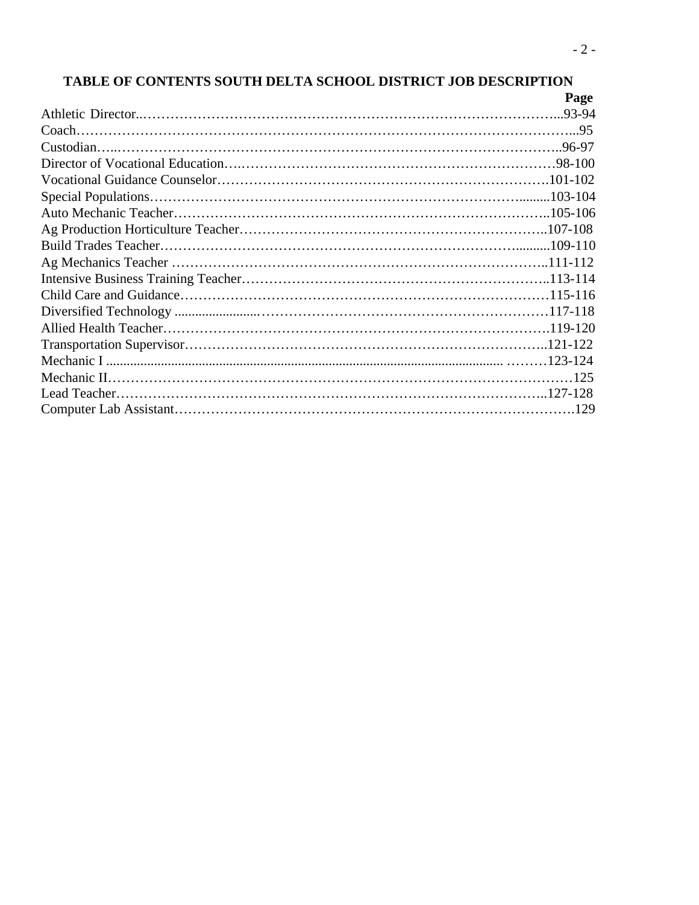# TABLE OF CONTENTS SOUTH DELTA SCHOOL DISTRICT JOB DESCRIPTION

| | Page |
|---|---|
| Athletic Director | 93-94 |
| Coach | 95 |
| Custodian | 96-97 |
| Director of Vocational Education | 98-100 |
| Vocational Guidance Counselor | 101-102 |
| Special Populations | 103-104 |
| Auto Mechanic Teacher | 105-106 |
| Ag Production Horticulture Teacher | 107-108 |
| Build Trades Teacher | 109-110 |
| Ag Mechanics Teacher | 111-112 |
| Intensive Business Training Teacher | 113-114 |
| Child Care and Guidance | 115-116 |
| Diversified Technology | 117-118 |
| Allied Health Teacher | 119-120 |
| Transportation Supervisor | 121-122 |
| Mechanic I | 123-124 |
| Mechanic II | 125 |
| Lead Teacher | 127-128 |
| Computer Lab Assistant | 129 |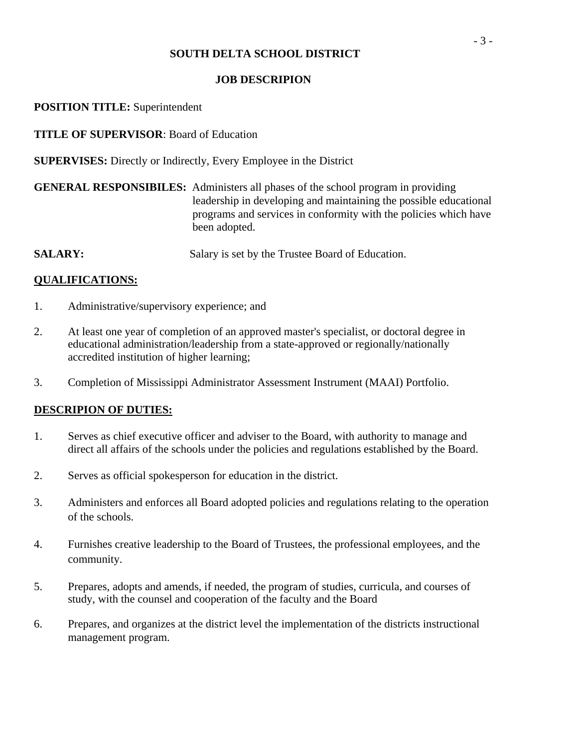**SOUTH DELTA SCHOOL DISTRICT**

**JOB DESCRIPION**

**POSITION TITLE:** Superintendent

**TITLE OF SUPERVISOR**: Board of Education

**SUPERVISES:** Directly or Indirectly, Every Employee in the District

**GENERAL RESPONSIBILES:** Administers all phases of the school program in providing leadership in developing and maintaining the possible educational programs and services in conformity with the policies which have been adopted.

**SALARY:** Salary is set by the Trustee Board of Education.

**QUALIFICATIONS:**

1. Administrative/supervisory experience; and
2. At least one year of completion of an approved master's specialist, or doctoral degree in educational administration/leadership from a state-approved or regionally/nationally accredited institution of higher learning;
3. Completion of Mississippi Administrator Assessment Instrument (MAAI) Portfolio.

**DESCRIPION OF DUTIES:**

1. Serves as chief executive officer and adviser to the Board, with authority to manage and direct all affairs of the schools under the policies and regulations established by the Board.
2. Serves as official spokesperson for education in the district.
3. Administers and enforces all Board adopted policies and regulations relating to the operation of the schools.
4. Furnishes creative leadership to the Board of Trustees, the professional employees, and the community.
5. Prepares, adopts and amends, if needed, the program of studies, curricula, and courses of study, with the counsel and cooperation of the faculty and the Board
6. Prepares, and organizes at the district level the implementation of the districts instructional management program.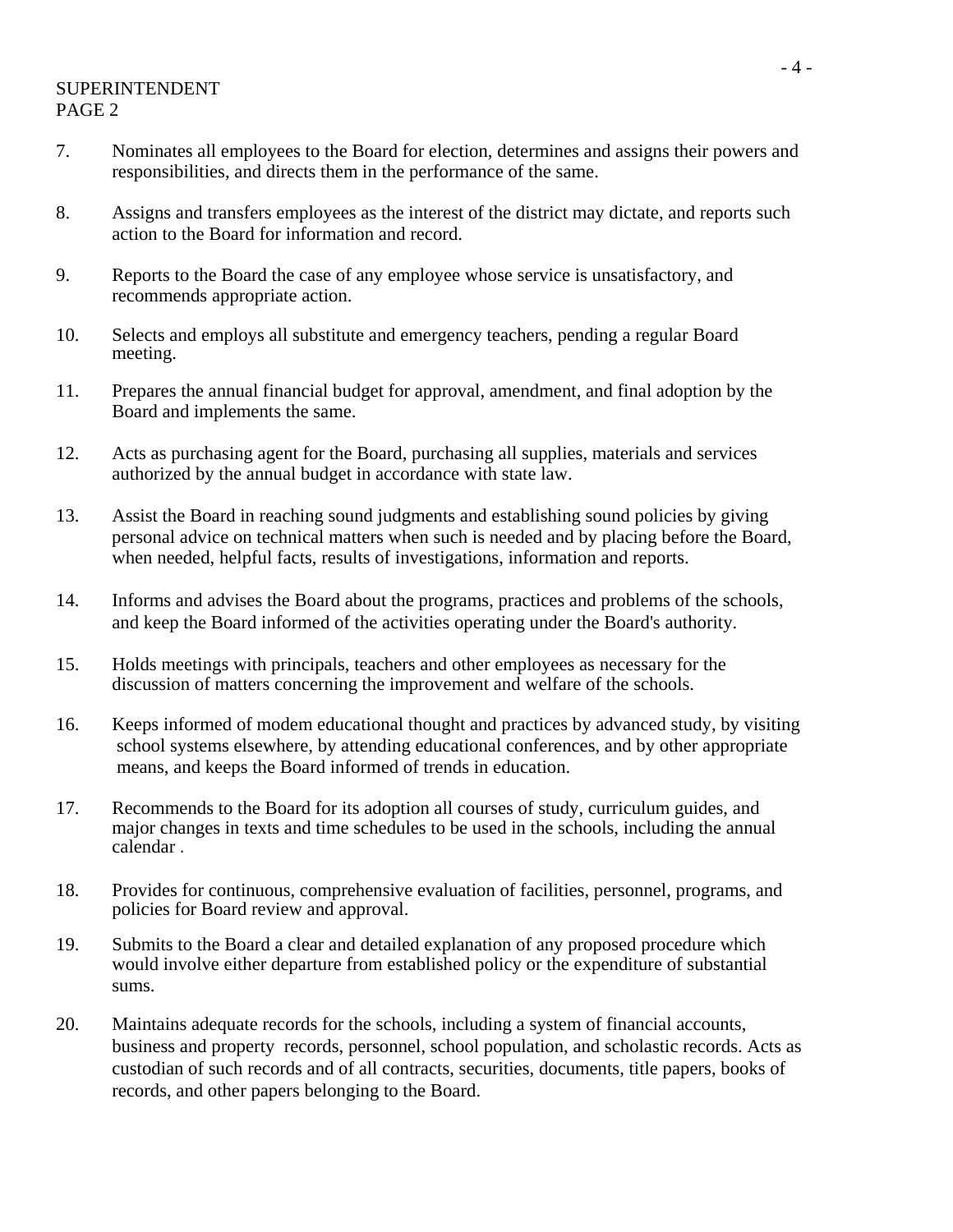SUPERINTENDENT
PAGE 2

7. Nominates all employees to the Board for election, determines and assigns their powers and responsibilities, and directs them in the performance of the same.

8. Assigns and transfers employees as the interest of the district may dictate, and reports such action to the Board for information and record.

9. Reports to the Board the case of any employee whose service is unsatisfactory, and recommends appropriate action.

10. Selects and employs all substitute and emergency teachers, pending a regular Board meeting.

11. Prepares the annual financial budget for approval, amendment, and final adoption by the Board and implements the same.

12. Acts as purchasing agent for the Board, purchasing all supplies, materials and services authorized by the annual budget in accordance with state law.

13. Assist the Board in reaching sound judgments and establishing sound policies by giving personal advice on technical matters when such is needed and by placing before the Board, when needed, helpful facts, results of investigations, information and reports.

14. Informs and advises the Board about the programs, practices and problems of the schools, and keep the Board informed of the activities operating under the Board's authority.

15. Holds meetings with principals, teachers and other employees as necessary for the discussion of matters concerning the improvement and welfare of the schools.

16. Keeps informed of modem educational thought and practices by advanced study, by visiting school systems elsewhere, by attending educational conferences, and by other appropriate means, and keeps the Board informed of trends in education.

17. Recommends to the Board for its adoption all courses of study, curriculum guides, and major changes in texts and time schedules to be used in the schools, including the annual calendar .

18. Provides for continuous, comprehensive evaluation of facilities, personnel, programs, and policies for Board review and approval.

19. Submits to the Board a clear and detailed explanation of any proposed procedure which would involve either departure from established policy or the expenditure of substantial sums.

20. Maintains adequate records for the schools, including a system of financial accounts, business and property records, personnel, school population, and scholastic records. Acts as custodian of such records and of all contracts, securities, documents, title papers, books of records, and other papers belonging to the Board.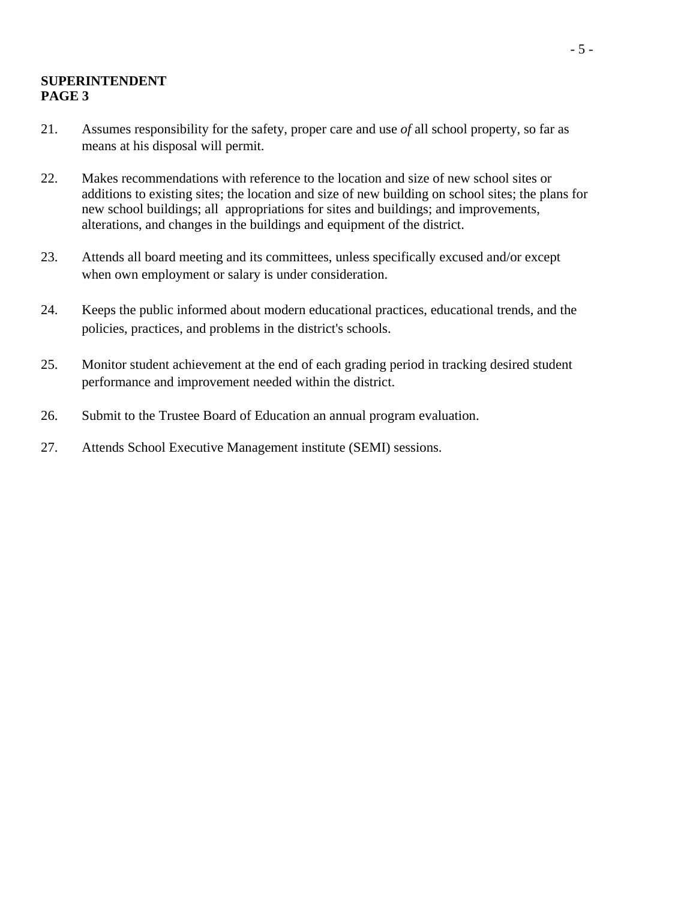**SUPERINTENDENT**
**PAGE 3**

21. Assumes responsibility for the safety, proper care and use *of* all school property, so far as means at his disposal will permit.

22. Makes recommendations with reference to the location and size of new school sites or additions to existing sites; the location and size of new building on school sites; the plans for new school buildings; all appropriations for sites and buildings; and improvements, alterations, and changes in the buildings and equipment of the district.

23. Attends all board meeting and its committees, unless specifically excused and/or except when own employment or salary is under consideration.

24. Keeps the public informed about modern educational practices, educational trends, and the policies, practices, and problems in the district's schools.

25. Monitor student achievement at the end of each grading period in tracking desired student performance and improvement needed within the district.

26. Submit to the Trustee Board of Education an annual program evaluation.

27. Attends School Executive Management institute (SEMI) sessions.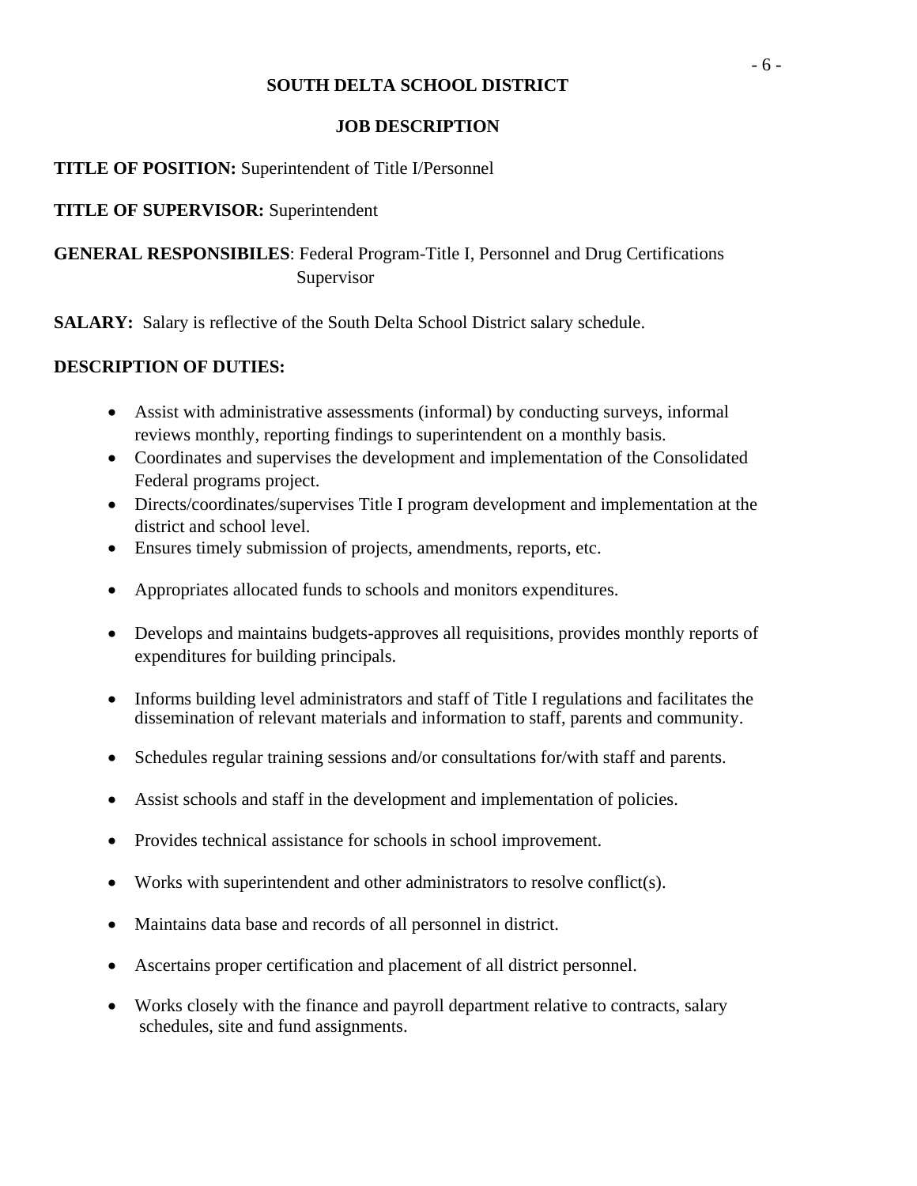**SOUTH DELTA SCHOOL DISTRICT**

**JOB DESCRIPTION**

**TITLE OF POSITION:** Superintendent of Title I/Personnel

**TITLE OF SUPERVISOR:** Superintendent

**GENERAL RESPONSIBILES**: Federal Program-Title I, Personnel and Drug Certifications Supervisor

**SALARY:** Salary is reflective of the South Delta School District salary schedule.

**DESCRIPTION OF DUTIES:**

- Assist with administrative assessments (informal) by conducting surveys, informal reviews monthly, reporting findings to superintendent on a monthly basis.
- Coordinates and supervises the development and implementation of the Consolidated Federal programs project.
- Directs/coordinates/supervises Title I program development and implementation at the district and school level.
- Ensures timely submission of projects, amendments, reports, etc.
- Appropriates allocated funds to schools and monitors expenditures.
- Develops and maintains budgets-approves all requisitions, provides monthly reports of expenditures for building principals.
- Informs building level administrators and staff of Title I regulations and facilitates the dissemination of relevant materials and information to staff, parents and community.
- Schedules regular training sessions and/or consultations for/with staff and parents.
- Assist schools and staff in the development and implementation of policies.
- Provides technical assistance for schools in school improvement.
- Works with superintendent and other administrators to resolve conflict(s).
- Maintains data base and records of all personnel in district.
- Ascertains proper certification and placement of all district personnel.
- Works closely with the finance and payroll department relative to contracts, salary schedules, site and fund assignments.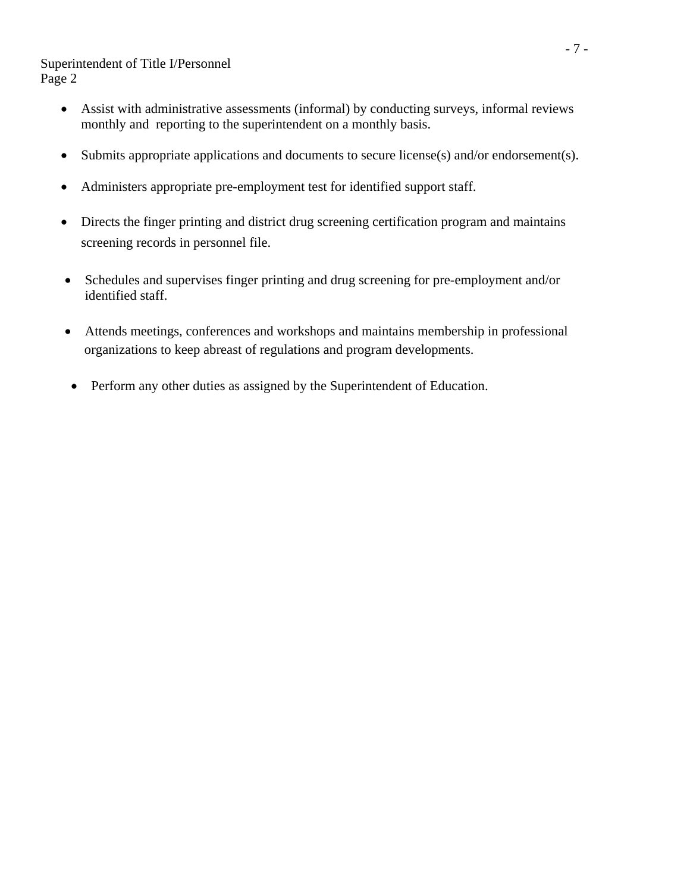Superintendent of Title I/Personnel
Page 2

- Assist with administrative assessments (informal) by conducting surveys, informal reviews monthly and reporting to the superintendent on a monthly basis.
- Submits appropriate applications and documents to secure license(s) and/or endorsement(s).
- Administers appropriate pre-employment test for identified support staff.
- Directs the finger printing and district drug screening certification program and maintains screening records in personnel file.
- Schedules and supervises finger printing and drug screening for pre-employment and/or identified staff.
- Attends meetings, conferences and workshops and maintains membership in professional organizations to keep abreast of regulations and program developments.
- Perform any other duties as assigned by the Superintendent of Education.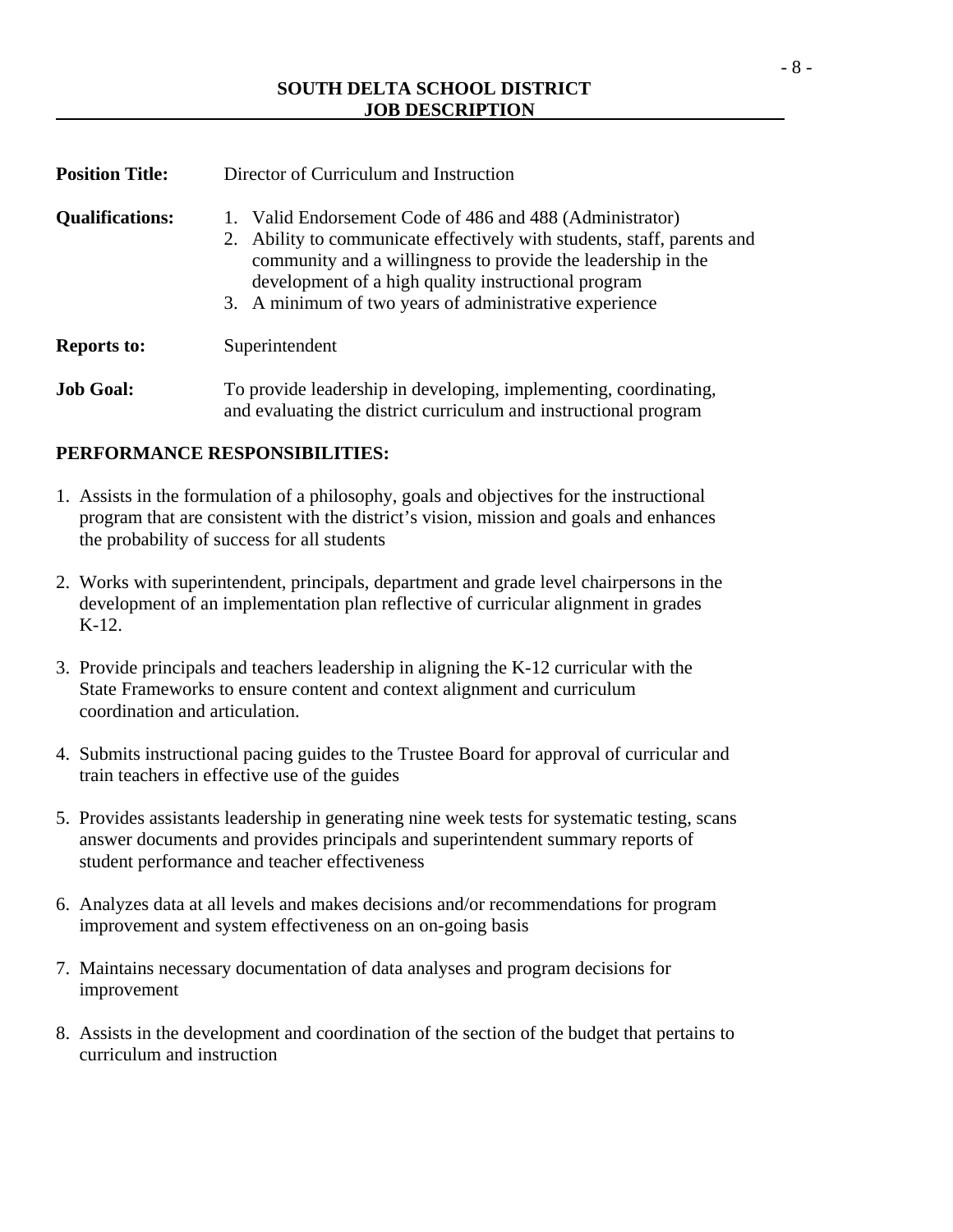**SOUTH DELTA SCHOOL DISTRICT**
**JOB DESCRIPTION**

---

**Position Title:** Director of Curriculum and Instruction

**Qualifications:**

1. Valid Endorsement Code of 486 and 488 (Administrator)
2. Ability to communicate effectively with students, staff, parents and community and a willingness to provide the leadership in the development of a high quality instructional program
3. A minimum of two years of administrative experience

**Reports to:** Superintendent

**Job Goal:** To provide leadership in developing, implementing, coordinating, and evaluating the district curriculum and instructional program

**PERFORMANCE RESPONSIBILITIES:**

1. Assists in the formulation of a philosophy, goals and objectives for the instructional program that are consistent with the district's vision, mission and goals and enhances the probability of success for all students
2. Works with superintendent, principals, department and grade level chairpersons in the development of an implementation plan reflective of curricular alignment in grades K-12.
3. Provide principals and teachers leadership in aligning the K-12 curricular with the State Frameworks to ensure content and context alignment and curriculum coordination and articulation.
4. Submits instructional pacing guides to the Trustee Board for approval of curricular and train teachers in effective use of the guides
5. Provides assistants leadership in generating nine week tests for systematic testing, scans answer documents and provides principals and superintendent summary reports of student performance and teacher effectiveness
6. Analyzes data at all levels and makes decisions and/or recommendations for program improvement and system effectiveness on an on-going basis
7. Maintains necessary documentation of data analyses and program decisions for improvement
8. Assists in the development and coordination of the section of the budget that pertains to curriculum and instruction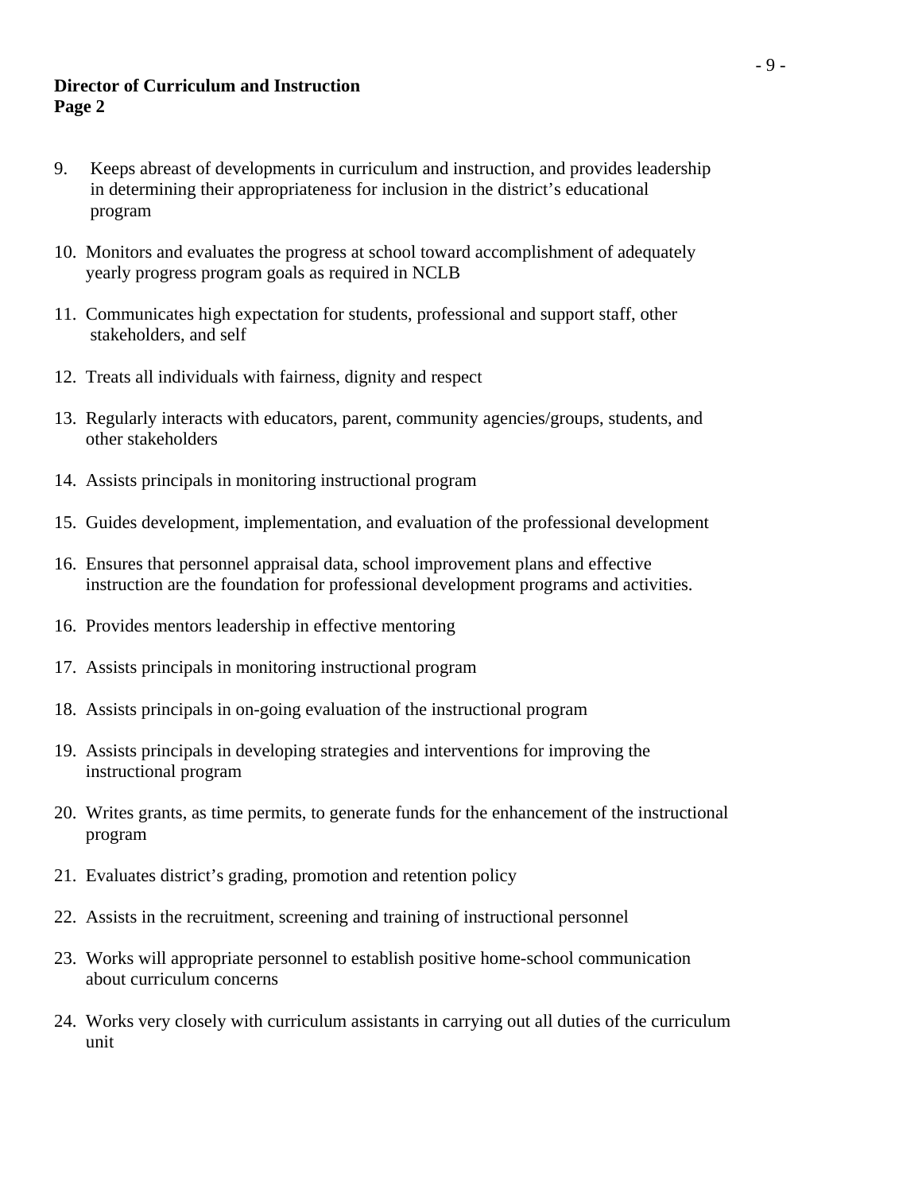**Director of Curriculum and Instruction**
**Page 2**

9. Keeps abreast of developments in curriculum and instruction, and provides leadership in determining their appropriateness for inclusion in the district's educational program

10. Monitors and evaluates the progress at school toward accomplishment of adequately yearly progress program goals as required in NCLB

11. Communicates high expectation for students, professional and support staff, other stakeholders, and self

12. Treats all individuals with fairness, dignity and respect

13. Regularly interacts with educators, parent, community agencies/groups, students, and other stakeholders

14. Assists principals in monitoring instructional program

15. Guides development, implementation, and evaluation of the professional development

16. Ensures that personnel appraisal data, school improvement plans and effective instruction are the foundation for professional development programs and activities.

16. Provides mentors leadership in effective mentoring

17. Assists principals in monitoring instructional program

18. Assists principals in on-going evaluation of the instructional program

19. Assists principals in developing strategies and interventions for improving the instructional program

20. Writes grants, as time permits, to generate funds for the enhancement of the instructional program

21. Evaluates district's grading, promotion and retention policy

22. Assists in the recruitment, screening and training of instructional personnel

23. Works will appropriate personnel to establish positive home-school communication about curriculum concerns

24. Works very closely with curriculum assistants in carrying out all duties of the curriculum unit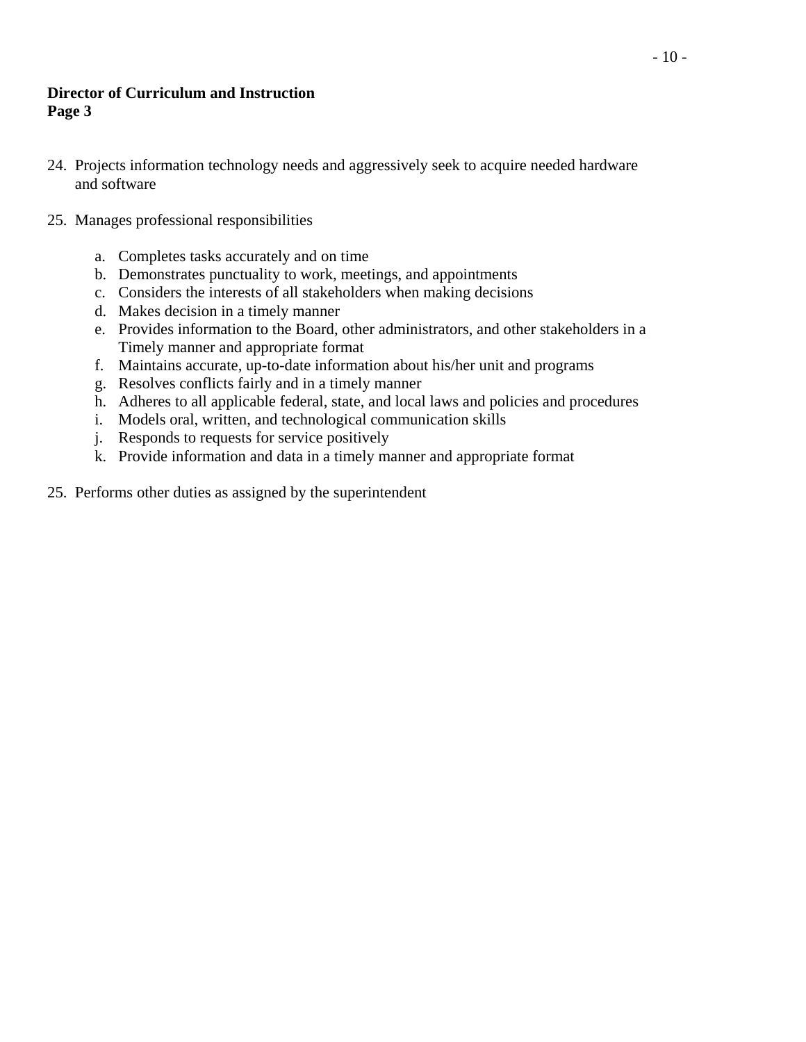**Director of Curriculum and Instruction**
**Page 3**

24. Projects information technology needs and aggressively seek to acquire needed hardware and software

25. Manages professional responsibilities

    a. Completes tasks accurately and on time
    b. Demonstrates punctuality to work, meetings, and appointments
    c. Considers the interests of all stakeholders when making decisions
    d. Makes decision in a timely manner
    e. Provides information to the Board, other administrators, and other stakeholders in a Timely manner and appropriate format
    f. Maintains accurate, up-to-date information about his/her unit and programs
    g. Resolves conflicts fairly and in a timely manner
    h. Adheres to all applicable federal, state, and local laws and policies and procedures
    i. Models oral, written, and technological communication skills
    j. Responds to requests for service positively
    k. Provide information and data in a timely manner and appropriate format

25. Performs other duties as assigned by the superintendent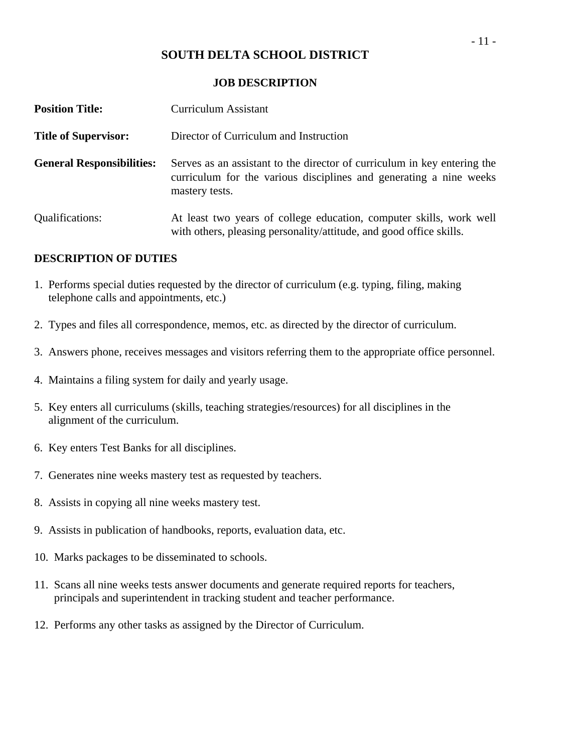# SOUTH DELTA SCHOOL DISTRICT

## JOB DESCRIPTION

**Position Title:** Curriculum Assistant

**Title of Supervisor:** Director of Curriculum and Instruction

**General Responsibilities:** Serves as an assistant to the director of curriculum in key entering the curriculum for the various disciplines and generating a nine weeks mastery tests.

Qualifications: At least two years of college education, computer skills, work well with others, pleasing personality/attitude, and good office skills.

### DESCRIPTION OF DUTIES

1. Performs special duties requested by the director of curriculum (e.g. typing, filing, making telephone calls and appointments, etc.)
2. Types and files all correspondence, memos, etc. as directed by the director of curriculum.
3. Answers phone, receives messages and visitors referring them to the appropriate office personnel.
4. Maintains a filing system for daily and yearly usage.
5. Key enters all curriculums (skills, teaching strategies/resources) for all disciplines in the alignment of the curriculum.
6. Key enters Test Banks for all disciplines.
7. Generates nine weeks mastery test as requested by teachers.
8. Assists in copying all nine weeks mastery test.
9. Assists in publication of handbooks, reports, evaluation data, etc.
10. Marks packages to be disseminated to schools.
11. Scans all nine weeks tests answer documents and generate required reports for teachers, principals and superintendent in tracking student and teacher performance.
12. Performs any other tasks as assigned by the Director of Curriculum.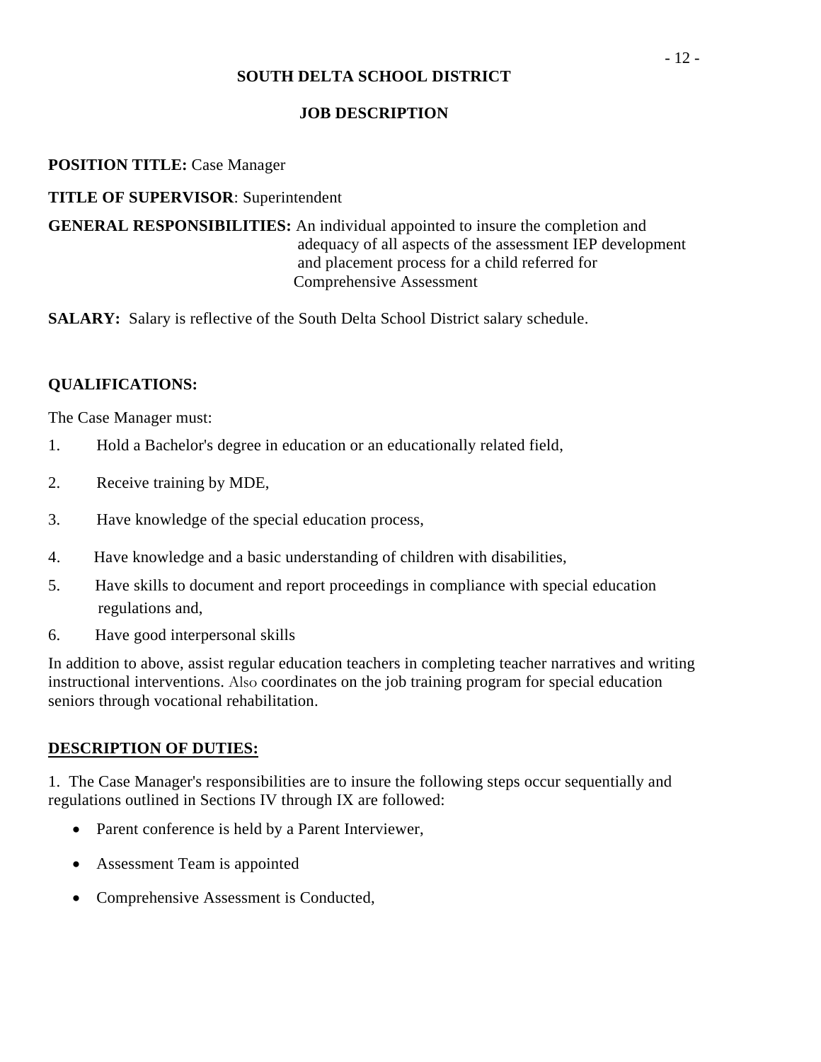# SOUTH DELTA SCHOOL DISTRICT

## JOB DESCRIPTION

**POSITION TITLE:** Case Manager

**TITLE OF SUPERVISOR**: Superintendent

**GENERAL RESPONSIBILITIES:** An individual appointed to insure the completion and adequacy of all aspects of the assessment IEP development and placement process for a child referred for Comprehensive Assessment

**SALARY:** Salary is reflective of the South Delta School District salary schedule.

**QUALIFICATIONS:**

The Case Manager must:

1. Hold a Bachelor's degree in education or an educationally related field,
2. Receive training by MDE,
3. Have knowledge of the special education process,
4. Have knowledge and a basic understanding of children with disabilities,
5. Have skills to document and report proceedings in compliance with special education regulations and,
6. Have good interpersonal skills

In addition to above, assist regular education teachers in completing teacher narratives and writing instructional interventions. Also coordinates on the job training program for special education seniors through vocational rehabilitation.

**DESCRIPTION OF DUTIES:**

1. The Case Manager's responsibilities are to insure the following steps occur sequentially and regulations outlined in Sections IV through IX are followed:

- Parent conference is held by a Parent Interviewer,
- Assessment Team is appointed
- Comprehensive Assessment is Conducted,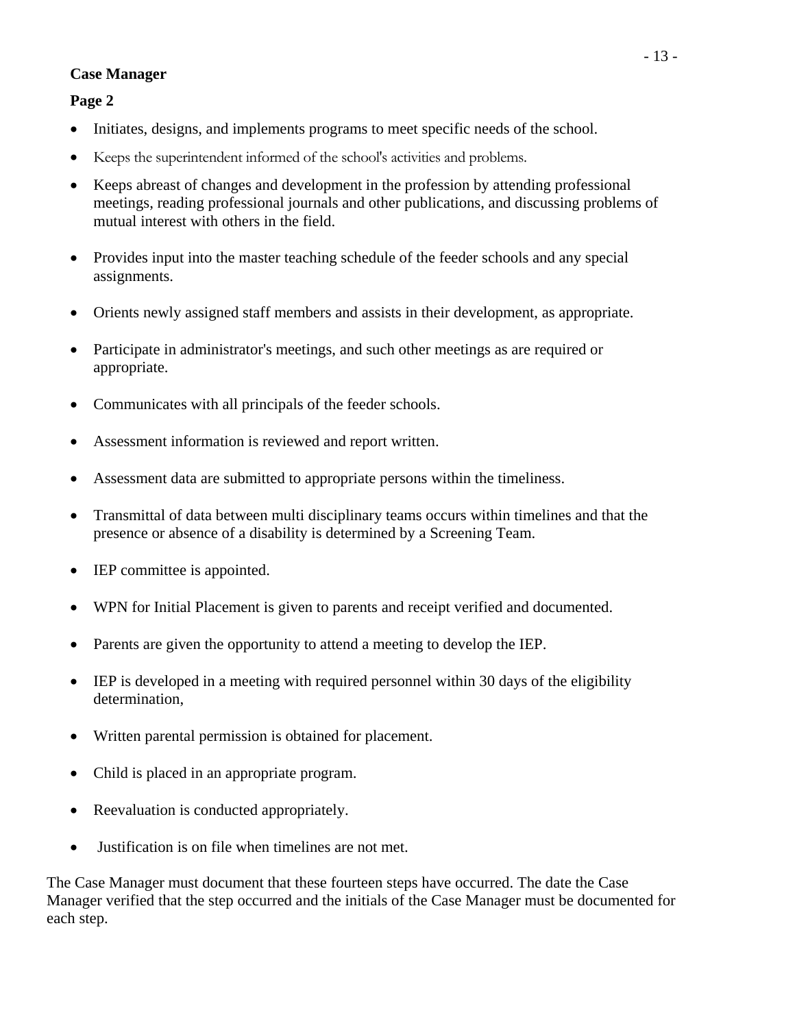**Case Manager**

**Page 2**

- Initiates, designs, and implements programs to meet specific needs of the school.
- Keeps the superintendent informed of the school's activities and problems.
- Keeps abreast of changes and development in the profession by attending professional meetings, reading professional journals and other publications, and discussing problems of mutual interest with others in the field.
- Provides input into the master teaching schedule of the feeder schools and any special assignments.
- Orients newly assigned staff members and assists in their development, as appropriate.
- Participate in administrator's meetings, and such other meetings as are required or appropriate.
- Communicates with all principals of the feeder schools.
- Assessment information is reviewed and report written.
- Assessment data are submitted to appropriate persons within the timeliness.
- Transmittal of data between multi disciplinary teams occurs within timelines and that the presence or absence of a disability is determined by a Screening Team.
- IEP committee is appointed.
- WPN for Initial Placement is given to parents and receipt verified and documented.
- Parents are given the opportunity to attend a meeting to develop the IEP.
- IEP is developed in a meeting with required personnel within 30 days of the eligibility determination,
- Written parental permission is obtained for placement.
- Child is placed in an appropriate program.
- Reevaluation is conducted appropriately.
- Justification is on file when timelines are not met.

The Case Manager must document that these fourteen steps have occurred. The date the Case Manager verified that the step occurred and the initials of the Case Manager must be documented for each step.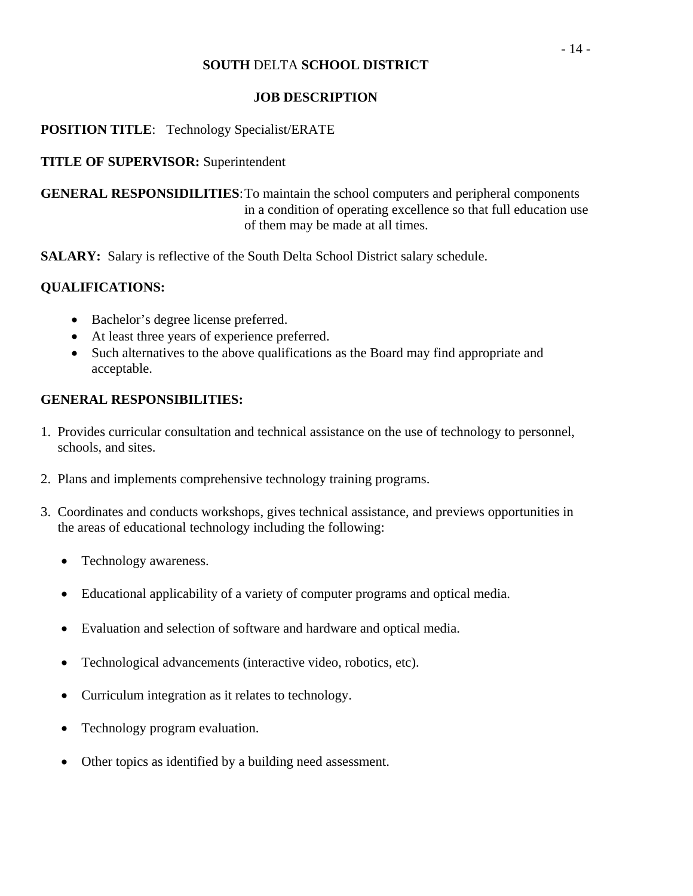**SOUTH** DELTA **SCHOOL DISTRICT**

**JOB DESCRIPTION**

**POSITION TITLE**: Technology Specialist/ERATE

**TITLE OF SUPERVISOR:** Superintendent

**GENERAL RESPONSIDILITIES**: To maintain the school computers and peripheral components in a condition of operating excellence so that full education use of them may be made at all times.

**SALARY:** Salary is reflective of the South Delta School District salary schedule.

**QUALIFICATIONS:**

- Bachelor's degree license preferred.
- At least three years of experience preferred.
- Such alternatives to the above qualifications as the Board may find appropriate and acceptable.

**GENERAL RESPONSIBILITIES:**

1. Provides curricular consultation and technical assistance on the use of technology to personnel, schools, and sites.

2. Plans and implements comprehensive technology training programs.

3. Coordinates and conducts workshops, gives technical assistance, and previews opportunities in the areas of educational technology including the following:

   - Technology awareness.

   - Educational applicability of a variety of computer programs and optical media.

   - Evaluation and selection of software and hardware and optical media.

   - Technological advancements (interactive video, robotics, etc).

   - Curriculum integration as it relates to technology.

   - Technology program evaluation.

   - Other topics as identified by a building need assessment.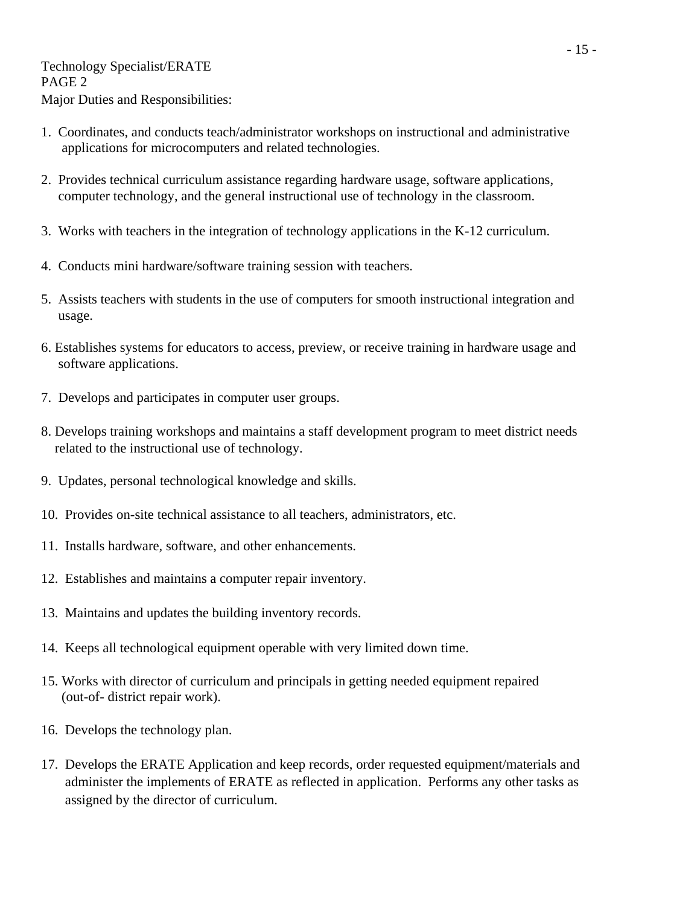Technology Specialist/ERATE
PAGE 2
Major Duties and Responsibilities:

1. Coordinates, and conducts teach/administrator workshops on instructional and administrative applications for microcomputers and related technologies.

2. Provides technical curriculum assistance regarding hardware usage, software applications, computer technology, and the general instructional use of technology in the classroom.

3. Works with teachers in the integration of technology applications in the K-12 curriculum.

4. Conducts mini hardware/software training session with teachers.

5. Assists teachers with students in the use of computers for smooth instructional integration and usage.

6. Establishes systems for educators to access, preview, or receive training in hardware usage and software applications.

7. Develops and participates in computer user groups.

8. Develops training workshops and maintains a staff development program to meet district needs related to the instructional use of technology.

9. Updates, personal technological knowledge and skills.

10. Provides on-site technical assistance to all teachers, administrators, etc.

11. Installs hardware, software, and other enhancements.

12. Establishes and maintains a computer repair inventory.

13. Maintains and updates the building inventory records.

14. Keeps all technological equipment operable with very limited down time.

15. Works with director of curriculum and principals in getting needed equipment repaired (out-of- district repair work).

16. Develops the technology plan.

17. Develops the ERATE Application and keep records, order requested equipment/materials and administer the implements of ERATE as reflected in application. Performs any other tasks as assigned by the director of curriculum.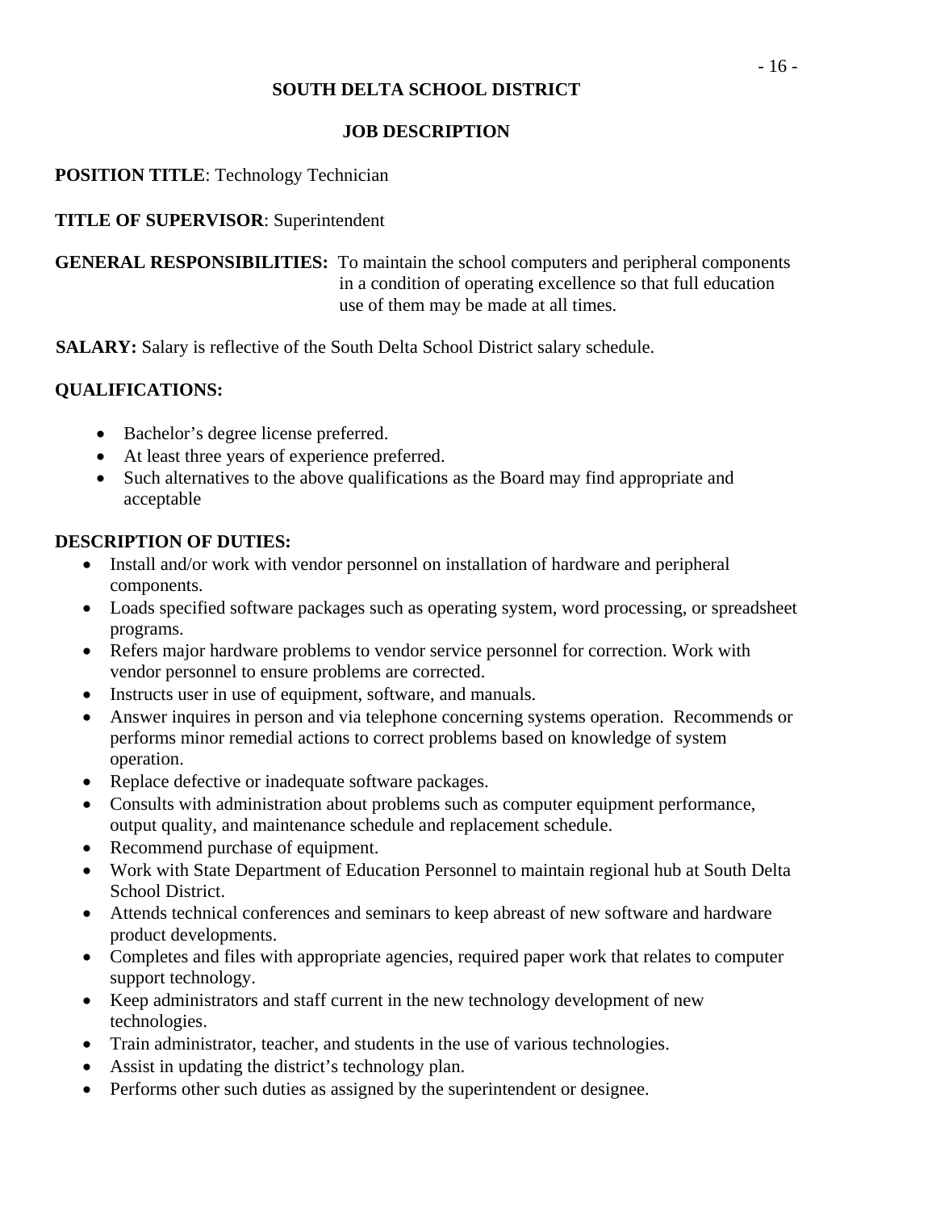**SOUTH DELTA SCHOOL DISTRICT**

**JOB DESCRIPTION**

**POSITION TITLE**: Technology Technician

**TITLE OF SUPERVISOR**: Superintendent

**GENERAL RESPONSIBILITIES:** To maintain the school computers and peripheral components in a condition of operating excellence so that full education use of them may be made at all times.

**SALARY:** Salary is reflective of the South Delta School District salary schedule.

**QUALIFICATIONS:**

- Bachelor's degree license preferred.
- At least three years of experience preferred.
- Such alternatives to the above qualifications as the Board may find appropriate and acceptable

**DESCRIPTION OF DUTIES:**

- Install and/or work with vendor personnel on installation of hardware and peripheral components.
- Loads specified software packages such as operating system, word processing, or spreadsheet programs.
- Refers major hardware problems to vendor service personnel for correction. Work with vendor personnel to ensure problems are corrected.
- Instructs user in use of equipment, software, and manuals.
- Answer inquires in person and via telephone concerning systems operation. Recommends or performs minor remedial actions to correct problems based on knowledge of system operation.
- Replace defective or inadequate software packages.
- Consults with administration about problems such as computer equipment performance, output quality, and maintenance schedule and replacement schedule.
- Recommend purchase of equipment.
- Work with State Department of Education Personnel to maintain regional hub at South Delta School District.
- Attends technical conferences and seminars to keep abreast of new software and hardware product developments.
- Completes and files with appropriate agencies, required paper work that relates to computer support technology.
- Keep administrators and staff current in the new technology development of new technologies.
- Train administrator, teacher, and students in the use of various technologies.
- Assist in updating the district's technology plan.
- Performs other such duties as assigned by the superintendent or designee.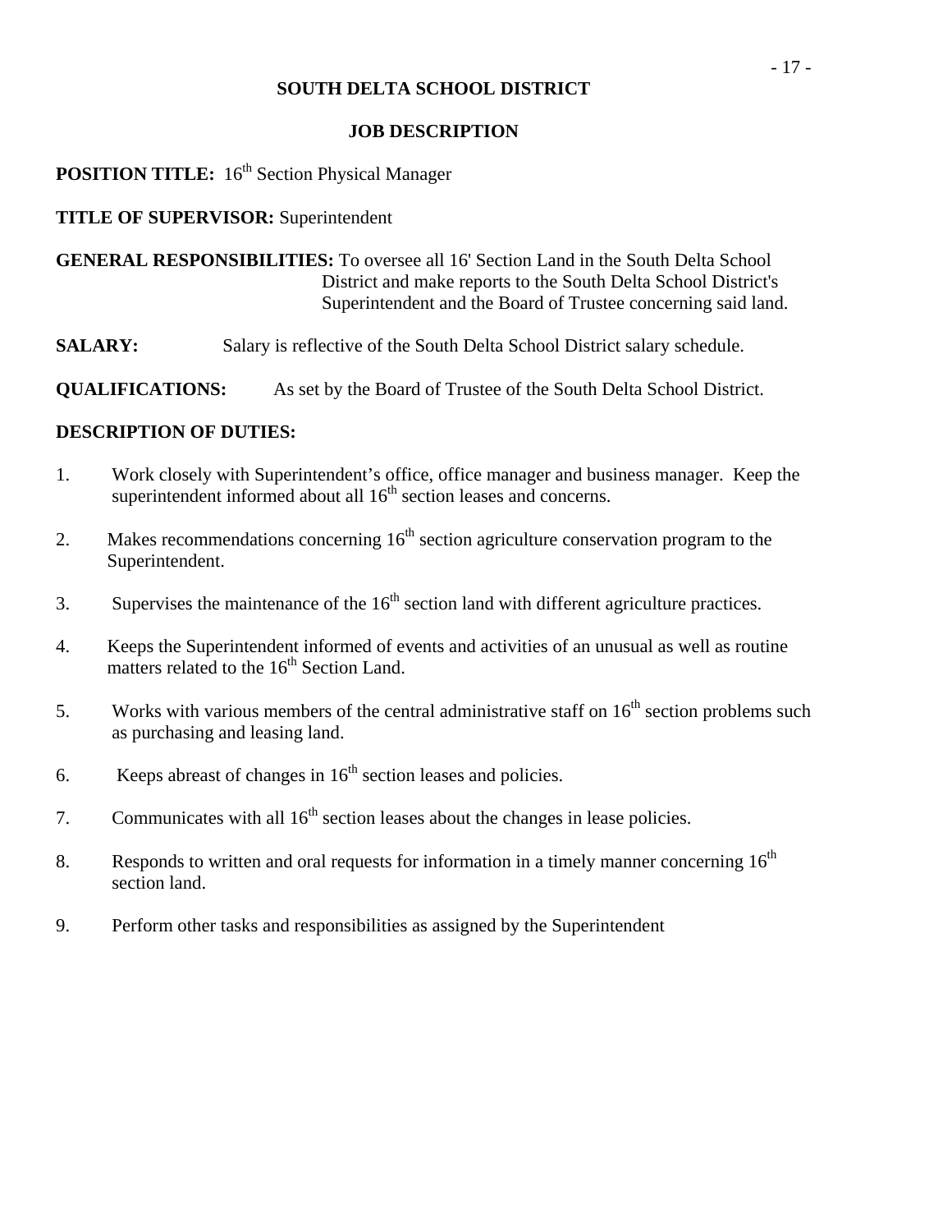# SOUTH DELTA SCHOOL DISTRICT

## JOB DESCRIPTION

**POSITION TITLE:** 16th Section Physical Manager

**TITLE OF SUPERVISOR:** Superintendent

**GENERAL RESPONSIBILITIES:** To oversee all 16' Section Land in the South Delta School District and make reports to the South Delta School District's Superintendent and the Board of Trustee concerning said land.

**SALARY:** Salary is reflective of the South Delta School District salary schedule.

**QUALIFICATIONS:** As set by the Board of Trustee of the South Delta School District.

**DESCRIPTION OF DUTIES:**

1. Work closely with Superintendent's office, office manager and business manager. Keep the superintendent informed about all 16th section leases and concerns.
2. Makes recommendations concerning 16th section agriculture conservation program to the Superintendent.
3. Supervises the maintenance of the 16th section land with different agriculture practices.
4. Keeps the Superintendent informed of events and activities of an unusual as well as routine matters related to the 16th Section Land.
5. Works with various members of the central administrative staff on 16th section problems such as purchasing and leasing land.
6. Keeps abreast of changes in 16th section leases and policies.
7. Communicates with all 16th section leases about the changes in lease policies.
8. Responds to written and oral requests for information in a timely manner concerning 16th section land.
9. Perform other tasks and responsibilities as assigned by the Superintendent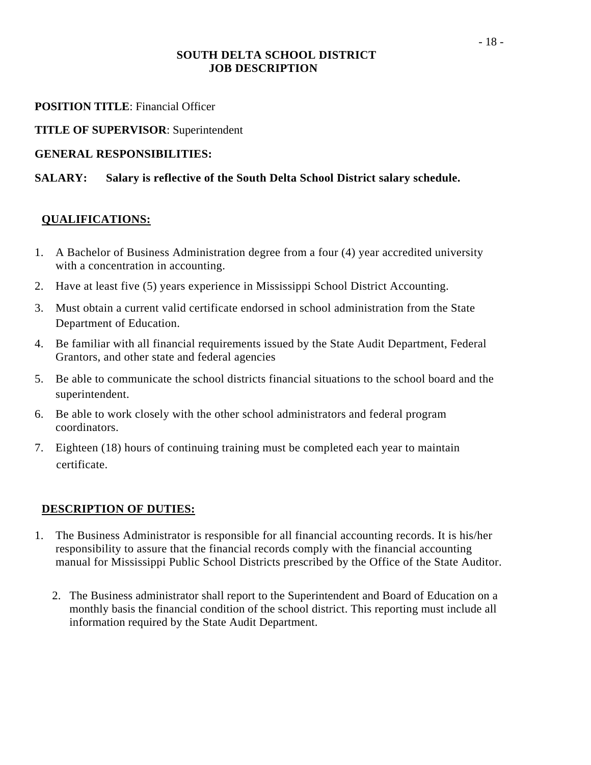# SOUTH DELTA SCHOOL DISTRICT
## JOB DESCRIPTION

**POSITION TITLE**: Financial Officer

**TITLE OF SUPERVISOR**: Superintendent

**GENERAL RESPONSIBILITIES:**

**SALARY: Salary is reflective of the South Delta School District salary schedule.**

### QUALIFICATIONS:

1. A Bachelor of Business Administration degree from a four (4) year accredited university with a concentration in accounting.
2. Have at least five (5) years experience in Mississippi School District Accounting.
3. Must obtain a current valid certificate endorsed in school administration from the State Department of Education.
4. Be familiar with all financial requirements issued by the State Audit Department, Federal Grantors, and other state and federal agencies
5. Be able to communicate the school districts financial situations to the school board and the superintendent.
6. Be able to work closely with the other school administrators and federal program coordinators.
7. Eighteen (18) hours of continuing training must be completed each year to maintain certificate.

### DESCRIPTION OF DUTIES:

1. The Business Administrator is responsible for all financial accounting records. It is his/her responsibility to assure that the financial records comply with the financial accounting manual for Mississippi Public School Districts prescribed by the Office of the State Auditor.
2. The Business administrator shall report to the Superintendent and Board of Education on a monthly basis the financial condition of the school district. This reporting must include all information required by the State Audit Department.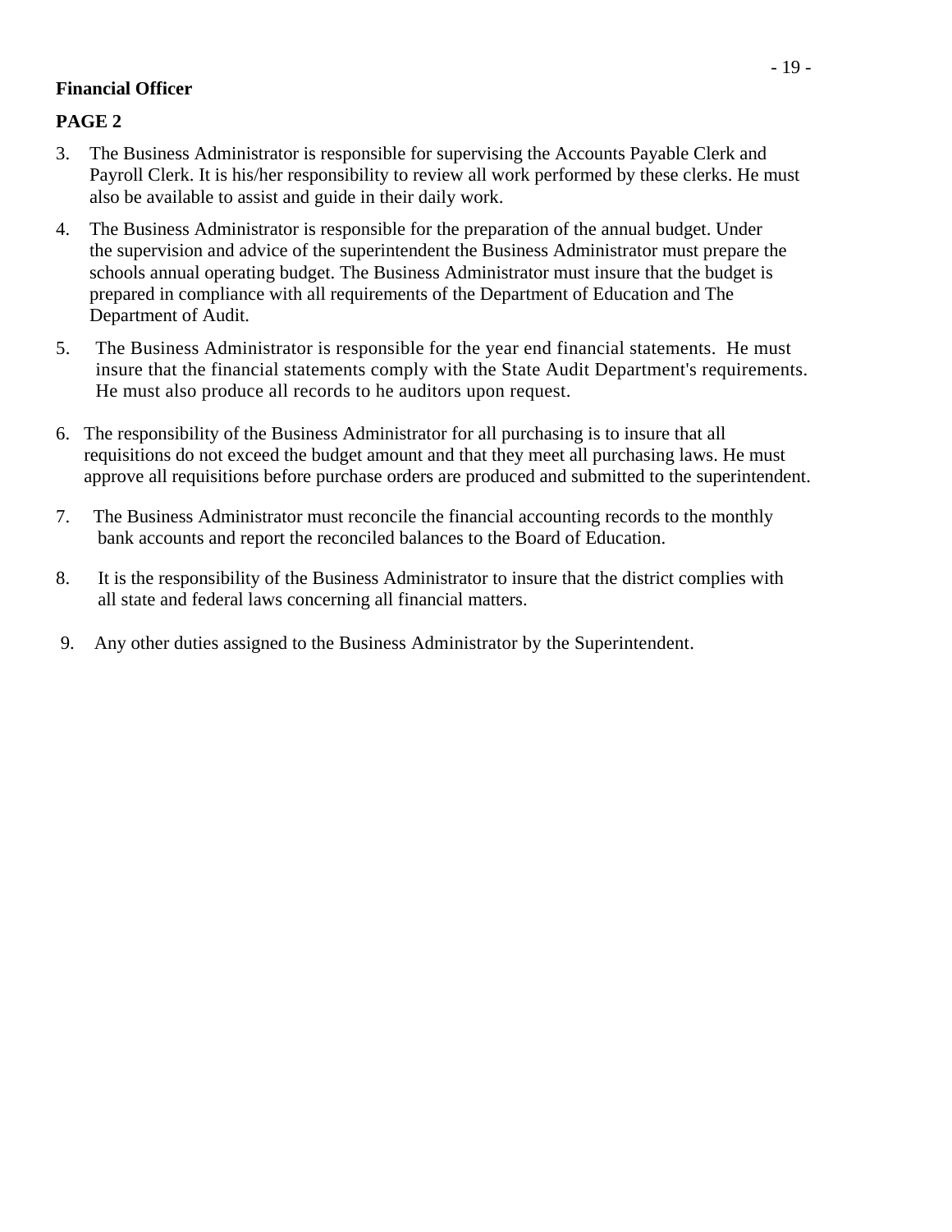**Financial Officer**

**PAGE 2**

3. The Business Administrator is responsible for supervising the Accounts Payable Clerk and Payroll Clerk. It is his/her responsibility to review all work performed by these clerks. He must also be available to assist and guide in their daily work.

4. The Business Administrator is responsible for the preparation of the annual budget. Under the supervision and advice of the superintendent the Business Administrator must prepare the schools annual operating budget. The Business Administrator must insure that the budget is prepared in compliance with all requirements of the Department of Education and The Department of Audit.

5. The Business Administrator is responsible for the year end financial statements. He must insure that the financial statements comply with the State Audit Department's requirements. He must also produce all records to he auditors upon request.

6. The responsibility of the Business Administrator for all purchasing is to insure that all requisitions do not exceed the budget amount and that they meet all purchasing laws. He must approve all requisitions before purchase orders are produced and submitted to the superintendent.

7. The Business Administrator must reconcile the financial accounting records to the monthly bank accounts and report the reconciled balances to the Board of Education.

8. It is the responsibility of the Business Administrator to insure that the district complies with all state and federal laws concerning all financial matters.

9. Any other duties assigned to the Business Administrator by the Superintendent.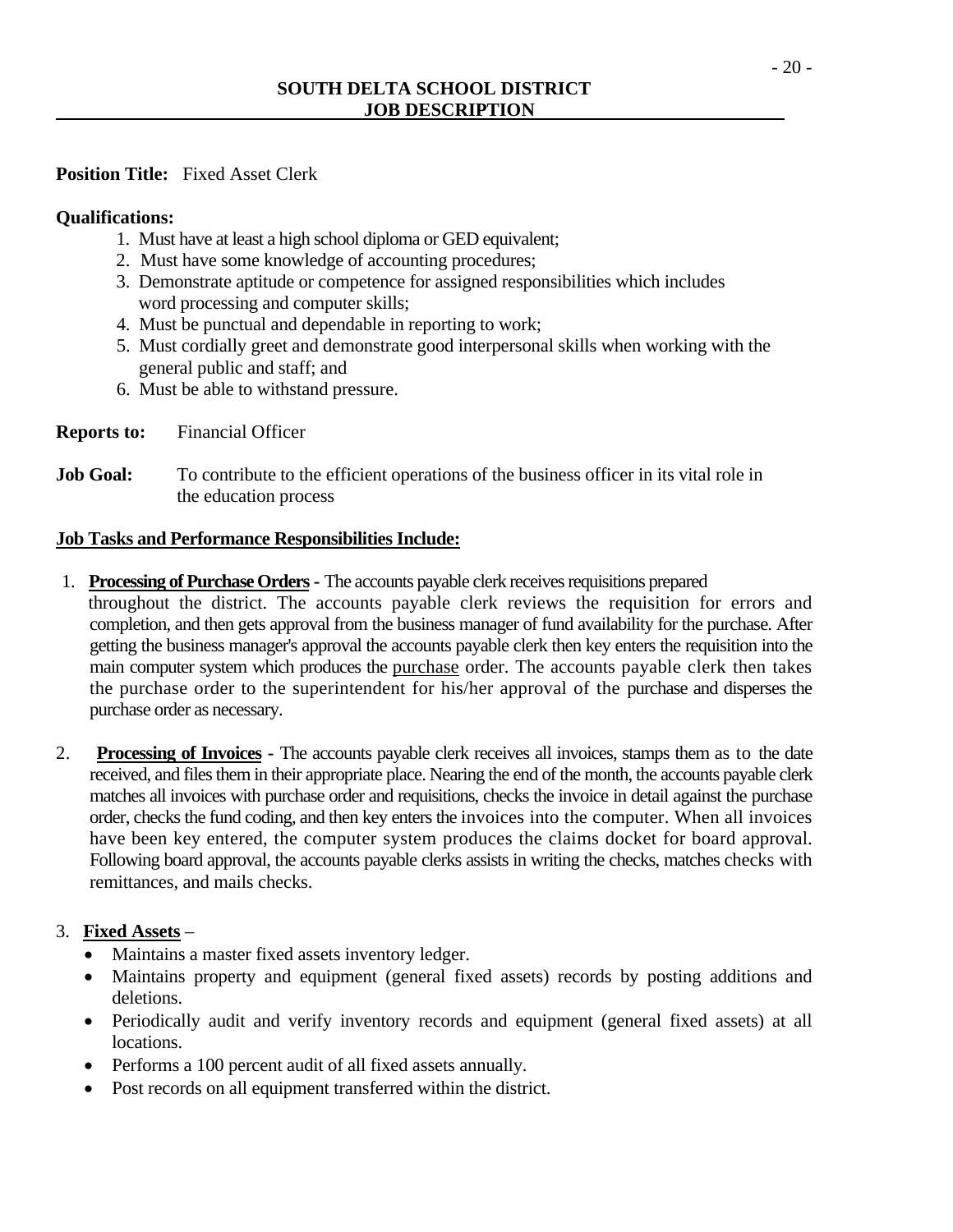**SOUTH DELTA SCHOOL DISTRICT**
**JOB DESCRIPTION**

**Position Title:** Fixed Asset Clerk

**Qualifications:**

1. Must have at least a high school diploma or GED equivalent;
2. Must have some knowledge of accounting procedures;
3. Demonstrate aptitude or competence for assigned responsibilities which includes word processing and computer skills;
4. Must be punctual and dependable in reporting to work;
5. Must cordially greet and demonstrate good interpersonal skills when working with the general public and staff; and
6. Must be able to withstand pressure.

**Reports to:** Financial Officer

**Job Goal:** To contribute to the efficient operations of the business officer in its vital role in the education process

**Job Tasks and Performance Responsibilities Include:**

1. **Processing of Purchase Orders -** The accounts payable clerk receives requisitions prepared throughout the district. The accounts payable clerk reviews the requisition for errors and completion, and then gets approval from the business manager of fund availability for the purchase. After getting the business manager's approval the accounts payable clerk then key enters the requisition into the main computer system which produces the purchase order. The accounts payable clerk then takes the purchase order to the superintendent for his/her approval of the purchase and disperses the purchase order as necessary.

2. **Processing of Invoices -** The accounts payable clerk receives all invoices, stamps them as to the date received, and files them in their appropriate place. Nearing the end of the month, the accounts payable clerk matches all invoices with purchase order and requisitions, checks the invoice in detail against the purchase order, checks the fund coding, and then key enters the invoices into the computer. When all invoices have been key entered, the computer system produces the claims docket for board approval. Following board approval, the accounts payable clerks assists in writing the checks, matches checks with remittances, and mails checks.

3. **Fixed Assets** –
   - Maintains a master fixed assets inventory ledger.
   - Maintains property and equipment (general fixed assets) records by posting additions and deletions.
   - Periodically audit and verify inventory records and equipment (general fixed assets) at all locations.
   - Performs a 100 percent audit of all fixed assets annually.
   - Post records on all equipment transferred within the district.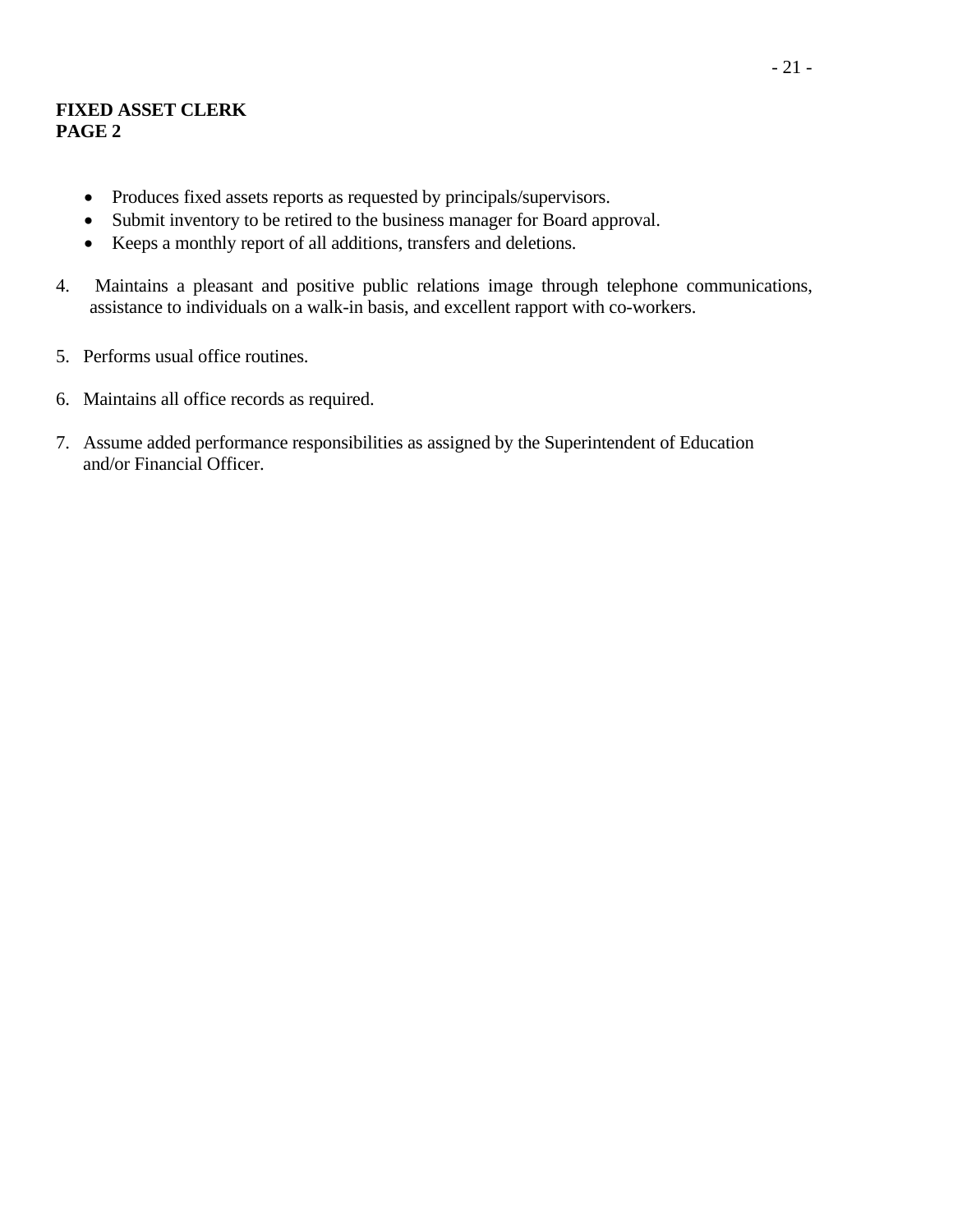**FIXED ASSET CLERK**
**PAGE 2**

- Produces fixed assets reports as requested by principals/supervisors.
- Submit inventory to be retired to the business manager for Board approval.
- Keeps a monthly report of all additions, transfers and deletions.

4. Maintains a pleasant and positive public relations image through telephone communications, assistance to individuals on a walk-in basis, and excellent rapport with co-workers.

5. Performs usual office routines.

6. Maintains all office records as required.

7. Assume added performance responsibilities as assigned by the Superintendent of Education and/or Financial Officer.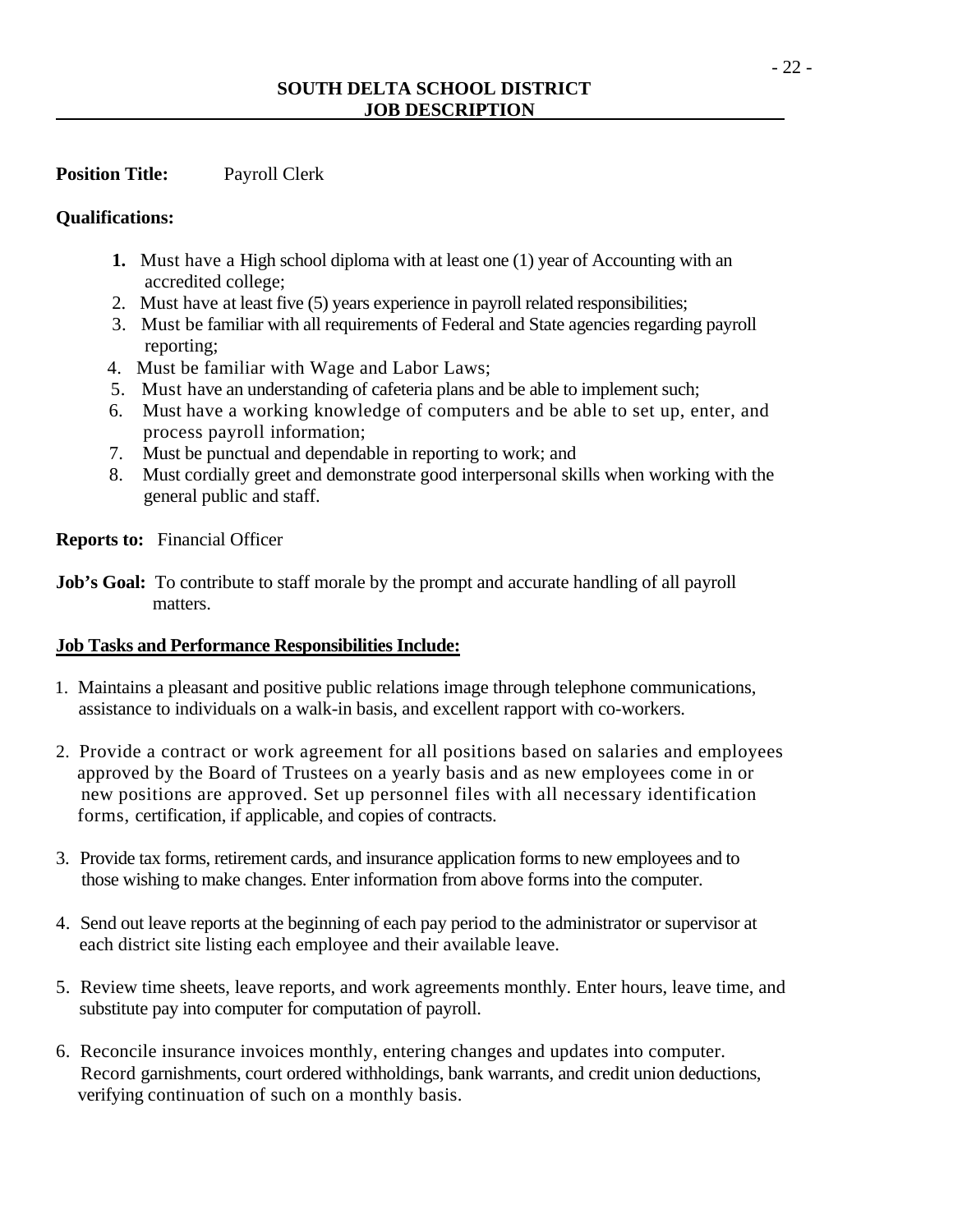**SOUTH DELTA SCHOOL DISTRICT**
**JOB DESCRIPTION**

**Position Title:** Payroll Clerk

**Qualifications:**

1. Must have a High school diploma with at least one (1) year of Accounting with an accredited college;
2. Must have at least five (5) years experience in payroll related responsibilities;
3. Must be familiar with all requirements of Federal and State agencies regarding payroll reporting;
4. Must be familiar with Wage and Labor Laws;
5. Must have an understanding of cafeteria plans and be able to implement such;
6. Must have a working knowledge of computers and be able to set up, enter, and process payroll information;
7. Must be punctual and dependable in reporting to work; and
8. Must cordially greet and demonstrate good interpersonal skills when working with the general public and staff.

**Reports to:** Financial Officer

**Job's Goal:** To contribute to staff morale by the prompt and accurate handling of all payroll matters.

**Job Tasks and Performance Responsibilities Include:**

1. Maintains a pleasant and positive public relations image through telephone communications, assistance to individuals on a walk-in basis, and excellent rapport with co-workers.
2. Provide a contract or work agreement for all positions based on salaries and employees approved by the Board of Trustees on a yearly basis and as new employees come in or new positions are approved. Set up personnel files with all necessary identification forms, certification, if applicable, and copies of contracts.
3. Provide tax forms, retirement cards, and insurance application forms to new employees and to those wishing to make changes. Enter information from above forms into the computer.
4. Send out leave reports at the beginning of each pay period to the administrator or supervisor at each district site listing each employee and their available leave.
5. Review time sheets, leave reports, and work agreements monthly. Enter hours, leave time, and substitute pay into computer for computation of payroll.
6. Reconcile insurance invoices monthly, entering changes and updates into computer. Record garnishments, court ordered withholdings, bank warrants, and credit union deductions, verifying continuation of such on a monthly basis.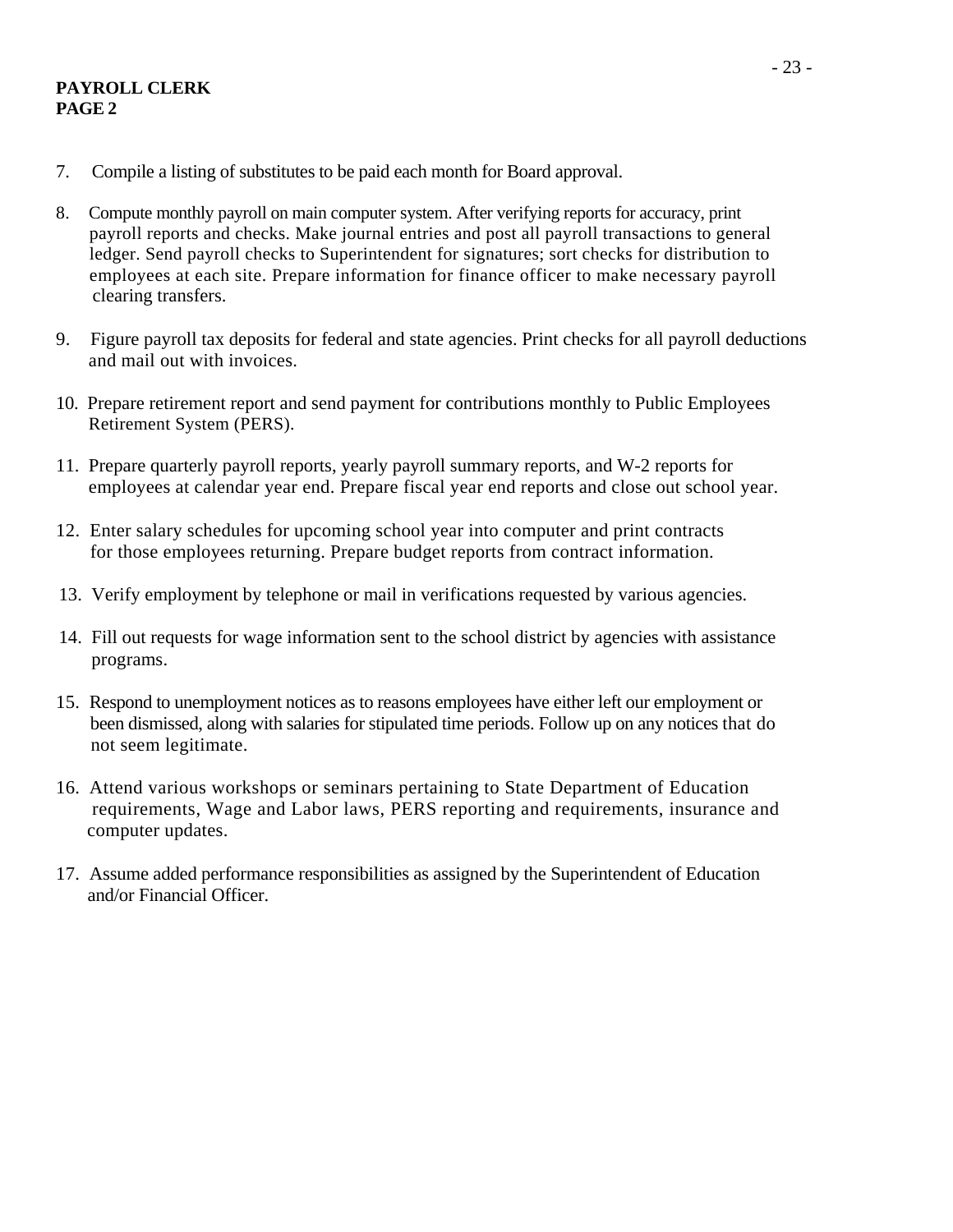**PAYROLL CLERK**
**PAGE 2**

7. Compile a listing of substitutes to be paid each month for Board approval.

8. Compute monthly payroll on main computer system. After verifying reports for accuracy, print payroll reports and checks. Make journal entries and post all payroll transactions to general ledger. Send payroll checks to Superintendent for signatures; sort checks for distribution to employees at each site. Prepare information for finance officer to make necessary payroll clearing transfers.

9. Figure payroll tax deposits for federal and state agencies. Print checks for all payroll deductions and mail out with invoices.

10. Prepare retirement report and send payment for contributions monthly to Public Employees Retirement System (PERS).

11. Prepare quarterly payroll reports, yearly payroll summary reports, and W-2 reports for employees at calendar year end. Prepare fiscal year end reports and close out school year.

12. Enter salary schedules for upcoming school year into computer and print contracts for those employees returning. Prepare budget reports from contract information.

13. Verify employment by telephone or mail in verifications requested by various agencies.

14. Fill out requests for wage information sent to the school district by agencies with assistance programs.

15. Respond to unemployment notices as to reasons employees have either left our employment or been dismissed, along with salaries for stipulated time periods. Follow up on any notices that do not seem legitimate.

16. Attend various workshops or seminars pertaining to State Department of Education requirements, Wage and Labor laws, PERS reporting and requirements, insurance and computer updates.

17. Assume added performance responsibilities as assigned by the Superintendent of Education and/or Financial Officer.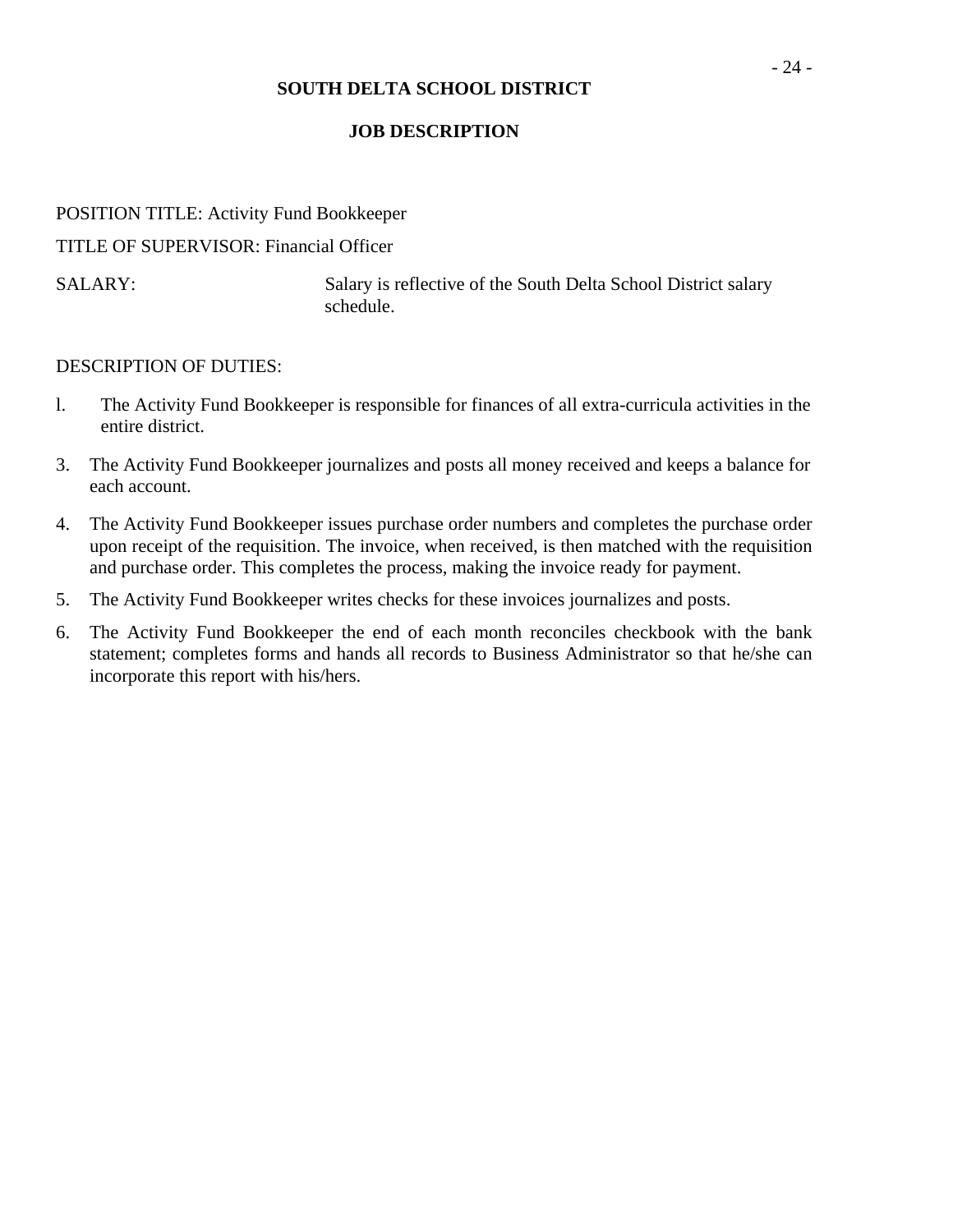**SOUTH DELTA SCHOOL DISTRICT**

**JOB DESCRIPTION**

POSITION TITLE: Activity Fund Bookkeeper

TITLE OF SUPERVISOR: Financial Officer

SALARY: Salary is reflective of the South Delta School District salary schedule.

DESCRIPTION OF DUTIES:

l. The Activity Fund Bookkeeper is responsible for finances of all extra-curricula activities in the entire district.

3. The Activity Fund Bookkeeper journalizes and posts all money received and keeps a balance for each account.

4. The Activity Fund Bookkeeper issues purchase order numbers and completes the purchase order upon receipt of the requisition. The invoice, when received, is then matched with the requisition and purchase order. This completes the process, making the invoice ready for payment.

5. The Activity Fund Bookkeeper writes checks for these invoices journalizes and posts.

6. The Activity Fund Bookkeeper the end of each month reconciles checkbook with the bank statement; completes forms and hands all records to Business Administrator so that he/she can incorporate this report with his/hers.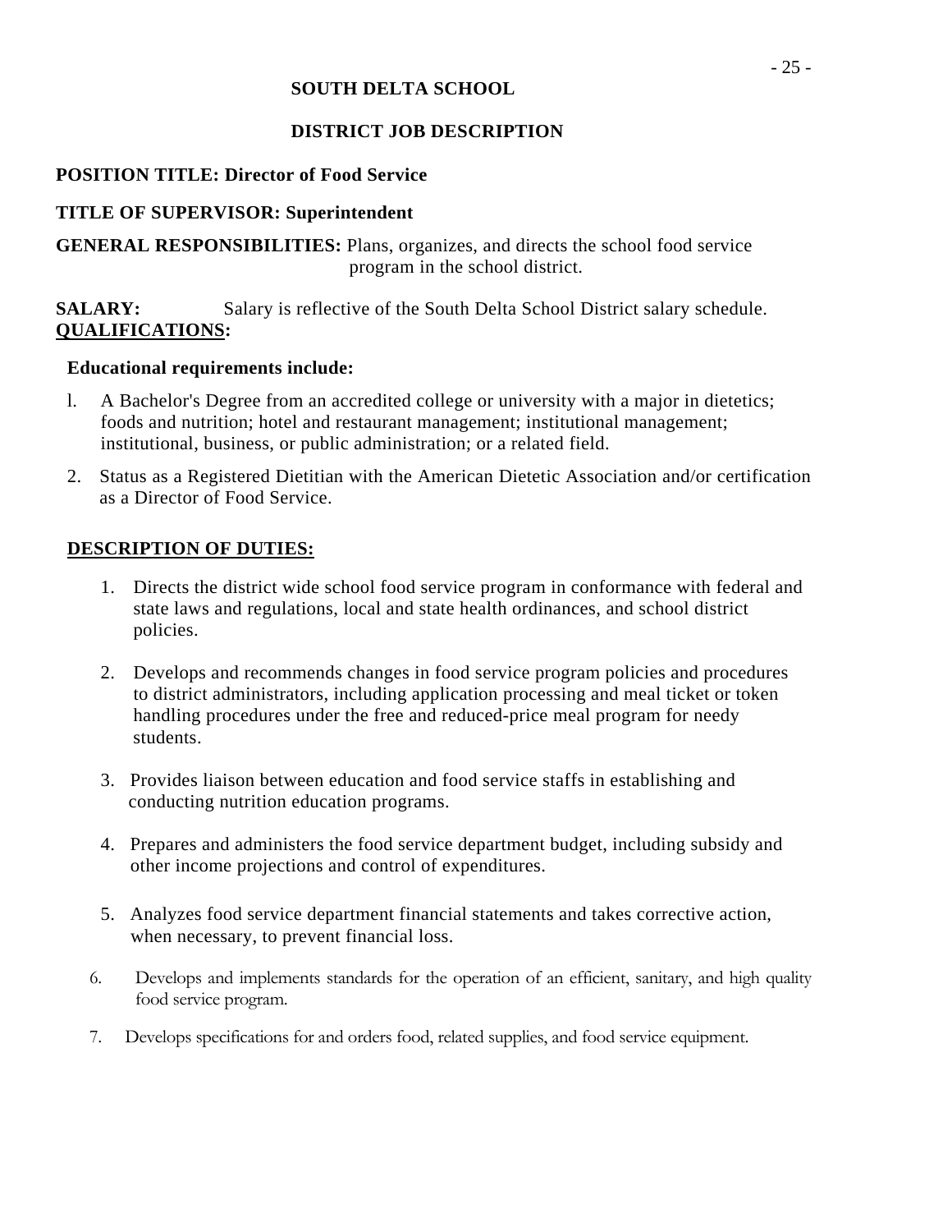**SOUTH DELTA SCHOOL**

**DISTRICT JOB DESCRIPTION**

**POSITION TITLE: Director of Food Service**

**TITLE OF SUPERVISOR: Superintendent**

**GENERAL RESPONSIBILITIES:** Plans, organizes, and directs the school food service program in the school district.

**SALARY:** Salary is reflective of the South Delta School District salary schedule.

**QUALIFICATIONS:**

**Educational requirements include:**

1. A Bachelor's Degree from an accredited college or university with a major in dietetics; foods and nutrition; hotel and restaurant management; institutional management; institutional, business, or public administration; or a related field.
2. Status as a Registered Dietitian with the American Dietetic Association and/or certification as a Director of Food Service.

**DESCRIPTION OF DUTIES:**

1. Directs the district wide school food service program in conformance with federal and state laws and regulations, local and state health ordinances, and school district policies.
2. Develops and recommends changes in food service program policies and procedures to district administrators, including application processing and meal ticket or token handling procedures under the free and reduced-price meal program for needy students.
3. Provides liaison between education and food service staffs in establishing and conducting nutrition education programs.
4. Prepares and administers the food service department budget, including subsidy and other income projections and control of expenditures.
5. Analyzes food service department financial statements and takes corrective action, when necessary, to prevent financial loss.
6. Develops and implements standards for the operation of an efficient, sanitary, and high quality food service program.
7. Develops specifications for and orders food, related supplies, and food service equipment.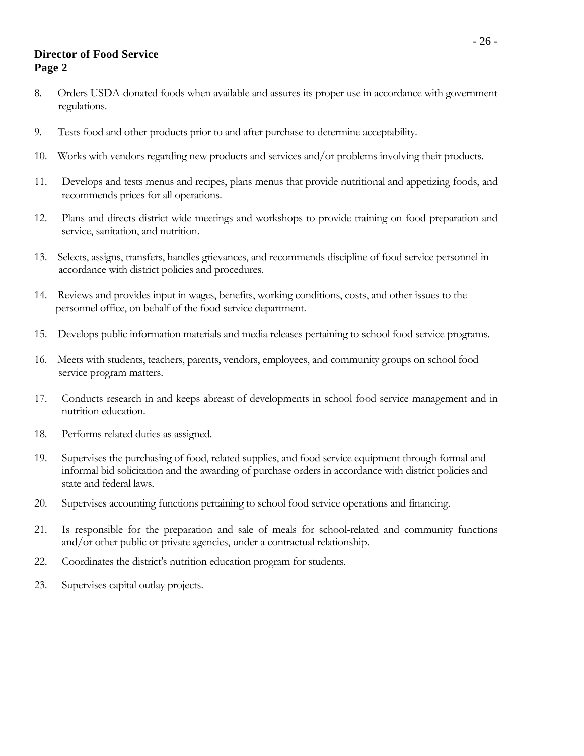**Director of Food Service**
**Page 2**

8. Orders USDA-donated foods when available and assures its proper use in accordance with government regulations.

9. Tests food and other products prior to and after purchase to determine acceptability.

10. Works with vendors regarding new products and services and/or problems involving their products.

11. Develops and tests menus and recipes, plans menus that provide nutritional and appetizing foods, and recommends prices for all operations.

12. Plans and directs district wide meetings and workshops to provide training on food preparation and service, sanitation, and nutrition.

13. Selects, assigns, transfers, handles grievances, and recommends discipline of food service personnel in accordance with district policies and procedures.

14. Reviews and provides input in wages, benefits, working conditions, costs, and other issues to the personnel office, on behalf of the food service department.

15. Develops public information materials and media releases pertaining to school food service programs.

16. Meets with students, teachers, parents, vendors, employees, and community groups on school food service program matters.

17. Conducts research in and keeps abreast of developments in school food service management and in nutrition education.

18. Performs related duties as assigned.

19. Supervises the purchasing of food, related supplies, and food service equipment through formal and informal bid solicitation and the awarding of purchase orders in accordance with district policies and state and federal laws.

20. Supervises accounting functions pertaining to school food service operations and financing.

21. Is responsible for the preparation and sale of meals for school-related and community functions and/or other public or private agencies, under a contractual relationship.

22. Coordinates the district's nutrition education program for students.

23. Supervises capital outlay projects.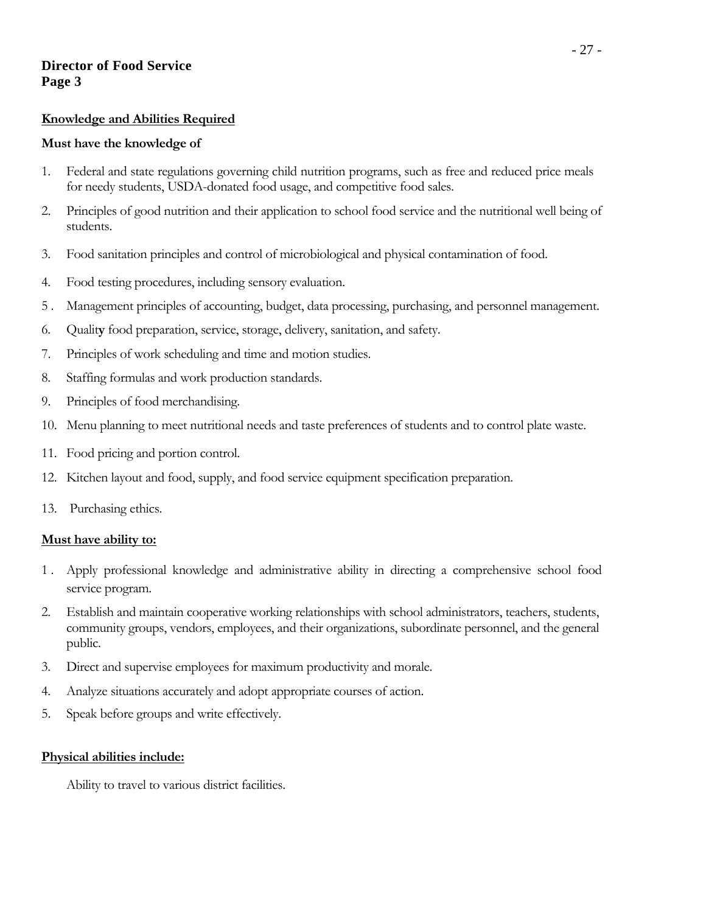**Director of Food Service**
**Page 3**

## Knowledge and Abilities Required

**Must have the knowledge of**

1. Federal and state regulations governing child nutrition programs, such as free and reduced price meals for needy students, USDA-donated food usage, and competitive food sales.
2. Principles of good nutrition and their application to school food service and the nutritional well being of students.
3. Food sanitation principles and control of microbiological and physical contamination of food.
4. Food testing procedures, including sensory evaluation.
5. Management principles of accounting, budget, data processing, purchasing, and personnel management.
6. Quality food preparation, service, storage, delivery, sanitation, and safety.
7. Principles of work scheduling and time and motion studies.
8. Staffing formulas and work production standards.
9. Principles of food merchandising.
10. Menu planning to meet nutritional needs and taste preferences of students and to control plate waste.
11. Food pricing and portion control.
12. Kitchen layout and food, supply, and food service equipment specification preparation.
13. Purchasing ethics.

**Must have ability to:**

1. Apply professional knowledge and administrative ability in directing a comprehensive school food service program.
2. Establish and maintain cooperative working relationships with school administrators, teachers, students, community groups, vendors, employees, and their organizations, subordinate personnel, and the general public.
3. Direct and supervise employees for maximum productivity and morale.
4. Analyze situations accurately and adopt appropriate courses of action.
5. Speak before groups and write effectively.

**Physical abilities include:**

Ability to travel to various district facilities.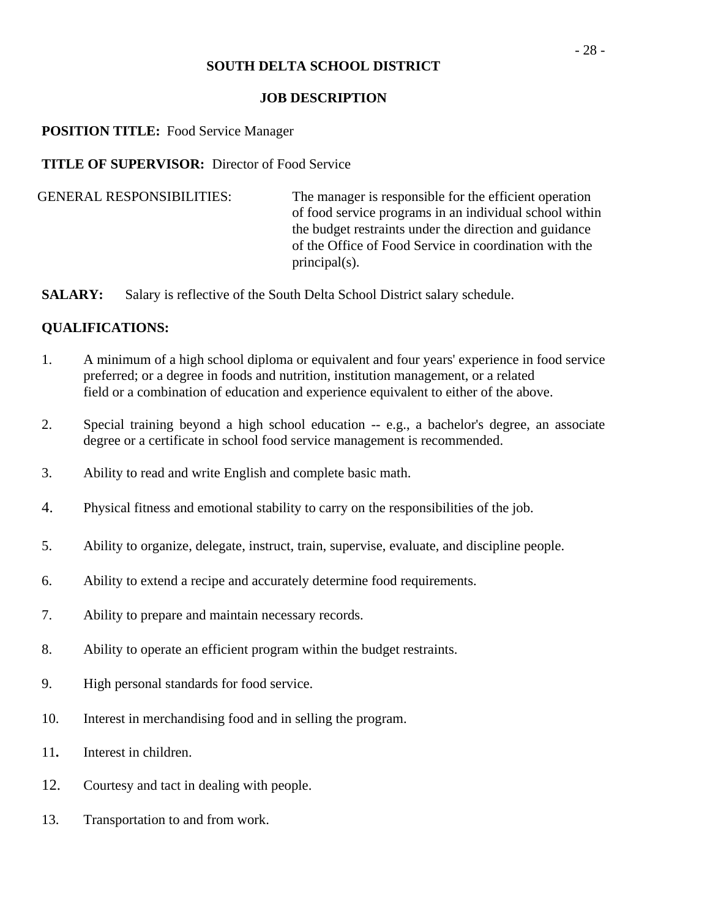# SOUTH DELTA SCHOOL DISTRICT

## JOB DESCRIPTION

**POSITION TITLE:** Food Service Manager

**TITLE OF SUPERVISOR:** Director of Food Service

GENERAL RESPONSIBILITIES: The manager is responsible for the efficient operation of food service programs in an individual school within the budget restraints under the direction and guidance of the Office of Food Service in coordination with the principal(s).

**SALARY:** Salary is reflective of the South Delta School District salary schedule.

**QUALIFICATIONS:**

1. A minimum of a high school diploma or equivalent and four years' experience in food service preferred; or a degree in foods and nutrition, institution management, or a related field or a combination of education and experience equivalent to either of the above.
2. Special training beyond a high school education -- e.g., a bachelor's degree, an associate degree or a certificate in school food service management is recommended.
3. Ability to read and write English and complete basic math.
4. Physical fitness and emotional stability to carry on the responsibilities of the job.
5. Ability to organize, delegate, instruct, train, supervise, evaluate, and discipline people.
6. Ability to extend a recipe and accurately determine food requirements.
7. Ability to prepare and maintain necessary records.
8. Ability to operate an efficient program within the budget restraints.
9. High personal standards for food service.
10. Interest in merchandising food and in selling the program.
11. Interest in children.
12. Courtesy and tact in dealing with people.
13. Transportation to and from work.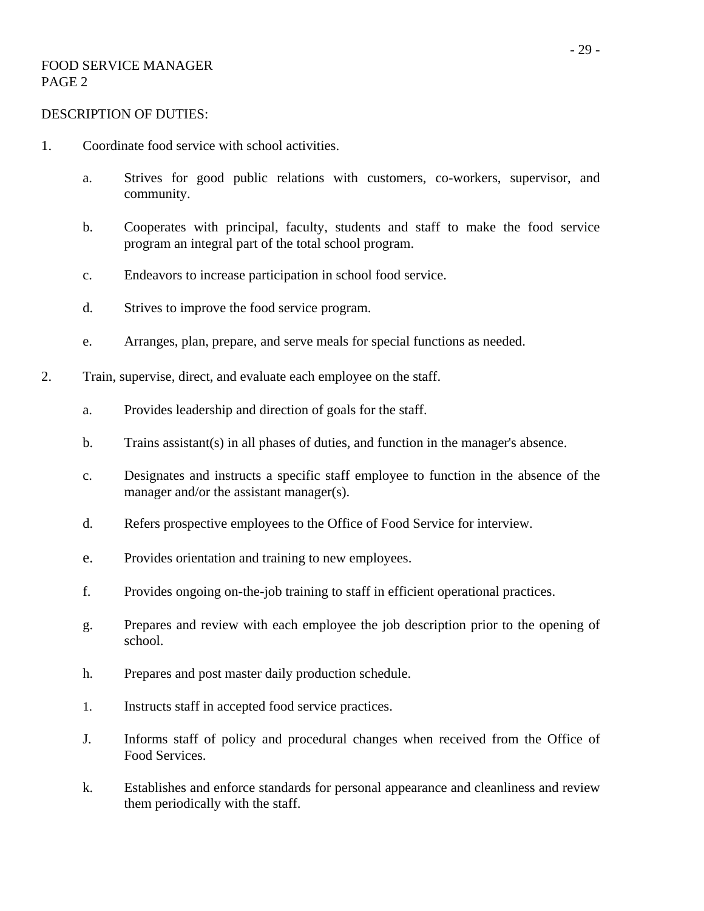FOOD SERVICE MANAGER
PAGE 2

DESCRIPTION OF DUTIES:

1. Coordinate food service with school activities.

    a. Strives for good public relations with customers, co-workers, supervisor, and community.

    b. Cooperates with principal, faculty, students and staff to make the food service program an integral part of the total school program.

    c. Endeavors to increase participation in school food service.

    d. Strives to improve the food service program.

    e. Arranges, plan, prepare, and serve meals for special functions as needed.

2. Train, supervise, direct, and evaluate each employee on the staff.

    a. Provides leadership and direction of goals for the staff.

    b. Trains assistant(s) in all phases of duties, and function in the manager's absence.

    c. Designates and instructs a specific staff employee to function in the absence of the manager and/or the assistant manager(s).

    d. Refers prospective employees to the Office of Food Service for interview.

    e. Provides orientation and training to new employees.

    f. Provides ongoing on-the-job training to staff in efficient operational practices.

    g. Prepares and review with each employee the job description prior to the opening of school.

    h. Prepares and post master daily production schedule.

    1. Instructs staff in accepted food service practices.

    J. Informs staff of policy and procedural changes when received from the Office of Food Services.

    k. Establishes and enforce standards for personal appearance and cleanliness and review them periodically with the staff.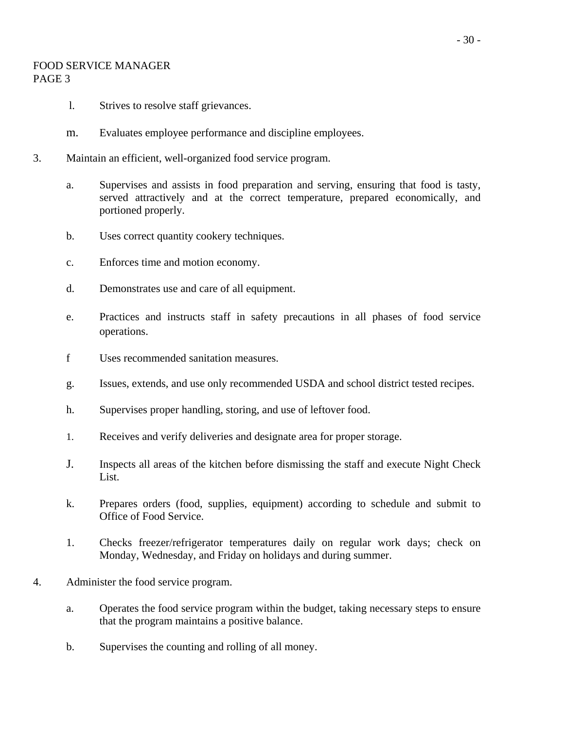FOOD SERVICE MANAGER
PAGE 3

l. Strives to resolve staff grievances.

m. Evaluates employee performance and discipline employees.

3. Maintain an efficient, well-organized food service program.

   a. Supervises and assists in food preparation and serving, ensuring that food is tasty, served attractively and at the correct temperature, prepared economically, and portioned properly.

   b. Uses correct quantity cookery techniques.

   c. Enforces time and motion economy.

   d. Demonstrates use and care of all equipment.

   e. Practices and instructs staff in safety precautions in all phases of food service operations.

   f Uses recommended sanitation measures.

   g. Issues, extends, and use only recommended USDA and school district tested recipes.

   h. Supervises proper handling, storing, and use of leftover food.

   1. Receives and verify deliveries and designate area for proper storage.

   J. Inspects all areas of the kitchen before dismissing the staff and execute Night Check List.

   k. Prepares orders (food, supplies, equipment) according to schedule and submit to Office of Food Service.

   1. Checks freezer/refrigerator temperatures daily on regular work days; check on Monday, Wednesday, and Friday on holidays and during summer.

4. Administer the food service program.

   a. Operates the food service program within the budget, taking necessary steps to ensure that the program maintains a positive balance.

   b. Supervises the counting and rolling of all money.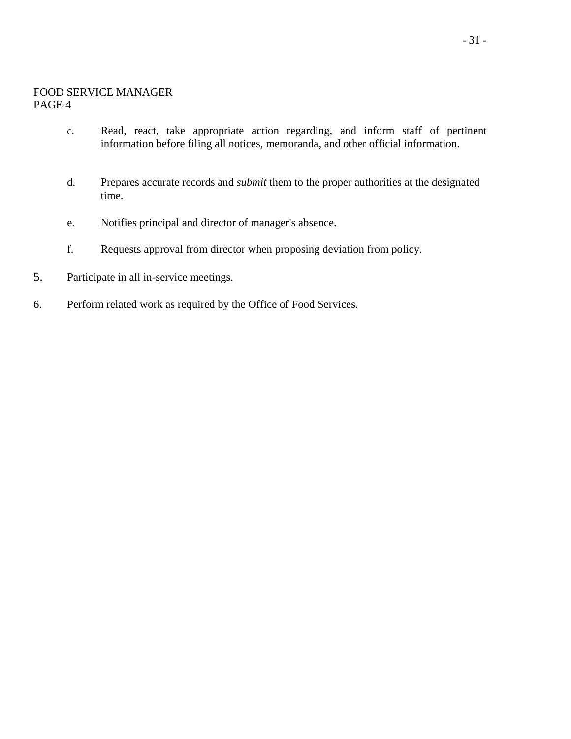FOOD SERVICE MANAGER
PAGE 4

- c. Read, react, take appropriate action regarding, and inform staff of pertinent information before filing all notices, memoranda, and other official information.

- d. Prepares accurate records and *submit* them to the proper authorities at the designated time.

- e. Notifies principal and director of manager's absence.

- f. Requests approval from director when proposing deviation from policy.

5. Participate in all in-service meetings.

6. Perform related work as required by the Office of Food Services.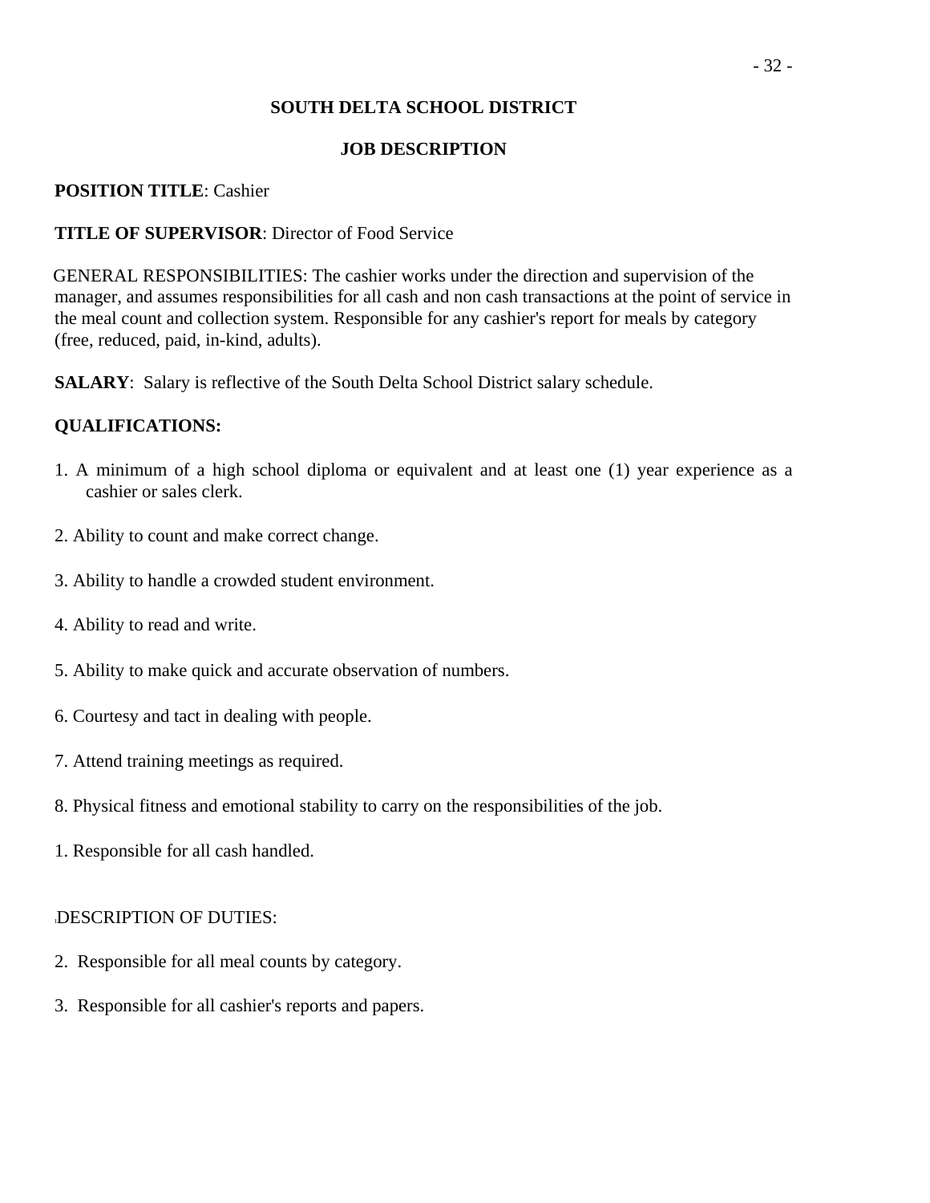**SOUTH DELTA SCHOOL DISTRICT**

**JOB DESCRIPTION**

**POSITION TITLE**: Cashier

**TITLE OF SUPERVISOR**: Director of Food Service

GENERAL RESPONSIBILITIES: The cashier works under the direction and supervision of the manager, and assumes responsibilities for all cash and non cash transactions at the point of service in the meal count and collection system. Responsible for any cashier's report for meals by category (free, reduced, paid, in-kind, adults).

**SALARY**: Salary is reflective of the South Delta School District salary schedule.

**QUALIFICATIONS:**

1. A minimum of a high school diploma or equivalent and at least one (1) year experience as a cashier or sales clerk.
2. Ability to count and make correct change.
3. Ability to handle a crowded student environment.
4. Ability to read and write.
5. Ability to make quick and accurate observation of numbers.
6. Courtesy and tact in dealing with people.
7. Attend training meetings as required.
8. Physical fitness and emotional stability to carry on the responsibilities of the job.

1. Responsible for all cash handled.

DESCRIPTION OF DUTIES:

2. Responsible for all meal counts by category.
3. Responsible for all cashier's reports and papers.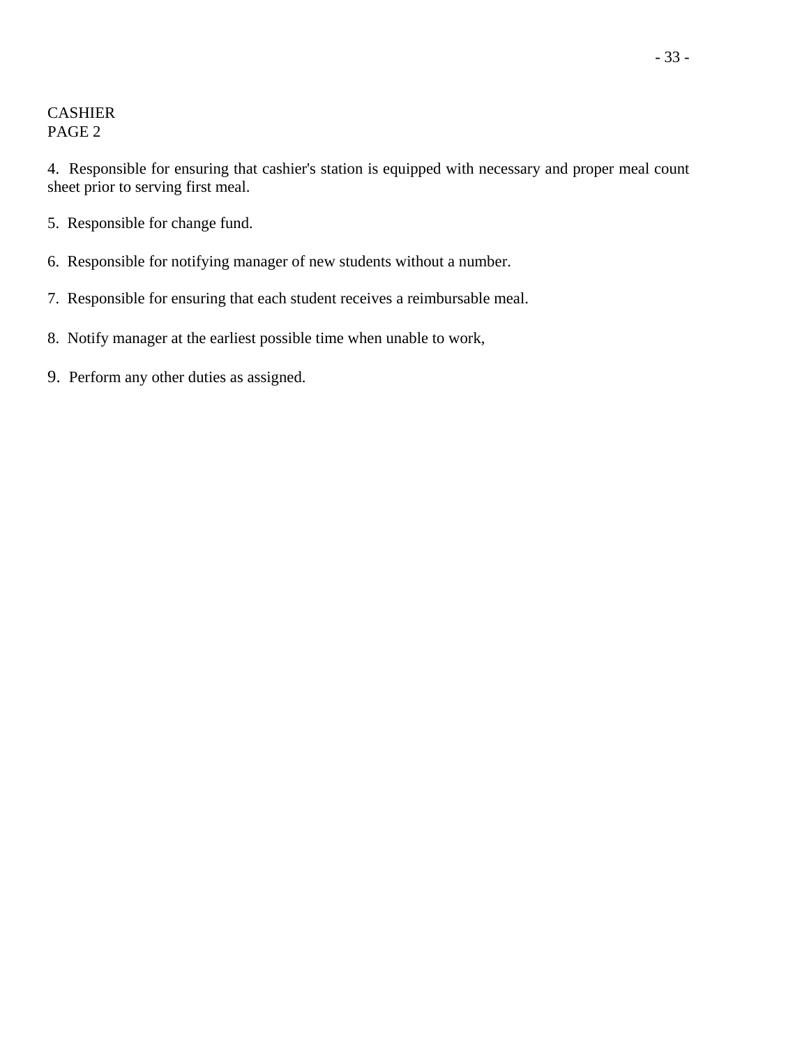CASHIER
PAGE 2

4. Responsible for ensuring that cashier's station is equipped with necessary and proper meal count sheet prior to serving first meal.

5. Responsible for change fund.

6. Responsible for notifying manager of new students without a number.

7. Responsible for ensuring that each student receives a reimbursable meal.

8. Notify manager at the earliest possible time when unable to work,

9. Perform any other duties as assigned.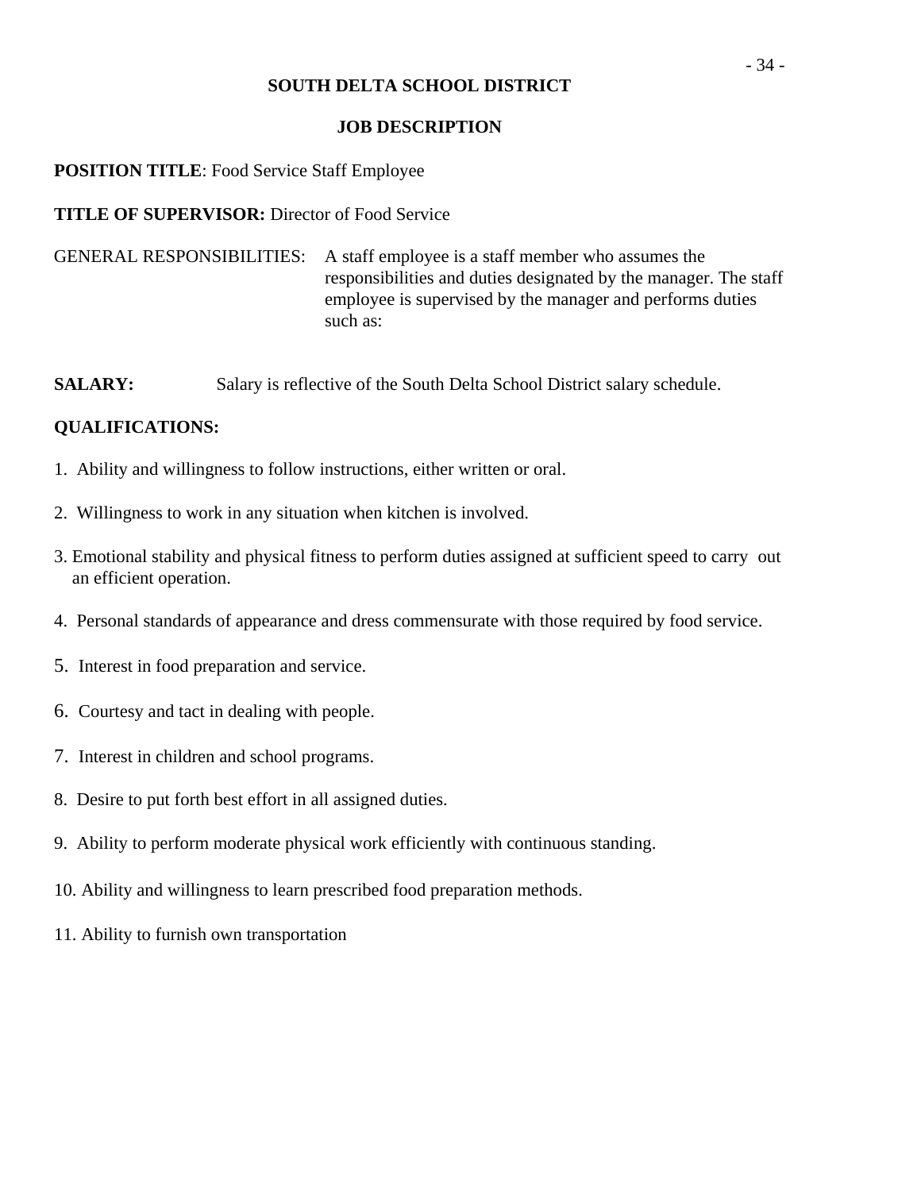# SOUTH DELTA SCHOOL DISTRICT

## JOB DESCRIPTION

**POSITION TITLE**: Food Service Staff Employee

**TITLE OF SUPERVISOR:** Director of Food Service

GENERAL RESPONSIBILITIES: A staff employee is a staff member who assumes the responsibilities and duties designated by the manager. The staff employee is supervised by the manager and performs duties such as:

**SALARY:** Salary is reflective of the South Delta School District salary schedule.

**QUALIFICATIONS:**

1. Ability and willingness to follow instructions, either written or oral.
2. Willingness to work in any situation when kitchen is involved.
3. Emotional stability and physical fitness to perform duties assigned at sufficient speed to carry out an efficient operation.
4. Personal standards of appearance and dress commensurate with those required by food service.
5. Interest in food preparation and service.
6. Courtesy and tact in dealing with people.
7. Interest in children and school programs.
8. Desire to put forth best effort in all assigned duties.
9. Ability to perform moderate physical work efficiently with continuous standing.
10. Ability and willingness to learn prescribed food preparation methods.
11. Ability to furnish own transportation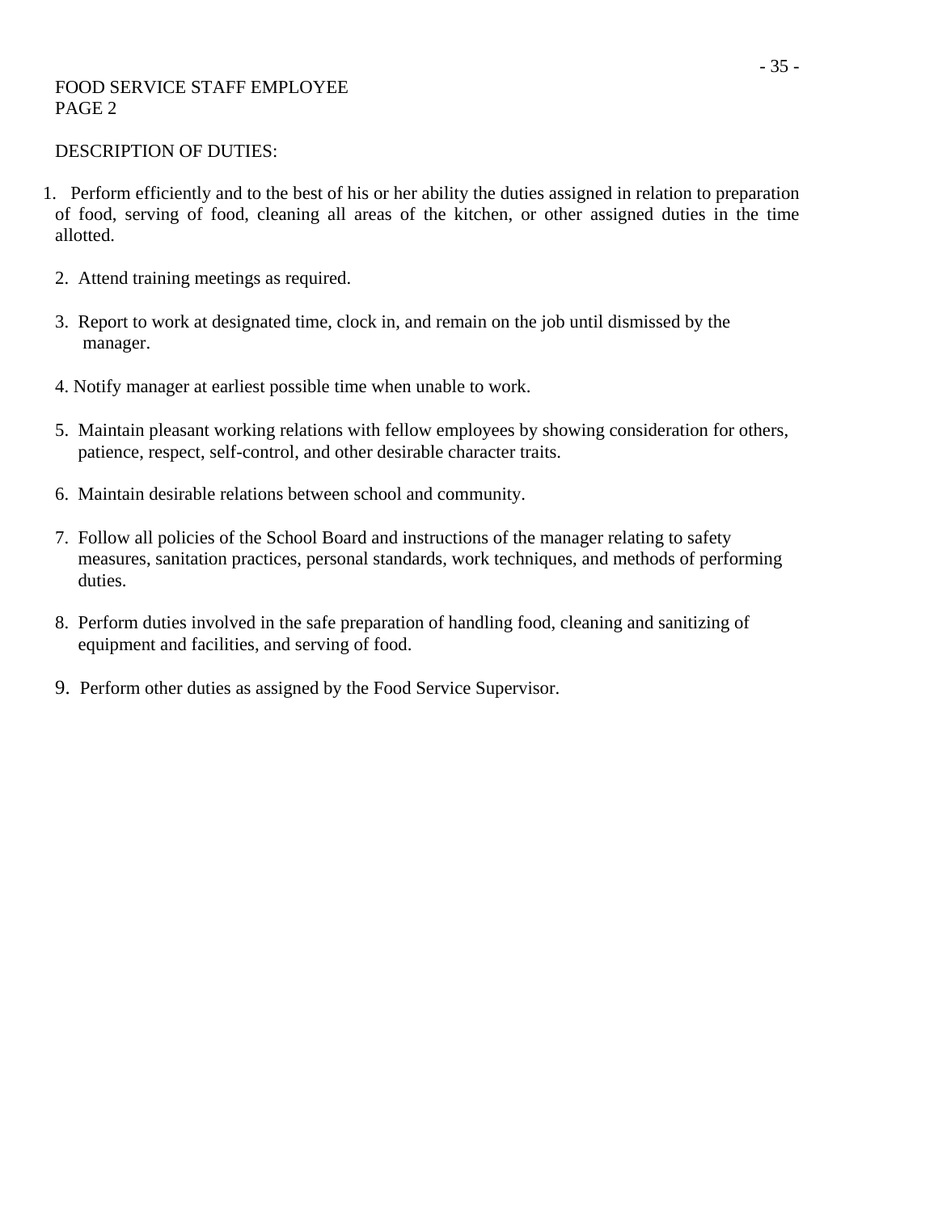FOOD SERVICE STAFF EMPLOYEE
PAGE 2

DESCRIPTION OF DUTIES:

1. Perform efficiently and to the best of his or her ability the duties assigned in relation to preparation of food, serving of food, cleaning all areas of the kitchen, or other assigned duties in the time allotted.

2. Attend training meetings as required.

3. Report to work at designated time, clock in, and remain on the job until dismissed by the manager.

4. Notify manager at earliest possible time when unable to work.

5. Maintain pleasant working relations with fellow employees by showing consideration for others, patience, respect, self-control, and other desirable character traits.

6. Maintain desirable relations between school and community.

7. Follow all policies of the School Board and instructions of the manager relating to safety measures, sanitation practices, personal standards, work techniques, and methods of performing duties.

8. Perform duties involved in the safe preparation of handling food, cleaning and sanitizing of equipment and facilities, and serving of food.

9. Perform other duties as assigned by the Food Service Supervisor.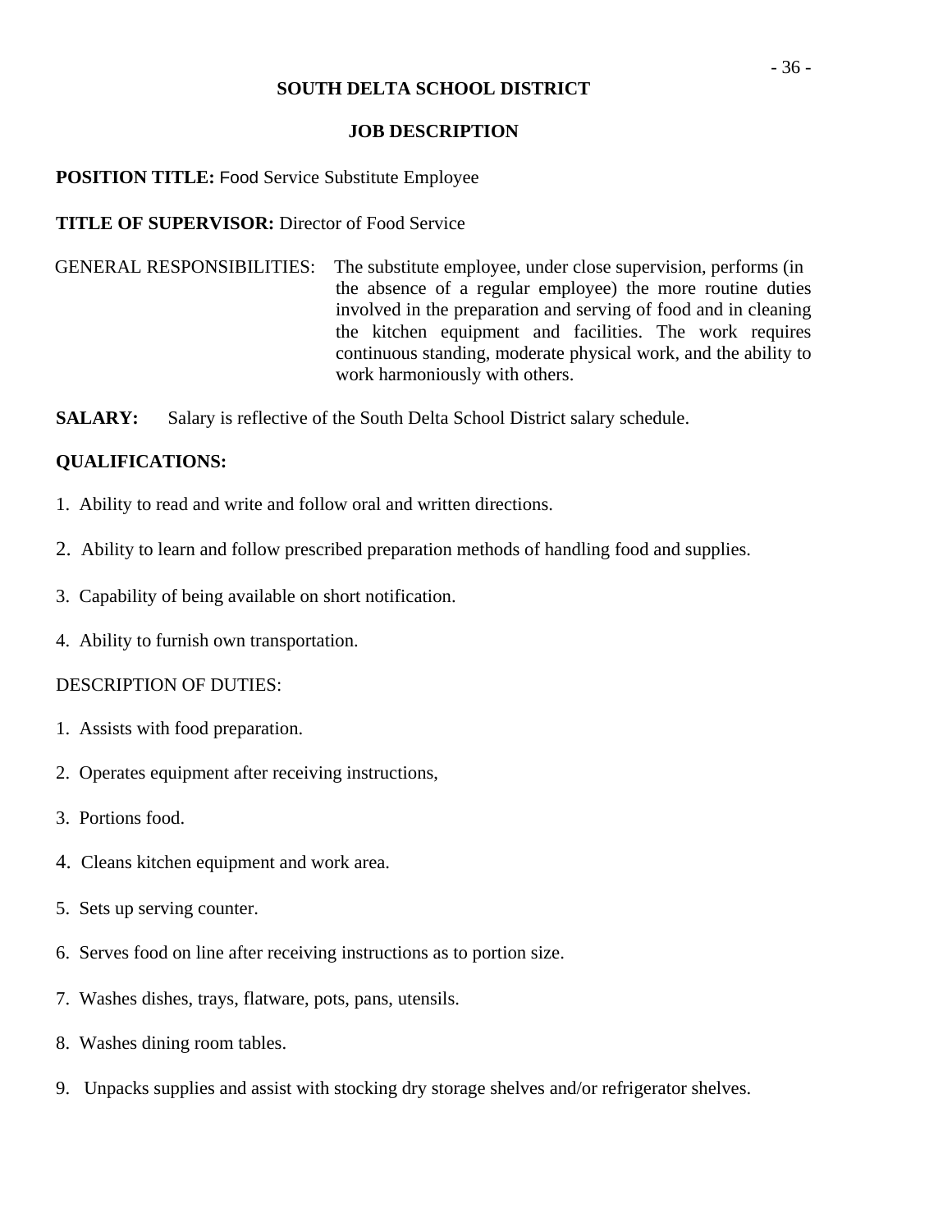# SOUTH DELTA SCHOOL DISTRICT

## JOB DESCRIPTION

**POSITION TITLE:** Food Service Substitute Employee

**TITLE OF SUPERVISOR:** Director of Food Service

GENERAL RESPONSIBILITIES: The substitute employee, under close supervision, performs (in the absence of a regular employee) the more routine duties involved in the preparation and serving of food and in cleaning the kitchen equipment and facilities. The work requires continuous standing, moderate physical work, and the ability to work harmoniously with others.

**SALARY:** Salary is reflective of the South Delta School District salary schedule.

**QUALIFICATIONS:**

1. Ability to read and write and follow oral and written directions.
2. Ability to learn and follow prescribed preparation methods of handling food and supplies.
3. Capability of being available on short notification.
4. Ability to furnish own transportation.

DESCRIPTION OF DUTIES:

1. Assists with food preparation.
2. Operates equipment after receiving instructions,
3. Portions food.
4. Cleans kitchen equipment and work area.
5. Sets up serving counter.
6. Serves food on line after receiving instructions as to portion size.
7. Washes dishes, trays, flatware, pots, pans, utensils.
8. Washes dining room tables.
9. Unpacks supplies and assist with stocking dry storage shelves and/or refrigerator shelves.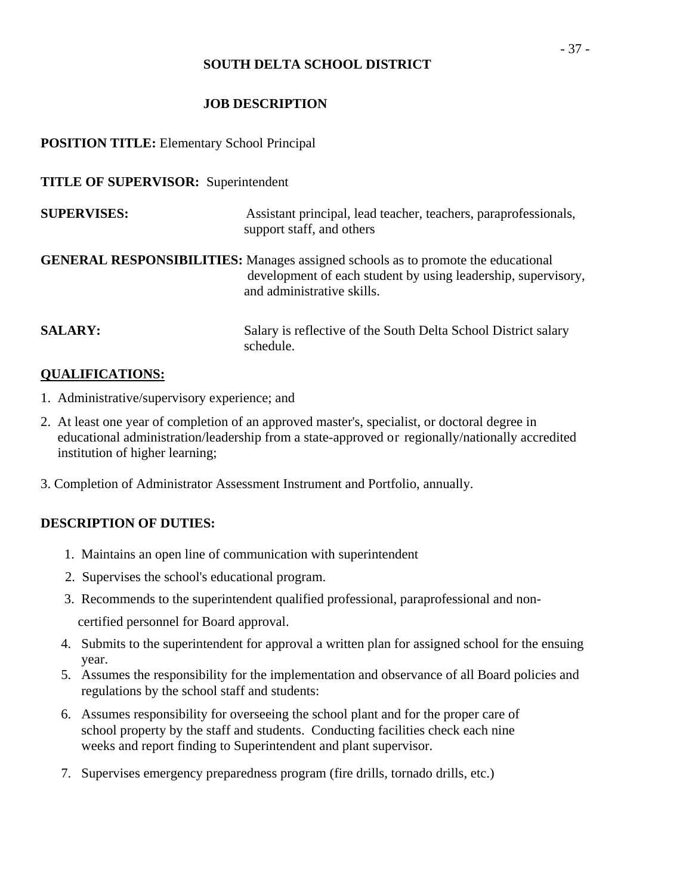**SOUTH DELTA SCHOOL DISTRICT**

**JOB DESCRIPTION**

**POSITION TITLE:** Elementary School Principal

**TITLE OF SUPERVISOR:** Superintendent

**SUPERVISES:** Assistant principal, lead teacher, teachers, paraprofessionals, support staff, and others

**GENERAL RESPONSIBILITIES:** Manages assigned schools as to promote the educational development of each student by using leadership, supervisory, and administrative skills.

**SALARY:** Salary is reflective of the South Delta School District salary schedule.

**QUALIFICATIONS:**

1. Administrative/supervisory experience; and
2. At least one year of completion of an approved master's, specialist, or doctoral degree in educational administration/leadership from a state-approved or regionally/nationally accredited institution of higher learning;
3. Completion of Administrator Assessment Instrument and Portfolio, annually.

**DESCRIPTION OF DUTIES:**

1. Maintains an open line of communication with superintendent
2. Supervises the school's educational program.
3. Recommends to the superintendent qualified professional, paraprofessional and non-certified personnel for Board approval.
4. Submits to the superintendent for approval a written plan for assigned school for the ensuing year.
5. Assumes the responsibility for the implementation and observance of all Board policies and regulations by the school staff and students:
6. Assumes responsibility for overseeing the school plant and for the proper care of school property by the staff and students. Conducting facilities check each nine weeks and report finding to Superintendent and plant supervisor.
7. Supervises emergency preparedness program (fire drills, tornado drills, etc.)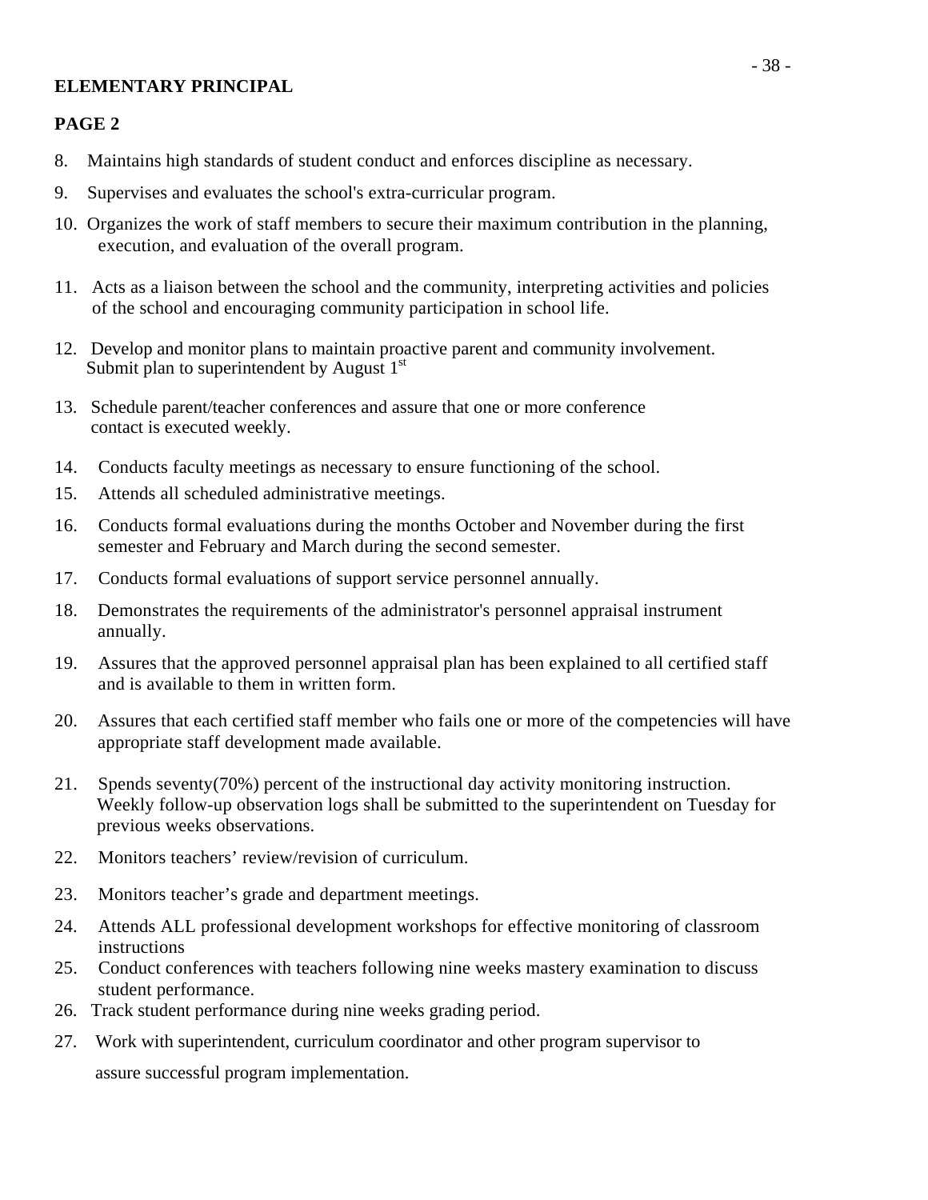**ELEMENTARY PRINCIPAL**

**PAGE 2**

8. Maintains high standards of student conduct and enforces discipline as necessary.
9. Supervises and evaluates the school's extra-curricular program.
10. Organizes the work of staff members to secure their maximum contribution in the planning, execution, and evaluation of the overall program.
11. Acts as a liaison between the school and the community, interpreting activities and policies of the school and encouraging community participation in school life.
12. Develop and monitor plans to maintain proactive parent and community involvement. Submit plan to superintendent by August 1st
13. Schedule parent/teacher conferences and assure that one or more conference contact is executed weekly.
14. Conducts faculty meetings as necessary to ensure functioning of the school.
15. Attends all scheduled administrative meetings.
16. Conducts formal evaluations during the months October and November during the first semester and February and March during the second semester.
17. Conducts formal evaluations of support service personnel annually.
18. Demonstrates the requirements of the administrator's personnel appraisal instrument annually.
19. Assures that the approved personnel appraisal plan has been explained to all certified staff and is available to them in written form.
20. Assures that each certified staff member who fails one or more of the competencies will have appropriate staff development made available.
21. Spends seventy(70%) percent of the instructional day activity monitoring instruction. Weekly follow-up observation logs shall be submitted to the superintendent on Tuesday for previous weeks observations.
22. Monitors teachers' review/revision of curriculum.
23. Monitors teacher's grade and department meetings.
24. Attends ALL professional development workshops for effective monitoring of classroom instructions
25. Conduct conferences with teachers following nine weeks mastery examination to discuss student performance.
26. Track student performance during nine weeks grading period.
27. Work with superintendent, curriculum coordinator and other program supervisor to assure successful program implementation.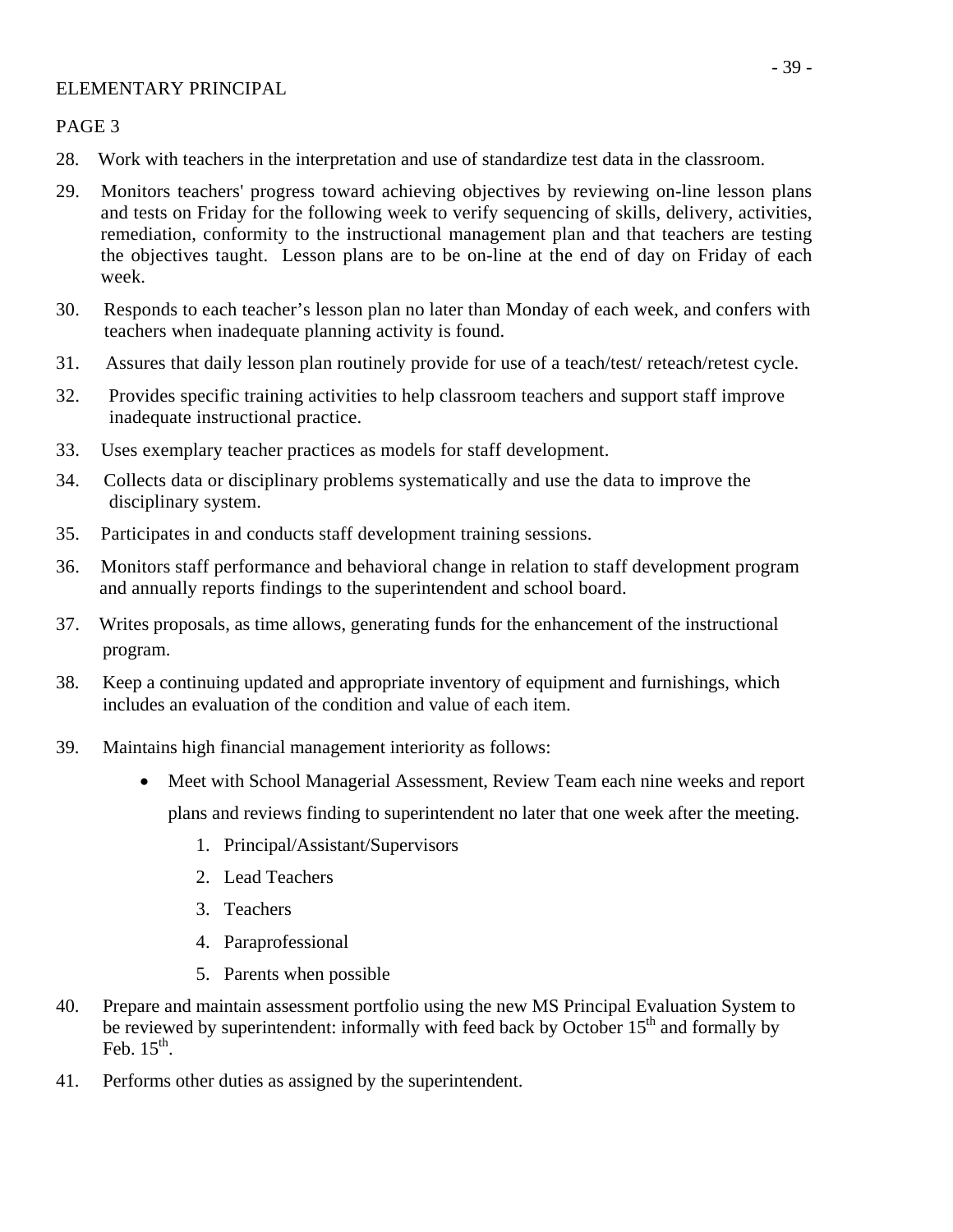ELEMENTARY PRINCIPAL

PAGE 3

28. Work with teachers in the interpretation and use of standardize test data in the classroom.

29. Monitors teachers' progress toward achieving objectives by reviewing on-line lesson plans and tests on Friday for the following week to verify sequencing of skills, delivery, activities, remediation, conformity to the instructional management plan and that teachers are testing the objectives taught. Lesson plans are to be on-line at the end of day on Friday of each week.

30. Responds to each teacher's lesson plan no later than Monday of each week, and confers with teachers when inadequate planning activity is found.

31. Assures that daily lesson plan routinely provide for use of a teach/test/ reteach/retest cycle.

32. Provides specific training activities to help classroom teachers and support staff improve inadequate instructional practice.

33. Uses exemplary teacher practices as models for staff development.

34. Collects data or disciplinary problems systematically and use the data to improve the disciplinary system.

35. Participates in and conducts staff development training sessions.

36. Monitors staff performance and behavioral change in relation to staff development program and annually reports findings to the superintendent and school board.

37. Writes proposals, as time allows, generating funds for the enhancement of the instructional program.

38. Keep a continuing updated and appropriate inventory of equipment and furnishings, which includes an evaluation of the condition and value of each item.

39. Maintains high financial management interiority as follows:

    - Meet with School Managerial Assessment, Review Team each nine weeks and report plans and reviews finding to superintendent no later that one week after the meeting.
        1. Principal/Assistant/Supervisors
        2. Lead Teachers
        3. Teachers
        4. Paraprofessional
        5. Parents when possible

40. Prepare and maintain assessment portfolio using the new MS Principal Evaluation System to be reviewed by superintendent: informally with feed back by October 15th and formally by Feb. 15th.

41. Performs other duties as assigned by the superintendent.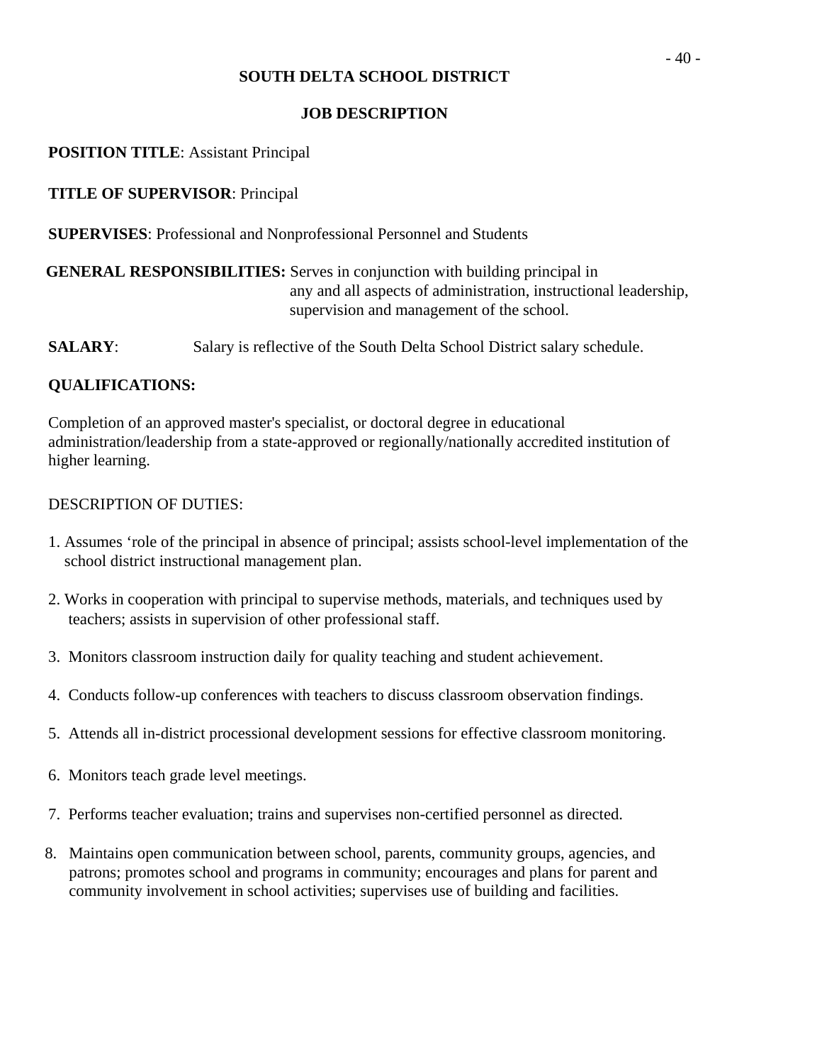# SOUTH DELTA SCHOOL DISTRICT

## JOB DESCRIPTION

**POSITION TITLE**: Assistant Principal

**TITLE OF SUPERVISOR**: Principal

**SUPERVISES**: Professional and Nonprofessional Personnel and Students

**GENERAL RESPONSIBILITIES:** Serves in conjunction with building principal in any and all aspects of administration, instructional leadership, supervision and management of the school.

**SALARY**: Salary is reflective of the South Delta School District salary schedule.

**QUALIFICATIONS:**

Completion of an approved master's specialist, or doctoral degree in educational administration/leadership from a state-approved or regionally/nationally accredited institution of higher learning.

DESCRIPTION OF DUTIES:

1. Assumes ‘role of the principal in absence of principal; assists school-level implementation of the school district instructional management plan.
2. Works in cooperation with principal to supervise methods, materials, and techniques used by teachers; assists in supervision of other professional staff.
3. Monitors classroom instruction daily for quality teaching and student achievement.
4. Conducts follow-up conferences with teachers to discuss classroom observation findings.
5. Attends all in-district processional development sessions for effective classroom monitoring.
6. Monitors teach grade level meetings.
7. Performs teacher evaluation; trains and supervises non-certified personnel as directed.
8. Maintains open communication between school, parents, community groups, agencies, and patrons; promotes school and programs in community; encourages and plans for parent and community involvement in school activities; supervises use of building and facilities.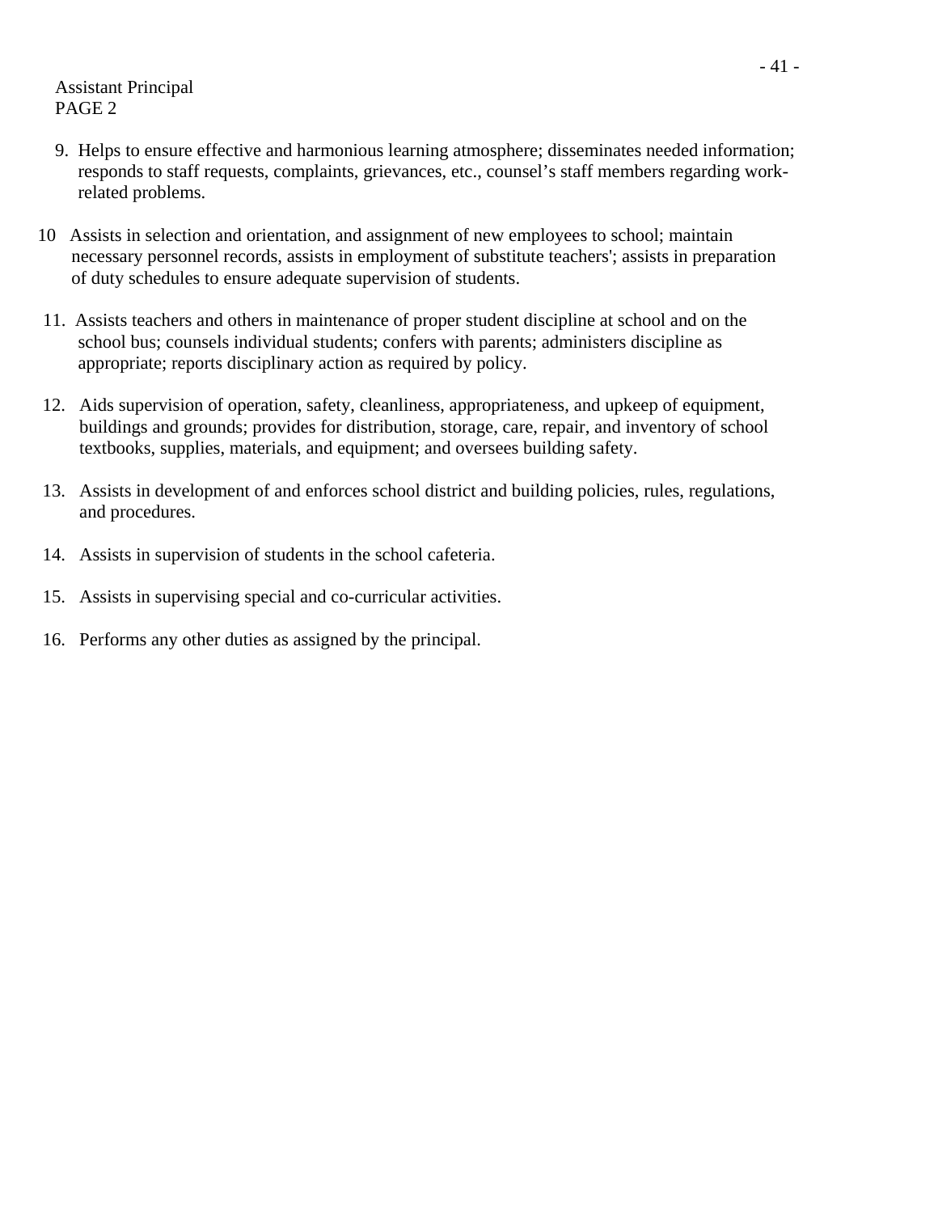Assistant Principal
PAGE 2

9. Helps to ensure effective and harmonious learning atmosphere; disseminates needed information; responds to staff requests, complaints, grievances, etc., counsel's staff members regarding work-related problems.

10 Assists in selection and orientation, and assignment of new employees to school; maintain necessary personnel records, assists in employment of substitute teachers'; assists in preparation of duty schedules to ensure adequate supervision of students.

11. Assists teachers and others in maintenance of proper student discipline at school and on the school bus; counsels individual students; confers with parents; administers discipline as appropriate; reports disciplinary action as required by policy.

12. Aids supervision of operation, safety, cleanliness, appropriateness, and upkeep of equipment, buildings and grounds; provides for distribution, storage, care, repair, and inventory of school textbooks, supplies, materials, and equipment; and oversees building safety.

13. Assists in development of and enforces school district and building policies, rules, regulations, and procedures.

14. Assists in supervision of students in the school cafeteria.

15. Assists in supervising special and co-curricular activities.

16. Performs any other duties as assigned by the principal.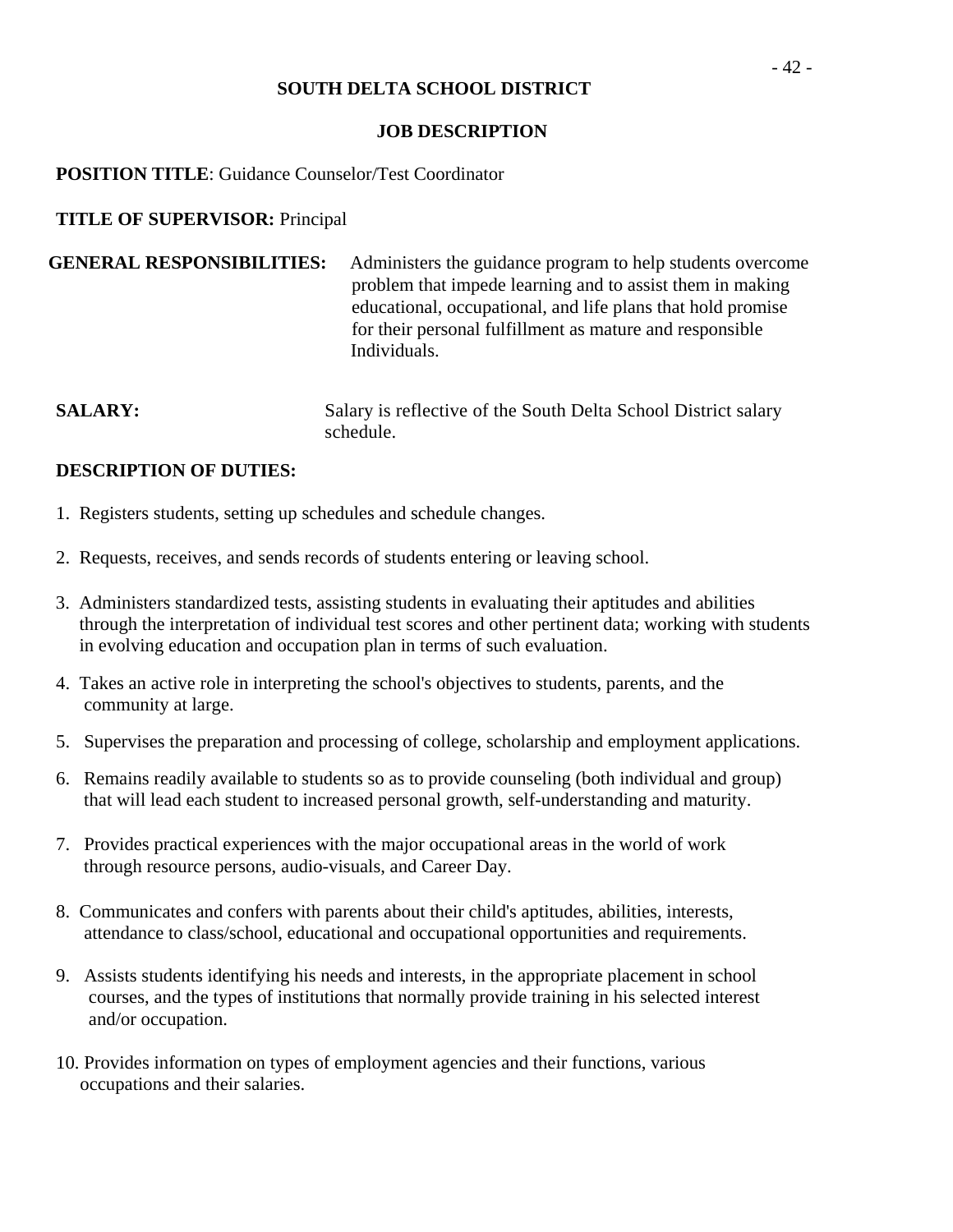# SOUTH DELTA SCHOOL DISTRICT

## JOB DESCRIPTION

**POSITION TITLE**: Guidance Counselor/Test Coordinator

**TITLE OF SUPERVISOR:** Principal

**GENERAL RESPONSIBILITIES:** Administers the guidance program to help students overcome problem that impede learning and to assist them in making educational, occupational, and life plans that hold promise for their personal fulfillment as mature and responsible Individuals.

**SALARY:** Salary is reflective of the South Delta School District salary schedule.

**DESCRIPTION OF DUTIES:**

1. Registers students, setting up schedules and schedule changes.
2. Requests, receives, and sends records of students entering or leaving school.
3. Administers standardized tests, assisting students in evaluating their aptitudes and abilities through the interpretation of individual test scores and other pertinent data; working with students in evolving education and occupation plan in terms of such evaluation.
4. Takes an active role in interpreting the school's objectives to students, parents, and the community at large.
5. Supervises the preparation and processing of college, scholarship and employment applications.
6. Remains readily available to students so as to provide counseling (both individual and group) that will lead each student to increased personal growth, self-understanding and maturity.
7. Provides practical experiences with the major occupational areas in the world of work through resource persons, audio-visuals, and Career Day.
8. Communicates and confers with parents about their child's aptitudes, abilities, interests, attendance to class/school, educational and occupational opportunities and requirements.
9. Assists students identifying his needs and interests, in the appropriate placement in school courses, and the types of institutions that normally provide training in his selected interest and/or occupation.
10. Provides information on types of employment agencies and their functions, various occupations and their salaries.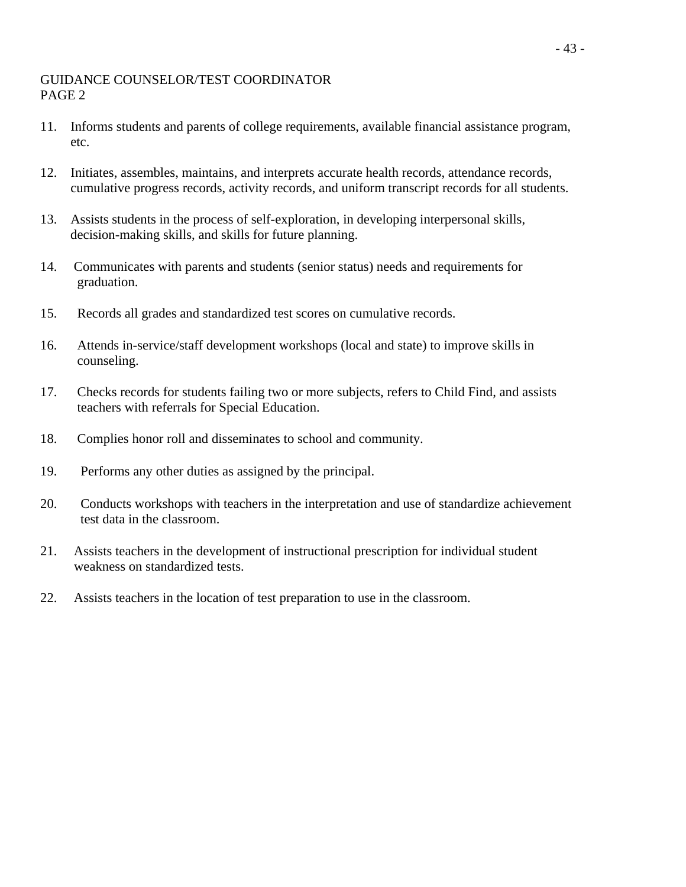GUIDANCE COUNSELOR/TEST COORDINATOR
PAGE 2

11. Informs students and parents of college requirements, available financial assistance program, etc.

12. Initiates, assembles, maintains, and interprets accurate health records, attendance records, cumulative progress records, activity records, and uniform transcript records for all students.

13. Assists students in the process of self-exploration, in developing interpersonal skills, decision-making skills, and skills for future planning.

14. Communicates with parents and students (senior status) needs and requirements for graduation.

15. Records all grades and standardized test scores on cumulative records.

16. Attends in-service/staff development workshops (local and state) to improve skills in counseling.

17. Checks records for students failing two or more subjects, refers to Child Find, and assists teachers with referrals for Special Education.

18. Complies honor roll and disseminates to school and community.

19. Performs any other duties as assigned by the principal.

20. Conducts workshops with teachers in the interpretation and use of standardize achievement test data in the classroom.

21. Assists teachers in the development of instructional prescription for individual student weakness on standardized tests.

22. Assists teachers in the location of test preparation to use in the classroom.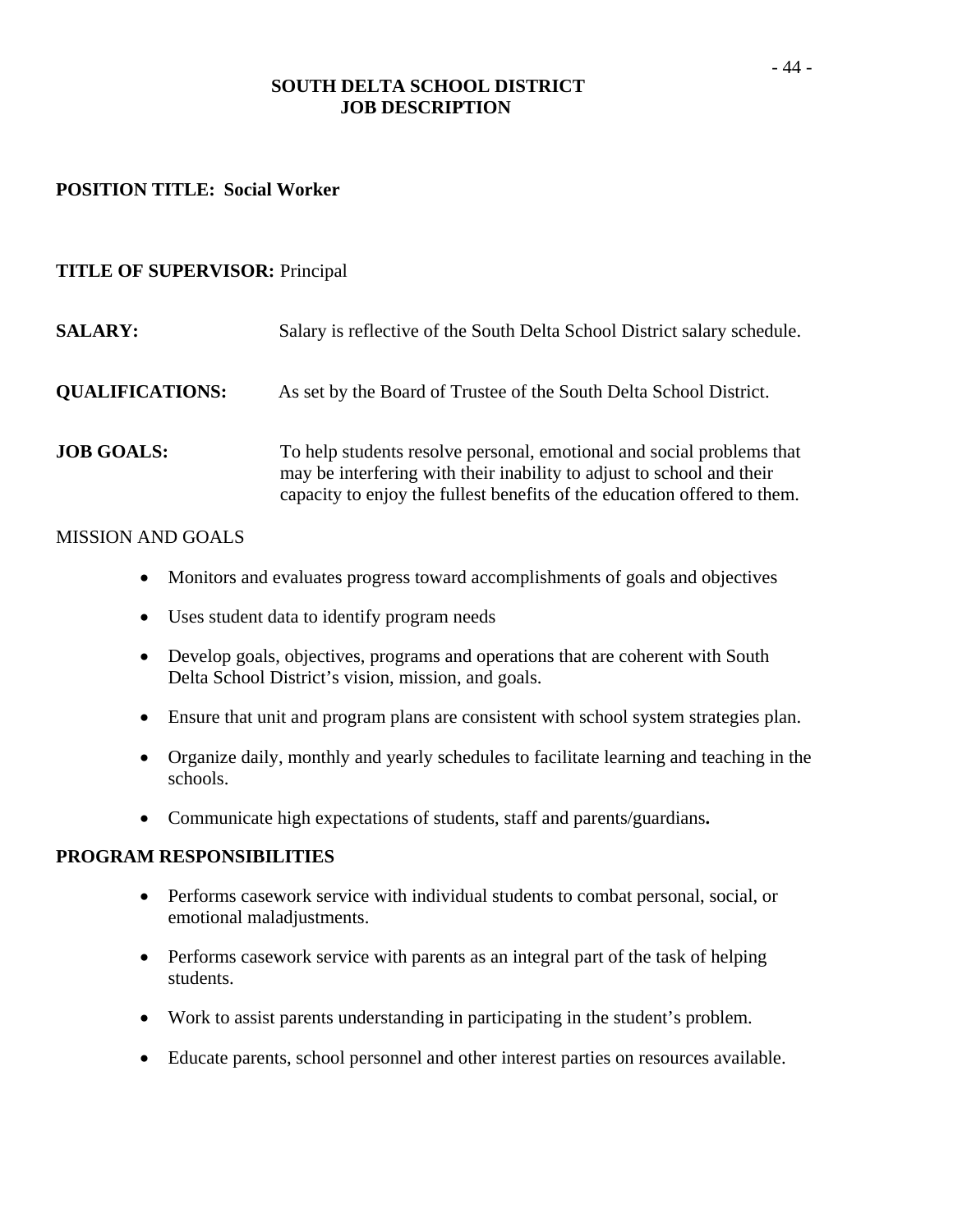# SOUTH DELTA SCHOOL DISTRICT
# JOB DESCRIPTION

**POSITION TITLE: Social Worker**

**TITLE OF SUPERVISOR:** Principal

**SALARY:** Salary is reflective of the South Delta School District salary schedule.

**QUALIFICATIONS:** As set by the Board of Trustee of the South Delta School District.

**JOB GOALS:** To help students resolve personal, emotional and social problems that may be interfering with their inability to adjust to school and their capacity to enjoy the fullest benefits of the education offered to them.

MISSION AND GOALS

- Monitors and evaluates progress toward accomplishments of goals and objectives
- Uses student data to identify program needs
- Develop goals, objectives, programs and operations that are coherent with South Delta School District's vision, mission, and goals.
- Ensure that unit and program plans are consistent with school system strategies plan.
- Organize daily, monthly and yearly schedules to facilitate learning and teaching in the schools.
- Communicate high expectations of students, staff and parents/guardians**.**

**PROGRAM RESPONSIBILITIES**

- Performs casework service with individual students to combat personal, social, or emotional maladjustments.
- Performs casework service with parents as an integral part of the task of helping students.
- Work to assist parents understanding in participating in the student's problem.
- Educate parents, school personnel and other interest parties on resources available.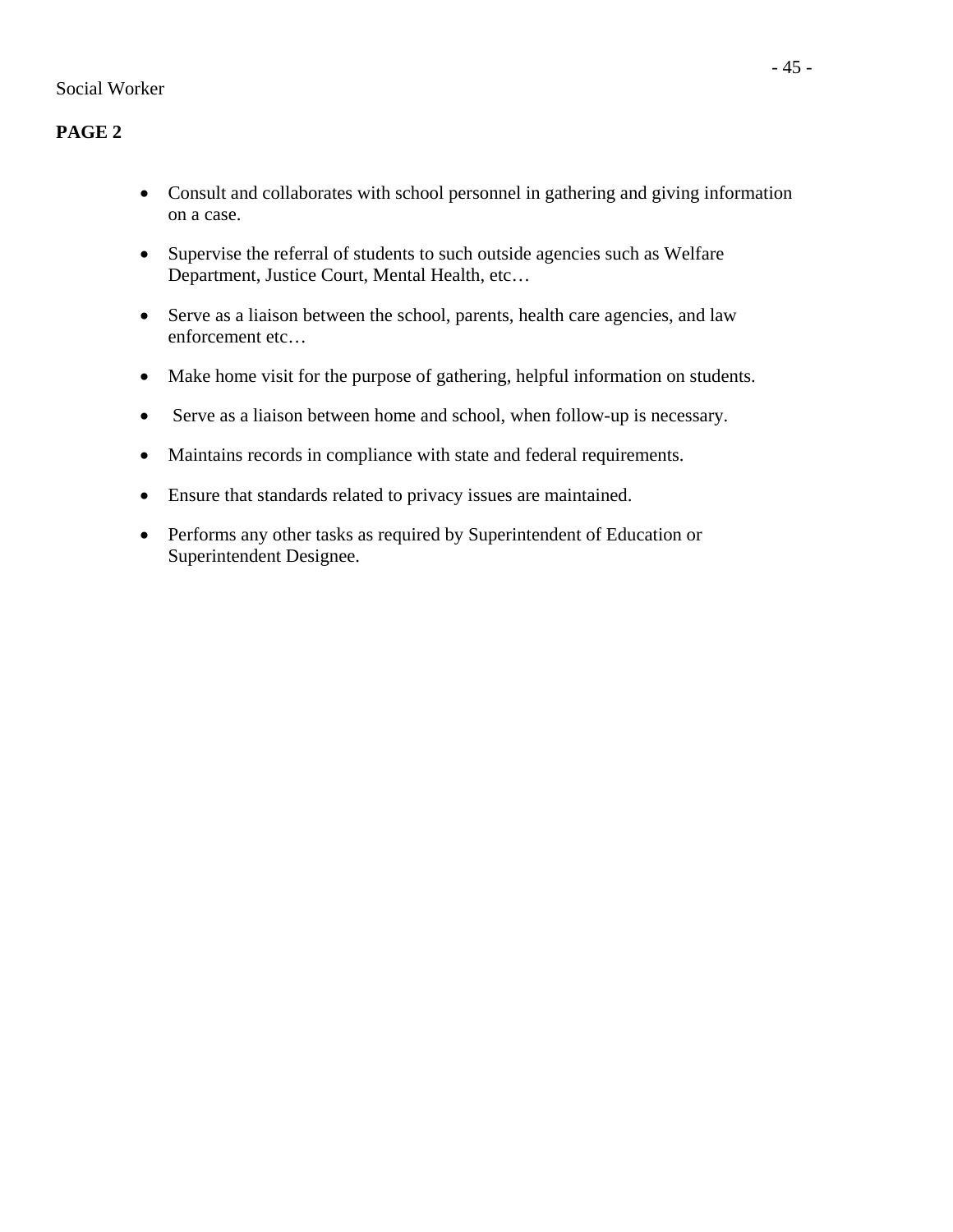Social Worker

**PAGE 2**

- Consult and collaborates with school personnel in gathering and giving information on a case.
- Supervise the referral of students to such outside agencies such as Welfare Department, Justice Court, Mental Health, etc…
- Serve as a liaison between the school, parents, health care agencies, and law enforcement etc…
- Make home visit for the purpose of gathering, helpful information on students.
- Serve as a liaison between home and school, when follow-up is necessary.
- Maintains records in compliance with state and federal requirements.
- Ensure that standards related to privacy issues are maintained.
- Performs any other tasks as required by Superintendent of Education or Superintendent Designee.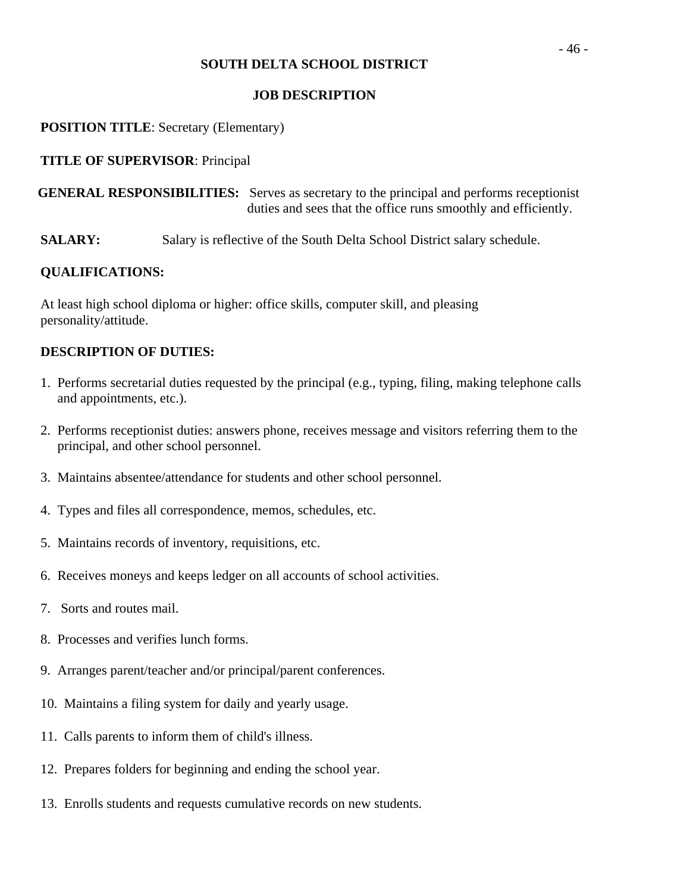# SOUTH DELTA SCHOOL DISTRICT

## JOB DESCRIPTION

**POSITION TITLE**: Secretary (Elementary)

**TITLE OF SUPERVISOR**: Principal

**GENERAL RESPONSIBILITIES:** Serves as secretary to the principal and performs receptionist duties and sees that the office runs smoothly and efficiently.

**SALARY:** Salary is reflective of the South Delta School District salary schedule.

**QUALIFICATIONS:**

At least high school diploma or higher: office skills, computer skill, and pleasing personality/attitude.

**DESCRIPTION OF DUTIES:**

1. Performs secretarial duties requested by the principal (e.g., typing, filing, making telephone calls and appointments, etc.).
2. Performs receptionist duties: answers phone, receives message and visitors referring them to the principal, and other school personnel.
3. Maintains absentee/attendance for students and other school personnel.
4. Types and files all correspondence, memos, schedules, etc.
5. Maintains records of inventory, requisitions, etc.
6. Receives moneys and keeps ledger on all accounts of school activities.
7. Sorts and routes mail.
8. Processes and verifies lunch forms.
9. Arranges parent/teacher and/or principal/parent conferences.
10. Maintains a filing system for daily and yearly usage.
11. Calls parents to inform them of child's illness.
12. Prepares folders for beginning and ending the school year.
13. Enrolls students and requests cumulative records on new students.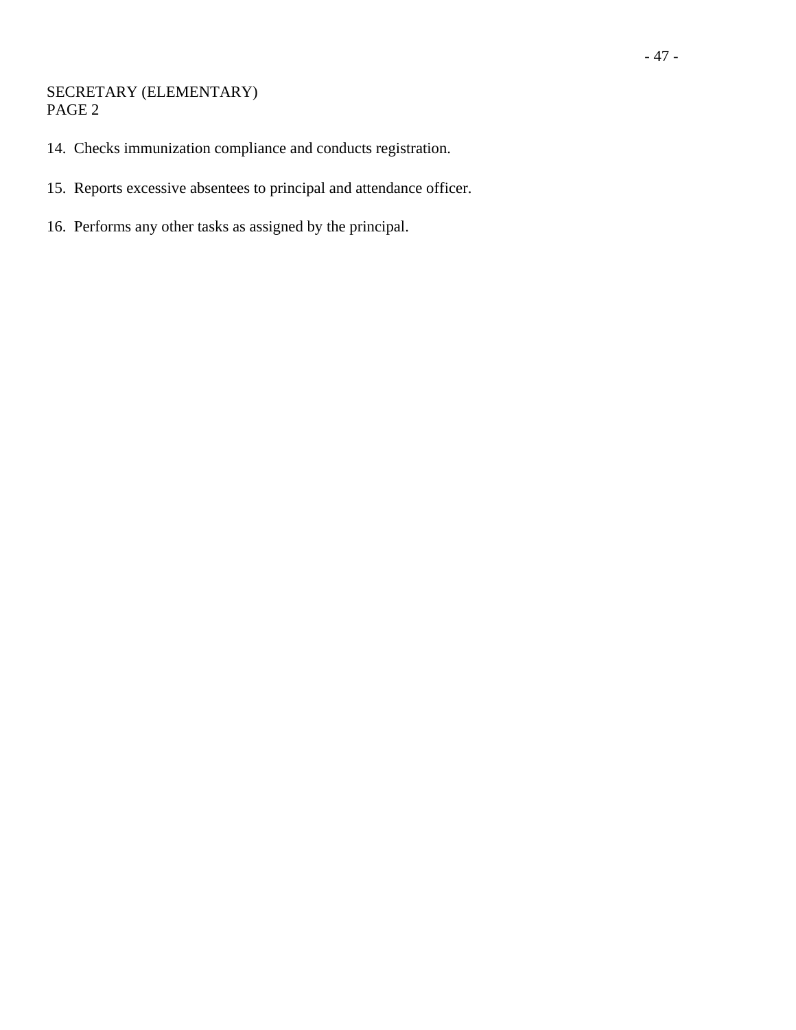SECRETARY (ELEMENTARY)
PAGE 2

14. Checks immunization compliance and conducts registration.

15. Reports excessive absentees to principal and attendance officer.

16. Performs any other tasks as assigned by the principal.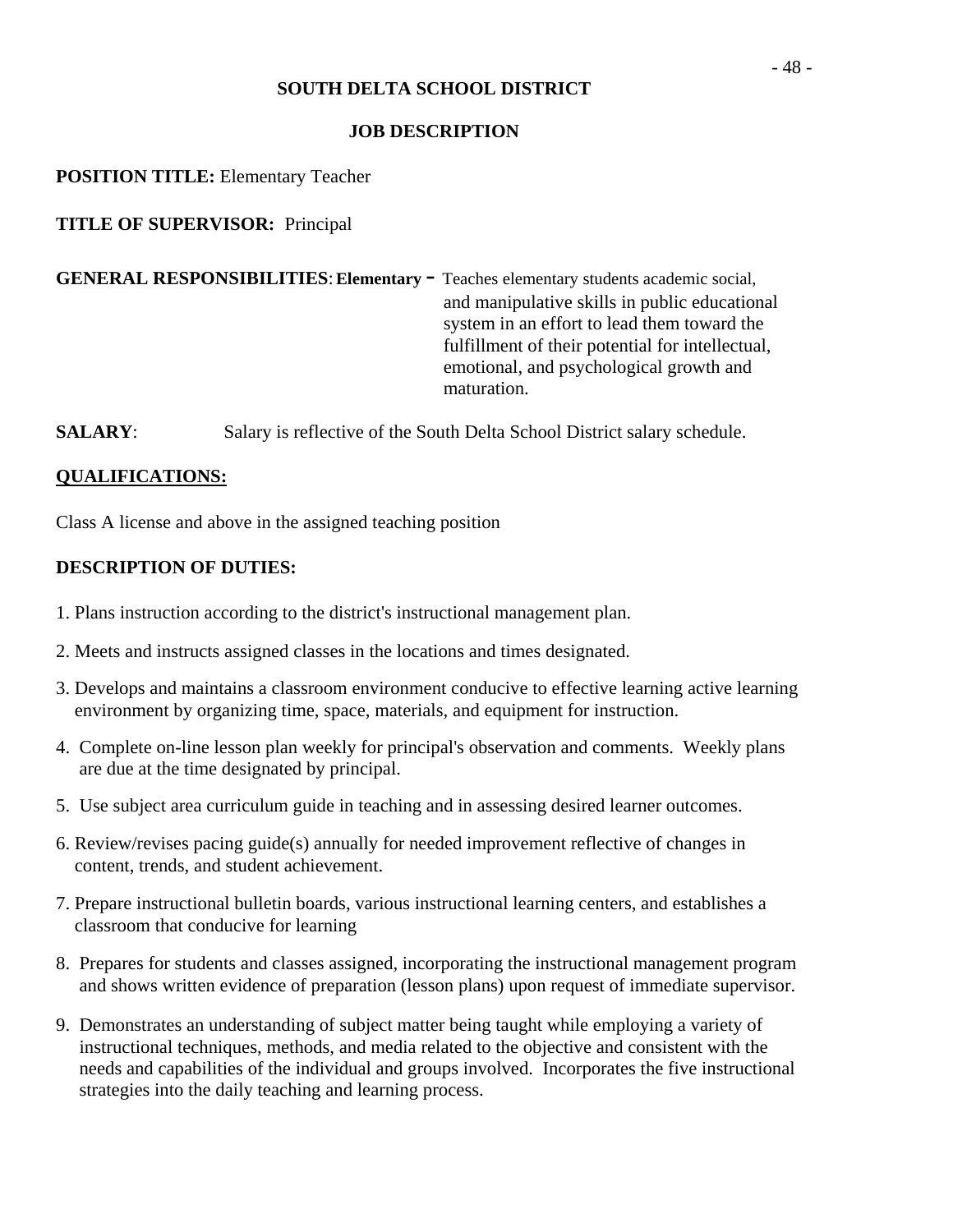**SOUTH DELTA SCHOOL DISTRICT**

**JOB DESCRIPTION**

**POSITION TITLE:** Elementary Teacher

**TITLE OF SUPERVISOR:** Principal

**GENERAL RESPONSIBILITIES**: **Elementary -** Teaches elementary students academic social, and manipulative skills in public educational system in an effort to lead them toward the fulfillment of their potential for intellectual, emotional, and psychological growth and maturation.

**SALARY**: Salary is reflective of the South Delta School District salary schedule.

**QUALIFICATIONS:**

Class A license and above in the assigned teaching position

**DESCRIPTION OF DUTIES:**

1. Plans instruction according to the district's instructional management plan.
2. Meets and instructs assigned classes in the locations and times designated.
3. Develops and maintains a classroom environment conducive to effective learning active learning environment by organizing time, space, materials, and equipment for instruction.
4. Complete on-line lesson plan weekly for principal's observation and comments. Weekly plans are due at the time designated by principal.
5. Use subject area curriculum guide in teaching and in assessing desired learner outcomes.
6. Review/revises pacing guide(s) annually for needed improvement reflective of changes in content, trends, and student achievement.
7. Prepare instructional bulletin boards, various instructional learning centers, and establishes a classroom that conducive for learning
8. Prepares for students and classes assigned, incorporating the instructional management program and shows written evidence of preparation (lesson plans) upon request of immediate supervisor.
9. Demonstrates an understanding of subject matter being taught while employing a variety of instructional techniques, methods, and media related to the objective and consistent with the needs and capabilities of the individual and groups involved. Incorporates the five instructional strategies into the daily teaching and learning process.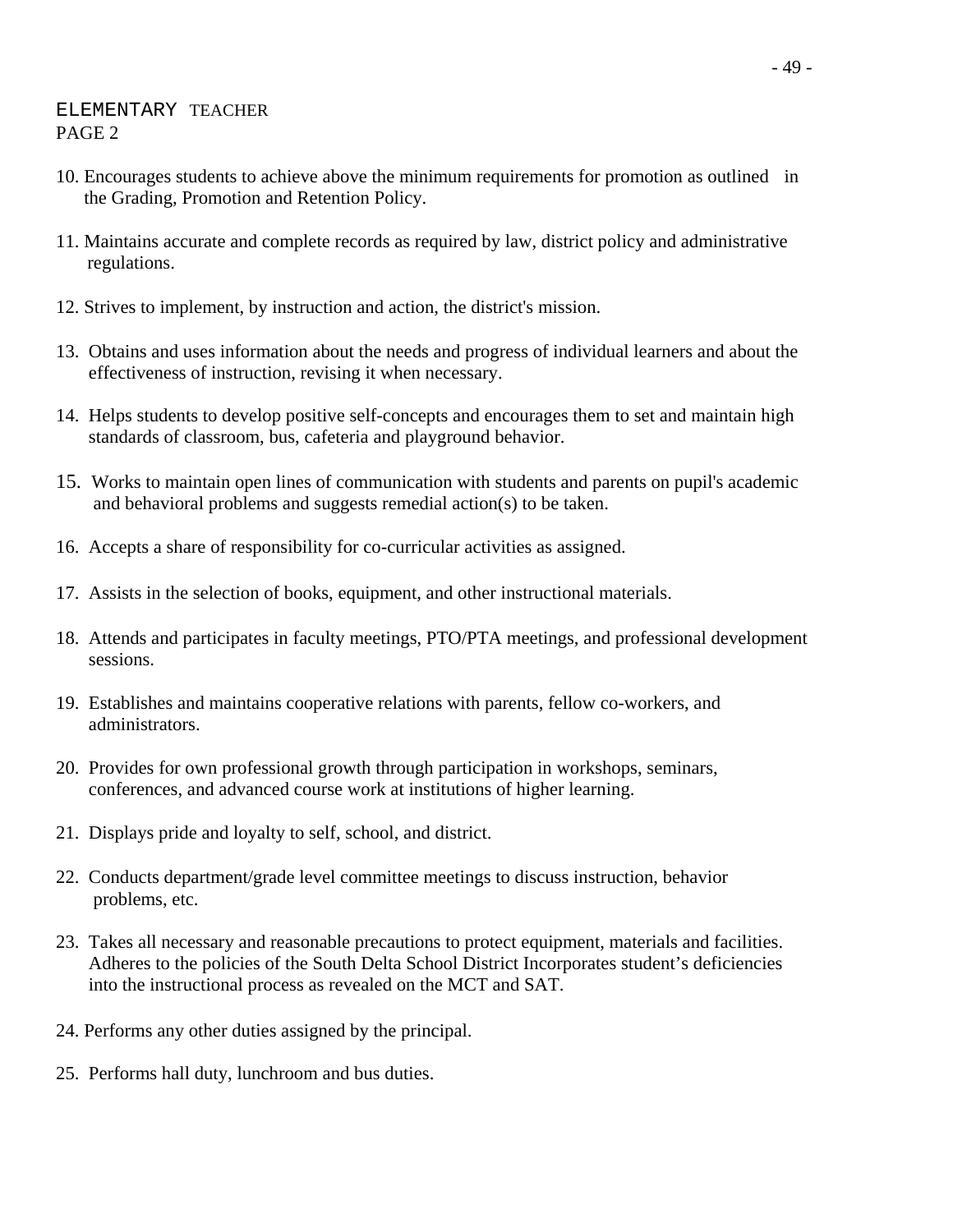ELEMENTARY TEACHER
PAGE 2

10. Encourages students to achieve above the minimum requirements for promotion as outlined in the Grading, Promotion and Retention Policy.

11. Maintains accurate and complete records as required by law, district policy and administrative regulations.

12. Strives to implement, by instruction and action, the district's mission.

13. Obtains and uses information about the needs and progress of individual learners and about the effectiveness of instruction, revising it when necessary.

14. Helps students to develop positive self-concepts and encourages them to set and maintain high standards of classroom, bus, cafeteria and playground behavior.

15. Works to maintain open lines of communication with students and parents on pupil's academic and behavioral problems and suggests remedial action(s) to be taken.

16. Accepts a share of responsibility for co-curricular activities as assigned.

17. Assists in the selection of books, equipment, and other instructional materials.

18. Attends and participates in faculty meetings, PTO/PTA meetings, and professional development sessions.

19. Establishes and maintains cooperative relations with parents, fellow co-workers, and administrators.

20. Provides for own professional growth through participation in workshops, seminars, conferences, and advanced course work at institutions of higher learning.

21. Displays pride and loyalty to self, school, and district.

22. Conducts department/grade level committee meetings to discuss instruction, behavior problems, etc.

23. Takes all necessary and reasonable precautions to protect equipment, materials and facilities. Adheres to the policies of the South Delta School District Incorporates student's deficiencies into the instructional process as revealed on the MCT and SAT.

24. Performs any other duties assigned by the principal.

25. Performs hall duty, lunchroom and bus duties.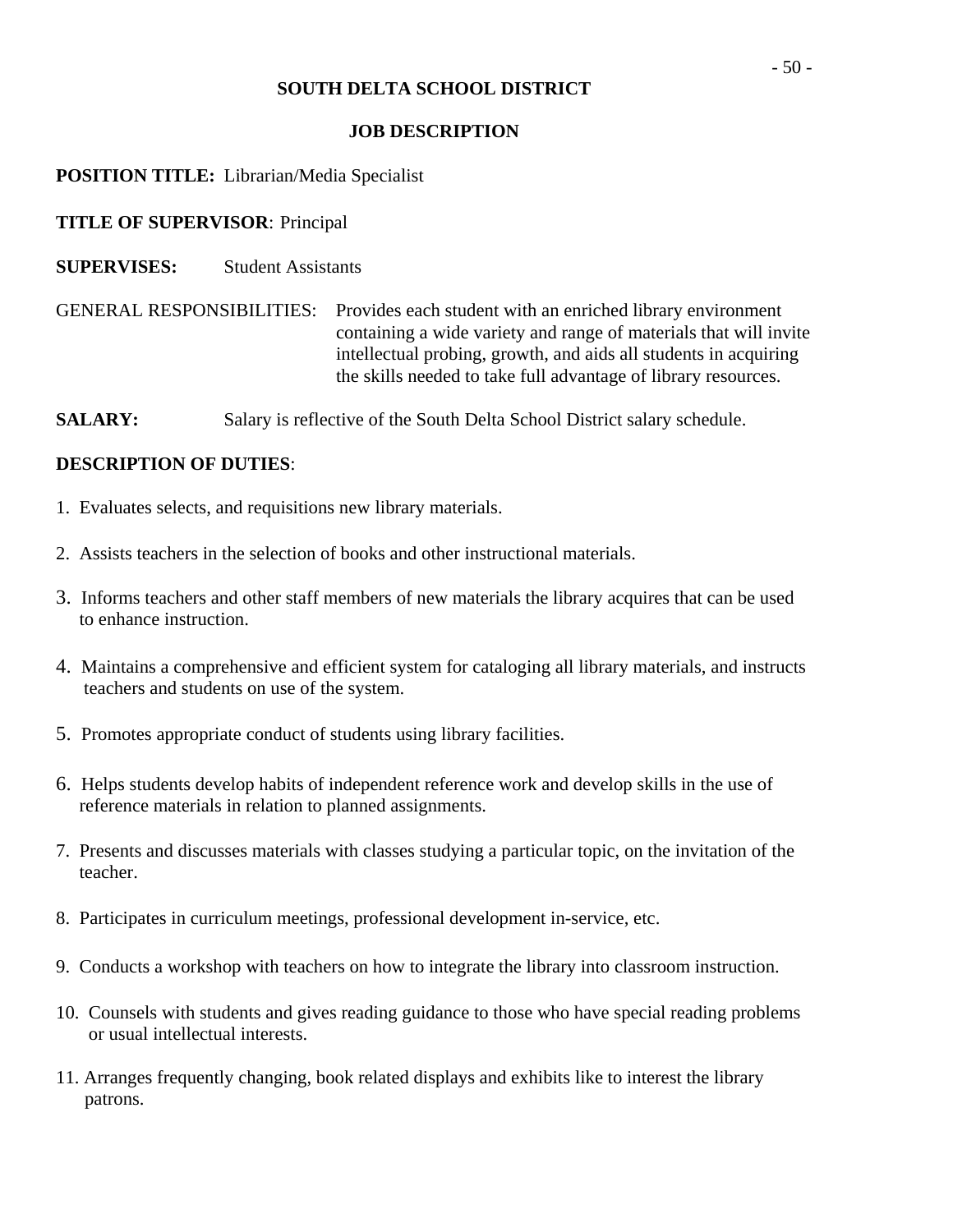**SOUTH DELTA SCHOOL DISTRICT**

**JOB DESCRIPTION**

**POSITION TITLE:** Librarian/Media Specialist

**TITLE OF SUPERVISOR**: Principal

**SUPERVISES:** Student Assistants

GENERAL RESPONSIBILITIES: Provides each student with an enriched library environment containing a wide variety and range of materials that will invite intellectual probing, growth, and aids all students in acquiring the skills needed to take full advantage of library resources.

**SALARY:** Salary is reflective of the South Delta School District salary schedule.

**DESCRIPTION OF DUTIES**:

1. Evaluates selects, and requisitions new library materials.

2. Assists teachers in the selection of books and other instructional materials.

3. Informs teachers and other staff members of new materials the library acquires that can be used to enhance instruction.

4. Maintains a comprehensive and efficient system for cataloging all library materials, and instructs teachers and students on use of the system.

5. Promotes appropriate conduct of students using library facilities.

6. Helps students develop habits of independent reference work and develop skills in the use of reference materials in relation to planned assignments.

7. Presents and discusses materials with classes studying a particular topic, on the invitation of the teacher.

8. Participates in curriculum meetings, professional development in-service, etc.

9. Conducts a workshop with teachers on how to integrate the library into classroom instruction.

10. Counsels with students and gives reading guidance to those who have special reading problems or usual intellectual interests.

11. Arranges frequently changing, book related displays and exhibits like to interest the library patrons.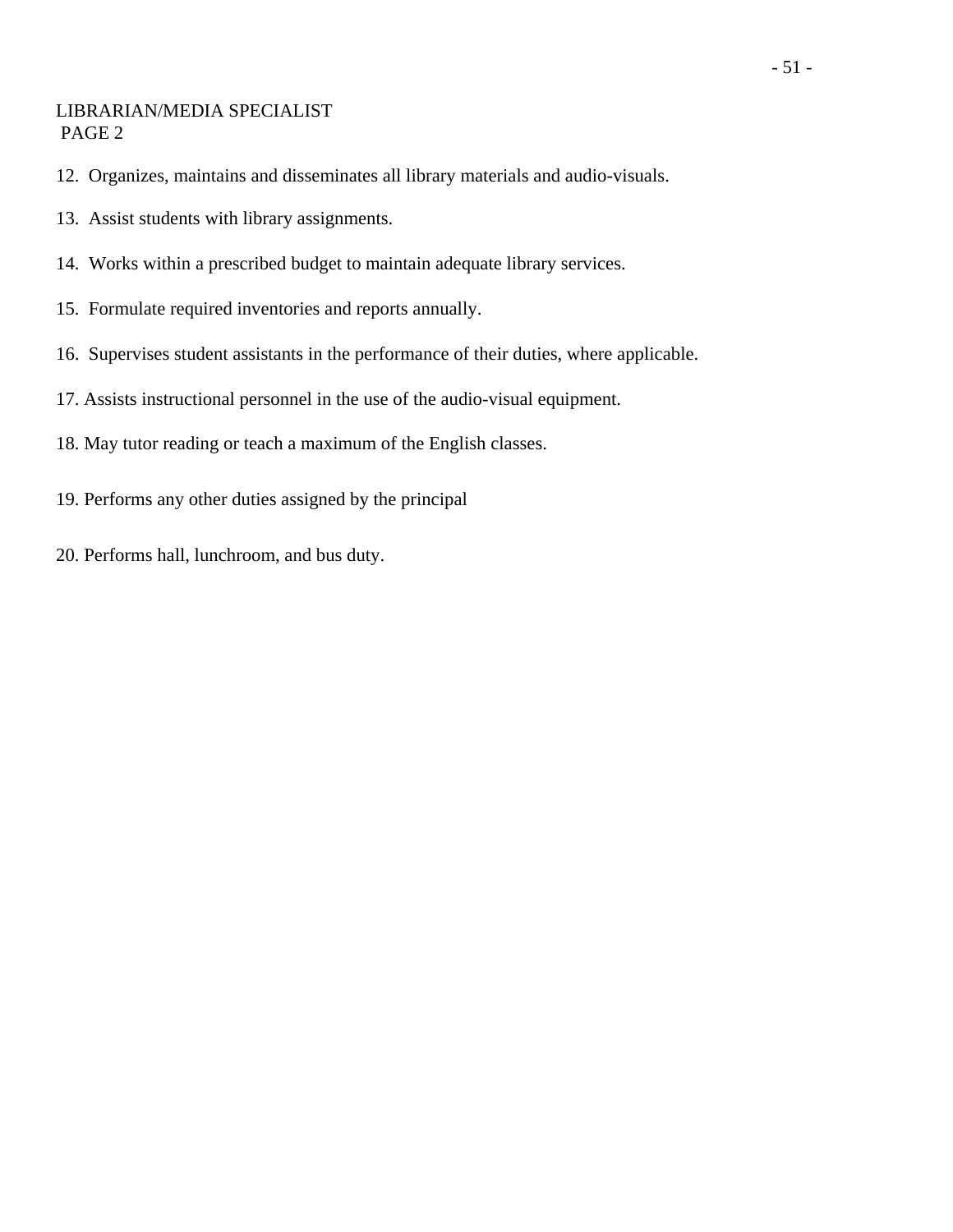LIBRARIAN/MEDIA SPECIALIST
PAGE 2

12. Organizes, maintains and disseminates all library materials and audio-visuals.

13. Assist students with library assignments.

14. Works within a prescribed budget to maintain adequate library services.

15. Formulate required inventories and reports annually.

16. Supervises student assistants in the performance of their duties, where applicable.

17. Assists instructional personnel in the use of the audio-visual equipment.

18. May tutor reading or teach a maximum of the English classes.

19. Performs any other duties assigned by the principal

20. Performs hall, lunchroom, and bus duty.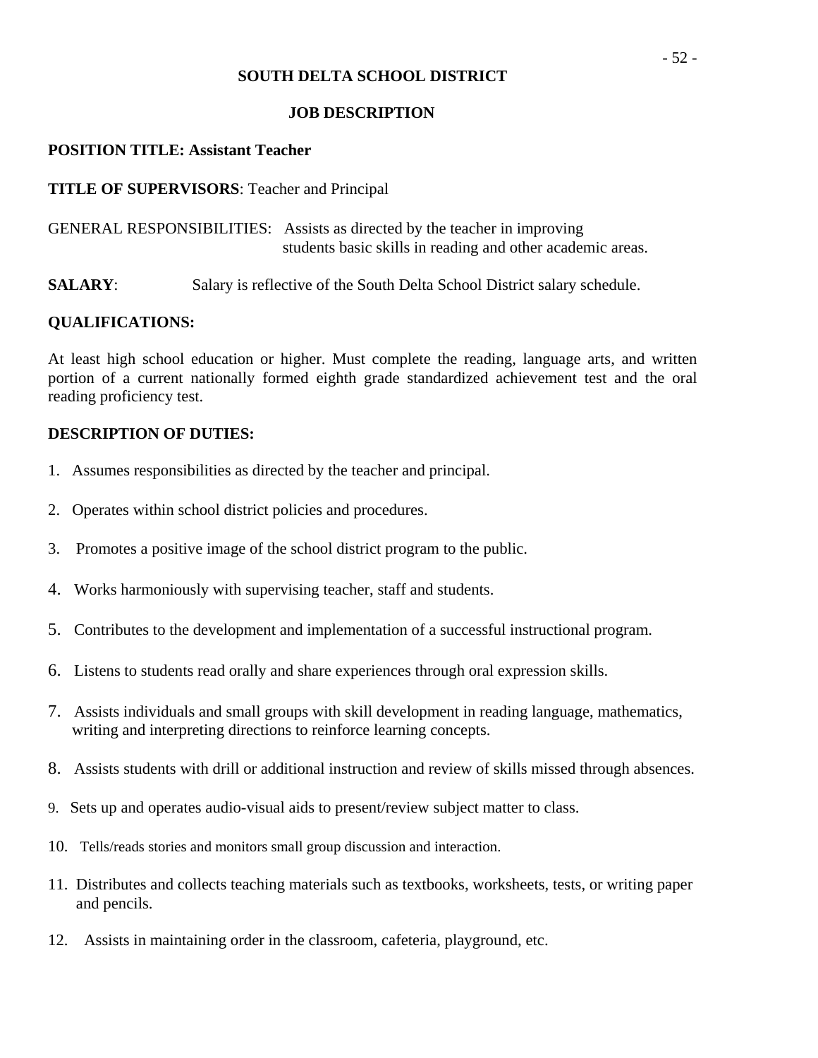**SOUTH DELTA SCHOOL DISTRICT**

**JOB DESCRIPTION**

**POSITION TITLE: Assistant Teacher**

**TITLE OF SUPERVISORS**: Teacher and Principal

GENERAL RESPONSIBILITIES: Assists as directed by the teacher in improving students basic skills in reading and other academic areas.

**SALARY**: Salary is reflective of the South Delta School District salary schedule.

**QUALIFICATIONS:**

At least high school education or higher. Must complete the reading, language arts, and written portion of a current nationally formed eighth grade standardized achievement test and the oral reading proficiency test.

**DESCRIPTION OF DUTIES:**

1. Assumes responsibilities as directed by the teacher and principal.
2. Operates within school district policies and procedures.
3. Promotes a positive image of the school district program to the public.
4. Works harmoniously with supervising teacher, staff and students.
5. Contributes to the development and implementation of a successful instructional program.
6. Listens to students read orally and share experiences through oral expression skills.
7. Assists individuals and small groups with skill development in reading language, mathematics, writing and interpreting directions to reinforce learning concepts.
8. Assists students with drill or additional instruction and review of skills missed through absences.
9. Sets up and operates audio-visual aids to present/review subject matter to class.
10. Tells/reads stories and monitors small group discussion and interaction.
11. Distributes and collects teaching materials such as textbooks, worksheets, tests, or writing paper and pencils.
12. Assists in maintaining order in the classroom, cafeteria, playground, etc.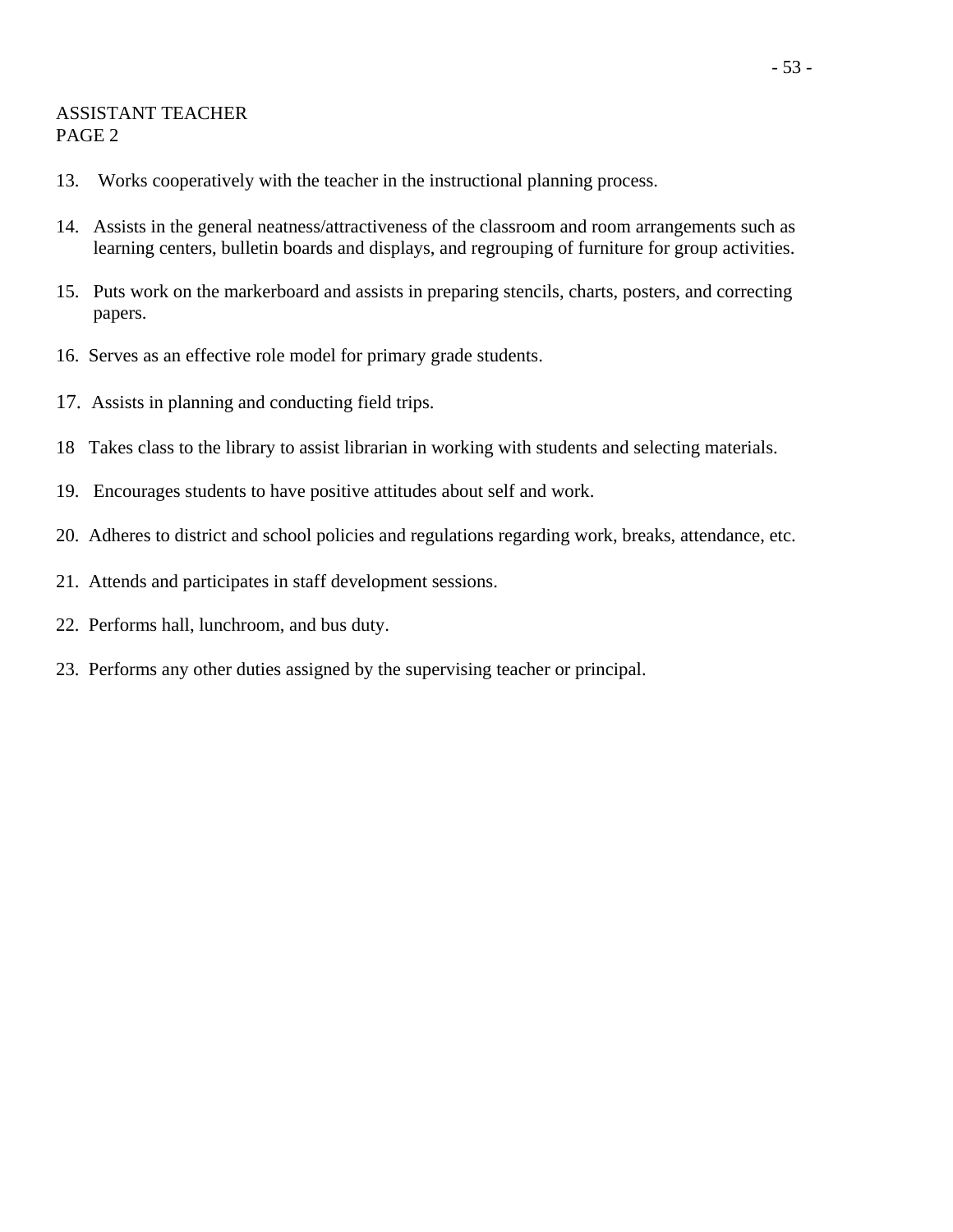ASSISTANT TEACHER
PAGE 2

13. Works cooperatively with the teacher in the instructional planning process.

14. Assists in the general neatness/attractiveness of the classroom and room arrangements such as learning centers, bulletin boards and displays, and regrouping of furniture for group activities.

15. Puts work on the markerboard and assists in preparing stencils, charts, posters, and correcting papers.

16. Serves as an effective role model for primary grade students.

17. Assists in planning and conducting field trips.

18 Takes class to the library to assist librarian in working with students and selecting materials.

19. Encourages students to have positive attitudes about self and work.

20. Adheres to district and school policies and regulations regarding work, breaks, attendance, etc.

21. Attends and participates in staff development sessions.

22. Performs hall, lunchroom, and bus duty.

23. Performs any other duties assigned by the supervising teacher or principal.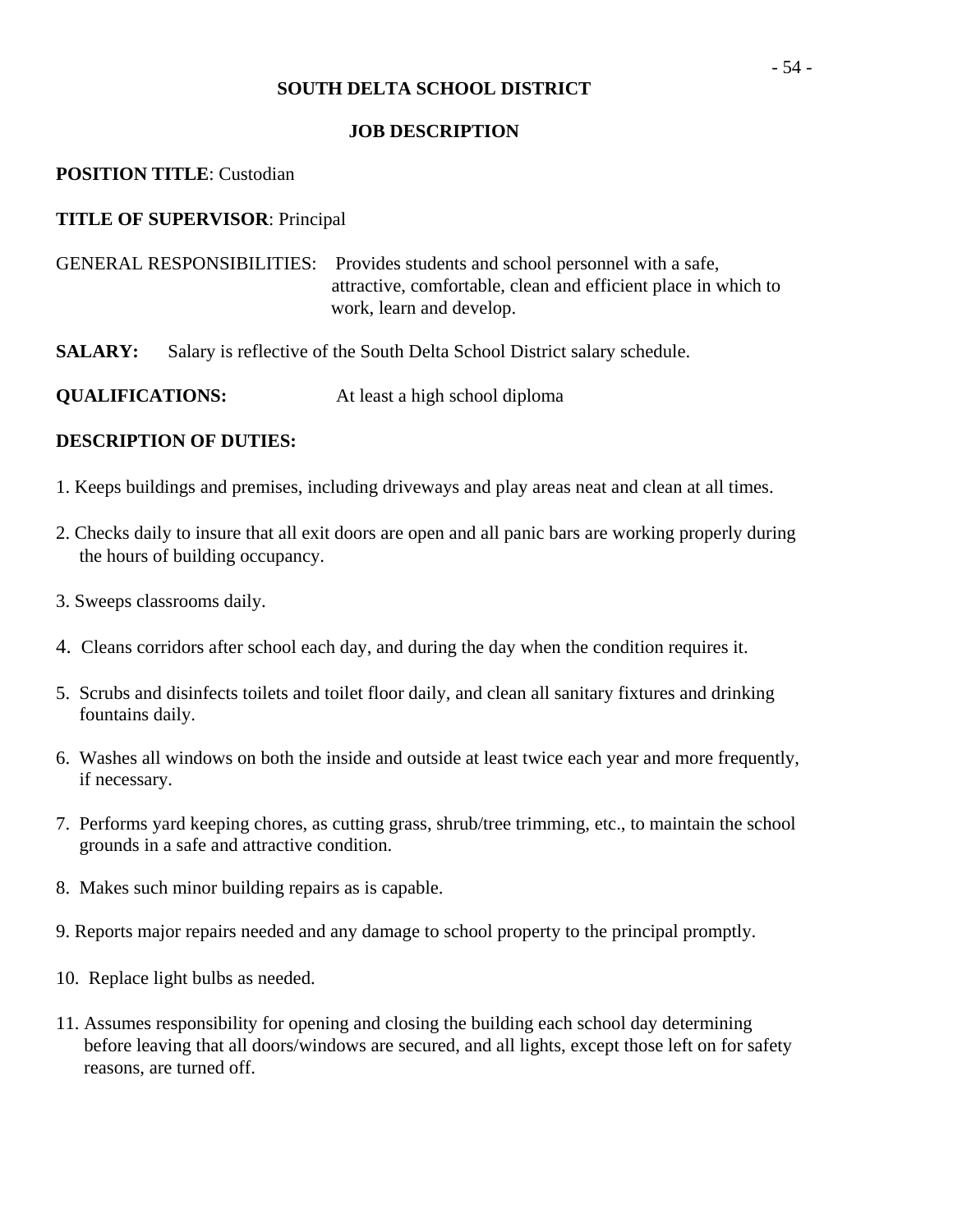**SOUTH DELTA SCHOOL DISTRICT**

**JOB DESCRIPTION**

**POSITION TITLE**: Custodian

**TITLE OF SUPERVISOR**: Principal

GENERAL RESPONSIBILITIES: Provides students and school personnel with a safe, attractive, comfortable, clean and efficient place in which to work, learn and develop.

**SALARY:** Salary is reflective of the South Delta School District salary schedule.

**QUALIFICATIONS:** At least a high school diploma

**DESCRIPTION OF DUTIES:**

1. Keeps buildings and premises, including driveways and play areas neat and clean at all times.
2. Checks daily to insure that all exit doors are open and all panic bars are working properly during the hours of building occupancy.
3. Sweeps classrooms daily.
4. Cleans corridors after school each day, and during the day when the condition requires it.
5. Scrubs and disinfects toilets and toilet floor daily, and clean all sanitary fixtures and drinking fountains daily.
6. Washes all windows on both the inside and outside at least twice each year and more frequently, if necessary.
7. Performs yard keeping chores, as cutting grass, shrub/tree trimming, etc., to maintain the school grounds in a safe and attractive condition.
8. Makes such minor building repairs as is capable.
9. Reports major repairs needed and any damage to school property to the principal promptly.
10. Replace light bulbs as needed.
11. Assumes responsibility for opening and closing the building each school day determining before leaving that all doors/windows are secured, and all lights, except those left on for safety reasons, are turned off.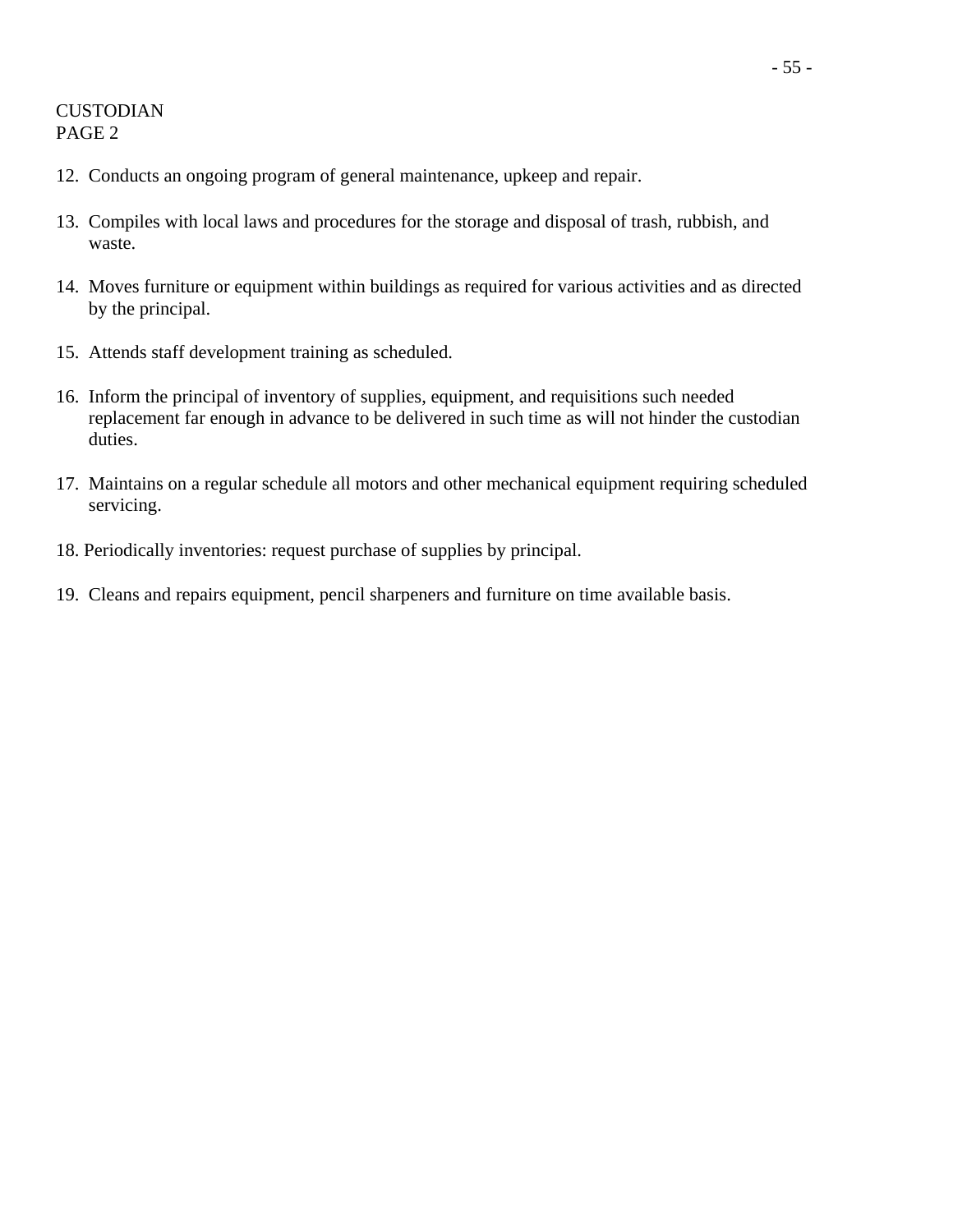CUSTODIAN
PAGE 2

12. Conducts an ongoing program of general maintenance, upkeep and repair.

13. Compiles with local laws and procedures for the storage and disposal of trash, rubbish, and waste.

14. Moves furniture or equipment within buildings as required for various activities and as directed by the principal.

15. Attends staff development training as scheduled.

16. Inform the principal of inventory of supplies, equipment, and requisitions such needed replacement far enough in advance to be delivered in such time as will not hinder the custodian duties.

17. Maintains on a regular schedule all motors and other mechanical equipment requiring scheduled servicing.

18. Periodically inventories: request purchase of supplies by principal.

19. Cleans and repairs equipment, pencil sharpeners and furniture on time available basis.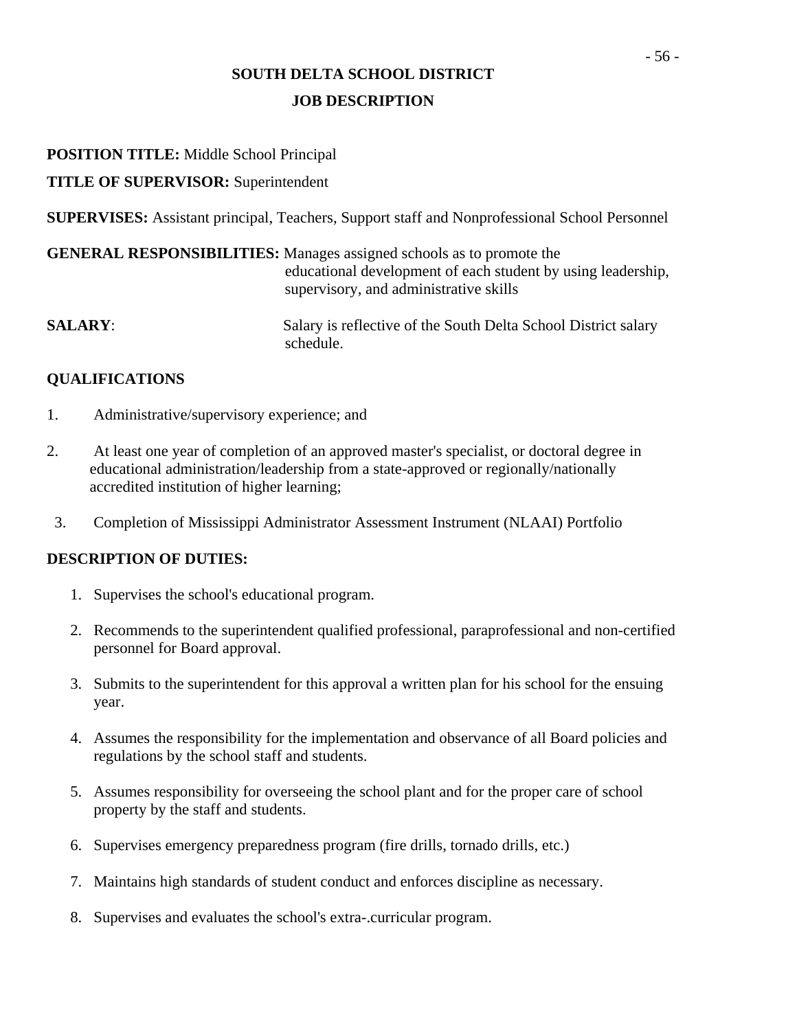**SOUTH DELTA SCHOOL DISTRICT**

**JOB DESCRIPTION**

**POSITION TITLE:** Middle School Principal

**TITLE OF SUPERVISOR:** Superintendent

**SUPERVISES:** Assistant principal, Teachers, Support staff and Nonprofessional School Personnel

**GENERAL RESPONSIBILITIES:** Manages assigned schools as to promote the educational development of each student by using leadership, supervisory, and administrative skills

**SALARY**: Salary is reflective of the South Delta School District salary schedule.

**QUALIFICATIONS**

1. Administrative/supervisory experience; and
2. At least one year of completion of an approved master's specialist, or doctoral degree in educational administration/leadership from a state-approved or regionally/nationally accredited institution of higher learning;
3. Completion of Mississippi Administrator Assessment Instrument (NLAAI) Portfolio

**DESCRIPTION OF DUTIES:**

1. Supervises the school's educational program.
2. Recommends to the superintendent qualified professional, paraprofessional and non-certified personnel for Board approval.
3. Submits to the superintendent for this approval a written plan for his school for the ensuing year.
4. Assumes the responsibility for the implementation and observance of all Board policies and regulations by the school staff and students.
5. Assumes responsibility for overseeing the school plant and for the proper care of school property by the staff and students.
6. Supervises emergency preparedness program (fire drills, tornado drills, etc.)
7. Maintains high standards of student conduct and enforces discipline as necessary.
8. Supervises and evaluates the school's extra-.curricular program.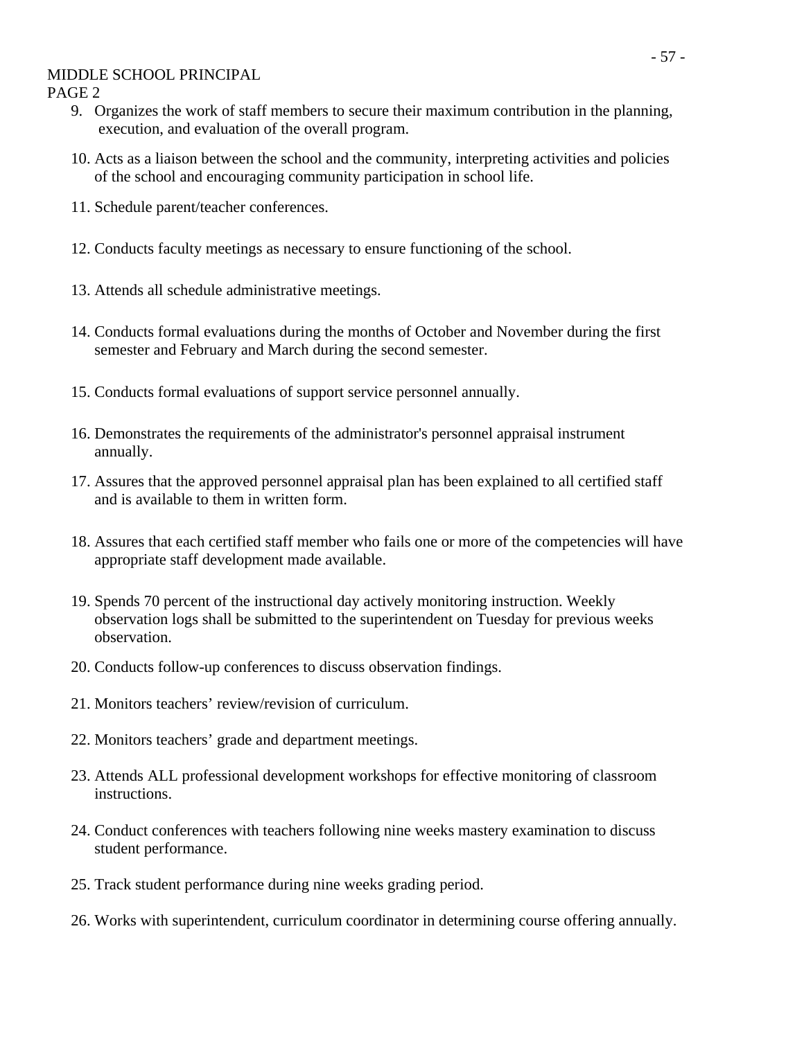MIDDLE SCHOOL PRINCIPAL
PAGE 2

9. Organizes the work of staff members to secure their maximum contribution in the planning, execution, and evaluation of the overall program.
10. Acts as a liaison between the school and the community, interpreting activities and policies of the school and encouraging community participation in school life.
11. Schedule parent/teacher conferences.
12. Conducts faculty meetings as necessary to ensure functioning of the school.
13. Attends all schedule administrative meetings.
14. Conducts formal evaluations during the months of October and November during the first semester and February and March during the second semester.
15. Conducts formal evaluations of support service personnel annually.
16. Demonstrates the requirements of the administrator's personnel appraisal instrument annually.
17. Assures that the approved personnel appraisal plan has been explained to all certified staff and is available to them in written form.
18. Assures that each certified staff member who fails one or more of the competencies will have appropriate staff development made available.
19. Spends 70 percent of the instructional day actively monitoring instruction. Weekly observation logs shall be submitted to the superintendent on Tuesday for previous weeks observation.
20. Conducts follow-up conferences to discuss observation findings.
21. Monitors teachers' review/revision of curriculum.
22. Monitors teachers' grade and department meetings.
23. Attends ALL professional development workshops for effective monitoring of classroom instructions.
24. Conduct conferences with teachers following nine weeks mastery examination to discuss student performance.
25. Track student performance during nine weeks grading period.
26. Works with superintendent, curriculum coordinator in determining course offering annually.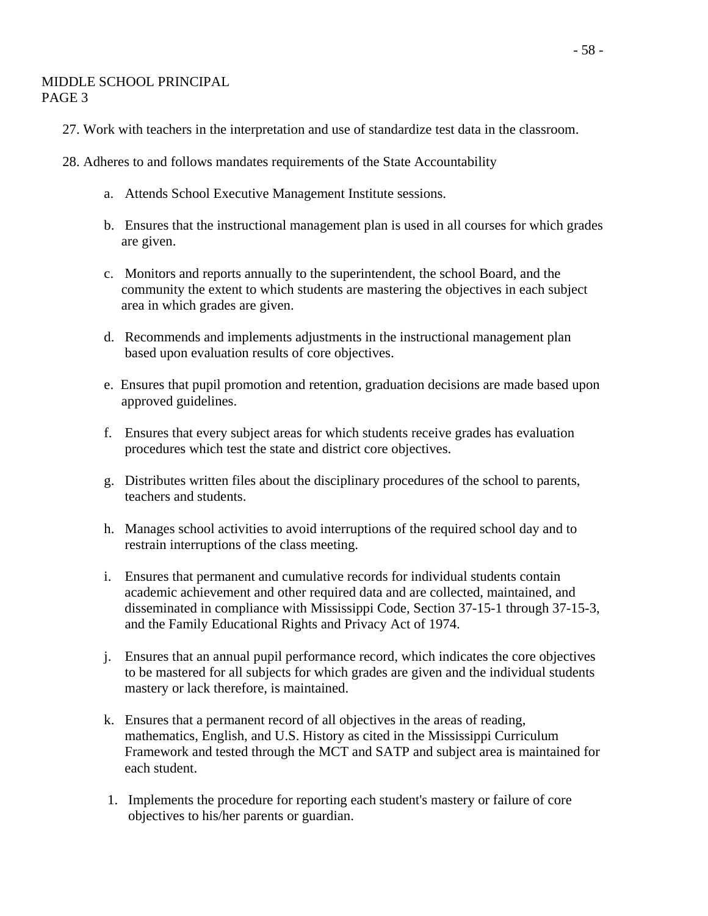MIDDLE SCHOOL PRINCIPAL
PAGE 3

27. Work with teachers in the interpretation and use of standardize test data in the classroom.

28. Adheres to and follows mandates requirements of the State Accountability

   a. Attends School Executive Management Institute sessions.

   b. Ensures that the instructional management plan is used in all courses for which grades are given.

   c. Monitors and reports annually to the superintendent, the school Board, and the community the extent to which students are mastering the objectives in each subject area in which grades are given.

   d. Recommends and implements adjustments in the instructional management plan based upon evaluation results of core objectives.

   e. Ensures that pupil promotion and retention, graduation decisions are made based upon approved guidelines.

   f. Ensures that every subject areas for which students receive grades has evaluation procedures which test the state and district core objectives.

   g. Distributes written files about the disciplinary procedures of the school to parents, teachers and students.

   h. Manages school activities to avoid interruptions of the required school day and to restrain interruptions of the class meeting.

   i. Ensures that permanent and cumulative records for individual students contain academic achievement and other required data and are collected, maintained, and disseminated in compliance with Mississippi Code, Section 37-15-1 through 37-15-3, and the Family Educational Rights and Privacy Act of 1974.

   j. Ensures that an annual pupil performance record, which indicates the core objectives to be mastered for all subjects for which grades are given and the individual students mastery or lack therefore, is maintained.

   k. Ensures that a permanent record of all objectives in the areas of reading, mathematics, English, and U.S. History as cited in the Mississippi Curriculum Framework and tested through the MCT and SATP and subject area is maintained for each student.

   1. Implements the procedure for reporting each student's mastery or failure of core objectives to his/her parents or guardian.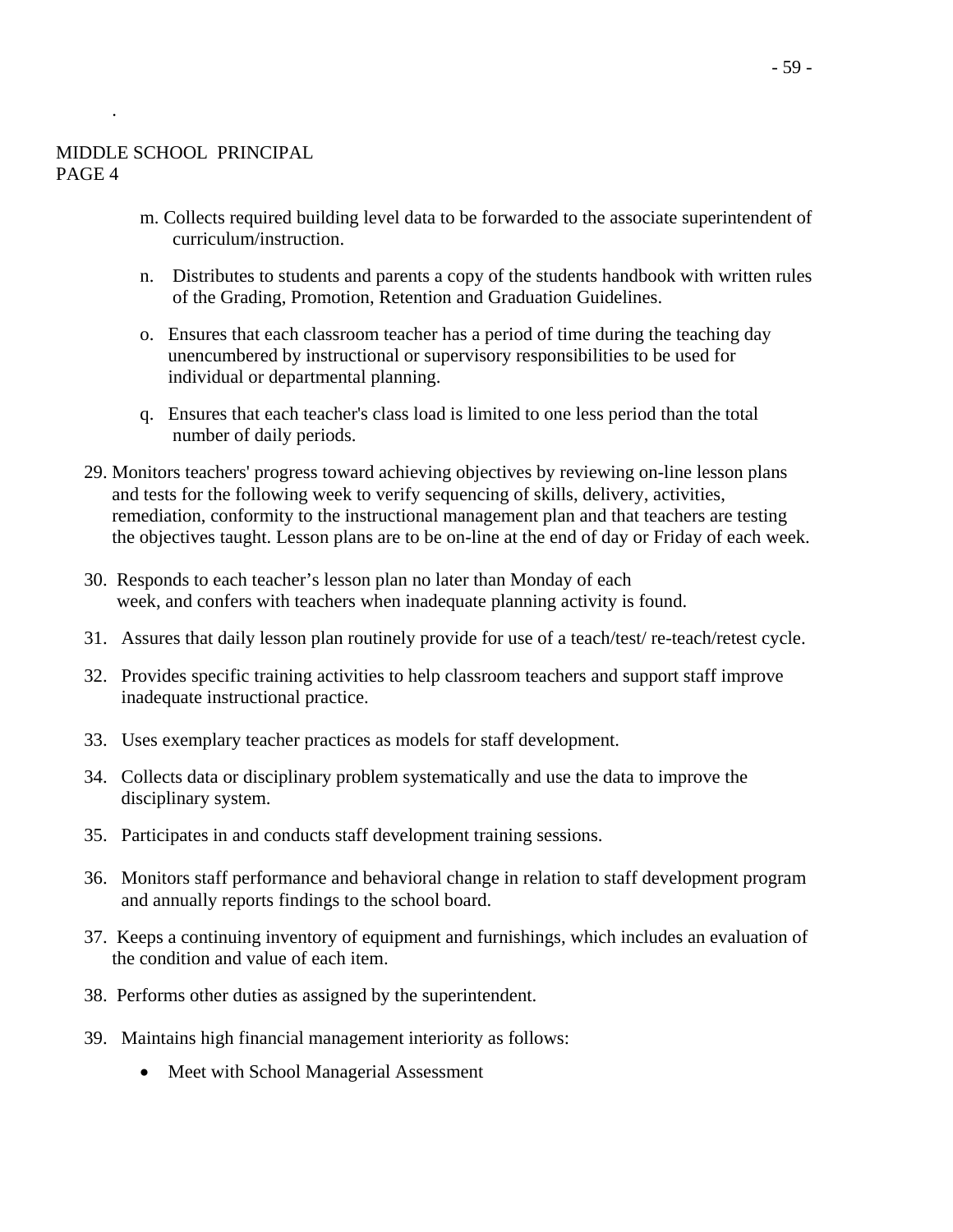MIDDLE SCHOOL PRINCIPAL
PAGE 4

m. Collects required building level data to be forwarded to the associate superintendent of curriculum/instruction.

n. Distributes to students and parents a copy of the students handbook with written rules of the Grading, Promotion, Retention and Graduation Guidelines.

o. Ensures that each classroom teacher has a period of time during the teaching day unencumbered by instructional or supervisory responsibilities to be used for individual or departmental planning.

q. Ensures that each teacher's class load is limited to one less period than the total number of daily periods.

29. Monitors teachers' progress toward achieving objectives by reviewing on-line lesson plans and tests for the following week to verify sequencing of skills, delivery, activities, remediation, conformity to the instructional management plan and that teachers are testing the objectives taught. Lesson plans are to be on-line at the end of day or Friday of each week.

30. Responds to each teacher's lesson plan no later than Monday of each week, and confers with teachers when inadequate planning activity is found.

31. Assures that daily lesson plan routinely provide for use of a teach/test/ re-teach/retest cycle.

32. Provides specific training activities to help classroom teachers and support staff improve inadequate instructional practice.

33. Uses exemplary teacher practices as models for staff development.

34. Collects data or disciplinary problem systematically and use the data to improve the disciplinary system.

35. Participates in and conducts staff development training sessions.

36. Monitors staff performance and behavioral change in relation to staff development program and annually reports findings to the school board.

37. Keeps a continuing inventory of equipment and furnishings, which includes an evaluation of the condition and value of each item.

38. Performs other duties as assigned by the superintendent.

39. Maintains high financial management interiority as follows:

- Meet with School Managerial Assessment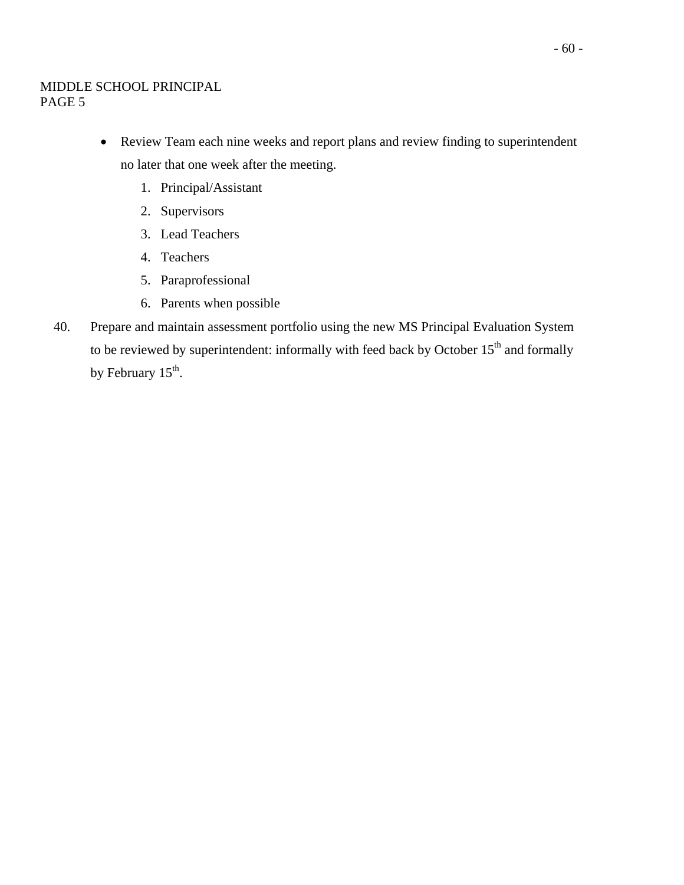MIDDLE SCHOOL PRINCIPAL
PAGE 5

- Review Team each nine weeks and report plans and review finding to superintendent no later that one week after the meeting.
    1. Principal/Assistant
    2. Supervisors
    3. Lead Teachers
    4. Teachers
    5. Paraprofessional
    6. Parents when possible

40. Prepare and maintain assessment portfolio using the new MS Principal Evaluation System to be reviewed by superintendent: informally with feed back by October 15th and formally by February 15th.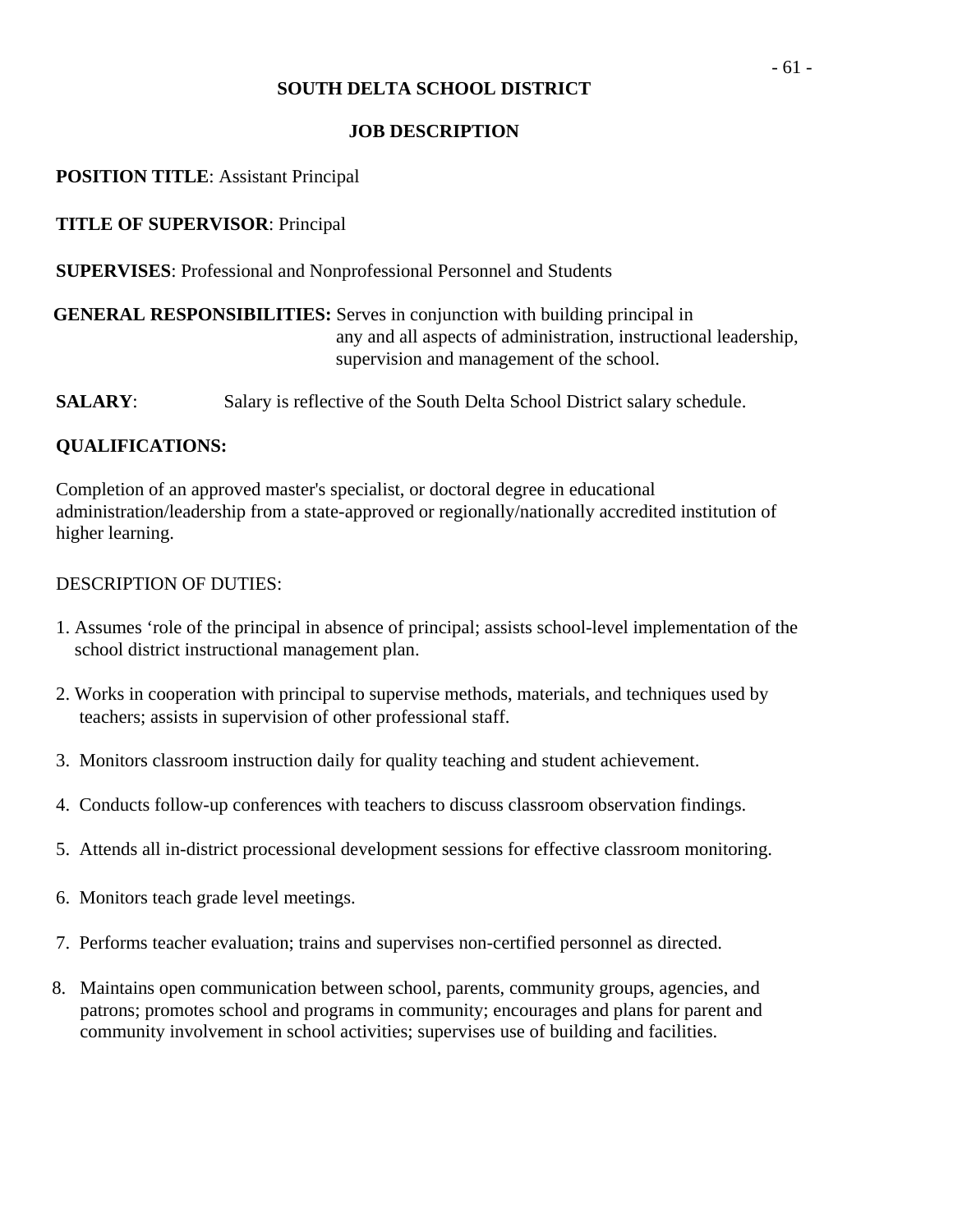# SOUTH DELTA SCHOOL DISTRICT

## JOB DESCRIPTION

**POSITION TITLE**: Assistant Principal

**TITLE OF SUPERVISOR**: Principal

**SUPERVISES**: Professional and Nonprofessional Personnel and Students

**GENERAL RESPONSIBILITIES:** Serves in conjunction with building principal in any and all aspects of administration, instructional leadership, supervision and management of the school.

**SALARY**: Salary is reflective of the South Delta School District salary schedule.

**QUALIFICATIONS:**

Completion of an approved master's specialist, or doctoral degree in educational administration/leadership from a state-approved or regionally/nationally accredited institution of higher learning.

DESCRIPTION OF DUTIES:

1. Assumes ‘role of the principal in absence of principal; assists school-level implementation of the school district instructional management plan.
2. Works in cooperation with principal to supervise methods, materials, and techniques used by teachers; assists in supervision of other professional staff.
3. Monitors classroom instruction daily for quality teaching and student achievement.
4. Conducts follow-up conferences with teachers to discuss classroom observation findings.
5. Attends all in-district processional development sessions for effective classroom monitoring.
6. Monitors teach grade level meetings.
7. Performs teacher evaluation; trains and supervises non-certified personnel as directed.
8. Maintains open communication between school, parents, community groups, agencies, and patrons; promotes school and programs in community; encourages and plans for parent and community involvement in school activities; supervises use of building and facilities.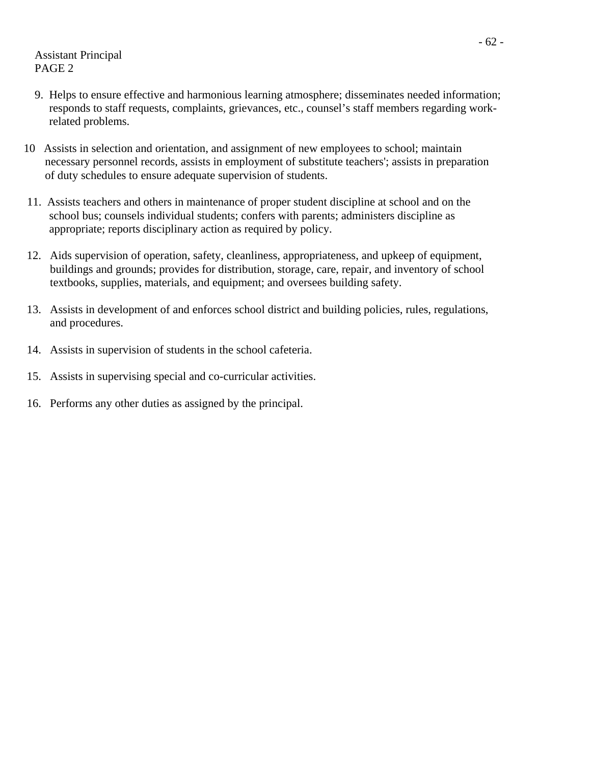Assistant Principal
PAGE 2

9. Helps to ensure effective and harmonious learning atmosphere; disseminates needed information; responds to staff requests, complaints, grievances, etc., counsel's staff members regarding work-related problems.

10 Assists in selection and orientation, and assignment of new employees to school; maintain necessary personnel records, assists in employment of substitute teachers'; assists in preparation of duty schedules to ensure adequate supervision of students.

11. Assists teachers and others in maintenance of proper student discipline at school and on the school bus; counsels individual students; confers with parents; administers discipline as appropriate; reports disciplinary action as required by policy.

12. Aids supervision of operation, safety, cleanliness, appropriateness, and upkeep of equipment, buildings and grounds; provides for distribution, storage, care, repair, and inventory of school textbooks, supplies, materials, and equipment; and oversees building safety.

13. Assists in development of and enforces school district and building policies, rules, regulations, and procedures.

14. Assists in supervision of students in the school cafeteria.

15. Assists in supervising special and co-curricular activities.

16. Performs any other duties as assigned by the principal.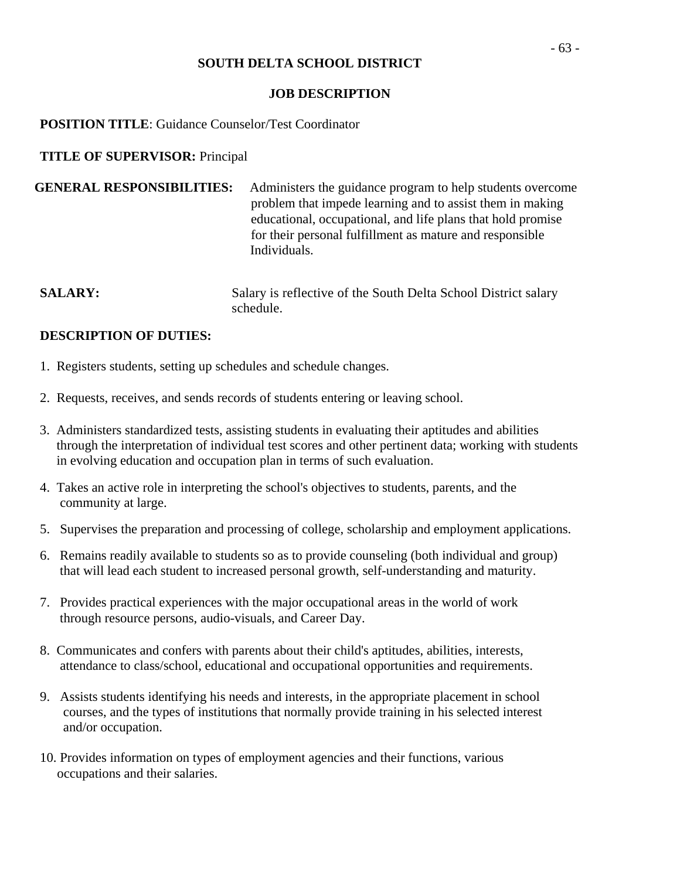# SOUTH DELTA SCHOOL DISTRICT

## JOB DESCRIPTION

**POSITION TITLE**: Guidance Counselor/Test Coordinator

**TITLE OF SUPERVISOR:** Principal

**GENERAL RESPONSIBILITIES:** Administers the guidance program to help students overcome problem that impede learning and to assist them in making educational, occupational, and life plans that hold promise for their personal fulfillment as mature and responsible Individuals.

**SALARY:** Salary is reflective of the South Delta School District salary schedule.

**DESCRIPTION OF DUTIES:**

1. Registers students, setting up schedules and schedule changes.
2. Requests, receives, and sends records of students entering or leaving school.
3. Administers standardized tests, assisting students in evaluating their aptitudes and abilities through the interpretation of individual test scores and other pertinent data; working with students in evolving education and occupation plan in terms of such evaluation.
4. Takes an active role in interpreting the school's objectives to students, parents, and the community at large.
5. Supervises the preparation and processing of college, scholarship and employment applications.
6. Remains readily available to students so as to provide counseling (both individual and group) that will lead each student to increased personal growth, self-understanding and maturity.
7. Provides practical experiences with the major occupational areas in the world of work through resource persons, audio-visuals, and Career Day.
8. Communicates and confers with parents about their child's aptitudes, abilities, interests, attendance to class/school, educational and occupational opportunities and requirements.
9. Assists students identifying his needs and interests, in the appropriate placement in school courses, and the types of institutions that normally provide training in his selected interest and/or occupation.
10. Provides information on types of employment agencies and their functions, various occupations and their salaries.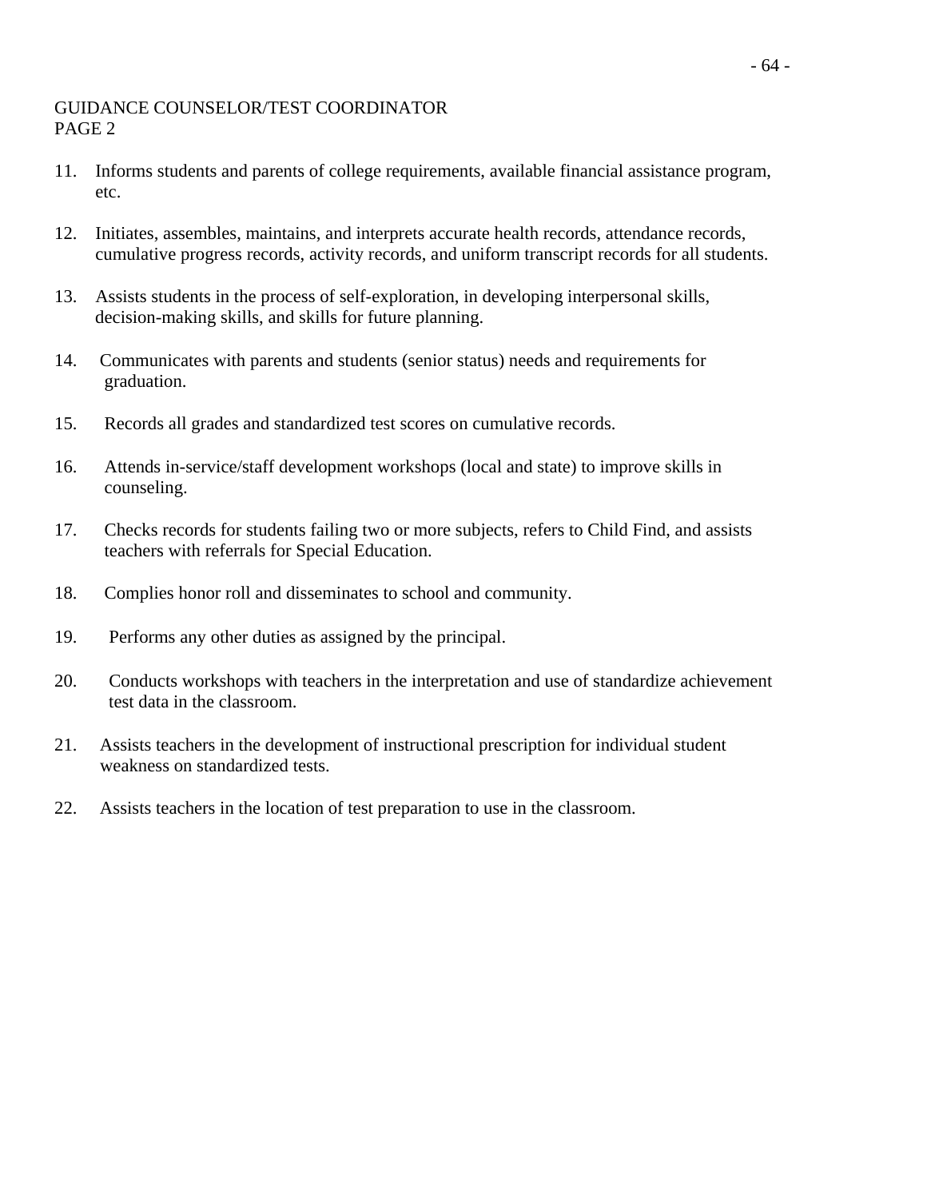GUIDANCE COUNSELOR/TEST COORDINATOR
PAGE 2

11. Informs students and parents of college requirements, available financial assistance program, etc.

12. Initiates, assembles, maintains, and interprets accurate health records, attendance records, cumulative progress records, activity records, and uniform transcript records for all students.

13. Assists students in the process of self-exploration, in developing interpersonal skills, decision-making skills, and skills for future planning.

14. Communicates with parents and students (senior status) needs and requirements for graduation.

15. Records all grades and standardized test scores on cumulative records.

16. Attends in-service/staff development workshops (local and state) to improve skills in counseling.

17. Checks records for students failing two or more subjects, refers to Child Find, and assists teachers with referrals for Special Education.

18. Complies honor roll and disseminates to school and community.

19. Performs any other duties as assigned by the principal.

20. Conducts workshops with teachers in the interpretation and use of standardize achievement test data in the classroom.

21. Assists teachers in the development of instructional prescription for individual student weakness on standardized tests.

22. Assists teachers in the location of test preparation to use in the classroom.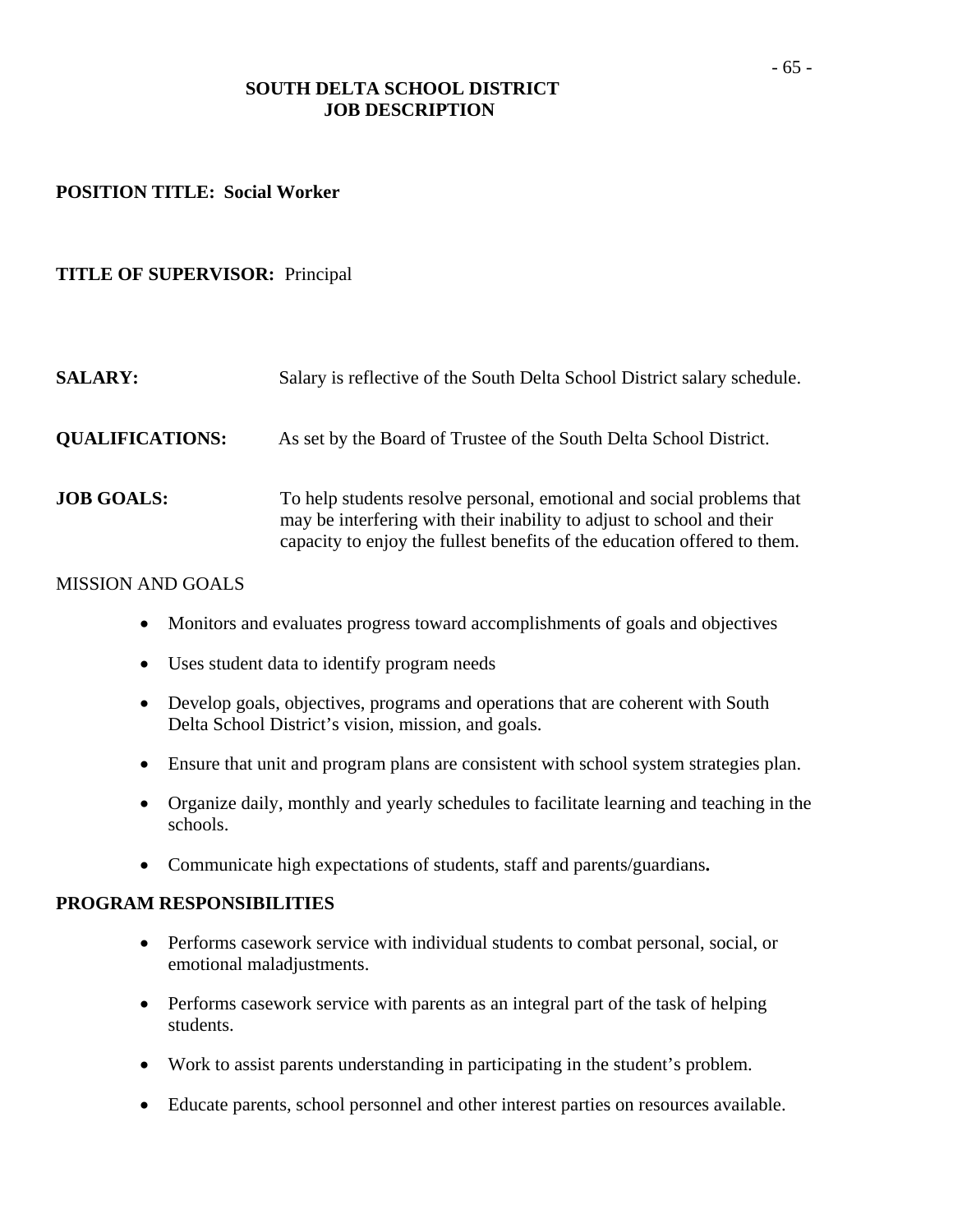# SOUTH DELTA SCHOOL DISTRICT
# JOB DESCRIPTION

**POSITION TITLE: Social Worker**

**TITLE OF SUPERVISOR:** Principal

**SALARY:** Salary is reflective of the South Delta School District salary schedule.

**QUALIFICATIONS:** As set by the Board of Trustee of the South Delta School District.

**JOB GOALS:** To help students resolve personal, emotional and social problems that may be interfering with their inability to adjust to school and their capacity to enjoy the fullest benefits of the education offered to them.

MISSION AND GOALS

- Monitors and evaluates progress toward accomplishments of goals and objectives
- Uses student data to identify program needs
- Develop goals, objectives, programs and operations that are coherent with South Delta School District's vision, mission, and goals.
- Ensure that unit and program plans are consistent with school system strategies plan.
- Organize daily, monthly and yearly schedules to facilitate learning and teaching in the schools.
- Communicate high expectations of students, staff and parents/guardians**.**

**PROGRAM RESPONSIBILITIES**

- Performs casework service with individual students to combat personal, social, or emotional maladjustments.
- Performs casework service with parents as an integral part of the task of helping students.
- Work to assist parents understanding in participating in the student's problem.
- Educate parents, school personnel and other interest parties on resources available.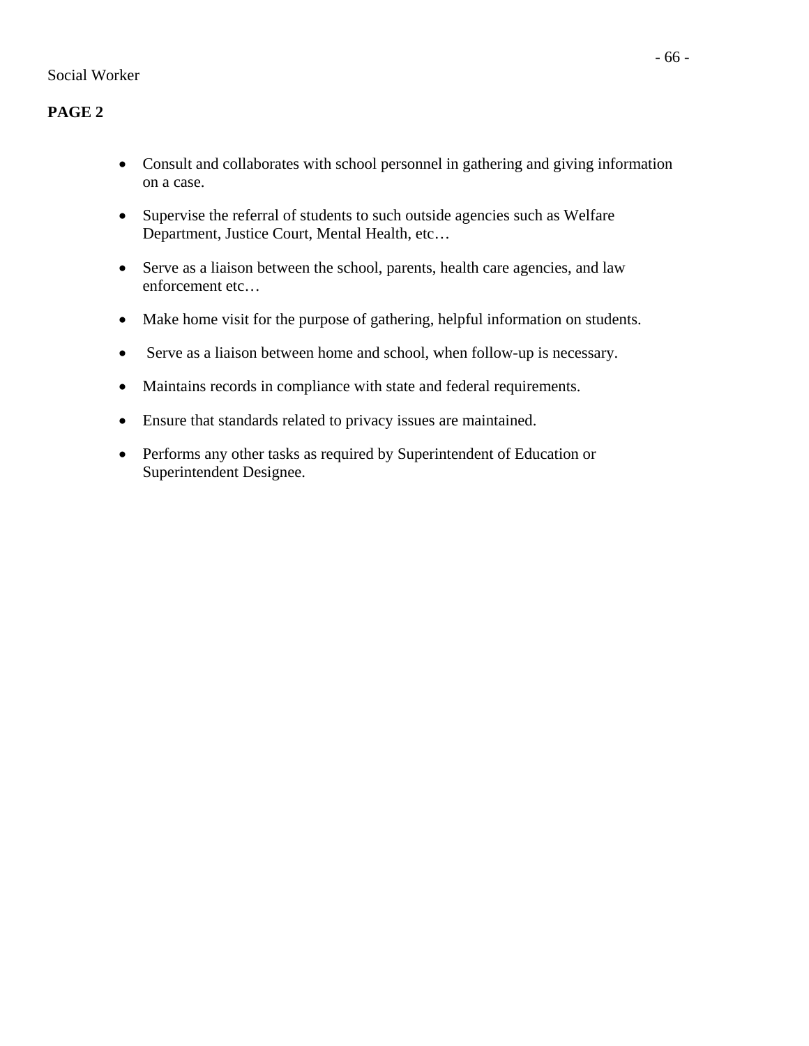Social Worker

**PAGE 2**

- Consult and collaborates with school personnel in gathering and giving information on a case.
- Supervise the referral of students to such outside agencies such as Welfare Department, Justice Court, Mental Health, etc…
- Serve as a liaison between the school, parents, health care agencies, and law enforcement etc…
- Make home visit for the purpose of gathering, helpful information on students.
- Serve as a liaison between home and school, when follow-up is necessary.
- Maintains records in compliance with state and federal requirements.
- Ensure that standards related to privacy issues are maintained.
- Performs any other tasks as required by Superintendent of Education or Superintendent Designee.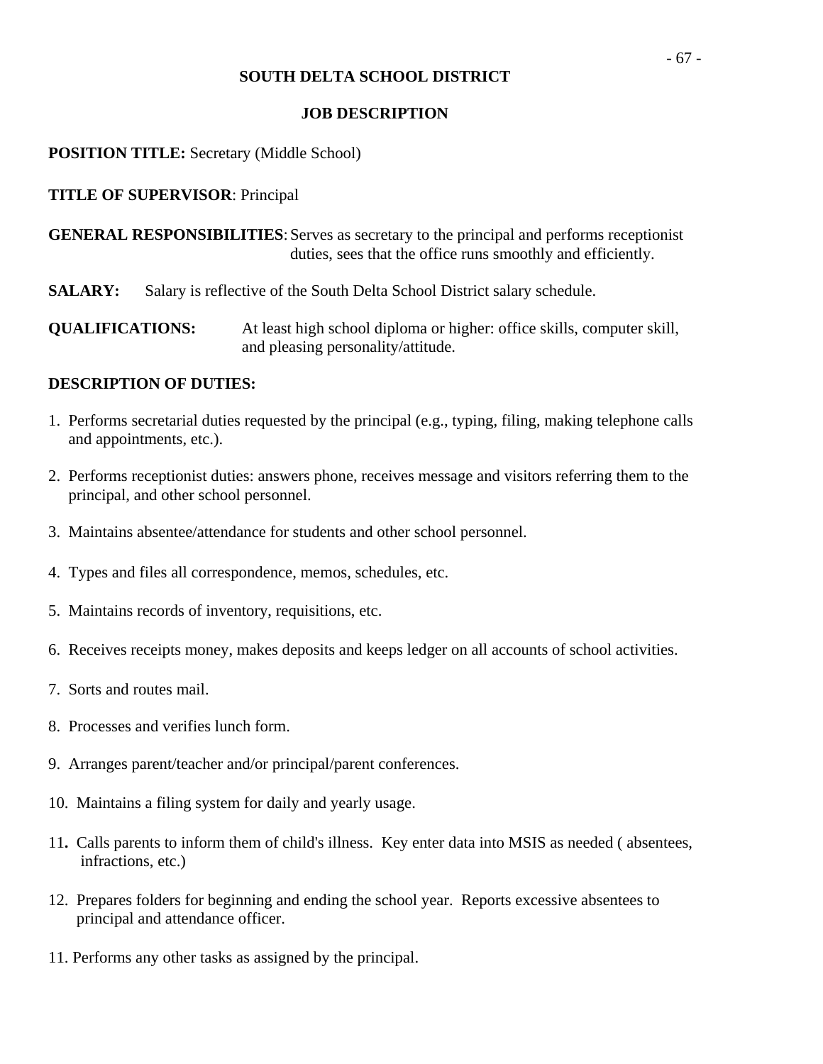**SOUTH DELTA SCHOOL DISTRICT**

**JOB DESCRIPTION**

**POSITION TITLE:** Secretary (Middle School)

**TITLE OF SUPERVISOR**: Principal

**GENERAL RESPONSIBILITIES**: Serves as secretary to the principal and performs receptionist duties, sees that the office runs smoothly and efficiently.

**SALARY:** Salary is reflective of the South Delta School District salary schedule.

**QUALIFICATIONS:** At least high school diploma or higher: office skills, computer skill, and pleasing personality/attitude.

**DESCRIPTION OF DUTIES:**

1. Performs secretarial duties requested by the principal (e.g., typing, filing, making telephone calls and appointments, etc.).

2. Performs receptionist duties: answers phone, receives message and visitors referring them to the principal, and other school personnel.

3. Maintains absentee/attendance for students and other school personnel.

4. Types and files all correspondence, memos, schedules, etc.

5. Maintains records of inventory, requisitions, etc.

6. Receives receipts money, makes deposits and keeps ledger on all accounts of school activities.

7. Sorts and routes mail.

8. Processes and verifies lunch form.

9. Arranges parent/teacher and/or principal/parent conferences.

10. Maintains a filing system for daily and yearly usage.

11. Calls parents to inform them of child's illness. Key enter data into MSIS as needed ( absentees, infractions, etc.)

12. Prepares folders for beginning and ending the school year. Reports excessive absentees to principal and attendance officer.

11. Performs any other tasks as assigned by the principal.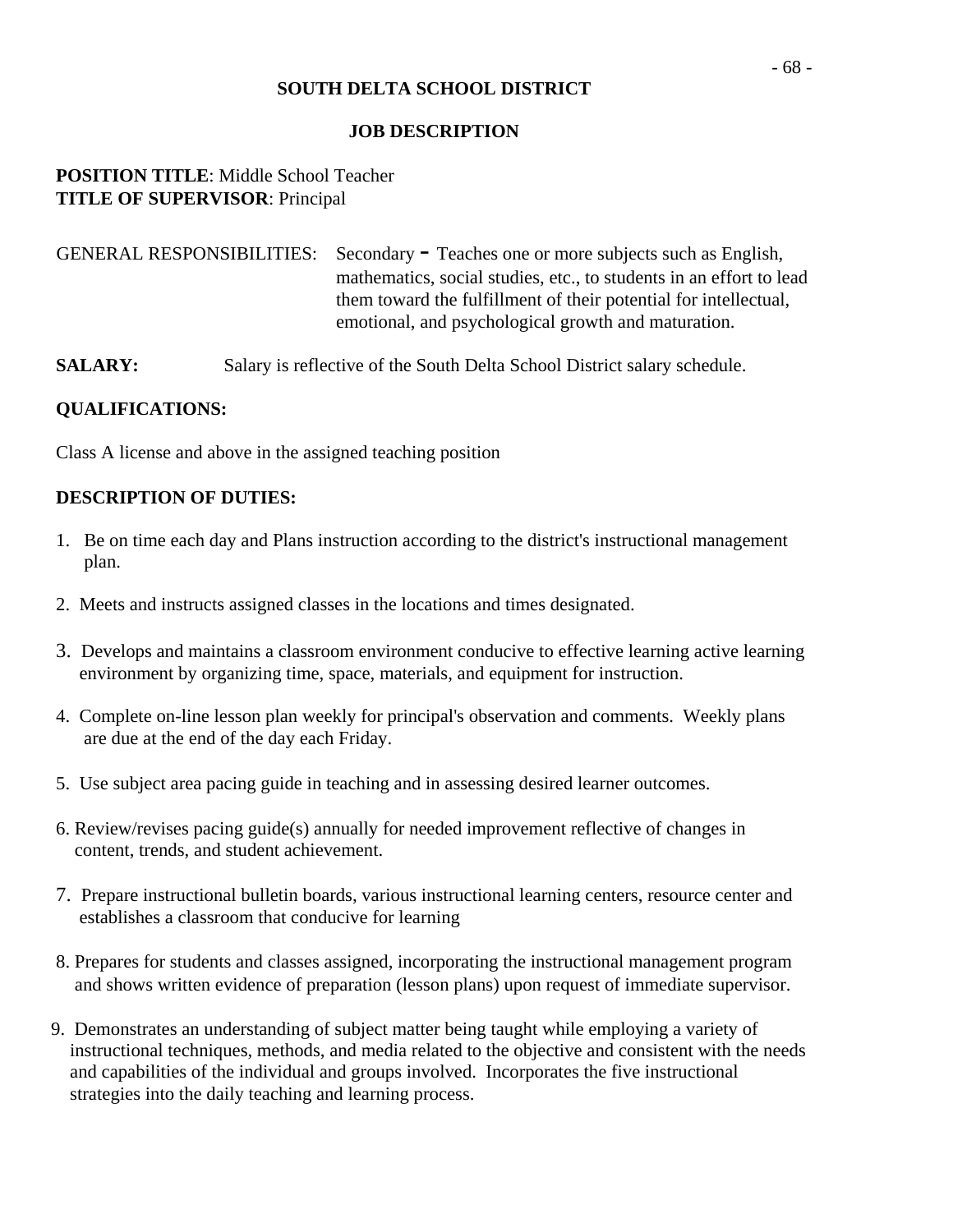**SOUTH DELTA SCHOOL DISTRICT**

**JOB DESCRIPTION**

**POSITION TITLE**: Middle School Teacher
**TITLE OF SUPERVISOR**: Principal

GENERAL RESPONSIBILITIES: Secondary - Teaches one or more subjects such as English, mathematics, social studies, etc., to students in an effort to lead them toward the fulfillment of their potential for intellectual, emotional, and psychological growth and maturation.

**SALARY:** Salary is reflective of the South Delta School District salary schedule.

**QUALIFICATIONS:**

Class A license and above in the assigned teaching position

**DESCRIPTION OF DUTIES:**

1. Be on time each day and Plans instruction according to the district's instructional management plan.

2. Meets and instructs assigned classes in the locations and times designated.

3. Develops and maintains a classroom environment conducive to effective learning active learning environment by organizing time, space, materials, and equipment for instruction.

4. Complete on-line lesson plan weekly for principal's observation and comments. Weekly plans are due at the end of the day each Friday.

5. Use subject area pacing guide in teaching and in assessing desired learner outcomes.

6. Review/revises pacing guide(s) annually for needed improvement reflective of changes in content, trends, and student achievement.

7. Prepare instructional bulletin boards, various instructional learning centers, resource center and establishes a classroom that conducive for learning

8. Prepares for students and classes assigned, incorporating the instructional management program and shows written evidence of preparation (lesson plans) upon request of immediate supervisor.

9. Demonstrates an understanding of subject matter being taught while employing a variety of instructional techniques, methods, and media related to the objective and consistent with the needs and capabilities of the individual and groups involved. Incorporates the five instructional strategies into the daily teaching and learning process.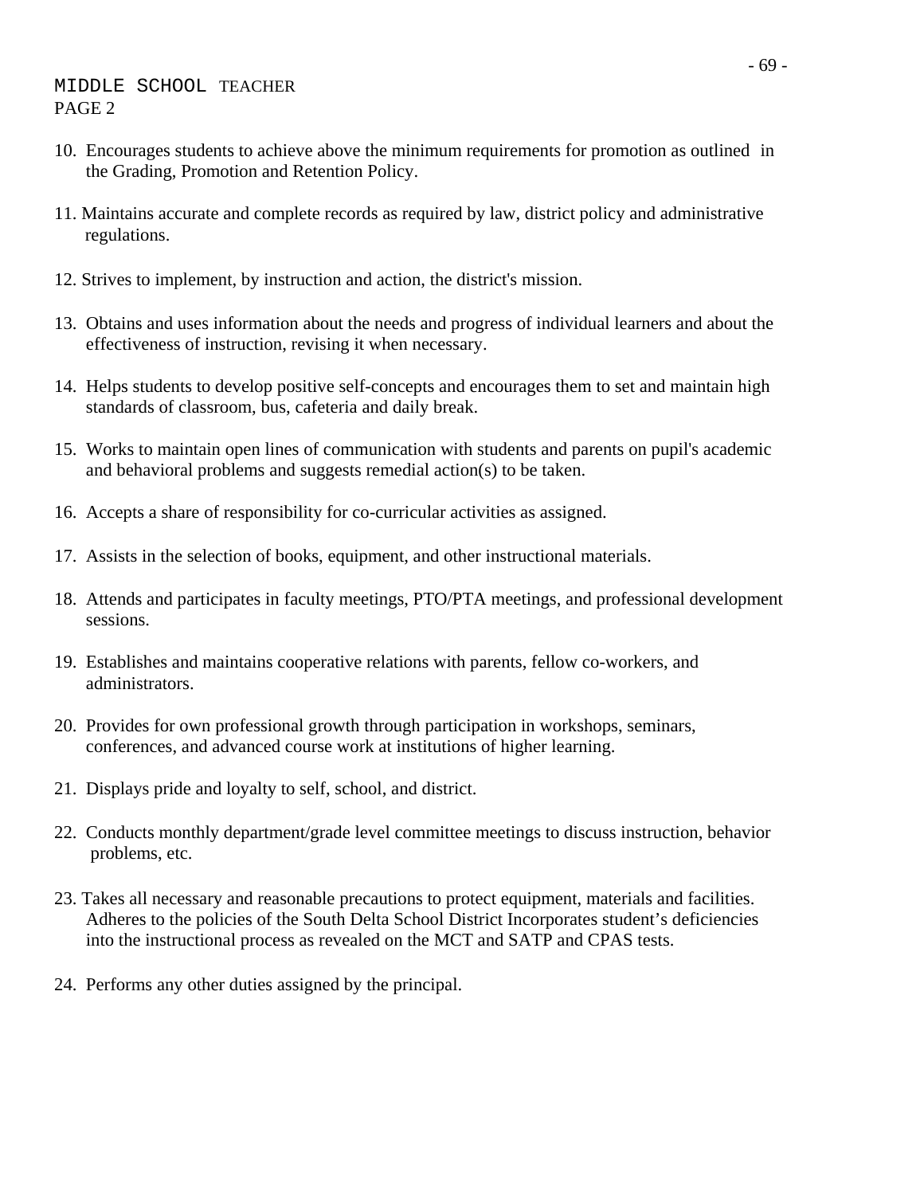MIDDLE SCHOOL TEACHER
PAGE 2

10. Encourages students to achieve above the minimum requirements for promotion as outlined in the Grading, Promotion and Retention Policy.

11. Maintains accurate and complete records as required by law, district policy and administrative regulations.

12. Strives to implement, by instruction and action, the district's mission.

13. Obtains and uses information about the needs and progress of individual learners and about the effectiveness of instruction, revising it when necessary.

14. Helps students to develop positive self-concepts and encourages them to set and maintain high standards of classroom, bus, cafeteria and daily break.

15. Works to maintain open lines of communication with students and parents on pupil's academic and behavioral problems and suggests remedial action(s) to be taken.

16. Accepts a share of responsibility for co-curricular activities as assigned.

17. Assists in the selection of books, equipment, and other instructional materials.

18. Attends and participates in faculty meetings, PTO/PTA meetings, and professional development sessions.

19. Establishes and maintains cooperative relations with parents, fellow co-workers, and administrators.

20. Provides for own professional growth through participation in workshops, seminars, conferences, and advanced course work at institutions of higher learning.

21. Displays pride and loyalty to self, school, and district.

22. Conducts monthly department/grade level committee meetings to discuss instruction, behavior problems, etc.

23. Takes all necessary and reasonable precautions to protect equipment, materials and facilities. Adheres to the policies of the South Delta School District Incorporates student's deficiencies into the instructional process as revealed on the MCT and SATP and CPAS tests.

24. Performs any other duties assigned by the principal.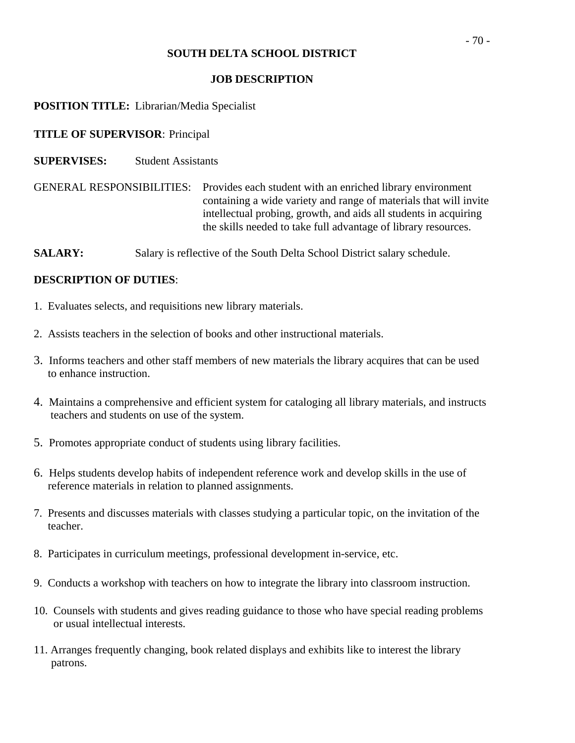**SOUTH DELTA SCHOOL DISTRICT**

**JOB DESCRIPTION**

**POSITION TITLE:** Librarian/Media Specialist

**TITLE OF SUPERVISOR**: Principal

**SUPERVISES:** Student Assistants

GENERAL RESPONSIBILITIES: Provides each student with an enriched library environment containing a wide variety and range of materials that will invite intellectual probing, growth, and aids all students in acquiring the skills needed to take full advantage of library resources.

**SALARY:** Salary is reflective of the South Delta School District salary schedule.

**DESCRIPTION OF DUTIES**:

1. Evaluates selects, and requisitions new library materials.

2. Assists teachers in the selection of books and other instructional materials.

3. Informs teachers and other staff members of new materials the library acquires that can be used to enhance instruction.

4. Maintains a comprehensive and efficient system for cataloging all library materials, and instructs teachers and students on use of the system.

5. Promotes appropriate conduct of students using library facilities.

6. Helps students develop habits of independent reference work and develop skills in the use of reference materials in relation to planned assignments.

7. Presents and discusses materials with classes studying a particular topic, on the invitation of the teacher.

8. Participates in curriculum meetings, professional development in-service, etc.

9. Conducts a workshop with teachers on how to integrate the library into classroom instruction.

10. Counsels with students and gives reading guidance to those who have special reading problems or usual intellectual interests.

11. Arranges frequently changing, book related displays and exhibits like to interest the library patrons.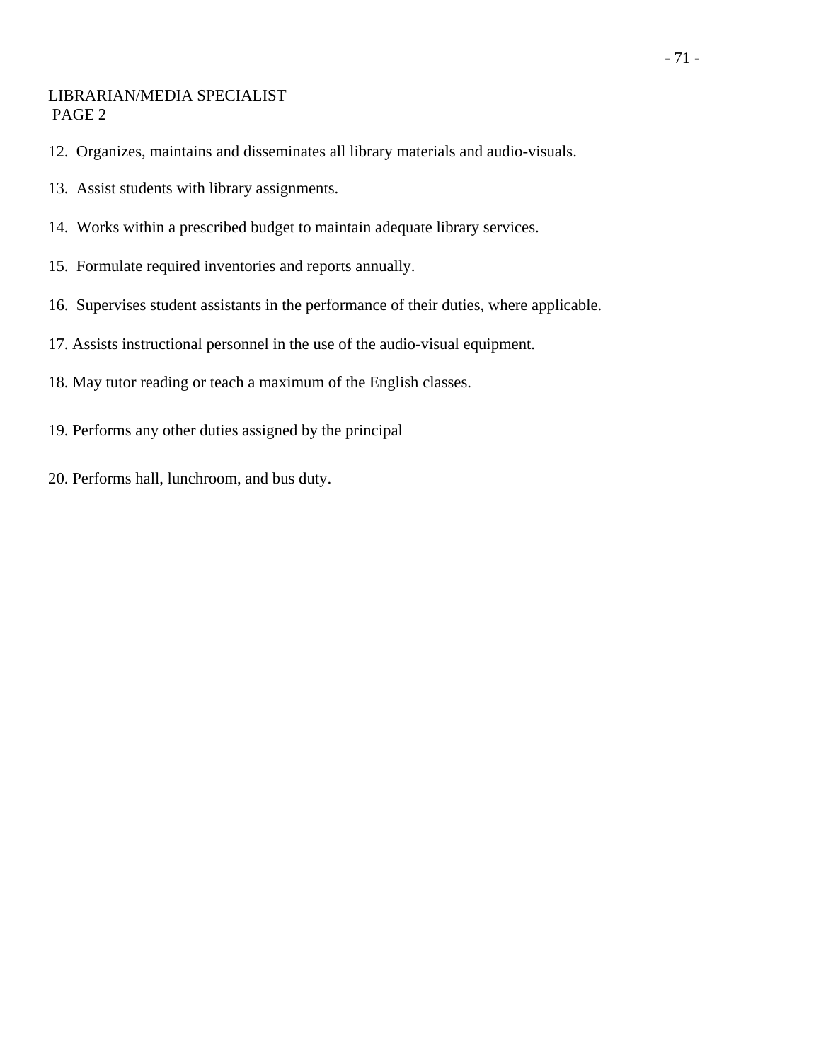LIBRARIAN/MEDIA SPECIALIST
PAGE 2

12. Organizes, maintains and disseminates all library materials and audio-visuals.

13. Assist students with library assignments.

14. Works within a prescribed budget to maintain adequate library services.

15. Formulate required inventories and reports annually.

16. Supervises student assistants in the performance of their duties, where applicable.

17. Assists instructional personnel in the use of the audio-visual equipment.

18. May tutor reading or teach a maximum of the English classes.

19. Performs any other duties assigned by the principal

20. Performs hall, lunchroom, and bus duty.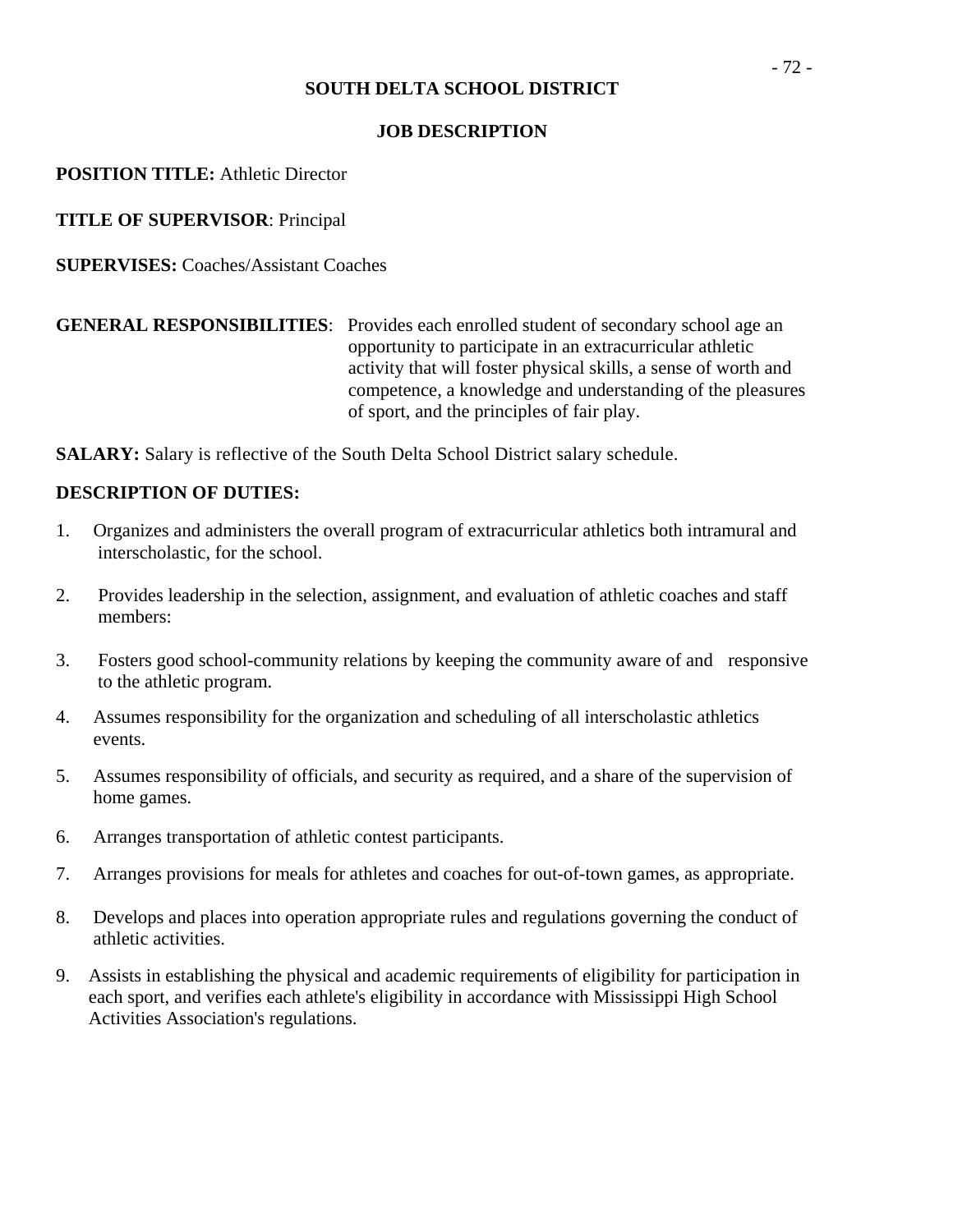**SOUTH DELTA SCHOOL DISTRICT**

**JOB DESCRIPTION**

**POSITION TITLE:** Athletic Director

**TITLE OF SUPERVISOR**: Principal

**SUPERVISES:** Coaches/Assistant Coaches

**GENERAL RESPONSIBILITIES**: Provides each enrolled student of secondary school age an opportunity to participate in an extracurricular athletic activity that will foster physical skills, a sense of worth and competence, a knowledge and understanding of the pleasures of sport, and the principles of fair play.

**SALARY:** Salary is reflective of the South Delta School District salary schedule.

**DESCRIPTION OF DUTIES:**

1. Organizes and administers the overall program of extracurricular athletics both intramural and interscholastic, for the school.
2. Provides leadership in the selection, assignment, and evaluation of athletic coaches and staff members:
3. Fosters good school-community relations by keeping the community aware of and responsive to the athletic program.
4. Assumes responsibility for the organization and scheduling of all interscholastic athletics events.
5. Assumes responsibility of officials, and security as required, and a share of the supervision of home games.
6. Arranges transportation of athletic contest participants.
7. Arranges provisions for meals for athletes and coaches for out-of-town games, as appropriate.
8. Develops and places into operation appropriate rules and regulations governing the conduct of athletic activities.
9. Assists in establishing the physical and academic requirements of eligibility for participation in each sport, and verifies each athlete's eligibility in accordance with Mississippi High School Activities Association's regulations.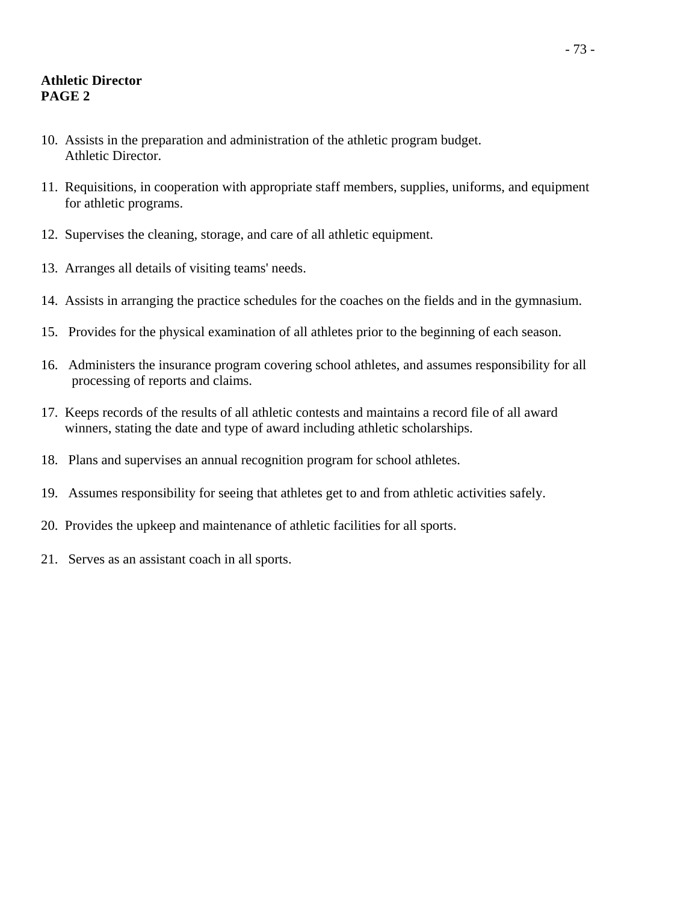**Athletic Director**
**PAGE 2**

10. Assists in the preparation and administration of the athletic program budget.
    Athletic Director.

11. Requisitions, in cooperation with appropriate staff members, supplies, uniforms, and equipment for athletic programs.

12. Supervises the cleaning, storage, and care of all athletic equipment.

13. Arranges all details of visiting teams' needs.

14. Assists in arranging the practice schedules for the coaches on the fields and in the gymnasium.

15. Provides for the physical examination of all athletes prior to the beginning of each season.

16. Administers the insurance program covering school athletes, and assumes responsibility for all processing of reports and claims.

17. Keeps records of the results of all athletic contests and maintains a record file of all award winners, stating the date and type of award including athletic scholarships.

18. Plans and supervises an annual recognition program for school athletes.

19. Assumes responsibility for seeing that athletes get to and from athletic activities safely.

20. Provides the upkeep and maintenance of athletic facilities for all sports.

21. Serves as an assistant coach in all sports.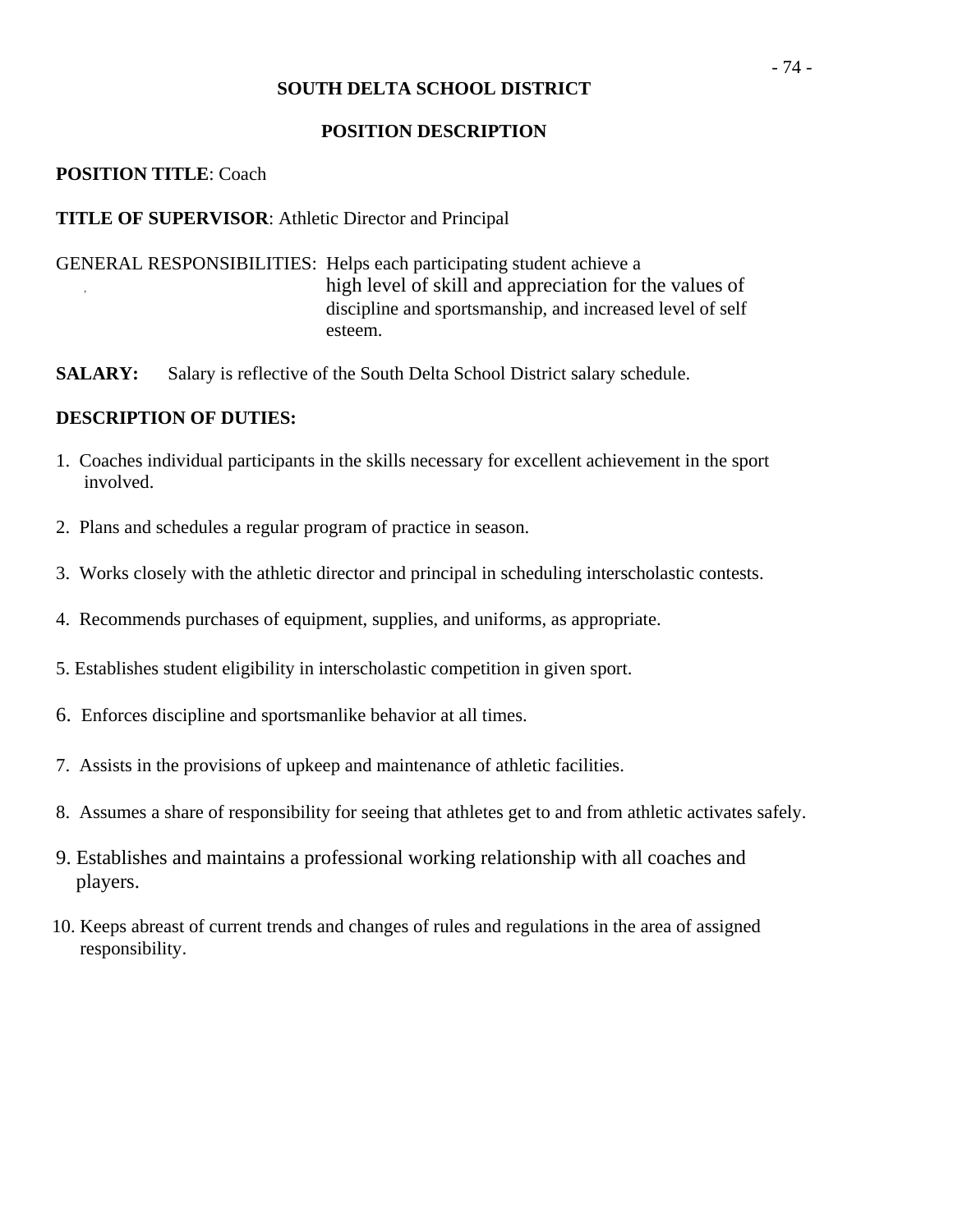**SOUTH DELTA SCHOOL DISTRICT**

**POSITION DESCRIPTION**

**POSITION TITLE**: Coach

**TITLE OF SUPERVISOR**: Athletic Director and Principal

GENERAL RESPONSIBILITIES: Helps each participating student achieve a high level of skill and appreciation for the values of discipline and sportsmanship, and increased level of self esteem.

**SALARY:** Salary is reflective of the South Delta School District salary schedule.

**DESCRIPTION OF DUTIES:**

1. Coaches individual participants in the skills necessary for excellent achievement in the sport involved.

2. Plans and schedules a regular program of practice in season.

3. Works closely with the athletic director and principal in scheduling interscholastic contests.

4. Recommends purchases of equipment, supplies, and uniforms, as appropriate.

5. Establishes student eligibility in interscholastic competition in given sport.

6. Enforces discipline and sportsmanlike behavior at all times.

7. Assists in the provisions of upkeep and maintenance of athletic facilities.

8. Assumes a share of responsibility for seeing that athletes get to and from athletic activates safely.

9. Establishes and maintains a professional working relationship with all coaches and players.

10. Keeps abreast of current trends and changes of rules and regulations in the area of assigned responsibility.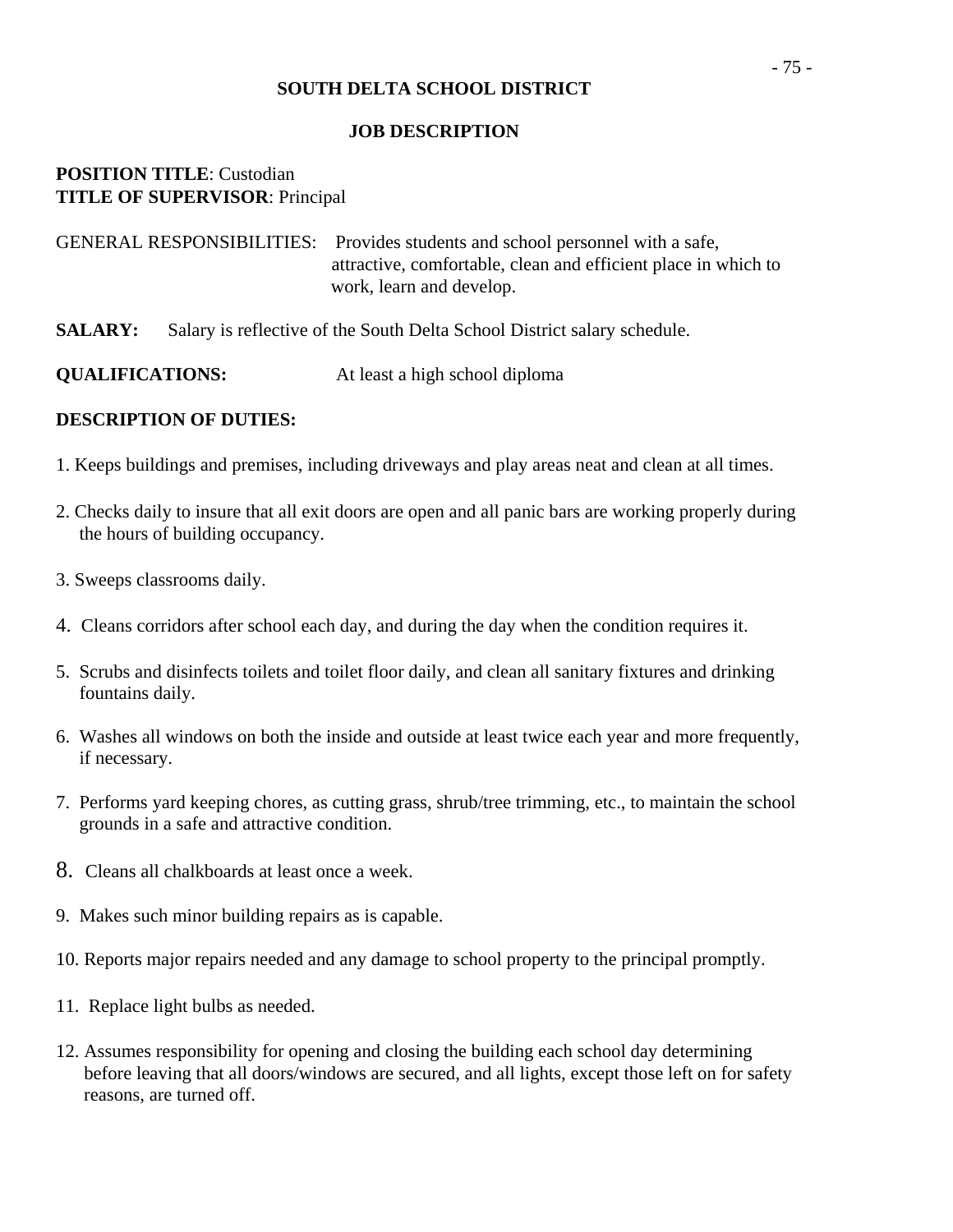# SOUTH DELTA SCHOOL DISTRICT

## JOB DESCRIPTION

**POSITION TITLE**: Custodian
**TITLE OF SUPERVISOR**: Principal

GENERAL RESPONSIBILITIES: Provides students and school personnel with a safe, attractive, comfortable, clean and efficient place in which to work, learn and develop.

**SALARY:** Salary is reflective of the South Delta School District salary schedule.

**QUALIFICATIONS:** At least a high school diploma

**DESCRIPTION OF DUTIES:**

1. Keeps buildings and premises, including driveways and play areas neat and clean at all times.
2. Checks daily to insure that all exit doors are open and all panic bars are working properly during the hours of building occupancy.
3. Sweeps classrooms daily.
4. Cleans corridors after school each day, and during the day when the condition requires it.
5. Scrubs and disinfects toilets and toilet floor daily, and clean all sanitary fixtures and drinking fountains daily.
6. Washes all windows on both the inside and outside at least twice each year and more frequently, if necessary.
7. Performs yard keeping chores, as cutting grass, shrub/tree trimming, etc., to maintain the school grounds in a safe and attractive condition.
8. Cleans all chalkboards at least once a week.
9. Makes such minor building repairs as is capable.
10. Reports major repairs needed and any damage to school property to the principal promptly.
11. Replace light bulbs as needed.
12. Assumes responsibility for opening and closing the building each school day determining before leaving that all doors/windows are secured, and all lights, except those left on for safety reasons, are turned off.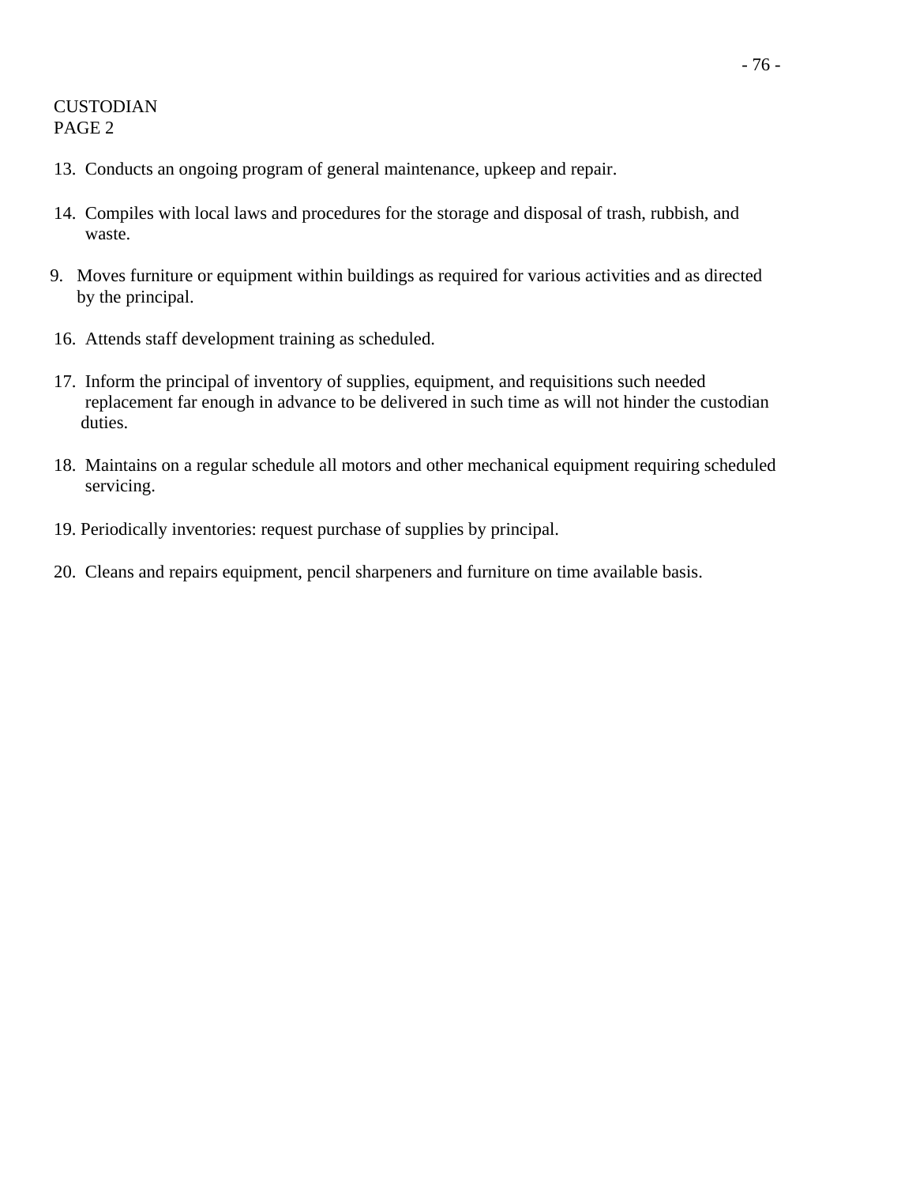CUSTODIAN
PAGE 2

13. Conducts an ongoing program of general maintenance, upkeep and repair.

14. Compiles with local laws and procedures for the storage and disposal of trash, rubbish, and waste.

9. Moves furniture or equipment within buildings as required for various activities and as directed by the principal.

16. Attends staff development training as scheduled.

17. Inform the principal of inventory of supplies, equipment, and requisitions such needed replacement far enough in advance to be delivered in such time as will not hinder the custodian duties.

18. Maintains on a regular schedule all motors and other mechanical equipment requiring scheduled servicing.

19. Periodically inventories: request purchase of supplies by principal.

20. Cleans and repairs equipment, pencil sharpeners and furniture on time available basis.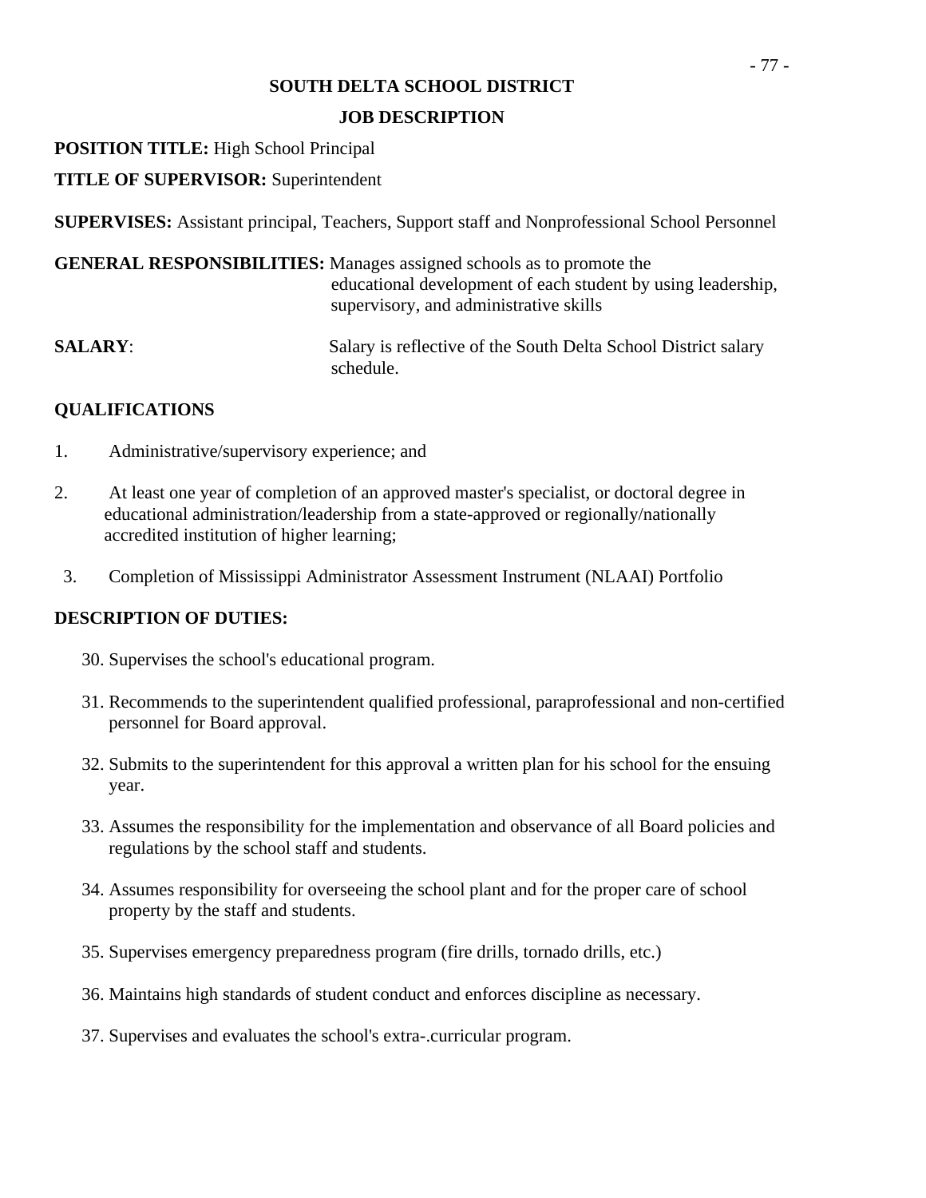**SOUTH DELTA SCHOOL DISTRICT**

**JOB DESCRIPTION**

**POSITION TITLE:** High School Principal

**TITLE OF SUPERVISOR:** Superintendent

**SUPERVISES:** Assistant principal, Teachers, Support staff and Nonprofessional School Personnel

**GENERAL RESPONSIBILITIES:** Manages assigned schools as to promote the educational development of each student by using leadership, supervisory, and administrative skills

**SALARY**: Salary is reflective of the South Delta School District salary schedule.

**QUALIFICATIONS**

1. Administrative/supervisory experience; and
2. At least one year of completion of an approved master's specialist, or doctoral degree in educational administration/leadership from a state-approved or regionally/nationally accredited institution of higher learning;
3. Completion of Mississippi Administrator Assessment Instrument (NLAAI) Portfolio

**DESCRIPTION OF DUTIES:**

30. Supervises the school's educational program.
31. Recommends to the superintendent qualified professional, paraprofessional and non-certified personnel for Board approval.
32. Submits to the superintendent for this approval a written plan for his school for the ensuing year.
33. Assumes the responsibility for the implementation and observance of all Board policies and regulations by the school staff and students.
34. Assumes responsibility for overseeing the school plant and for the proper care of school property by the staff and students.
35. Supervises emergency preparedness program (fire drills, tornado drills, etc.)
36. Maintains high standards of student conduct and enforces discipline as necessary.
37. Supervises and evaluates the school's extra-.curricular program.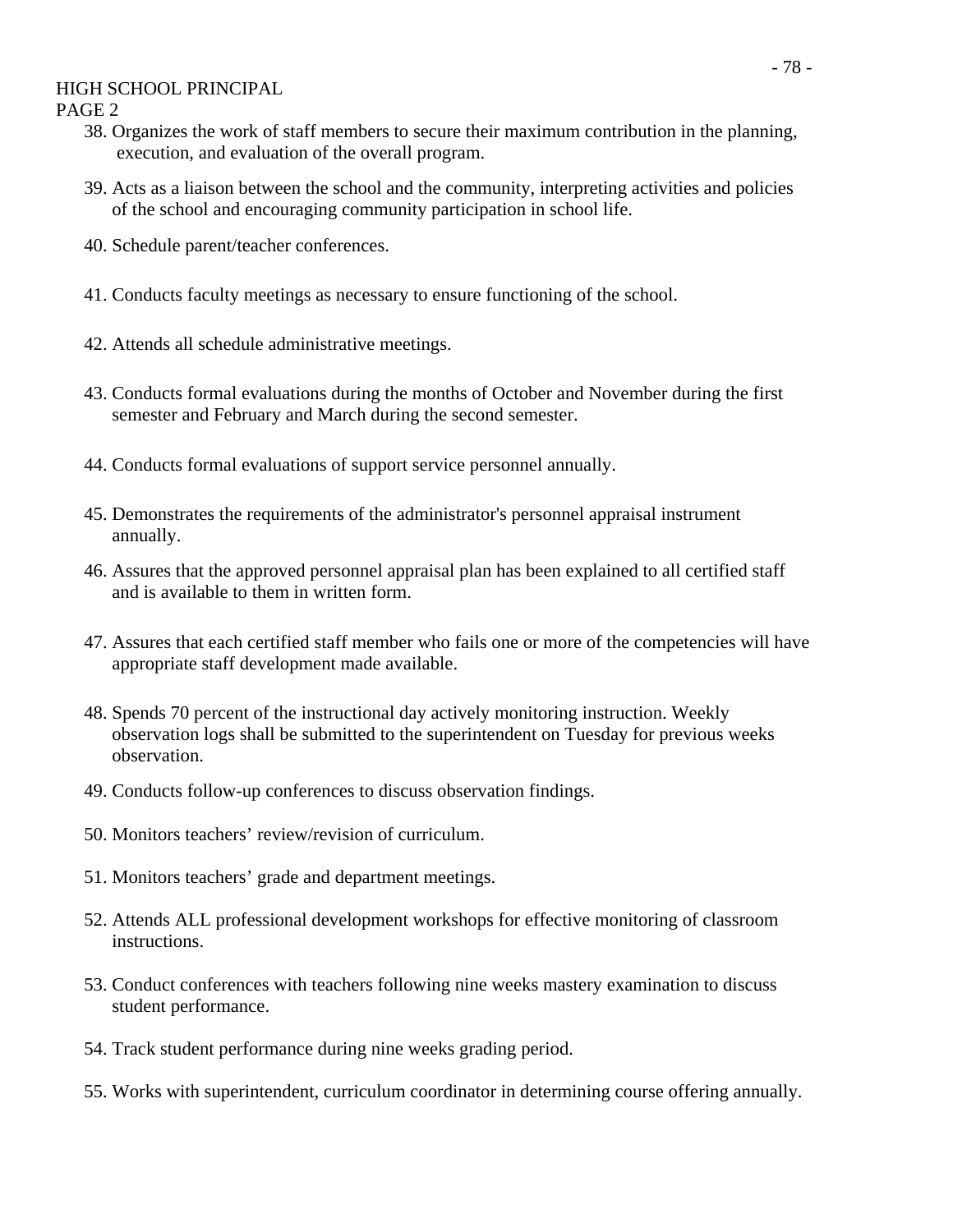HIGH SCHOOL PRINCIPAL
PAGE 2

38. Organizes the work of staff members to secure their maximum contribution in the planning, execution, and evaluation of the overall program.

39. Acts as a liaison between the school and the community, interpreting activities and policies of the school and encouraging community participation in school life.

40. Schedule parent/teacher conferences.

41. Conducts faculty meetings as necessary to ensure functioning of the school.

42. Attends all schedule administrative meetings.

43. Conducts formal evaluations during the months of October and November during the first semester and February and March during the second semester.

44. Conducts formal evaluations of support service personnel annually.

45. Demonstrates the requirements of the administrator's personnel appraisal instrument annually.

46. Assures that the approved personnel appraisal plan has been explained to all certified staff and is available to them in written form.

47. Assures that each certified staff member who fails one or more of the competencies will have appropriate staff development made available.

48. Spends 70 percent of the instructional day actively monitoring instruction. Weekly observation logs shall be submitted to the superintendent on Tuesday for previous weeks observation.

49. Conducts follow-up conferences to discuss observation findings.

50. Monitors teachers' review/revision of curriculum.

51. Monitors teachers' grade and department meetings.

52. Attends ALL professional development workshops for effective monitoring of classroom instructions.

53. Conduct conferences with teachers following nine weeks mastery examination to discuss student performance.

54. Track student performance during nine weeks grading period.

55. Works with superintendent, curriculum coordinator in determining course offering annually.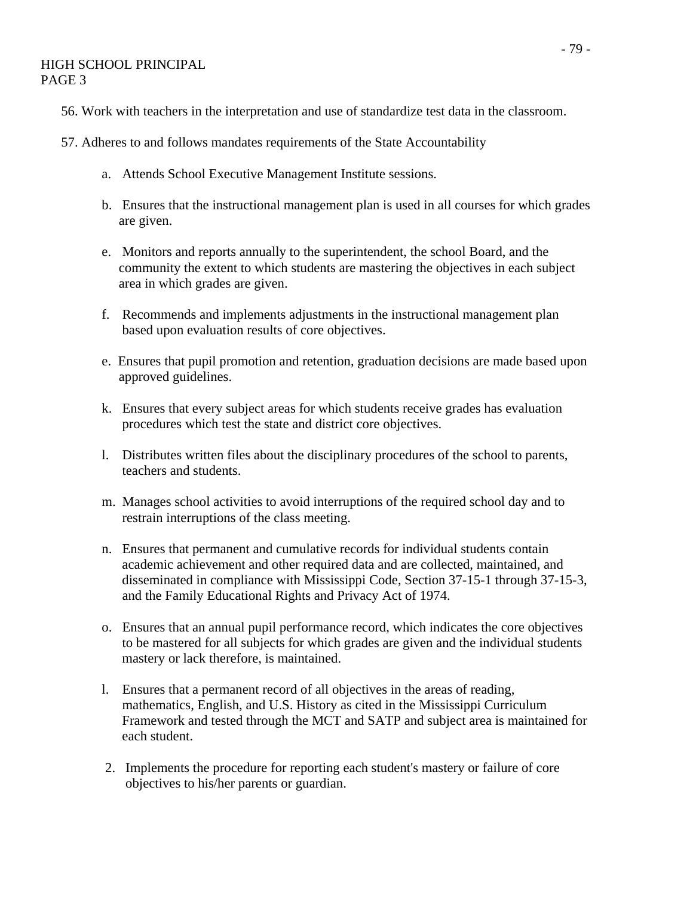HIGH SCHOOL PRINCIPAL
PAGE 3

56. Work with teachers in the interpretation and use of standardize test data in the classroom.

57. Adheres to and follows mandates requirements of the State Accountability

   a. Attends School Executive Management Institute sessions.

   b. Ensures that the instructional management plan is used in all courses for which grades are given.

   e. Monitors and reports annually to the superintendent, the school Board, and the community the extent to which students are mastering the objectives in each subject area in which grades are given.

   f. Recommends and implements adjustments in the instructional management plan based upon evaluation results of core objectives.

   e. Ensures that pupil promotion and retention, graduation decisions are made based upon approved guidelines.

   k. Ensures that every subject areas for which students receive grades has evaluation procedures which test the state and district core objectives.

   l. Distributes written files about the disciplinary procedures of the school to parents, teachers and students.

   m. Manages school activities to avoid interruptions of the required school day and to restrain interruptions of the class meeting.

   n. Ensures that permanent and cumulative records for individual students contain academic achievement and other required data and are collected, maintained, and disseminated in compliance with Mississippi Code, Section 37-15-1 through 37-15-3, and the Family Educational Rights and Privacy Act of 1974.

   o. Ensures that an annual pupil performance record, which indicates the core objectives to be mastered for all subjects for which grades are given and the individual students mastery or lack therefore, is maintained.

   l. Ensures that a permanent record of all objectives in the areas of reading, mathematics, English, and U.S. History as cited in the Mississippi Curriculum Framework and tested through the MCT and SATP and subject area is maintained for each student.

   2. Implements the procedure for reporting each student's mastery or failure of core objectives to his/her parents or guardian.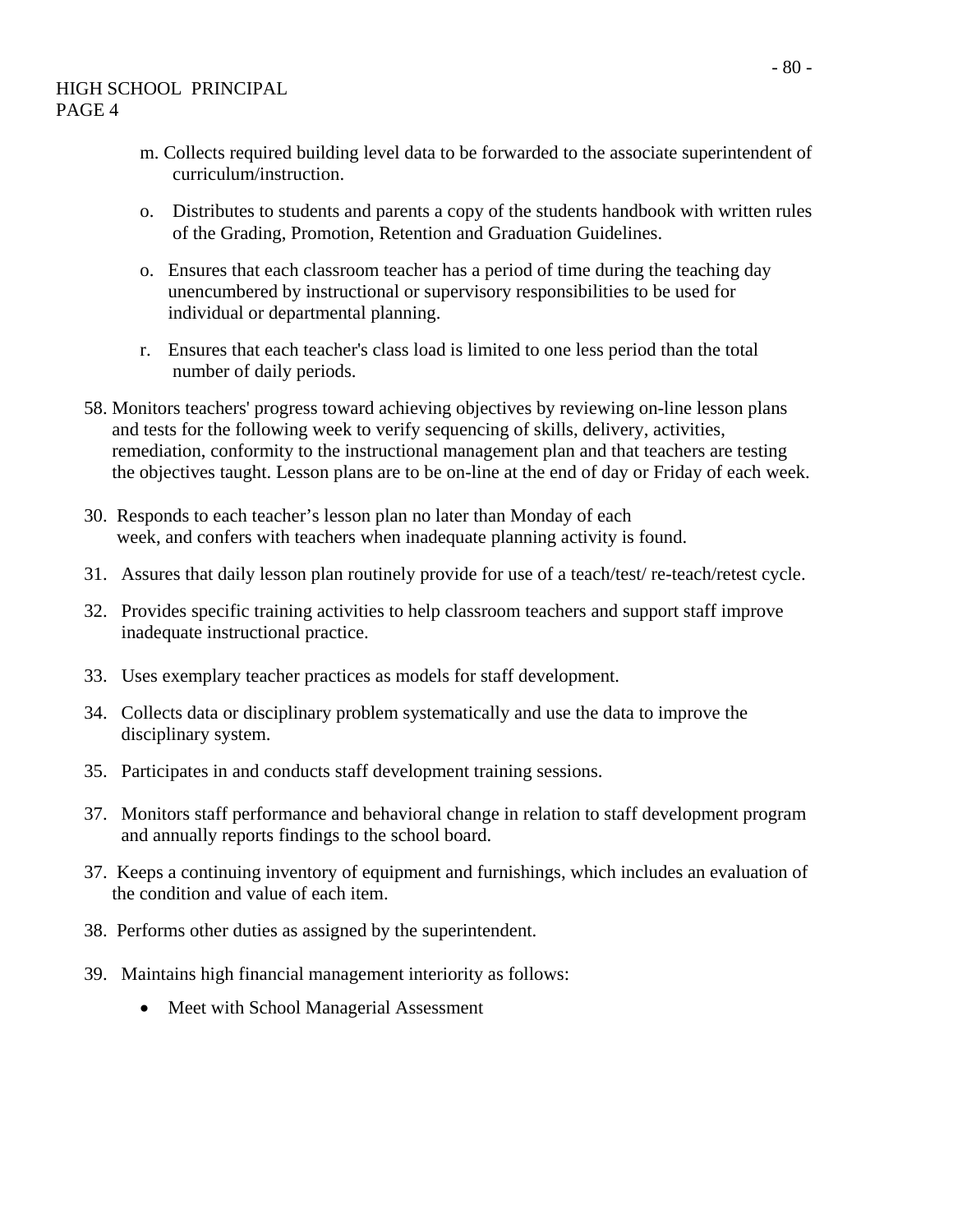HIGH SCHOOL PRINCIPAL
PAGE 4

m. Collects required building level data to be forwarded to the associate superintendent of curriculum/instruction.

o. Distributes to students and parents a copy of the students handbook with written rules of the Grading, Promotion, Retention and Graduation Guidelines.

o. Ensures that each classroom teacher has a period of time during the teaching day unencumbered by instructional or supervisory responsibilities to be used for individual or departmental planning.

r. Ensures that each teacher's class load is limited to one less period than the total number of daily periods.

58. Monitors teachers' progress toward achieving objectives by reviewing on-line lesson plans and tests for the following week to verify sequencing of skills, delivery, activities, remediation, conformity to the instructional management plan and that teachers are testing the objectives taught. Lesson plans are to be on-line at the end of day or Friday of each week.

30. Responds to each teacher's lesson plan no later than Monday of each week, and confers with teachers when inadequate planning activity is found.

31. Assures that daily lesson plan routinely provide for use of a teach/test/ re-teach/retest cycle.

32. Provides specific training activities to help classroom teachers and support staff improve inadequate instructional practice.

33. Uses exemplary teacher practices as models for staff development.

34. Collects data or disciplinary problem systematically and use the data to improve the disciplinary system.

35. Participates in and conducts staff development training sessions.

37. Monitors staff performance and behavioral change in relation to staff development program and annually reports findings to the school board.

37. Keeps a continuing inventory of equipment and furnishings, which includes an evaluation of the condition and value of each item.

38. Performs other duties as assigned by the superintendent.

39. Maintains high financial management interiority as follows:

- Meet with School Managerial Assessment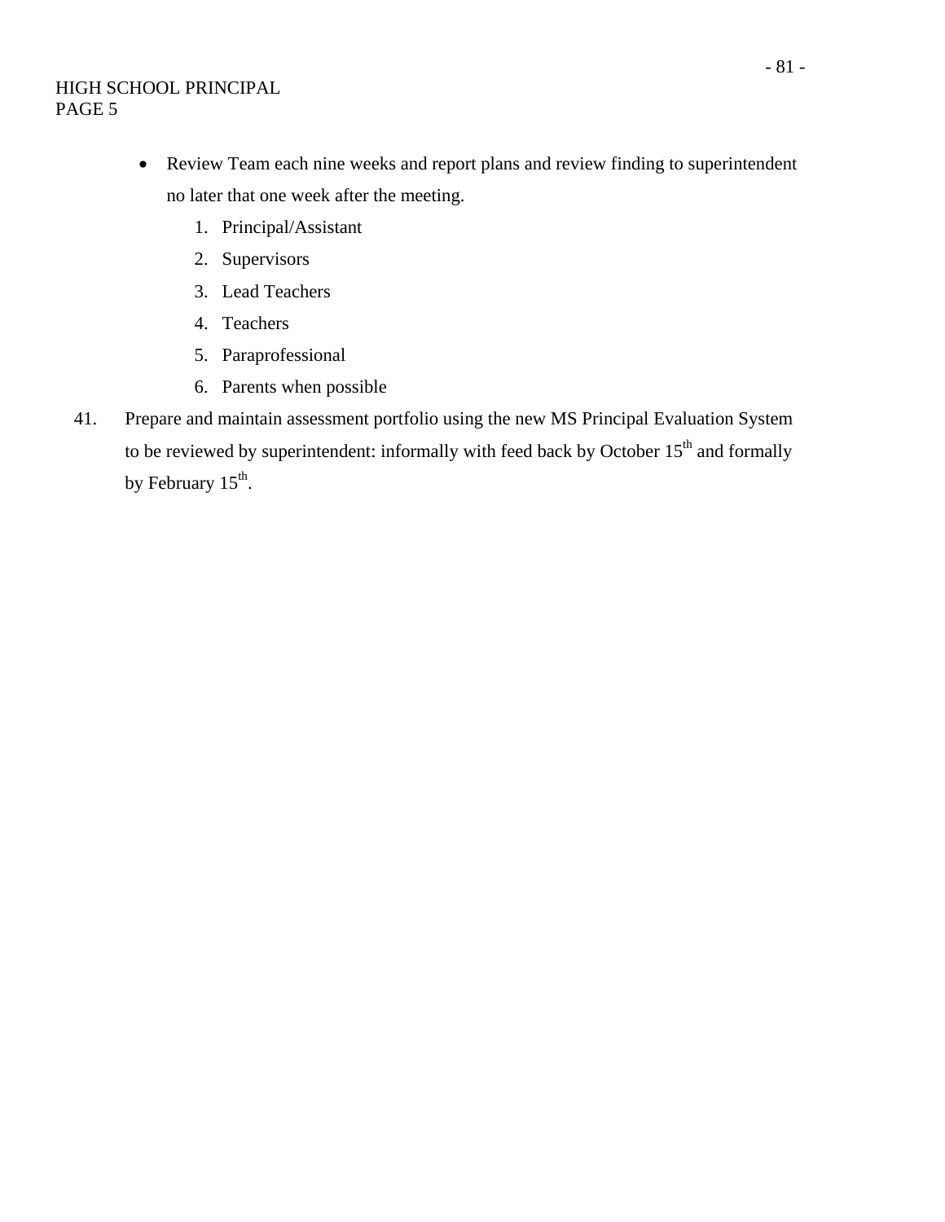- Review Team each nine weeks and report plans and review finding to superintendent no later that one week after the meeting.
    1. Principal/Assistant
    2. Supervisors
    3. Lead Teachers
    4. Teachers
    5. Paraprofessional
    6. Parents when possible

41. Prepare and maintain assessment portfolio using the new MS Principal Evaluation System to be reviewed by superintendent: informally with feed back by October 15th and formally by February 15th.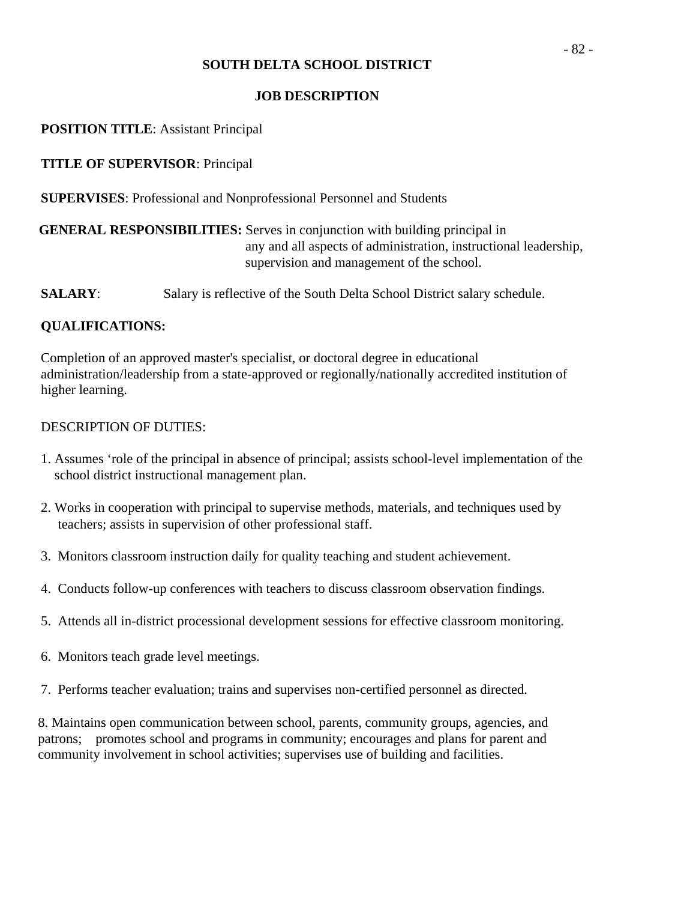# SOUTH DELTA SCHOOL DISTRICT

## JOB DESCRIPTION

**POSITION TITLE**: Assistant Principal

**TITLE OF SUPERVISOR**: Principal

**SUPERVISES**: Professional and Nonprofessional Personnel and Students

**GENERAL RESPONSIBILITIES:** Serves in conjunction with building principal in any and all aspects of administration, instructional leadership, supervision and management of the school.

**SALARY**: Salary is reflective of the South Delta School District salary schedule.

**QUALIFICATIONS:**

Completion of an approved master's specialist, or doctoral degree in educational administration/leadership from a state-approved or regionally/nationally accredited institution of higher learning.

DESCRIPTION OF DUTIES:

1. Assumes ‘role of the principal in absence of principal; assists school-level implementation of the school district instructional management plan.
2. Works in cooperation with principal to supervise methods, materials, and techniques used by teachers; assists in supervision of other professional staff.
3. Monitors classroom instruction daily for quality teaching and student achievement.
4. Conducts follow-up conferences with teachers to discuss classroom observation findings.
5. Attends all in-district processional development sessions for effective classroom monitoring.
6. Monitors teach grade level meetings.
7. Performs teacher evaluation; trains and supervises non-certified personnel as directed.
8. Maintains open communication between school, parents, community groups, agencies, and patrons; promotes school and programs in community; encourages and plans for parent and community involvement in school activities; supervises use of building and facilities.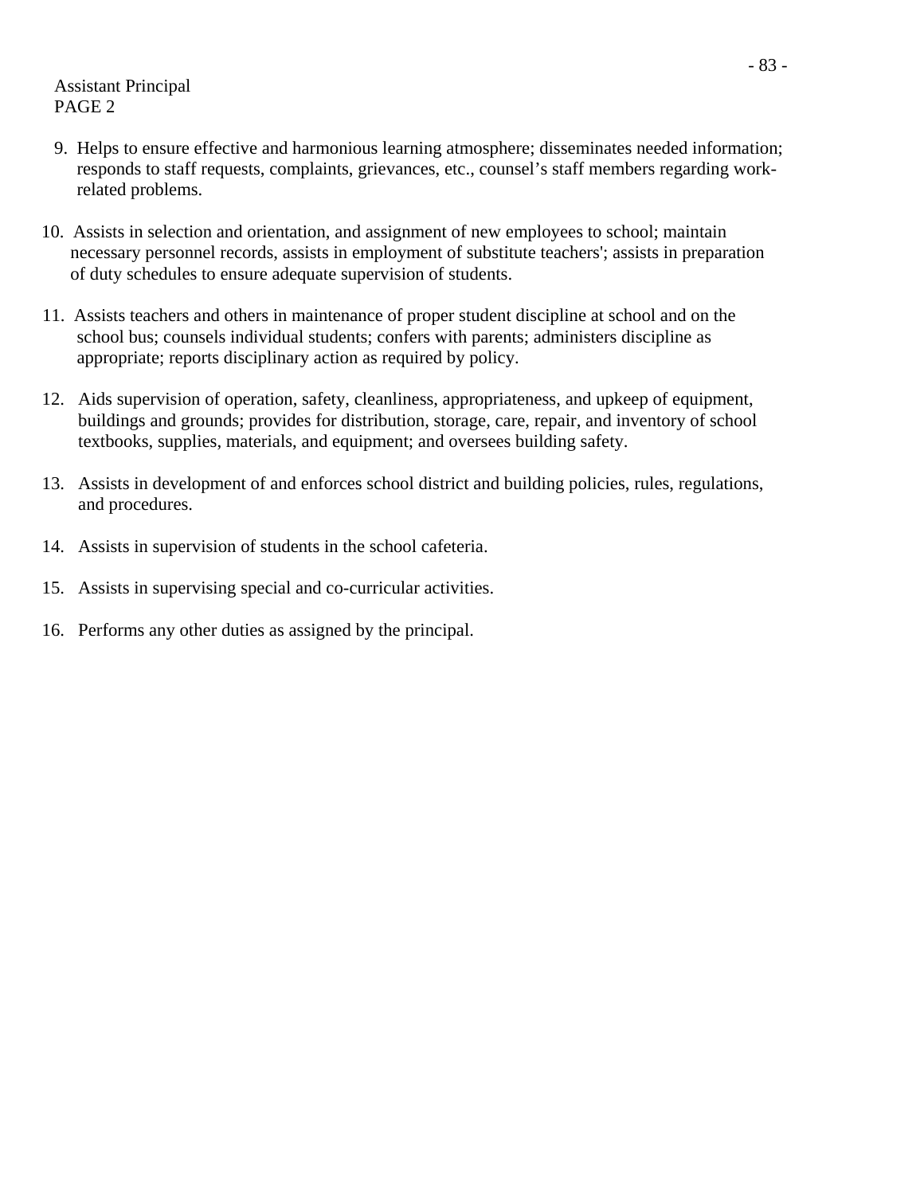Assistant Principal
PAGE 2

9. Helps to ensure effective and harmonious learning atmosphere; disseminates needed information; responds to staff requests, complaints, grievances, etc., counsel's staff members regarding work-related problems.

10. Assists in selection and orientation, and assignment of new employees to school; maintain necessary personnel records, assists in employment of substitute teachers'; assists in preparation of duty schedules to ensure adequate supervision of students.

11. Assists teachers and others in maintenance of proper student discipline at school and on the school bus; counsels individual students; confers with parents; administers discipline as appropriate; reports disciplinary action as required by policy.

12. Aids supervision of operation, safety, cleanliness, appropriateness, and upkeep of equipment, buildings and grounds; provides for distribution, storage, care, repair, and inventory of school textbooks, supplies, materials, and equipment; and oversees building safety.

13. Assists in development of and enforces school district and building policies, rules, regulations, and procedures.

14. Assists in supervision of students in the school cafeteria.

15. Assists in supervising special and co-curricular activities.

16. Performs any other duties as assigned by the principal.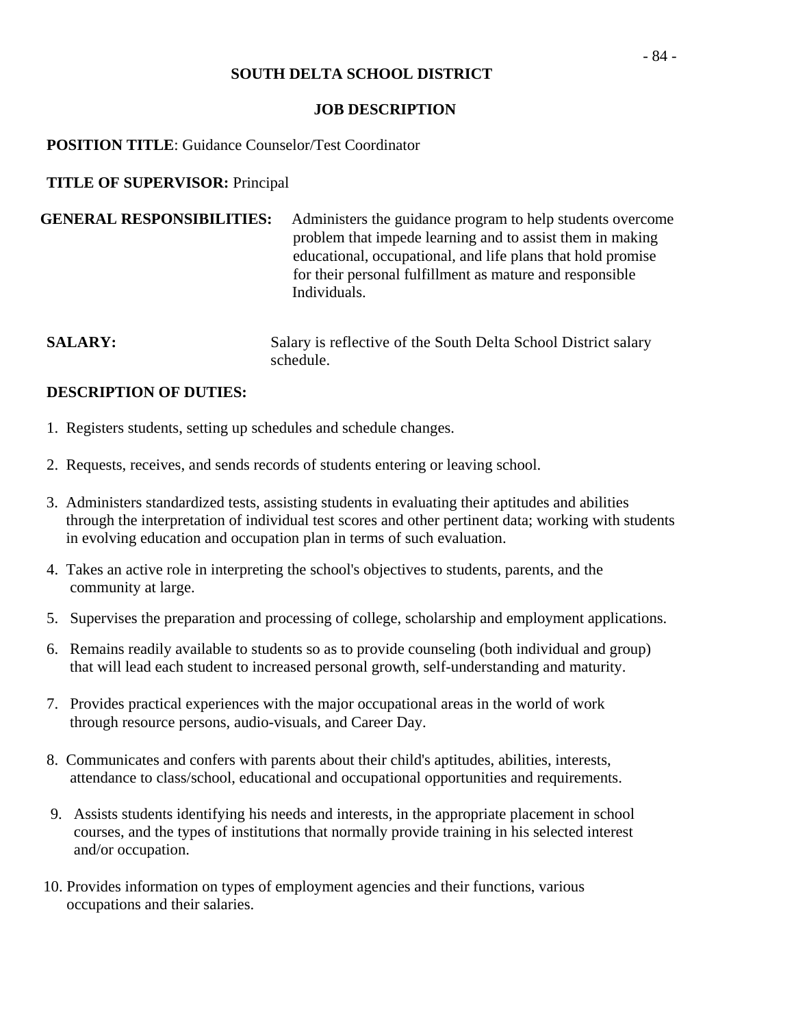## SOUTH DELTA SCHOOL DISTRICT

### JOB DESCRIPTION

**POSITION TITLE**: Guidance Counselor/Test Coordinator

**TITLE OF SUPERVISOR:** Principal

**GENERAL RESPONSIBILITIES:** Administers the guidance program to help students overcome problem that impede learning and to assist them in making educational, occupational, and life plans that hold promise for their personal fulfillment as mature and responsible Individuals.

**SALARY:** Salary is reflective of the South Delta School District salary schedule.

**DESCRIPTION OF DUTIES:**

1. Registers students, setting up schedules and schedule changes.
2. Requests, receives, and sends records of students entering or leaving school.
3. Administers standardized tests, assisting students in evaluating their aptitudes and abilities through the interpretation of individual test scores and other pertinent data; working with students in evolving education and occupation plan in terms of such evaluation.
4. Takes an active role in interpreting the school's objectives to students, parents, and the community at large.
5. Supervises the preparation and processing of college, scholarship and employment applications.
6. Remains readily available to students so as to provide counseling (both individual and group) that will lead each student to increased personal growth, self-understanding and maturity.
7. Provides practical experiences with the major occupational areas in the world of work through resource persons, audio-visuals, and Career Day.
8. Communicates and confers with parents about their child's aptitudes, abilities, interests, attendance to class/school, educational and occupational opportunities and requirements.
9. Assists students identifying his needs and interests, in the appropriate placement in school courses, and the types of institutions that normally provide training in his selected interest and/or occupation.
10. Provides information on types of employment agencies and their functions, various occupations and their salaries.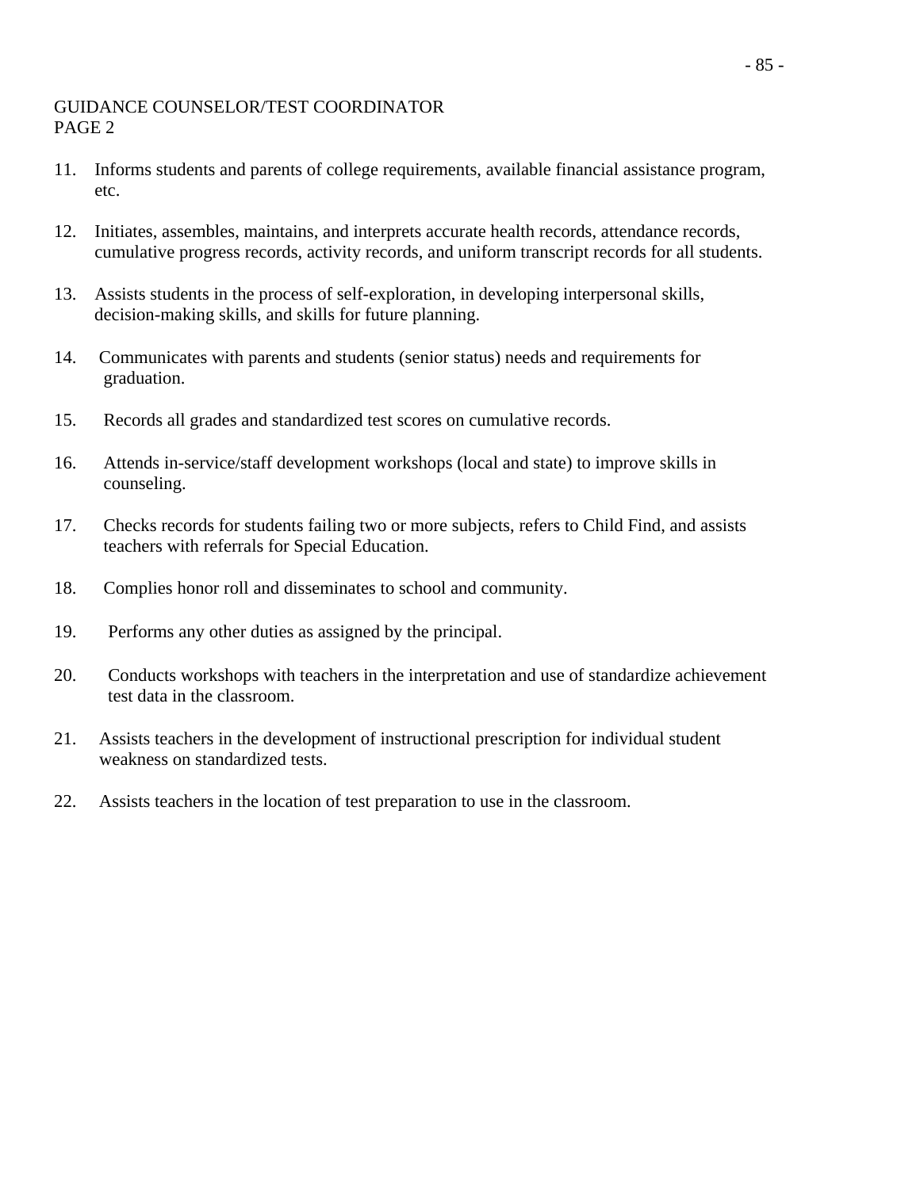GUIDANCE COUNSELOR/TEST COORDINATOR
PAGE 2

11. Informs students and parents of college requirements, available financial assistance program, etc.

12. Initiates, assembles, maintains, and interprets accurate health records, attendance records, cumulative progress records, activity records, and uniform transcript records for all students.

13. Assists students in the process of self-exploration, in developing interpersonal skills, decision-making skills, and skills for future planning.

14. Communicates with parents and students (senior status) needs and requirements for graduation.

15. Records all grades and standardized test scores on cumulative records.

16. Attends in-service/staff development workshops (local and state) to improve skills in counseling.

17. Checks records for students failing two or more subjects, refers to Child Find, and assists teachers with referrals for Special Education.

18. Complies honor roll and disseminates to school and community.

19. Performs any other duties as assigned by the principal.

20. Conducts workshops with teachers in the interpretation and use of standardize achievement test data in the classroom.

21. Assists teachers in the development of instructional prescription for individual student weakness on standardized tests.

22. Assists teachers in the location of test preparation to use in the classroom.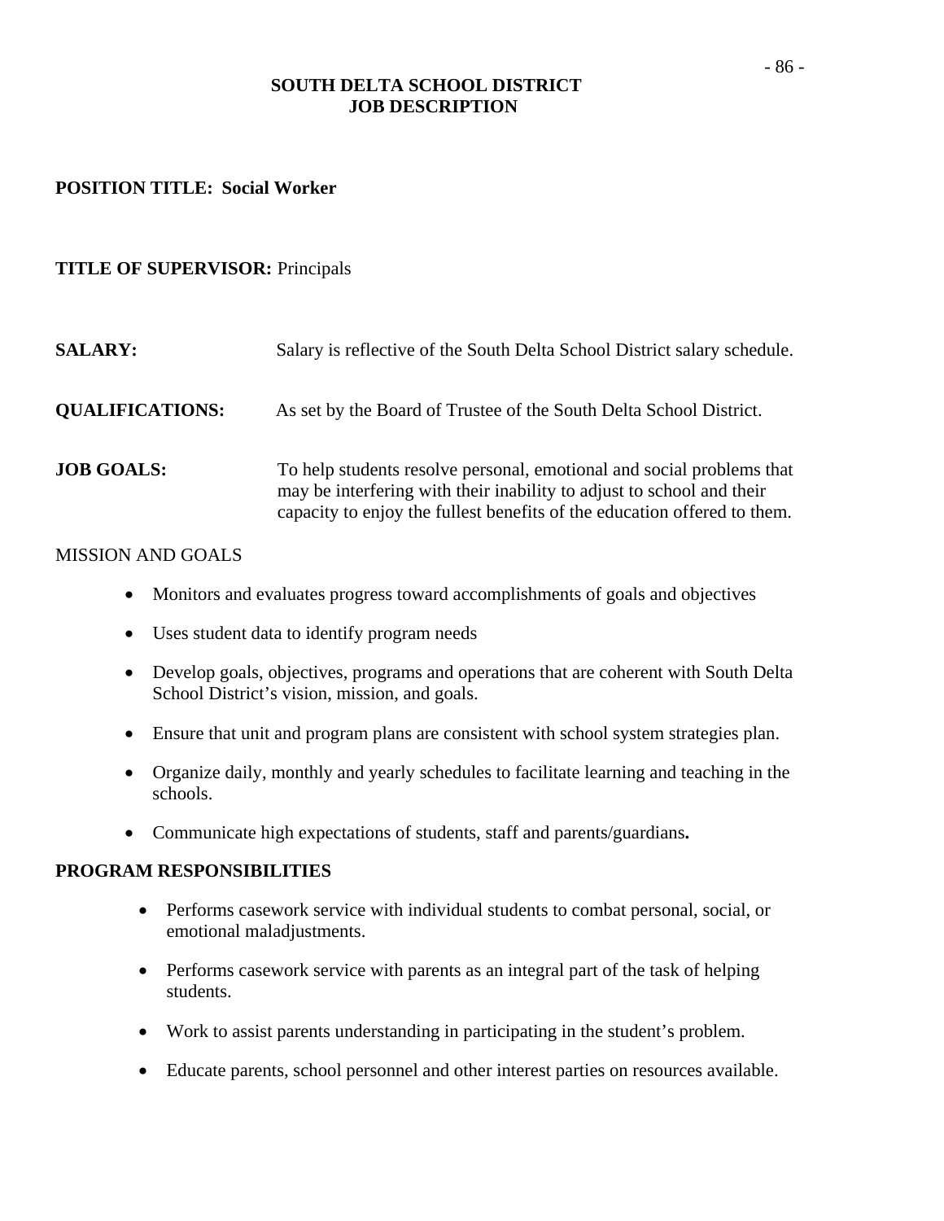**SOUTH DELTA SCHOOL DISTRICT**
**JOB DESCRIPTION**

**POSITION TITLE: Social Worker**

**TITLE OF SUPERVISOR:** Principals

**SALARY:** Salary is reflective of the South Delta School District salary schedule.

**QUALIFICATIONS:** As set by the Board of Trustee of the South Delta School District.

**JOB GOALS:** To help students resolve personal, emotional and social problems that may be interfering with their inability to adjust to school and their capacity to enjoy the fullest benefits of the education offered to them.

MISSION AND GOALS

- Monitors and evaluates progress toward accomplishments of goals and objectives
- Uses student data to identify program needs
- Develop goals, objectives, programs and operations that are coherent with South Delta School District's vision, mission, and goals.
- Ensure that unit and program plans are consistent with school system strategies plan.
- Organize daily, monthly and yearly schedules to facilitate learning and teaching in the schools.
- Communicate high expectations of students, staff and parents/guardians**.**

**PROGRAM RESPONSIBILITIES**

- Performs casework service with individual students to combat personal, social, or emotional maladjustments.
- Performs casework service with parents as an integral part of the task of helping students.
- Work to assist parents understanding in participating in the student's problem.
- Educate parents, school personnel and other interest parties on resources available.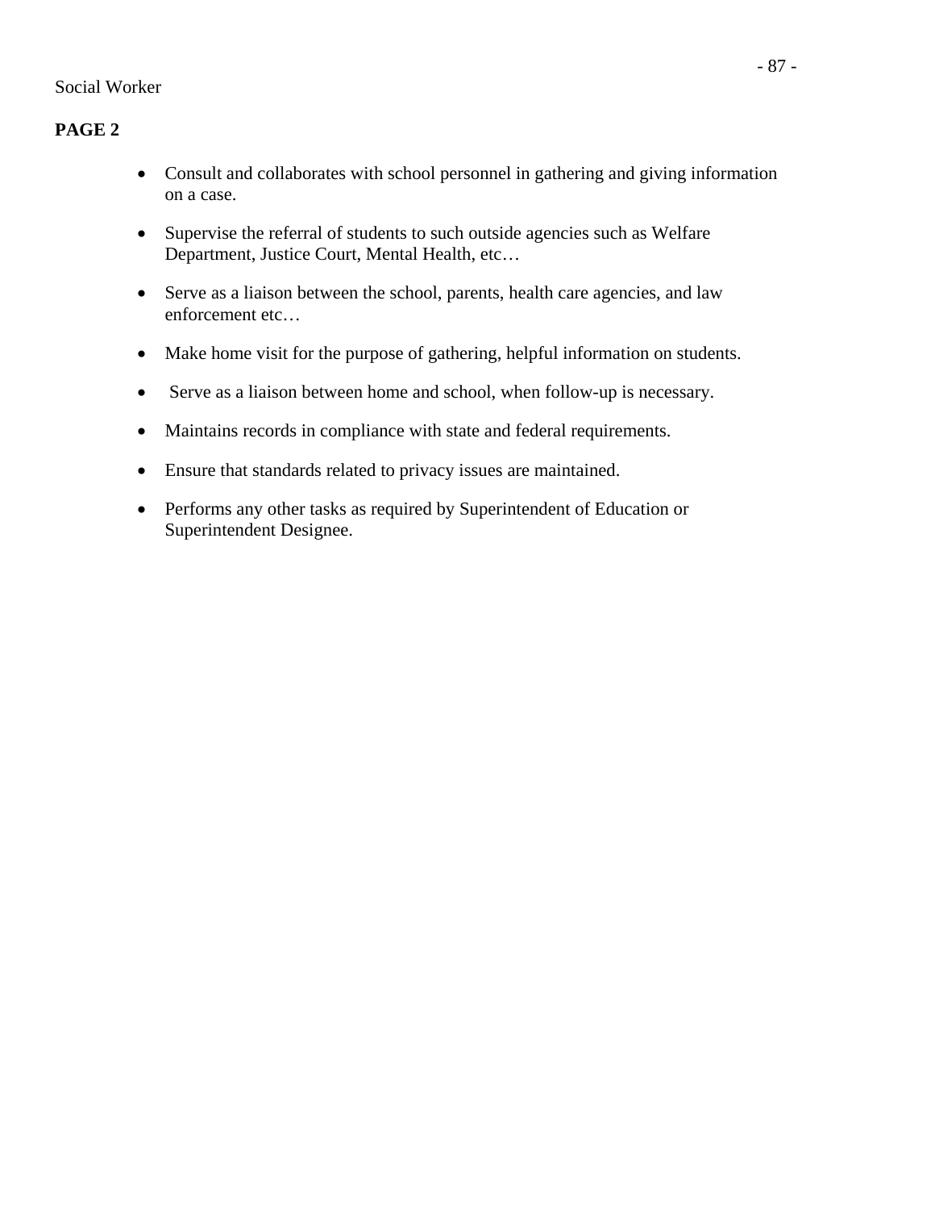Social Worker

**PAGE 2**

- Consult and collaborates with school personnel in gathering and giving information on a case.
- Supervise the referral of students to such outside agencies such as Welfare Department, Justice Court, Mental Health, etc…
- Serve as a liaison between the school, parents, health care agencies, and law enforcement etc…
- Make home visit for the purpose of gathering, helpful information on students.
- Serve as a liaison between home and school, when follow-up is necessary.
- Maintains records in compliance with state and federal requirements.
- Ensure that standards related to privacy issues are maintained.
- Performs any other tasks as required by Superintendent of Education or Superintendent Designee.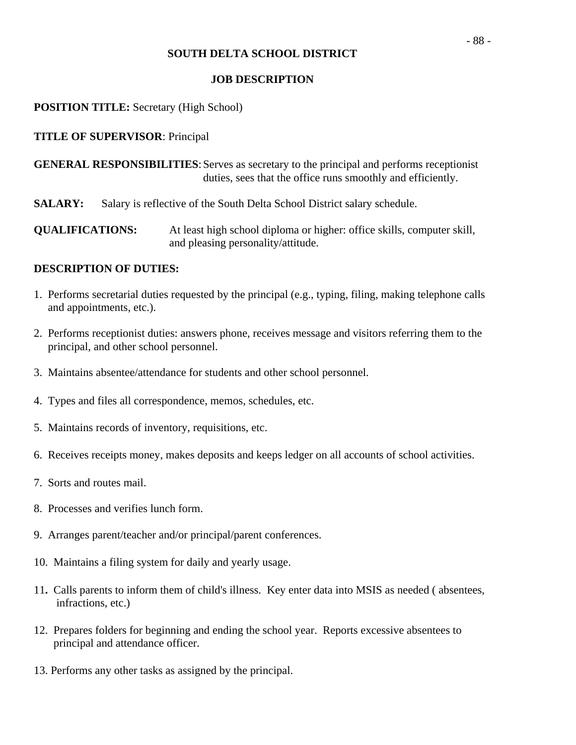**SOUTH DELTA SCHOOL DISTRICT**

**JOB DESCRIPTION**

**POSITION TITLE:** Secretary (High School)

**TITLE OF SUPERVISOR**: Principal

**GENERAL RESPONSIBILITIES**: Serves as secretary to the principal and performs receptionist duties, sees that the office runs smoothly and efficiently.

**SALARY:** Salary is reflective of the South Delta School District salary schedule.

**QUALIFICATIONS:** At least high school diploma or higher: office skills, computer skill, and pleasing personality/attitude.

**DESCRIPTION OF DUTIES:**

1. Performs secretarial duties requested by the principal (e.g., typing, filing, making telephone calls and appointments, etc.).
2. Performs receptionist duties: answers phone, receives message and visitors referring them to the principal, and other school personnel.
3. Maintains absentee/attendance for students and other school personnel.
4. Types and files all correspondence, memos, schedules, etc.
5. Maintains records of inventory, requisitions, etc.
6. Receives receipts money, makes deposits and keeps ledger on all accounts of school activities.
7. Sorts and routes mail.
8. Processes and verifies lunch form.
9. Arranges parent/teacher and/or principal/parent conferences.
10. Maintains a filing system for daily and yearly usage.
11. Calls parents to inform them of child's illness. Key enter data into MSIS as needed ( absentees, infractions, etc.)
12. Prepares folders for beginning and ending the school year. Reports excessive absentees to principal and attendance officer.
13. Performs any other tasks as assigned by the principal.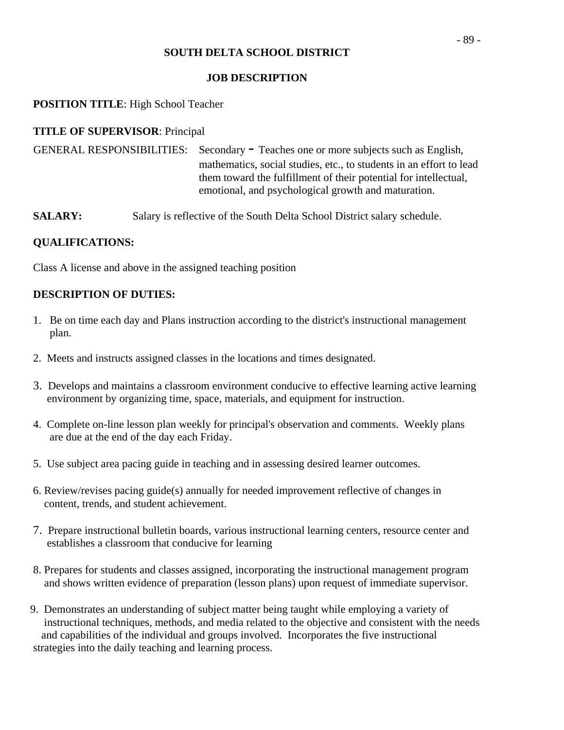**SOUTH DELTA SCHOOL DISTRICT**

**JOB DESCRIPTION**

**POSITION TITLE**: High School Teacher

**TITLE OF SUPERVISOR**: Principal

GENERAL RESPONSIBILITIES: Secondary - Teaches one or more subjects such as English, mathematics, social studies, etc., to students in an effort to lead them toward the fulfillment of their potential for intellectual, emotional, and psychological growth and maturation.

**SALARY:** Salary is reflective of the South Delta School District salary schedule.

**QUALIFICATIONS:**

Class A license and above in the assigned teaching position

**DESCRIPTION OF DUTIES:**

1. Be on time each day and Plans instruction according to the district's instructional management plan.

2. Meets and instructs assigned classes in the locations and times designated.

3. Develops and maintains a classroom environment conducive to effective learning active learning environment by organizing time, space, materials, and equipment for instruction.

4. Complete on-line lesson plan weekly for principal's observation and comments. Weekly plans are due at the end of the day each Friday.

5. Use subject area pacing guide in teaching and in assessing desired learner outcomes.

6. Review/revises pacing guide(s) annually for needed improvement reflective of changes in content, trends, and student achievement.

7. Prepare instructional bulletin boards, various instructional learning centers, resource center and establishes a classroom that conducive for learning

8. Prepares for students and classes assigned, incorporating the instructional management program and shows written evidence of preparation (lesson plans) upon request of immediate supervisor.

9. Demonstrates an understanding of subject matter being taught while employing a variety of instructional techniques, methods, and media related to the objective and consistent with the needs and capabilities of the individual and groups involved. Incorporates the five instructional strategies into the daily teaching and learning process.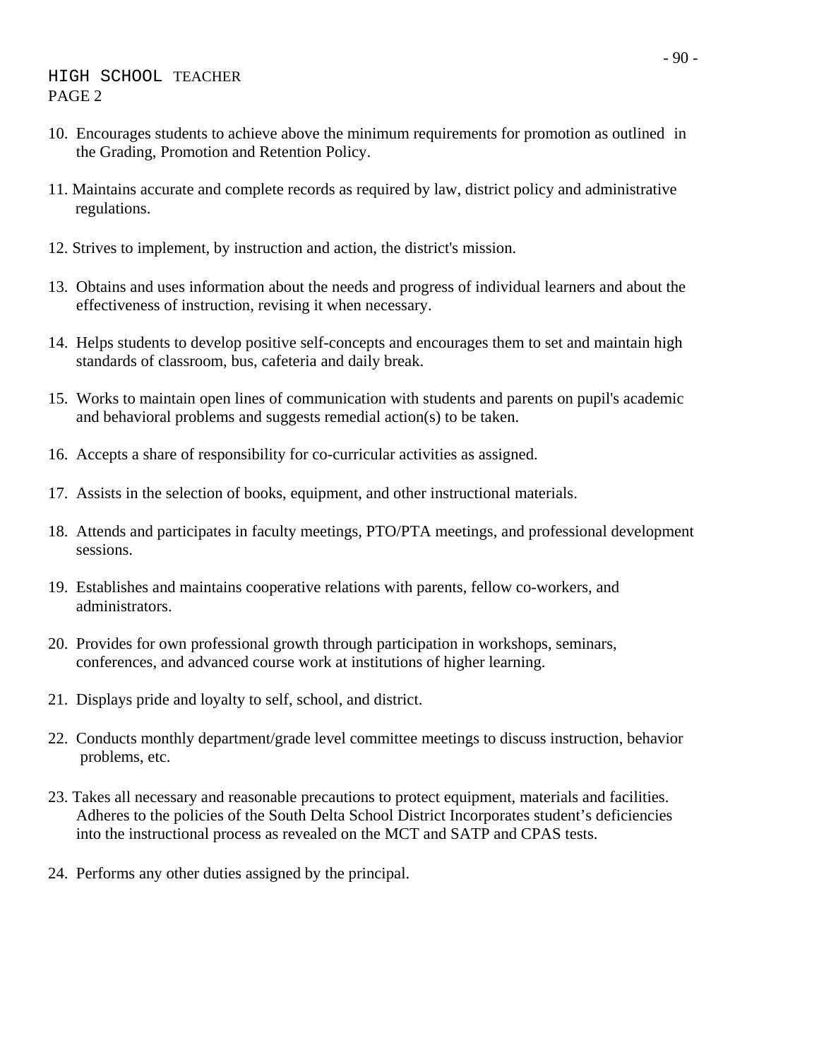HIGH SCHOOL TEACHER
PAGE 2

10. Encourages students to achieve above the minimum requirements for promotion as outlined in the Grading, Promotion and Retention Policy.

11. Maintains accurate and complete records as required by law, district policy and administrative regulations.

12. Strives to implement, by instruction and action, the district's mission.

13. Obtains and uses information about the needs and progress of individual learners and about the effectiveness of instruction, revising it when necessary.

14. Helps students to develop positive self-concepts and encourages them to set and maintain high standards of classroom, bus, cafeteria and daily break.

15. Works to maintain open lines of communication with students and parents on pupil's academic and behavioral problems and suggests remedial action(s) to be taken.

16. Accepts a share of responsibility for co-curricular activities as assigned.

17. Assists in the selection of books, equipment, and other instructional materials.

18. Attends and participates in faculty meetings, PTO/PTA meetings, and professional development sessions.

19. Establishes and maintains cooperative relations with parents, fellow co-workers, and administrators.

20. Provides for own professional growth through participation in workshops, seminars, conferences, and advanced course work at institutions of higher learning.

21. Displays pride and loyalty to self, school, and district.

22. Conducts monthly department/grade level committee meetings to discuss instruction, behavior problems, etc.

23. Takes all necessary and reasonable precautions to protect equipment, materials and facilities. Adheres to the policies of the South Delta School District Incorporates student's deficiencies into the instructional process as revealed on the MCT and SATP and CPAS tests.

24. Performs any other duties assigned by the principal.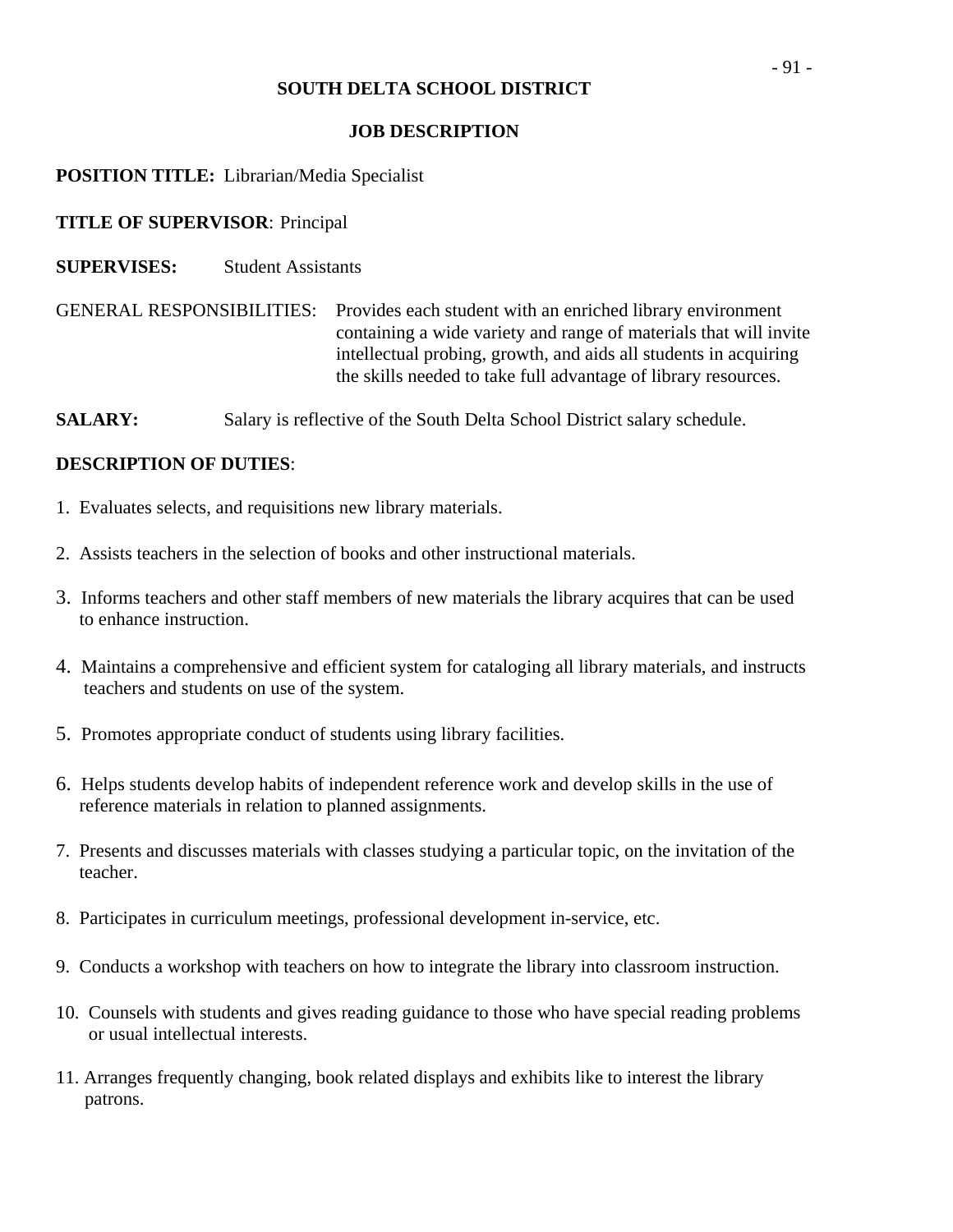# SOUTH DELTA SCHOOL DISTRICT

## JOB DESCRIPTION

**POSITION TITLE:** Librarian/Media Specialist

**TITLE OF SUPERVISOR**: Principal

**SUPERVISES:** Student Assistants

GENERAL RESPONSIBILITIES: Provides each student with an enriched library environment containing a wide variety and range of materials that will invite intellectual probing, growth, and aids all students in acquiring the skills needed to take full advantage of library resources.

**SALARY:** Salary is reflective of the South Delta School District salary schedule.

**DESCRIPTION OF DUTIES**:

1. Evaluates selects, and requisitions new library materials.

2. Assists teachers in the selection of books and other instructional materials.

3. Informs teachers and other staff members of new materials the library acquires that can be used to enhance instruction.

4. Maintains a comprehensive and efficient system for cataloging all library materials, and instructs teachers and students on use of the system.

5. Promotes appropriate conduct of students using library facilities.

6. Helps students develop habits of independent reference work and develop skills in the use of reference materials in relation to planned assignments.

7. Presents and discusses materials with classes studying a particular topic, on the invitation of the teacher.

8. Participates in curriculum meetings, professional development in-service, etc.

9. Conducts a workshop with teachers on how to integrate the library into classroom instruction.

10. Counsels with students and gives reading guidance to those who have special reading problems or usual intellectual interests.

11. Arranges frequently changing, book related displays and exhibits like to interest the library patrons.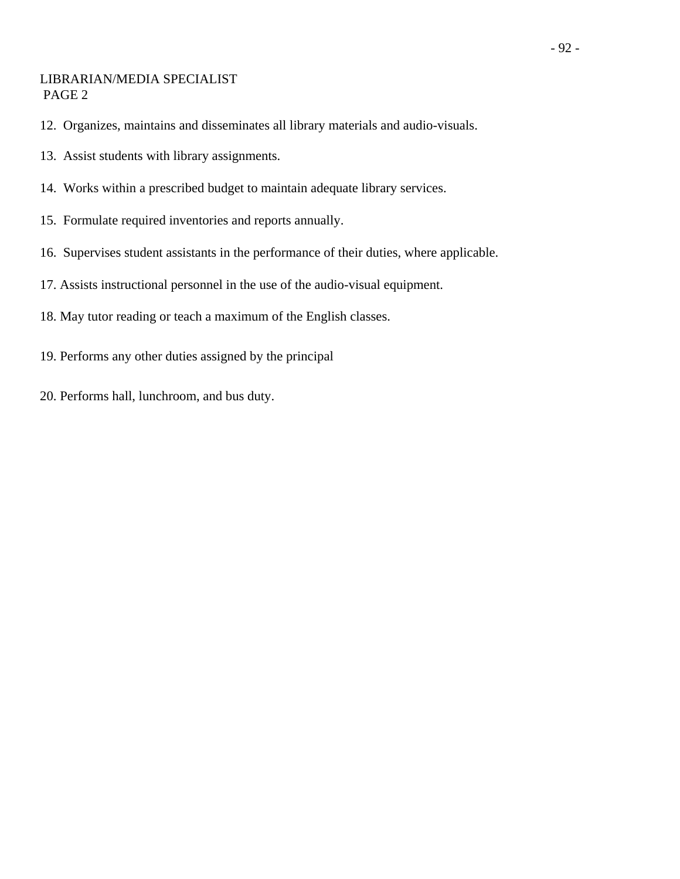LIBRARIAN/MEDIA SPECIALIST
PAGE 2

12. Organizes, maintains and disseminates all library materials and audio-visuals.

13. Assist students with library assignments.

14. Works within a prescribed budget to maintain adequate library services.

15. Formulate required inventories and reports annually.

16. Supervises student assistants in the performance of their duties, where applicable.

17. Assists instructional personnel in the use of the audio-visual equipment.

18. May tutor reading or teach a maximum of the English classes.

19. Performs any other duties assigned by the principal

20. Performs hall, lunchroom, and bus duty.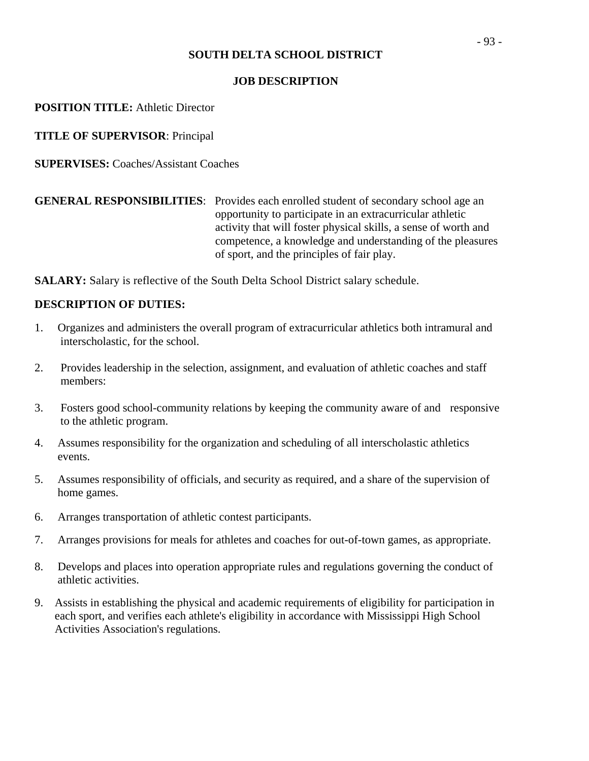**SOUTH DELTA SCHOOL DISTRICT**

**JOB DESCRIPTION**

**POSITION TITLE:** Athletic Director

**TITLE OF SUPERVISOR**: Principal

**SUPERVISES:** Coaches/Assistant Coaches

**GENERAL RESPONSIBILITIES**: Provides each enrolled student of secondary school age an opportunity to participate in an extracurricular athletic activity that will foster physical skills, a sense of worth and competence, a knowledge and understanding of the pleasures of sport, and the principles of fair play.

**SALARY:** Salary is reflective of the South Delta School District salary schedule.

**DESCRIPTION OF DUTIES:**

1. Organizes and administers the overall program of extracurricular athletics both intramural and interscholastic, for the school.
2. Provides leadership in the selection, assignment, and evaluation of athletic coaches and staff members:
3. Fosters good school-community relations by keeping the community aware of and responsive to the athletic program.
4. Assumes responsibility for the organization and scheduling of all interscholastic athletics events.
5. Assumes responsibility of officials, and security as required, and a share of the supervision of home games.
6. Arranges transportation of athletic contest participants.
7. Arranges provisions for meals for athletes and coaches for out-of-town games, as appropriate.
8. Develops and places into operation appropriate rules and regulations governing the conduct of athletic activities.
9. Assists in establishing the physical and academic requirements of eligibility for participation in each sport, and verifies each athlete's eligibility in accordance with Mississippi High School Activities Association's regulations.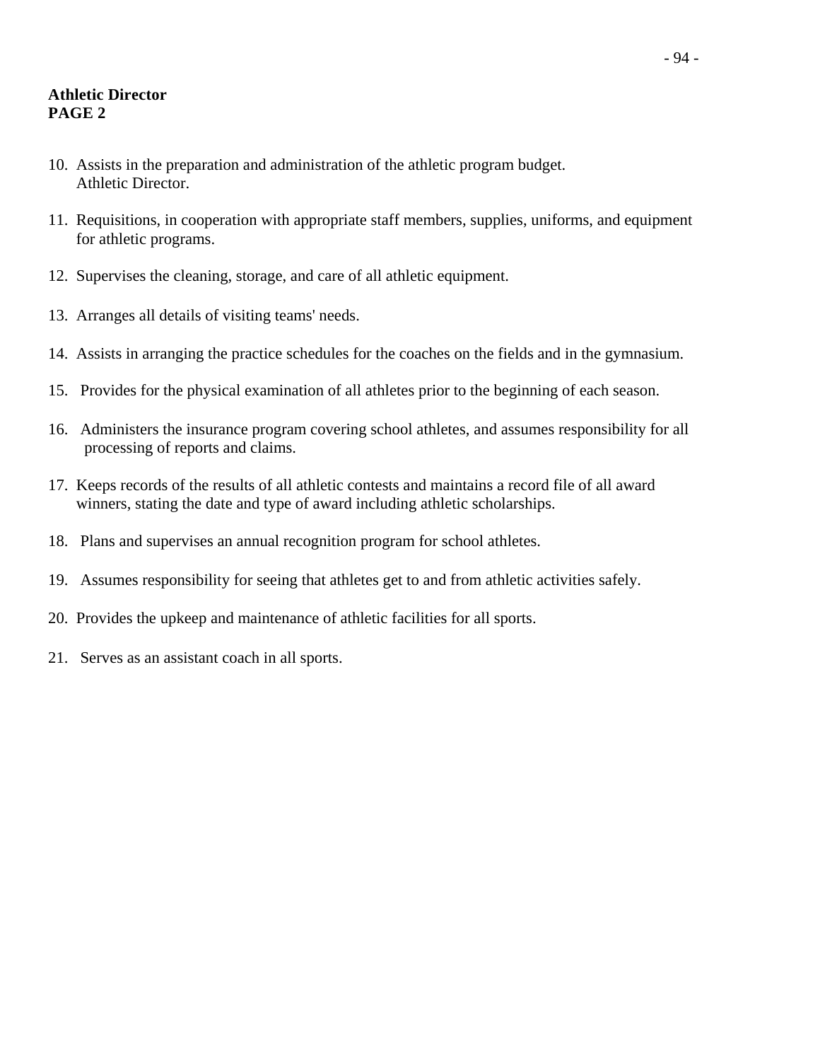**Athletic Director**
**PAGE 2**

10. Assists in the preparation and administration of the athletic program budget. Athletic Director.

11. Requisitions, in cooperation with appropriate staff members, supplies, uniforms, and equipment for athletic programs.

12. Supervises the cleaning, storage, and care of all athletic equipment.

13. Arranges all details of visiting teams' needs.

14. Assists in arranging the practice schedules for the coaches on the fields and in the gymnasium.

15. Provides for the physical examination of all athletes prior to the beginning of each season.

16. Administers the insurance program covering school athletes, and assumes responsibility for all processing of reports and claims.

17. Keeps records of the results of all athletic contests and maintains a record file of all award winners, stating the date and type of award including athletic scholarships.

18. Plans and supervises an annual recognition program for school athletes.

19. Assumes responsibility for seeing that athletes get to and from athletic activities safely.

20. Provides the upkeep and maintenance of athletic facilities for all sports.

21. Serves as an assistant coach in all sports.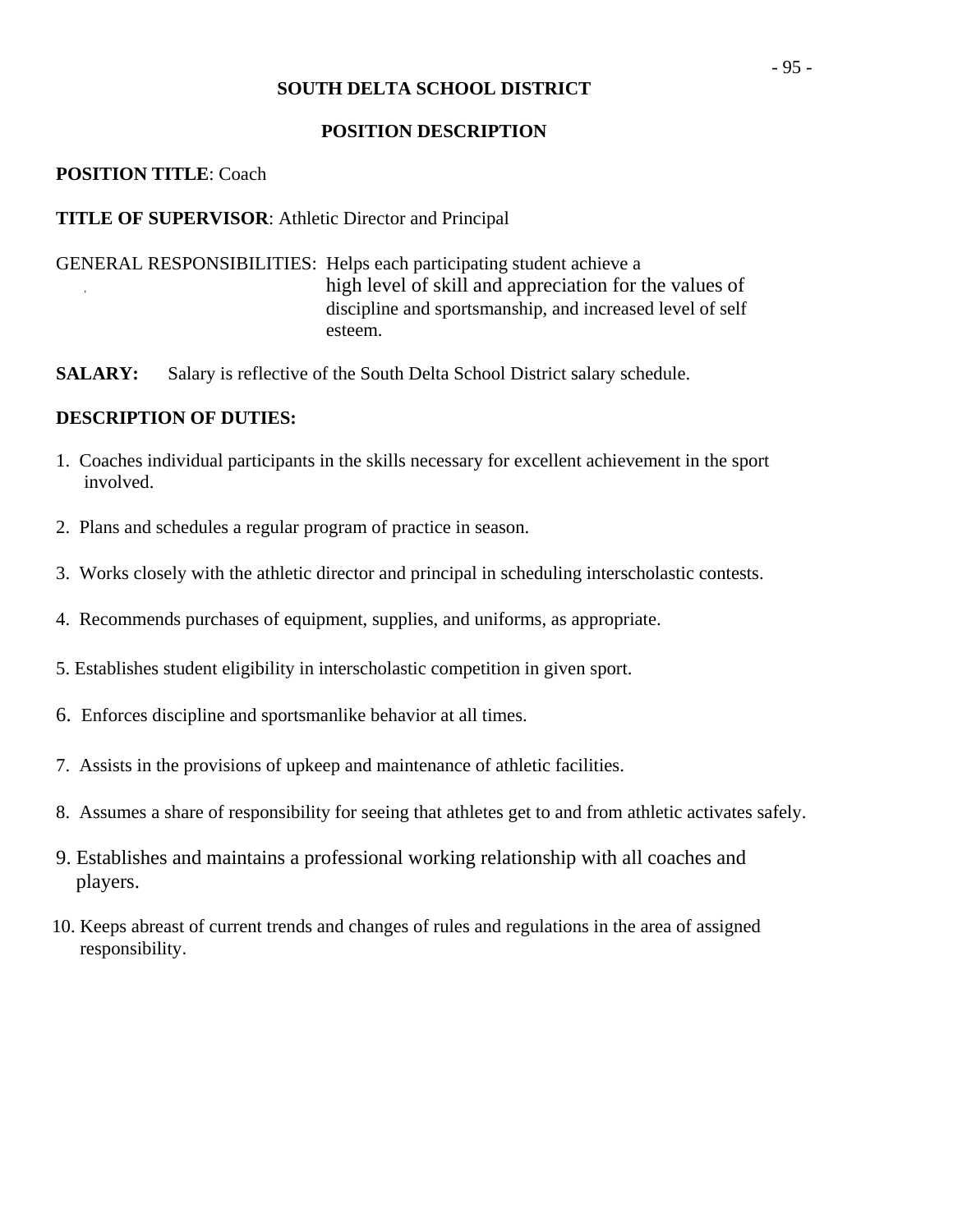**SOUTH DELTA SCHOOL DISTRICT**

**POSITION DESCRIPTION**

**POSITION TITLE**: Coach

**TITLE OF SUPERVISOR**: Athletic Director and Principal

GENERAL RESPONSIBILITIES: Helps each participating student achieve a high level of skill and appreciation for the values of discipline and sportsmanship, and increased level of self esteem.

**SALARY:** Salary is reflective of the South Delta School District salary schedule.

**DESCRIPTION OF DUTIES:**

1. Coaches individual participants in the skills necessary for excellent achievement in the sport involved.
2. Plans and schedules a regular program of practice in season.
3. Works closely with the athletic director and principal in scheduling interscholastic contests.
4. Recommends purchases of equipment, supplies, and uniforms, as appropriate.
5. Establishes student eligibility in interscholastic competition in given sport.
6. Enforces discipline and sportsmanlike behavior at all times.
7. Assists in the provisions of upkeep and maintenance of athletic facilities.
8. Assumes a share of responsibility for seeing that athletes get to and from athletic activates safely.
9. Establishes and maintains a professional working relationship with all coaches and players.
10. Keeps abreast of current trends and changes of rules and regulations in the area of assigned responsibility.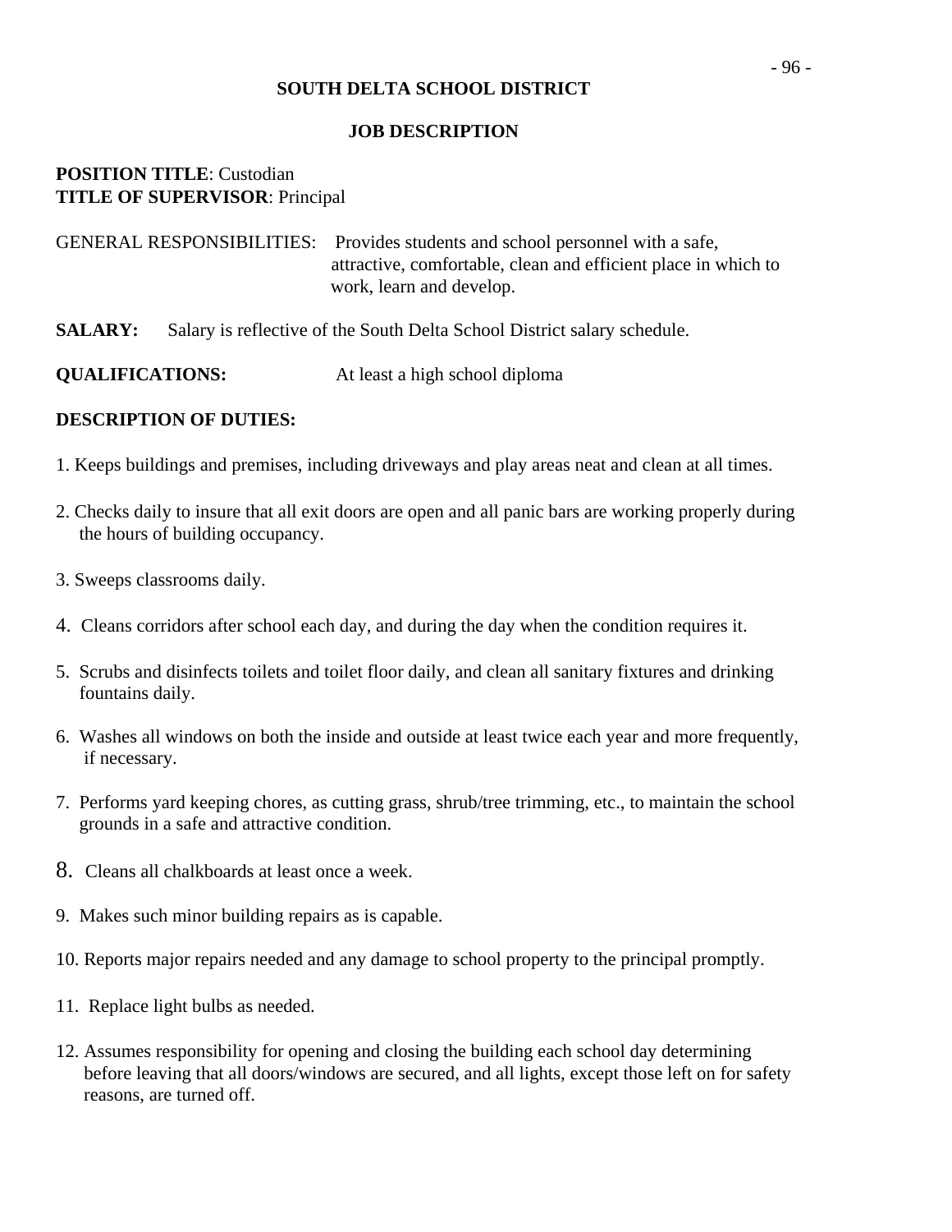# SOUTH DELTA SCHOOL DISTRICT

## JOB DESCRIPTION

**POSITION TITLE**: Custodian
**TITLE OF SUPERVISOR**: Principal

GENERAL RESPONSIBILITIES: Provides students and school personnel with a safe, attractive, comfortable, clean and efficient place in which to work, learn and develop.

**SALARY:** Salary is reflective of the South Delta School District salary schedule.

**QUALIFICATIONS:** At least a high school diploma

**DESCRIPTION OF DUTIES:**

1. Keeps buildings and premises, including driveways and play areas neat and clean at all times.
2. Checks daily to insure that all exit doors are open and all panic bars are working properly during the hours of building occupancy.
3. Sweeps classrooms daily.
4. Cleans corridors after school each day, and during the day when the condition requires it.
5. Scrubs and disinfects toilets and toilet floor daily, and clean all sanitary fixtures and drinking fountains daily.
6. Washes all windows on both the inside and outside at least twice each year and more frequently, if necessary.
7. Performs yard keeping chores, as cutting grass, shrub/tree trimming, etc., to maintain the school grounds in a safe and attractive condition.
8. Cleans all chalkboards at least once a week.
9. Makes such minor building repairs as is capable.
10. Reports major repairs needed and any damage to school property to the principal promptly.
11. Replace light bulbs as needed.
12. Assumes responsibility for opening and closing the building each school day determining before leaving that all doors/windows are secured, and all lights, except those left on for safety reasons, are turned off.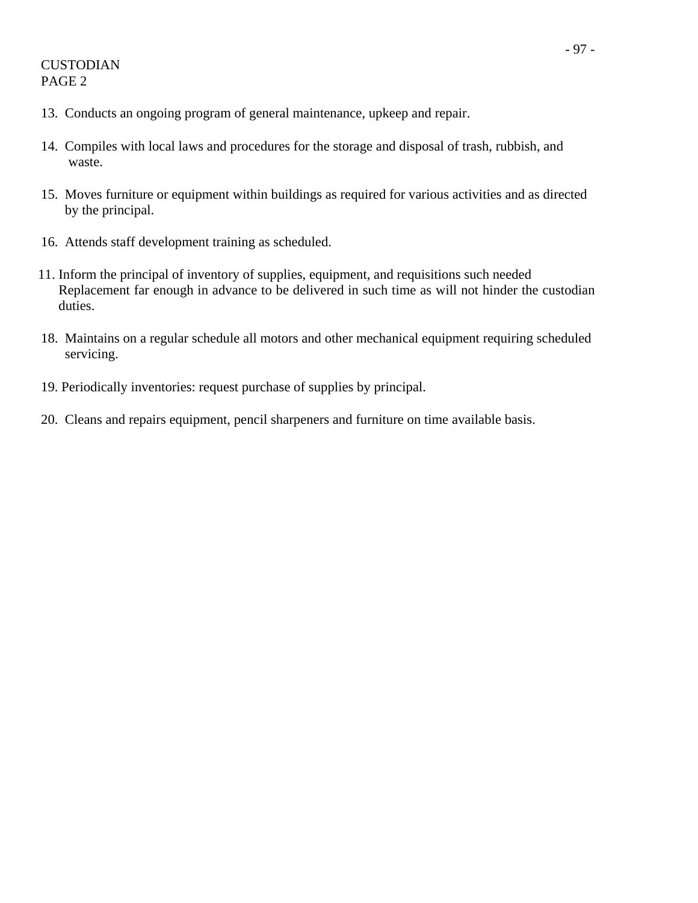CUSTODIAN
PAGE 2

13. Conducts an ongoing program of general maintenance, upkeep and repair.

14. Compiles with local laws and procedures for the storage and disposal of trash, rubbish, and waste.

15. Moves furniture or equipment within buildings as required for various activities and as directed by the principal.

16. Attends staff development training as scheduled.

11. Inform the principal of inventory of supplies, equipment, and requisitions such needed Replacement far enough in advance to be delivered in such time as will not hinder the custodian duties.

18. Maintains on a regular schedule all motors and other mechanical equipment requiring scheduled servicing.

19. Periodically inventories: request purchase of supplies by principal.

20. Cleans and repairs equipment, pencil sharpeners and furniture on time available basis.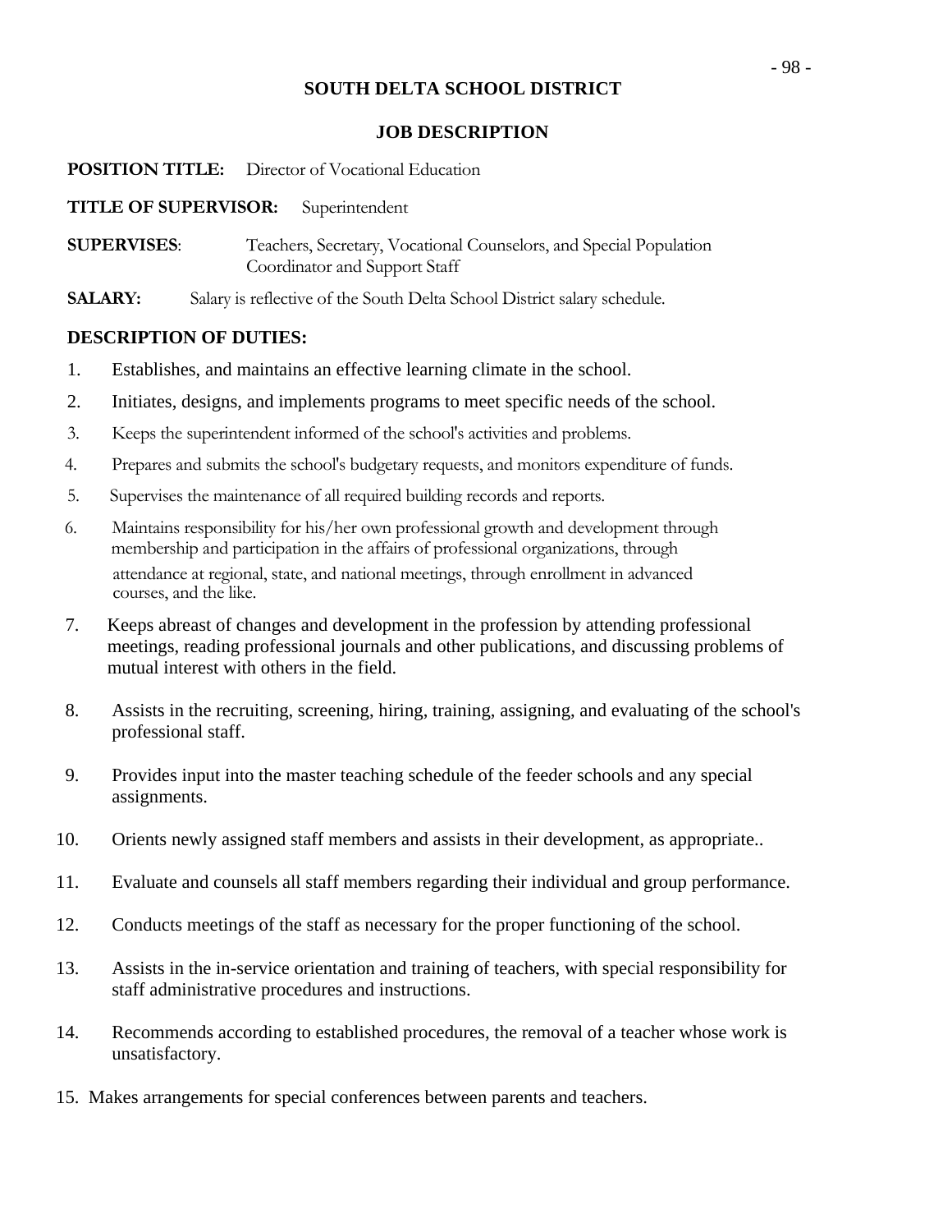**SOUTH DELTA SCHOOL DISTRICT**

**JOB DESCRIPTION**

**POSITION TITLE:** Director of Vocational Education

**TITLE OF SUPERVISOR:** Superintendent

**SUPERVISES**: Teachers, Secretary, Vocational Counselors, and Special Population Coordinator and Support Staff

**SALARY:** Salary is reflective of the South Delta School District salary schedule.

**DESCRIPTION OF DUTIES:**

1. Establishes, and maintains an effective learning climate in the school.
2. Initiates, designs, and implements programs to meet specific needs of the school.
3. Keeps the superintendent informed of the school's activities and problems.
4. Prepares and submits the school's budgetary requests, and monitors expenditure of funds.
5. Supervises the maintenance of all required building records and reports.
6. Maintains responsibility for his/her own professional growth and development through membership and participation in the affairs of professional organizations, through attendance at regional, state, and national meetings, through enrollment in advanced courses, and the like.
7. Keeps abreast of changes and development in the profession by attending professional meetings, reading professional journals and other publications, and discussing problems of mutual interest with others in the field.
8. Assists in the recruiting, screening, hiring, training, assigning, and evaluating of the school's professional staff.
9. Provides input into the master teaching schedule of the feeder schools and any special assignments.
10. Orients newly assigned staff members and assists in their development, as appropriate..
11. Evaluate and counsels all staff members regarding their individual and group performance.
12. Conducts meetings of the staff as necessary for the proper functioning of the school.
13. Assists in the in-service orientation and training of teachers, with special responsibility for staff administrative procedures and instructions.
14. Recommends according to established procedures, the removal of a teacher whose work is unsatisfactory.
15. Makes arrangements for special conferences between parents and teachers.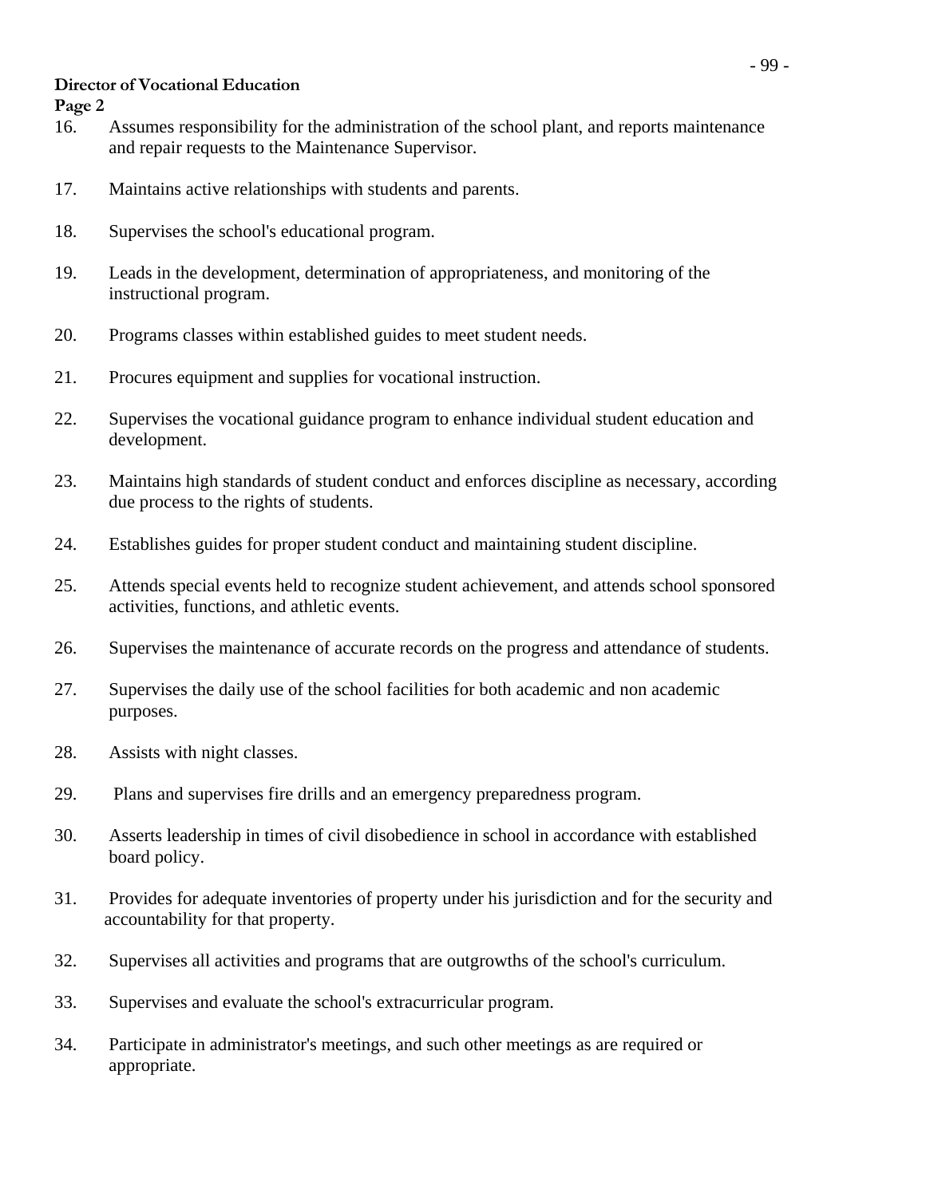**Director of Vocational Education**
**Page 2**

16. Assumes responsibility for the administration of the school plant, and reports maintenance and repair requests to the Maintenance Supervisor.

17. Maintains active relationships with students and parents.

18. Supervises the school's educational program.

19. Leads in the development, determination of appropriateness, and monitoring of the instructional program.

20. Programs classes within established guides to meet student needs.

21. Procures equipment and supplies for vocational instruction.

22. Supervises the vocational guidance program to enhance individual student education and development.

23. Maintains high standards of student conduct and enforces discipline as necessary, according due process to the rights of students.

24. Establishes guides for proper student conduct and maintaining student discipline.

25. Attends special events held to recognize student achievement, and attends school sponsored activities, functions, and athletic events.

26. Supervises the maintenance of accurate records on the progress and attendance of students.

27. Supervises the daily use of the school facilities for both academic and non academic purposes.

28. Assists with night classes.

29. Plans and supervises fire drills and an emergency preparedness program.

30. Asserts leadership in times of civil disobedience in school in accordance with established board policy.

31. Provides for adequate inventories of property under his jurisdiction and for the security and accountability for that property.

32. Supervises all activities and programs that are outgrowths of the school's curriculum.

33. Supervises and evaluate the school's extracurricular program.

34. Participate in administrator's meetings, and such other meetings as are required or appropriate.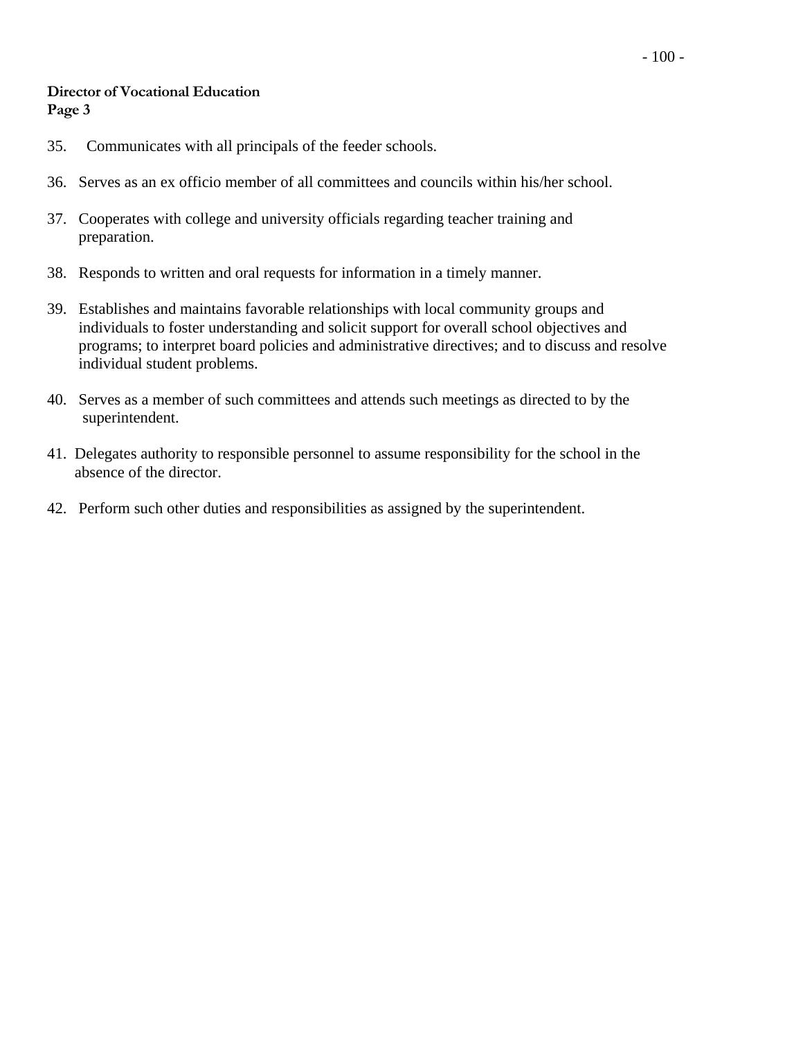**Director of Vocational Education**
**Page 3**

35. Communicates with all principals of the feeder schools.

36. Serves as an ex officio member of all committees and councils within his/her school.

37. Cooperates with college and university officials regarding teacher training and preparation.

38. Responds to written and oral requests for information in a timely manner.

39. Establishes and maintains favorable relationships with local community groups and individuals to foster understanding and solicit support for overall school objectives and programs; to interpret board policies and administrative directives; and to discuss and resolve individual student problems.

40. Serves as a member of such committees and attends such meetings as directed to by the superintendent.

41. Delegates authority to responsible personnel to assume responsibility for the school in the absence of the director.

42. Perform such other duties and responsibilities as assigned by the superintendent.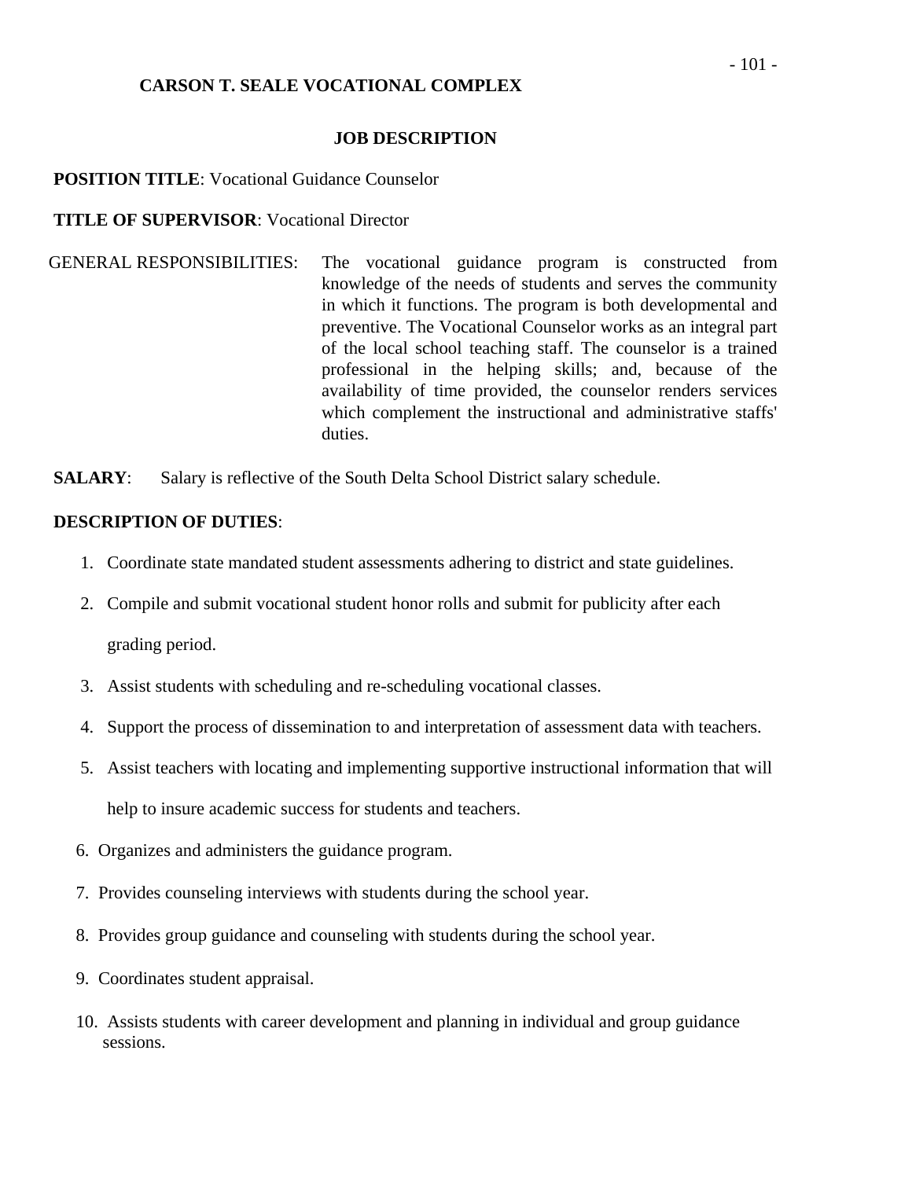**CARSON T. SEALE VOCATIONAL COMPLEX**

**JOB DESCRIPTION**

**POSITION TITLE**: Vocational Guidance Counselor

**TITLE OF SUPERVISOR**: Vocational Director

GENERAL RESPONSIBILITIES: The vocational guidance program is constructed from knowledge of the needs of students and serves the community in which it functions. The program is both developmental and preventive. The Vocational Counselor works as an integral part of the local school teaching staff. The counselor is a trained professional in the helping skills; and, because of the availability of time provided, the counselor renders services which complement the instructional and administrative staffs' duties.

**SALARY**: Salary is reflective of the South Delta School District salary schedule.

**DESCRIPTION OF DUTIES**:

1. Coordinate state mandated student assessments adhering to district and state guidelines.
2. Compile and submit vocational student honor rolls and submit for publicity after each grading period.
3. Assist students with scheduling and re-scheduling vocational classes.
4. Support the process of dissemination to and interpretation of assessment data with teachers.
5. Assist teachers with locating and implementing supportive instructional information that will help to insure academic success for students and teachers.
6. Organizes and administers the guidance program.
7. Provides counseling interviews with students during the school year.
8. Provides group guidance and counseling with students during the school year.
9. Coordinates student appraisal.
10. Assists students with career development and planning in individual and group guidance sessions.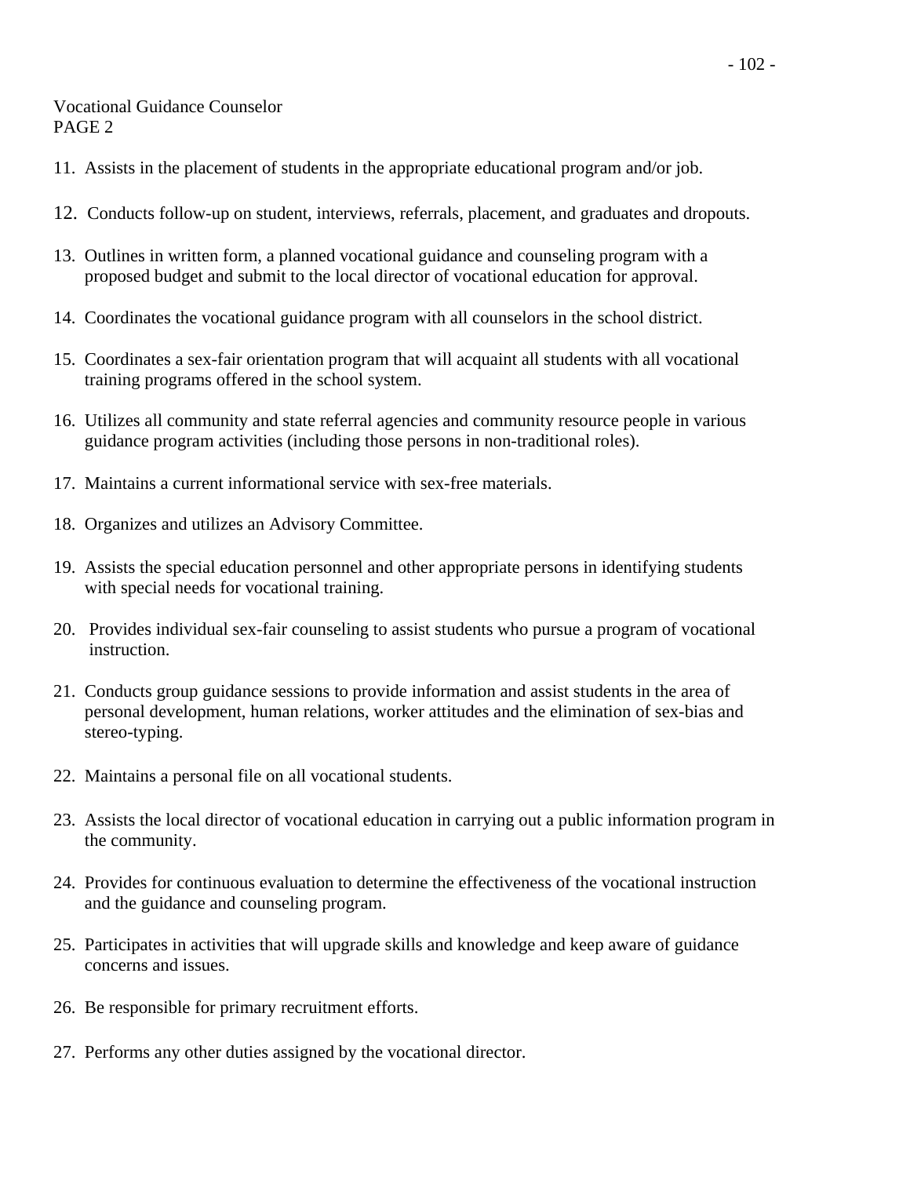Vocational Guidance Counselor
PAGE 2

11. Assists in the placement of students in the appropriate educational program and/or job.
12. Conducts follow-up on student, interviews, referrals, placement, and graduates and dropouts.
13. Outlines in written form, a planned vocational guidance and counseling program with a proposed budget and submit to the local director of vocational education for approval.
14. Coordinates the vocational guidance program with all counselors in the school district.
15. Coordinates a sex-fair orientation program that will acquaint all students with all vocational training programs offered in the school system.
16. Utilizes all community and state referral agencies and community resource people in various guidance program activities (including those persons in non-traditional roles).
17. Maintains a current informational service with sex-free materials.
18. Organizes and utilizes an Advisory Committee.
19. Assists the special education personnel and other appropriate persons in identifying students with special needs for vocational training.
20. Provides individual sex-fair counseling to assist students who pursue a program of vocational instruction.
21. Conducts group guidance sessions to provide information and assist students in the area of personal development, human relations, worker attitudes and the elimination of sex-bias and stereo-typing.
22. Maintains a personal file on all vocational students.
23. Assists the local director of vocational education in carrying out a public information program in the community.
24. Provides for continuous evaluation to determine the effectiveness of the vocational instruction and the guidance and counseling program.
25. Participates in activities that will upgrade skills and knowledge and keep aware of guidance concerns and issues.
26. Be responsible for primary recruitment efforts.
27. Performs any other duties assigned by the vocational director.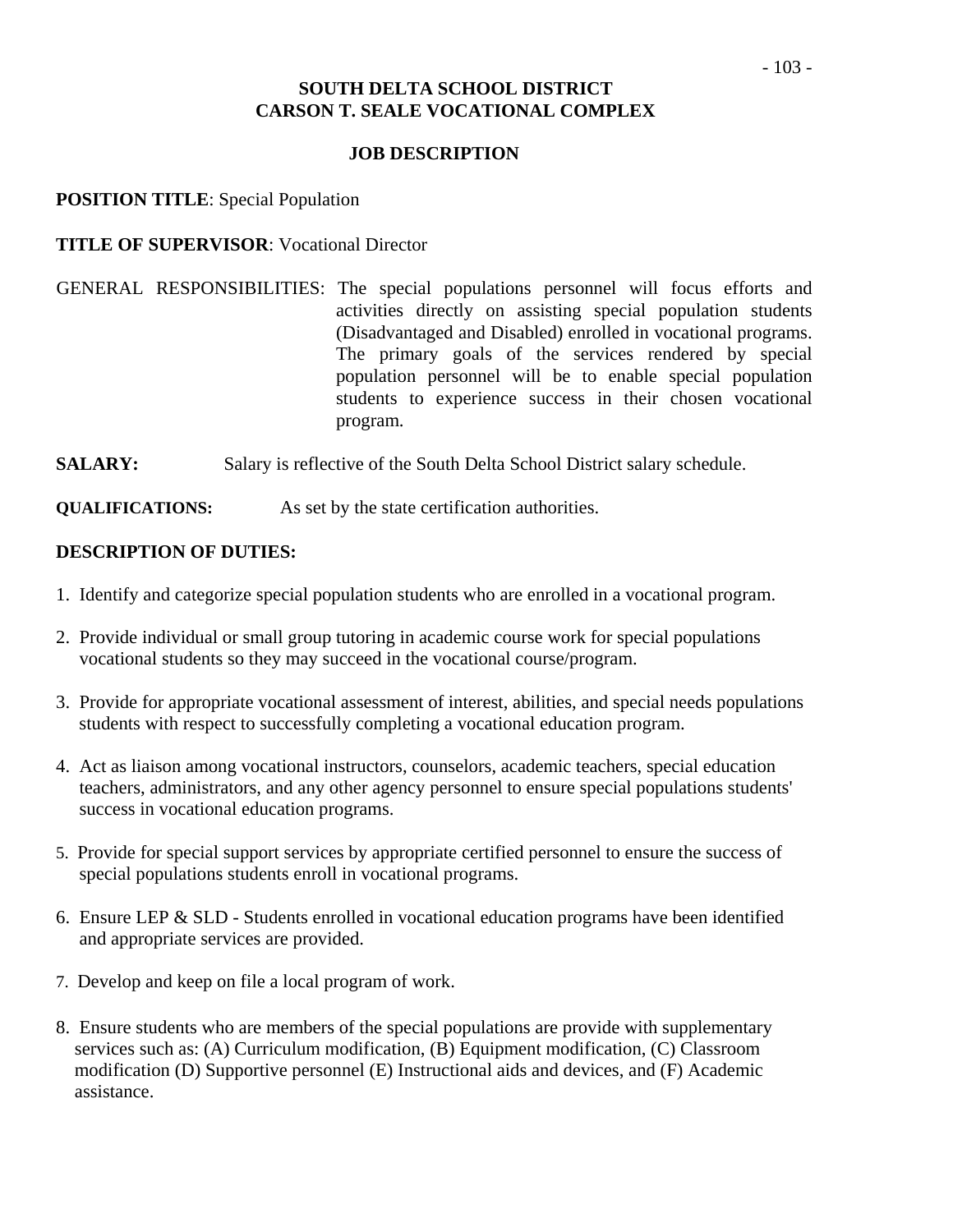**SOUTH DELTA SCHOOL DISTRICT**
**CARSON T. SEALE VOCATIONAL COMPLEX**

**JOB DESCRIPTION**

**POSITION TITLE**: Special Population

**TITLE OF SUPERVISOR**: Vocational Director

GENERAL RESPONSIBILITIES: The special populations personnel will focus efforts and activities directly on assisting special population students (Disadvantaged and Disabled) enrolled in vocational programs. The primary goals of the services rendered by special population personnel will be to enable special population students to experience success in their chosen vocational program.

**SALARY:** Salary is reflective of the South Delta School District salary schedule.

**QUALIFICATIONS:** As set by the state certification authorities.

**DESCRIPTION OF DUTIES:**

1. Identify and categorize special population students who are enrolled in a vocational program.

2. Provide individual or small group tutoring in academic course work for special populations vocational students so they may succeed in the vocational course/program.

3. Provide for appropriate vocational assessment of interest, abilities, and special needs populations students with respect to successfully completing a vocational education program.

4. Act as liaison among vocational instructors, counselors, academic teachers, special education teachers, administrators, and any other agency personnel to ensure special populations students' success in vocational education programs.

5. Provide for special support services by appropriate certified personnel to ensure the success of special populations students enroll in vocational programs.

6. Ensure LEP & SLD - Students enrolled in vocational education programs have been identified and appropriate services are provided.

7. Develop and keep on file a local program of work.

8. Ensure students who are members of the special populations are provide with supplementary services such as: (A) Curriculum modification, (B) Equipment modification, (C) Classroom modification (D) Supportive personnel (E) Instructional aids and devices, and (F) Academic assistance.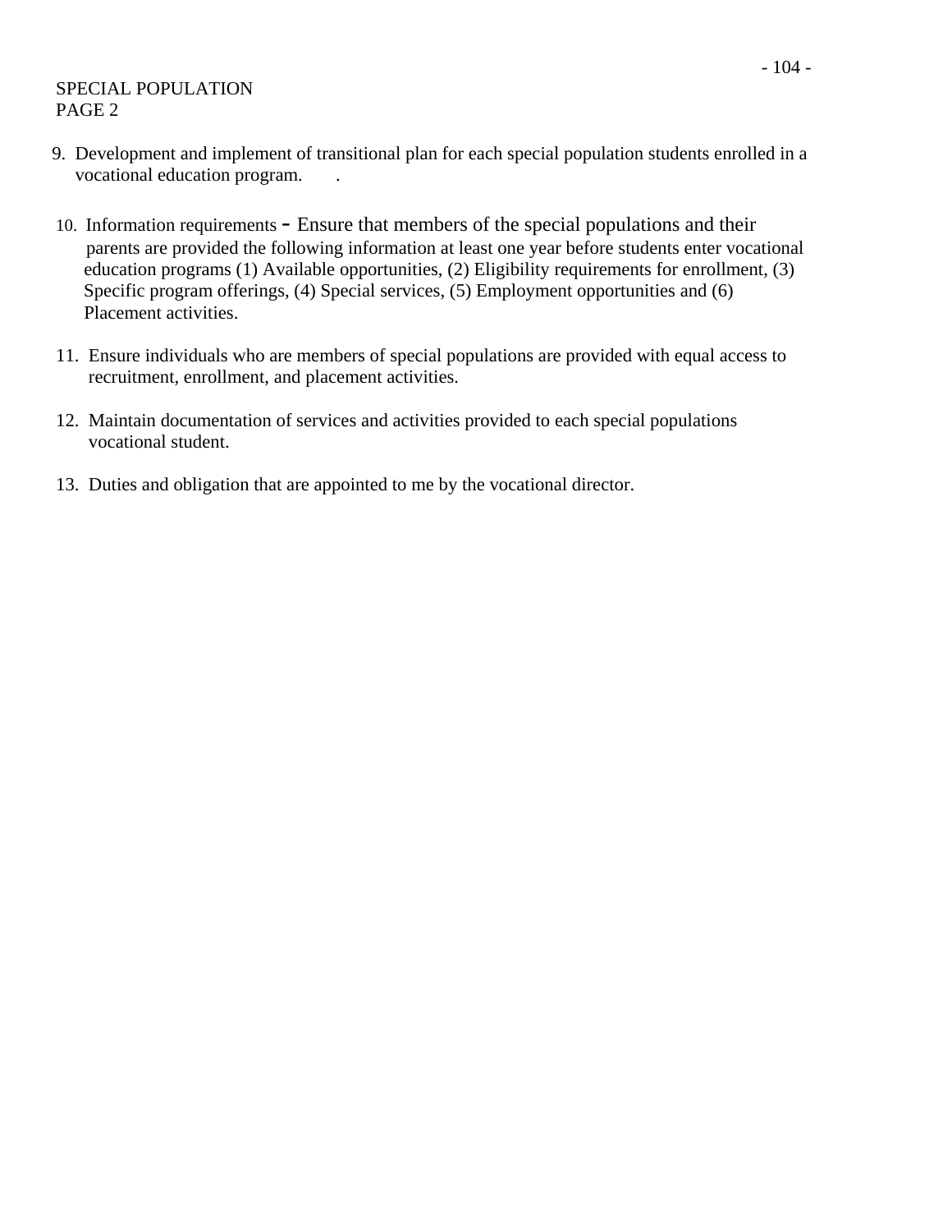SPECIAL POPULATION
PAGE 2

9. Development and implement of transitional plan for each special population students enrolled in a vocational education program.

10. Information requirements – Ensure that members of the special populations and their parents are provided the following information at least one year before students enter vocational education programs (1) Available opportunities, (2) Eligibility requirements for enrollment, (3) Specific program offerings, (4) Special services, (5) Employment opportunities and (6) Placement activities.

11. Ensure individuals who are members of special populations are provided with equal access to recruitment, enrollment, and placement activities.

12. Maintain documentation of services and activities provided to each special populations vocational student.

13. Duties and obligation that are appointed to me by the vocational director.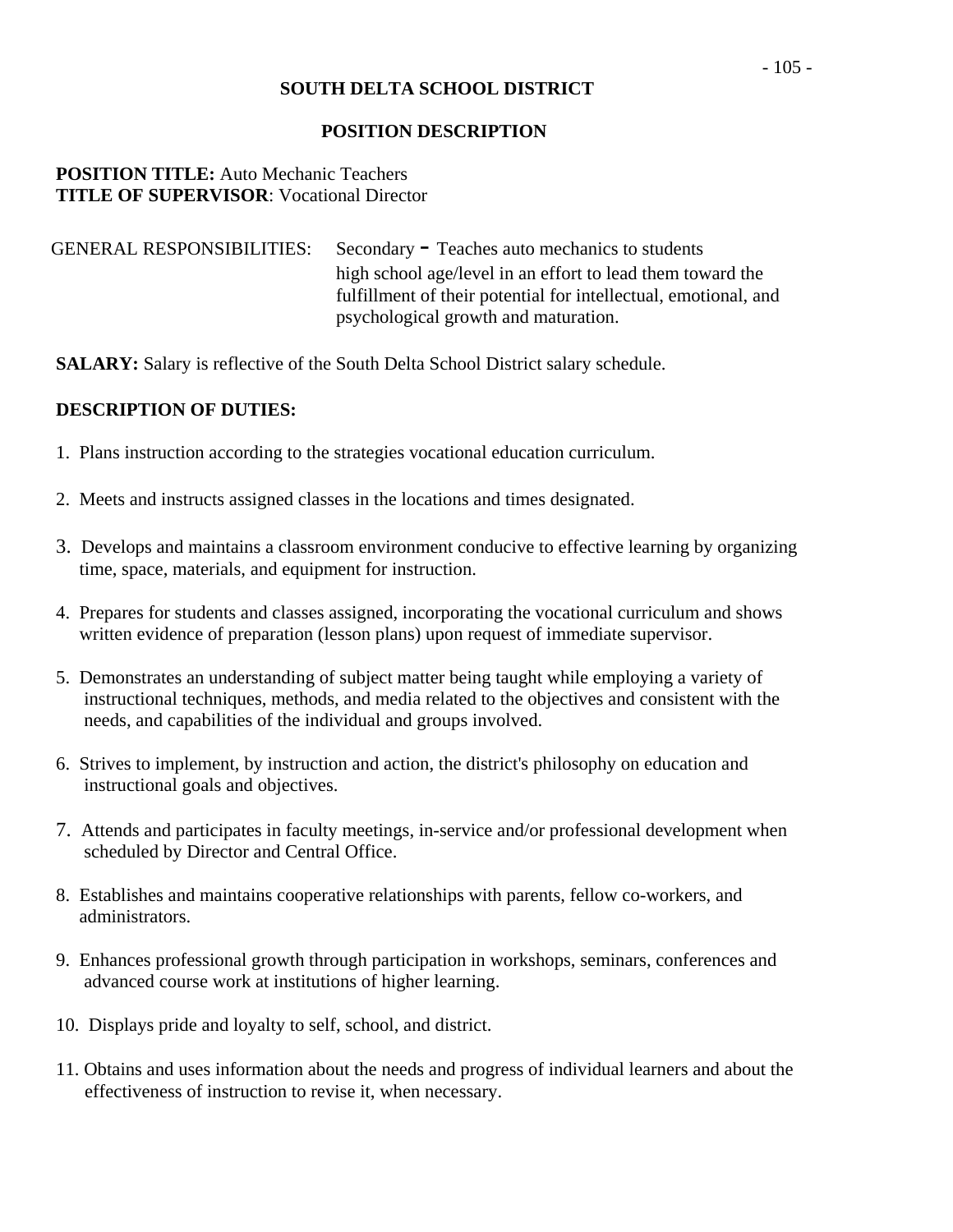**SOUTH DELTA SCHOOL DISTRICT**

**POSITION DESCRIPTION**

**POSITION TITLE:** Auto Mechanic Teachers
**TITLE OF SUPERVISOR**: Vocational Director

GENERAL RESPONSIBILITIES: Secondary - Teaches auto mechanics to students high school age/level in an effort to lead them toward the fulfillment of their potential for intellectual, emotional, and psychological growth and maturation.

**SALARY:** Salary is reflective of the South Delta School District salary schedule.

**DESCRIPTION OF DUTIES:**

1. Plans instruction according to the strategies vocational education curriculum.

2. Meets and instructs assigned classes in the locations and times designated.

3. Develops and maintains a classroom environment conducive to effective learning by organizing time, space, materials, and equipment for instruction.

4. Prepares for students and classes assigned, incorporating the vocational curriculum and shows written evidence of preparation (lesson plans) upon request of immediate supervisor.

5. Demonstrates an understanding of subject matter being taught while employing a variety of instructional techniques, methods, and media related to the objectives and consistent with the needs, and capabilities of the individual and groups involved.

6. Strives to implement, by instruction and action, the district's philosophy on education and instructional goals and objectives.

7. Attends and participates in faculty meetings, in-service and/or professional development when scheduled by Director and Central Office.

8. Establishes and maintains cooperative relationships with parents, fellow co-workers, and administrators.

9. Enhances professional growth through participation in workshops, seminars, conferences and advanced course work at institutions of higher learning.

10. Displays pride and loyalty to self, school, and district.

11. Obtains and uses information about the needs and progress of individual learners and about the effectiveness of instruction to revise it, when necessary.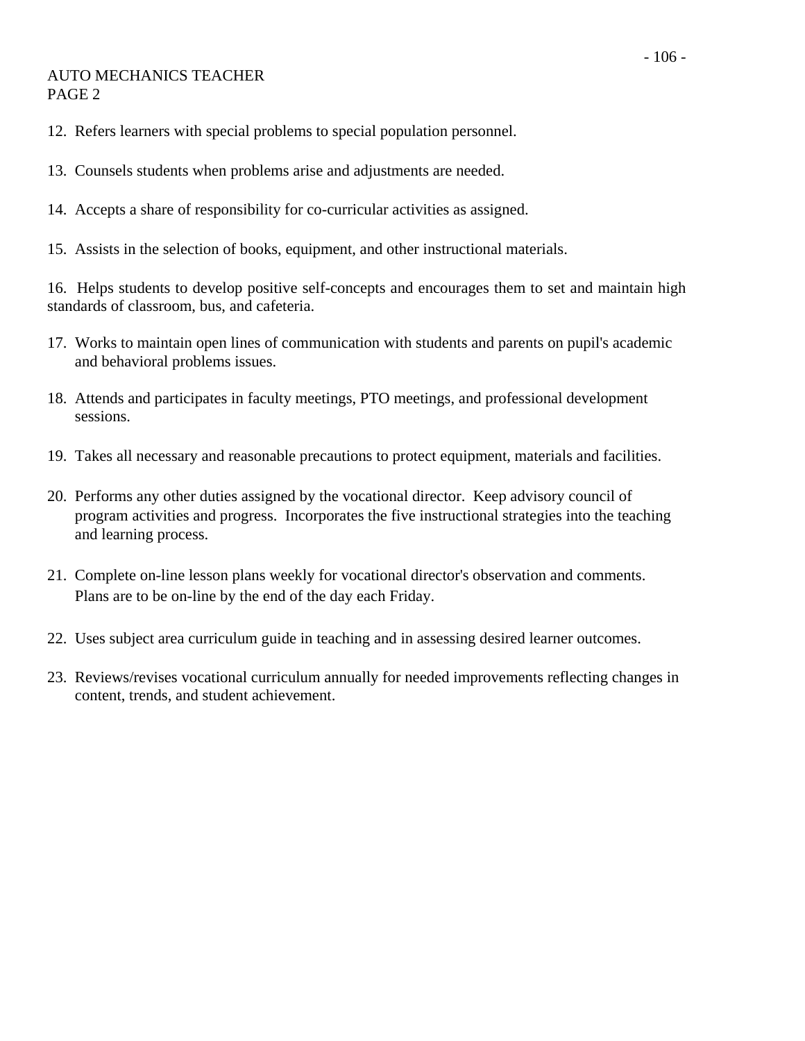AUTO MECHANICS TEACHER
PAGE 2

12. Refers learners with special problems to special population personnel.

13. Counsels students when problems arise and adjustments are needed.

14. Accepts a share of responsibility for co-curricular activities as assigned.

15. Assists in the selection of books, equipment, and other instructional materials.

16. Helps students to develop positive self-concepts and encourages them to set and maintain high standards of classroom, bus, and cafeteria.

17. Works to maintain open lines of communication with students and parents on pupil's academic and behavioral problems issues.

18. Attends and participates in faculty meetings, PTO meetings, and professional development sessions.

19. Takes all necessary and reasonable precautions to protect equipment, materials and facilities.

20. Performs any other duties assigned by the vocational director. Keep advisory council of program activities and progress. Incorporates the five instructional strategies into the teaching and learning process.

21. Complete on-line lesson plans weekly for vocational director's observation and comments. Plans are to be on-line by the end of the day each Friday.

22. Uses subject area curriculum guide in teaching and in assessing desired learner outcomes.

23. Reviews/revises vocational curriculum annually for needed improvements reflecting changes in content, trends, and student achievement.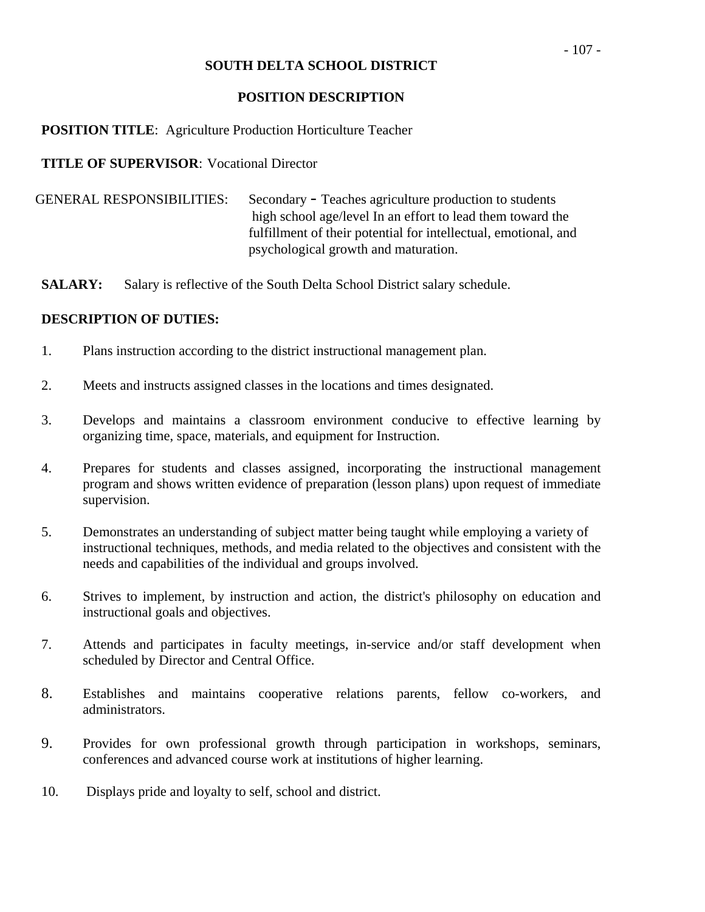**SOUTH DELTA SCHOOL DISTRICT**

**POSITION DESCRIPTION**

**POSITION TITLE**: Agriculture Production Horticulture Teacher

**TITLE OF SUPERVISOR**: Vocational Director

GENERAL RESPONSIBILITIES: Secondary - Teaches agriculture production to students high school age/level In an effort to lead them toward the fulfillment of their potential for intellectual, emotional, and psychological growth and maturation.

**SALARY:** Salary is reflective of the South Delta School District salary schedule.

**DESCRIPTION OF DUTIES:**

1. Plans instruction according to the district instructional management plan.
2. Meets and instructs assigned classes in the locations and times designated.
3. Develops and maintains a classroom environment conducive to effective learning by organizing time, space, materials, and equipment for Instruction.
4. Prepares for students and classes assigned, incorporating the instructional management program and shows written evidence of preparation (lesson plans) upon request of immediate supervision.
5. Demonstrates an understanding of subject matter being taught while employing a variety of instructional techniques, methods, and media related to the objectives and consistent with the needs and capabilities of the individual and groups involved.
6. Strives to implement, by instruction and action, the district's philosophy on education and instructional goals and objectives.
7. Attends and participates in faculty meetings, in-service and/or staff development when scheduled by Director and Central Office.
8. Establishes and maintains cooperative relations parents, fellow co-workers, and administrators.
9. Provides for own professional growth through participation in workshops, seminars, conferences and advanced course work at institutions of higher learning.
10. Displays pride and loyalty to self, school and district.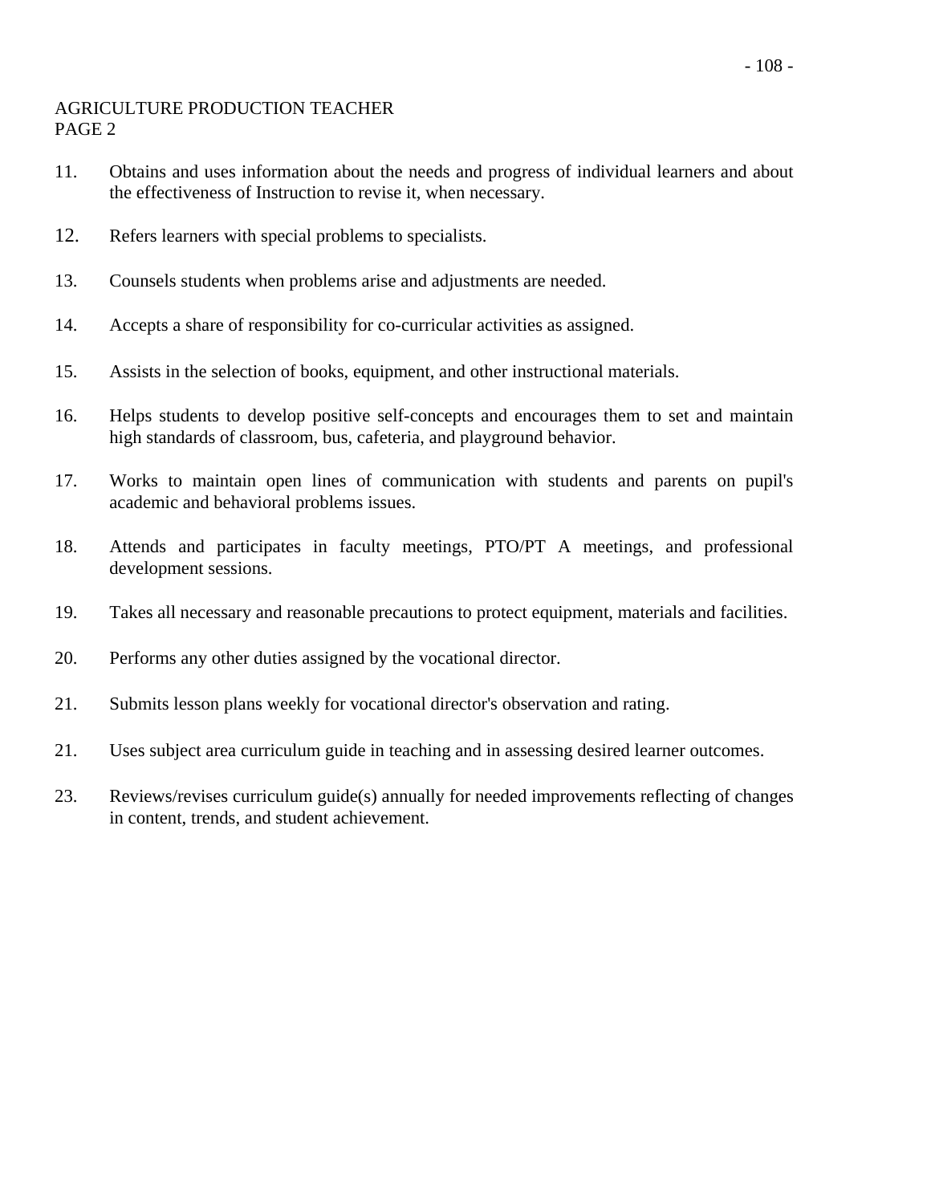AGRICULTURE PRODUCTION TEACHER
PAGE 2

11. Obtains and uses information about the needs and progress of individual learners and about the effectiveness of Instruction to revise it, when necessary.

12. Refers learners with special problems to specialists.

13. Counsels students when problems arise and adjustments are needed.

14. Accepts a share of responsibility for co-curricular activities as assigned.

15. Assists in the selection of books, equipment, and other instructional materials.

16. Helps students to develop positive self-concepts and encourages them to set and maintain high standards of classroom, bus, cafeteria, and playground behavior.

17. Works to maintain open lines of communication with students and parents on pupil's academic and behavioral problems issues.

18. Attends and participates in faculty meetings, PTO/PT A meetings, and professional development sessions.

19. Takes all necessary and reasonable precautions to protect equipment, materials and facilities.

20. Performs any other duties assigned by the vocational director.

21. Submits lesson plans weekly for vocational director's observation and rating.

21. Uses subject area curriculum guide in teaching and in assessing desired learner outcomes.

23. Reviews/revises curriculum guide(s) annually for needed improvements reflecting of changes in content, trends, and student achievement.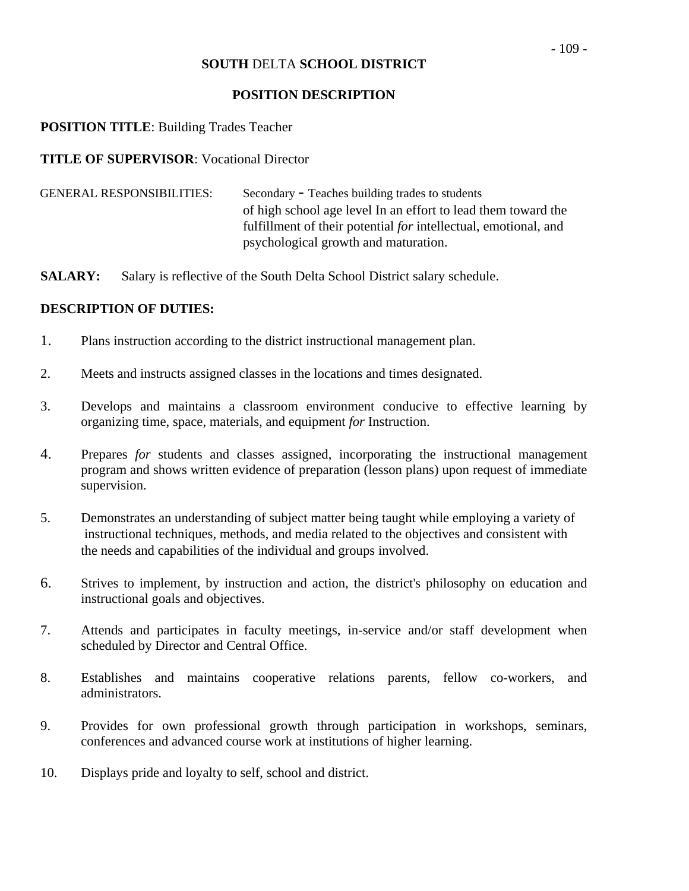**SOUTH** DELTA **SCHOOL DISTRICT**

**POSITION DESCRIPTION**

**POSITION TITLE**: Building Trades Teacher

**TITLE OF SUPERVISOR**: Vocational Director

GENERAL RESPONSIBILITIES: Secondary - Teaches building trades to students of high school age level In an effort to lead them toward the fulfillment of their potential *for* intellectual, emotional, and psychological growth and maturation.

**SALARY:** Salary is reflective of the South Delta School District salary schedule.

**DESCRIPTION OF DUTIES:**

1. Plans instruction according to the district instructional management plan.

2. Meets and instructs assigned classes in the locations and times designated.

3. Develops and maintains a classroom environment conducive to effective learning by organizing time, space, materials, and equipment *for* Instruction.

4. Prepares *for* students and classes assigned, incorporating the instructional management program and shows written evidence of preparation (lesson plans) upon request of immediate supervision.

5. Demonstrates an understanding of subject matter being taught while employing a variety of instructional techniques, methods, and media related to the objectives and consistent with the needs and capabilities of the individual and groups involved.

6. Strives to implement, by instruction and action, the district's philosophy on education and instructional goals and objectives.

7. Attends and participates in faculty meetings, in-service and/or staff development when scheduled by Director and Central Office.

8. Establishes and maintains cooperative relations parents, fellow co-workers, and administrators.

9. Provides for own professional growth through participation in workshops, seminars, conferences and advanced course work at institutions of higher learning.

10. Displays pride and loyalty to self, school and district.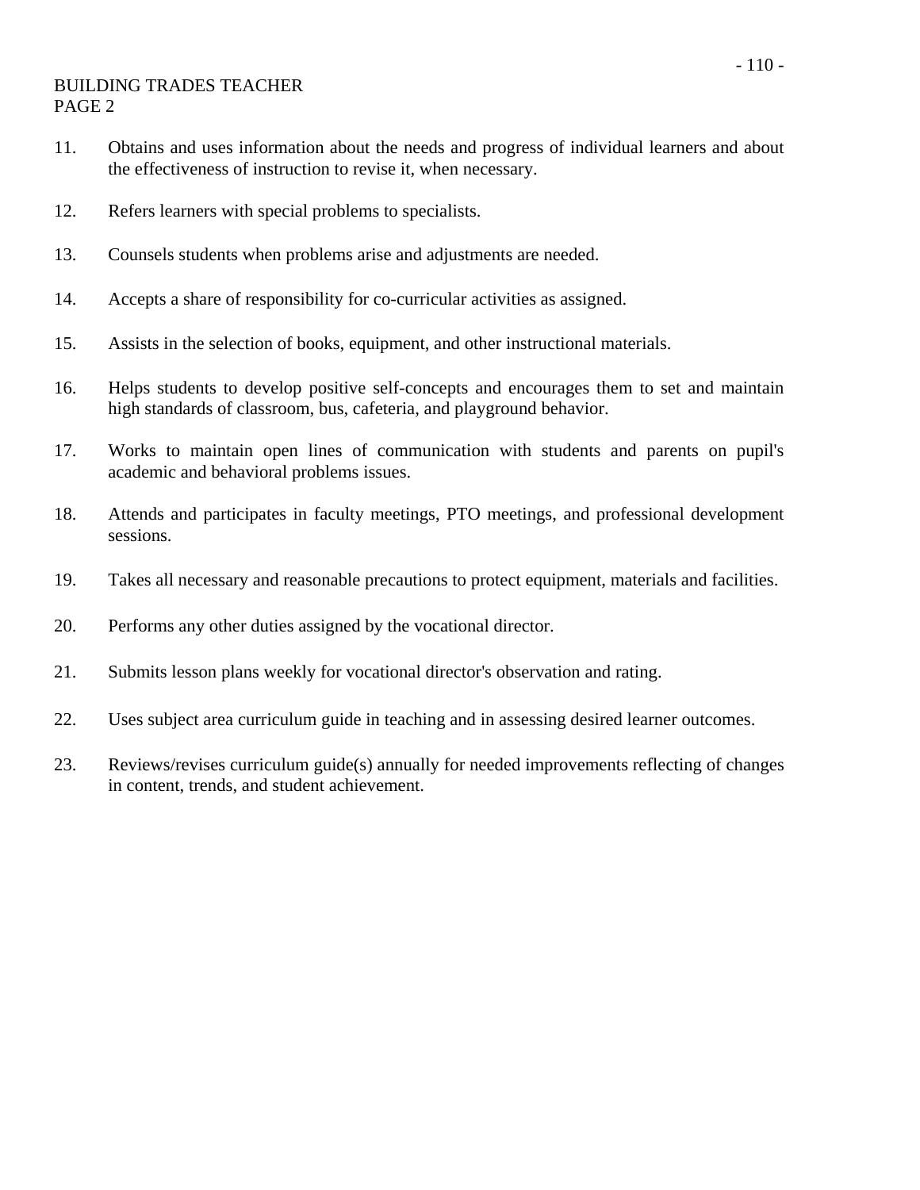BUILDING TRADES TEACHER
PAGE 2

11. Obtains and uses information about the needs and progress of individual learners and about the effectiveness of instruction to revise it, when necessary.

12. Refers learners with special problems to specialists.

13. Counsels students when problems arise and adjustments are needed.

14. Accepts a share of responsibility for co-curricular activities as assigned.

15. Assists in the selection of books, equipment, and other instructional materials.

16. Helps students to develop positive self-concepts and encourages them to set and maintain high standards of classroom, bus, cafeteria, and playground behavior.

17. Works to maintain open lines of communication with students and parents on pupil's academic and behavioral problems issues.

18. Attends and participates in faculty meetings, PTO meetings, and professional development sessions.

19. Takes all necessary and reasonable precautions to protect equipment, materials and facilities.

20. Performs any other duties assigned by the vocational director.

21. Submits lesson plans weekly for vocational director's observation and rating.

22. Uses subject area curriculum guide in teaching and in assessing desired learner outcomes.

23. Reviews/revises curriculum guide(s) annually for needed improvements reflecting of changes in content, trends, and student achievement.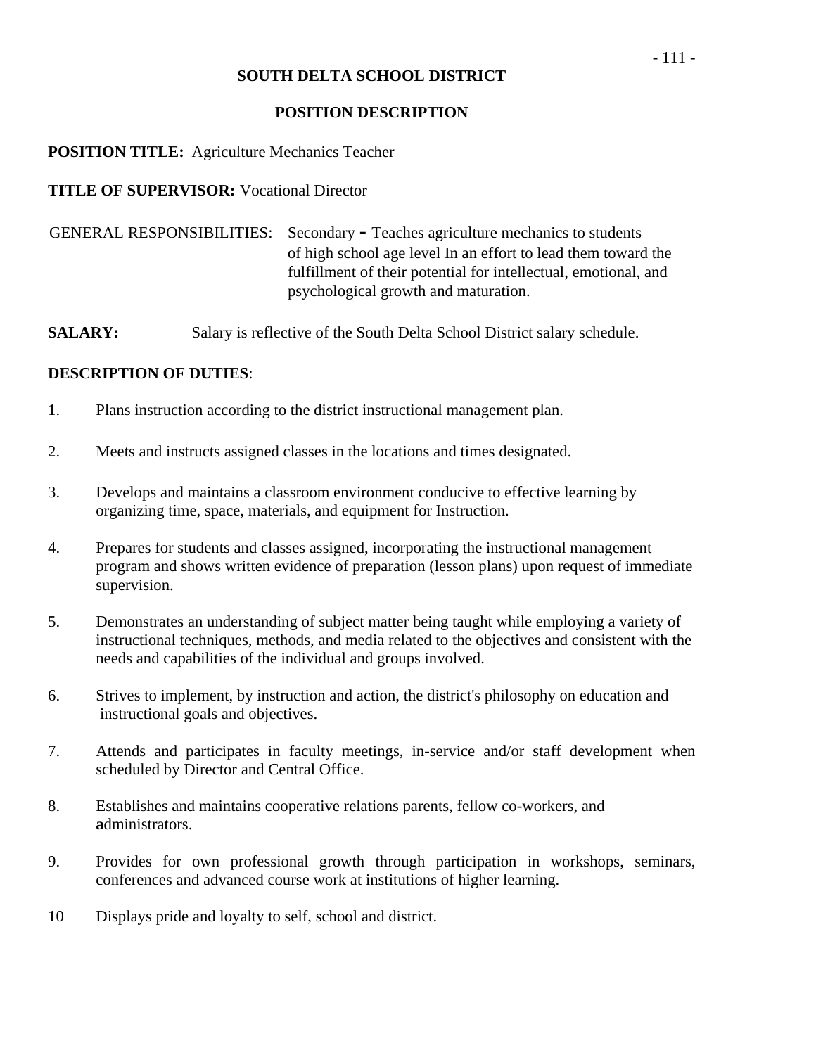**SOUTH DELTA SCHOOL DISTRICT**

**POSITION DESCRIPTION**

**POSITION TITLE:** Agriculture Mechanics Teacher

**TITLE OF SUPERVISOR:** Vocational Director

GENERAL RESPONSIBILITIES: Secondary - Teaches agriculture mechanics to students of high school age level In an effort to lead them toward the fulfillment of their potential for intellectual, emotional, and psychological growth and maturation.

**SALARY:** Salary is reflective of the South Delta School District salary schedule.

**DESCRIPTION OF DUTIES**:

1. Plans instruction according to the district instructional management plan.
2. Meets and instructs assigned classes in the locations and times designated.
3. Develops and maintains a classroom environment conducive to effective learning by organizing time, space, materials, and equipment for Instruction.
4. Prepares for students and classes assigned, incorporating the instructional management program and shows written evidence of preparation (lesson plans) upon request of immediate supervision.
5. Demonstrates an understanding of subject matter being taught while employing a variety of instructional techniques, methods, and media related to the objectives and consistent with the needs and capabilities of the individual and groups involved.
6. Strives to implement, by instruction and action, the district's philosophy on education and instructional goals and objectives.
7. Attends and participates in faculty meetings, in-service and/or staff development when scheduled by Director and Central Office.
8. Establishes and maintains cooperative relations parents, fellow co-workers, and **a**dministrators.
9. Provides for own professional growth through participation in workshops, seminars, conferences and advanced course work at institutions of higher learning.
10. Displays pride and loyalty to self, school and district.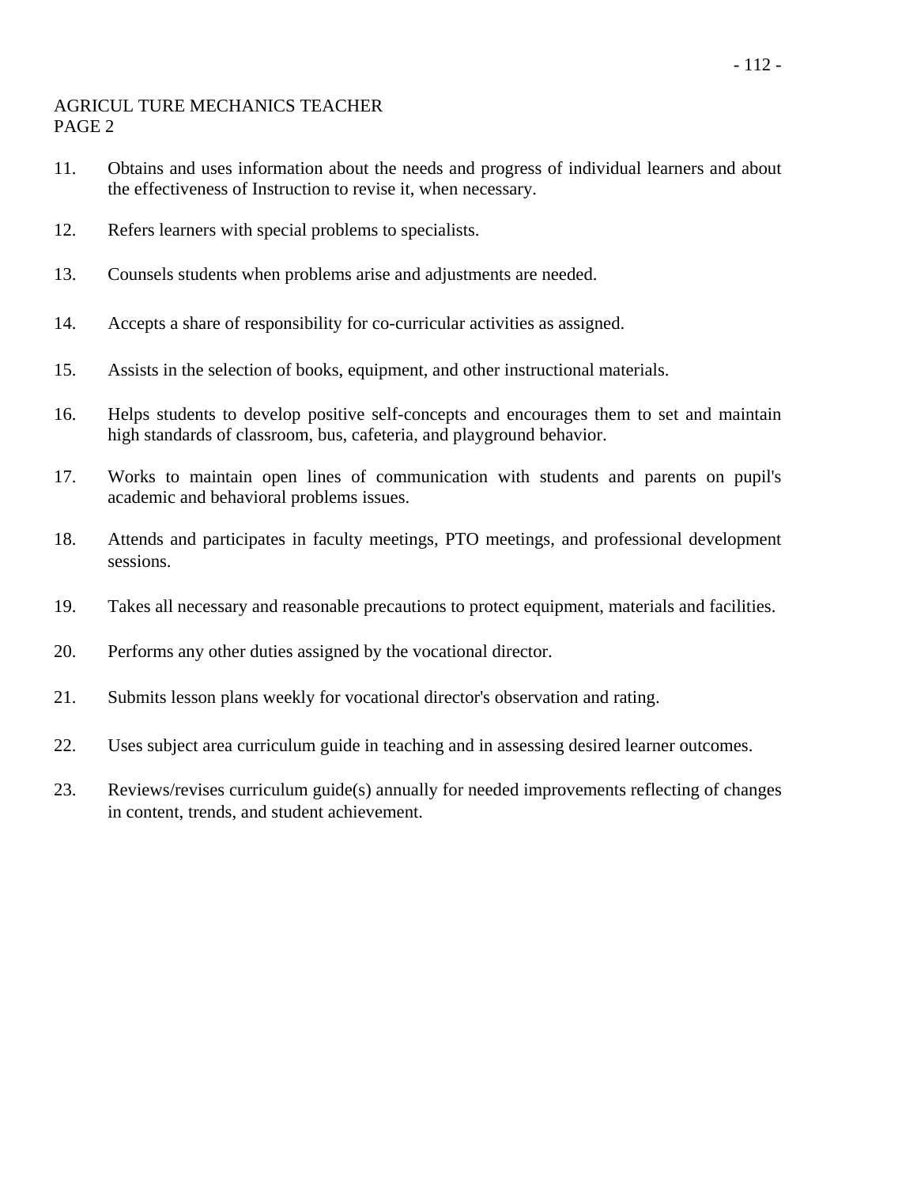AGRICUL TURE MECHANICS TEACHER
PAGE 2

11. Obtains and uses information about the needs and progress of individual learners and about the effectiveness of Instruction to revise it, when necessary.

12. Refers learners with special problems to specialists.

13. Counsels students when problems arise and adjustments are needed.

14. Accepts a share of responsibility for co-curricular activities as assigned.

15. Assists in the selection of books, equipment, and other instructional materials.

16. Helps students to develop positive self-concepts and encourages them to set and maintain high standards of classroom, bus, cafeteria, and playground behavior.

17. Works to maintain open lines of communication with students and parents on pupil's academic and behavioral problems issues.

18. Attends and participates in faculty meetings, PTO meetings, and professional development sessions.

19. Takes all necessary and reasonable precautions to protect equipment, materials and facilities.

20. Performs any other duties assigned by the vocational director.

21. Submits lesson plans weekly for vocational director's observation and rating.

22. Uses subject area curriculum guide in teaching and in assessing desired learner outcomes.

23. Reviews/revises curriculum guide(s) annually for needed improvements reflecting of changes in content, trends, and student achievement.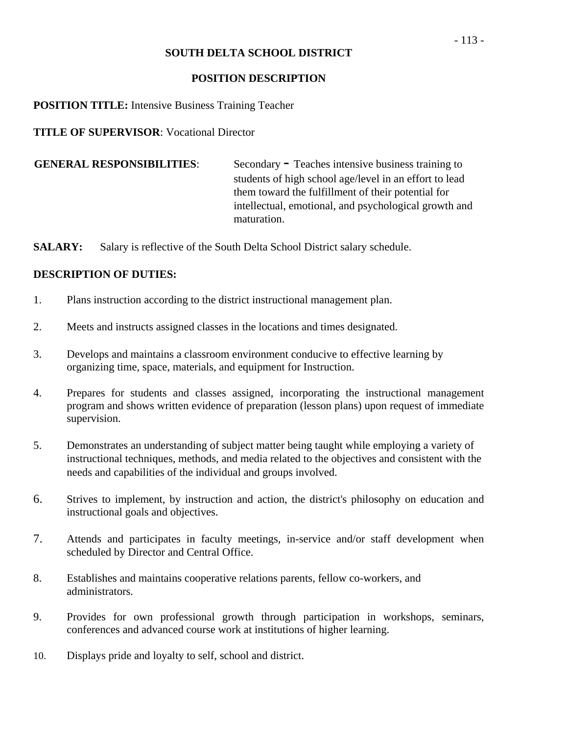# SOUTH DELTA SCHOOL DISTRICT

## POSITION DESCRIPTION

**POSITION TITLE:** Intensive Business Training Teacher

**TITLE OF SUPERVISOR**: Vocational Director

**GENERAL RESPONSIBILITIES**: Secondary - Teaches intensive business training to students of high school age/level in an effort to lead them toward the fulfillment of their potential for intellectual, emotional, and psychological growth and maturation.

**SALARY:** Salary is reflective of the South Delta School District salary schedule.

**DESCRIPTION OF DUTIES:**

1. Plans instruction according to the district instructional management plan.
2. Meets and instructs assigned classes in the locations and times designated.
3. Develops and maintains a classroom environment conducive to effective learning by organizing time, space, materials, and equipment for Instruction.
4. Prepares for students and classes assigned, incorporating the instructional management program and shows written evidence of preparation (lesson plans) upon request of immediate supervision.
5. Demonstrates an understanding of subject matter being taught while employing a variety of instructional techniques, methods, and media related to the objectives and consistent with the needs and capabilities of the individual and groups involved.
6. Strives to implement, by instruction and action, the district's philosophy on education and instructional goals and objectives.
7. Attends and participates in faculty meetings, in-service and/or staff development when scheduled by Director and Central Office.
8. Establishes and maintains cooperative relations parents, fellow co-workers, and administrators.
9. Provides for own professional growth through participation in workshops, seminars, conferences and advanced course work at institutions of higher learning.
10. Displays pride and loyalty to self, school and district.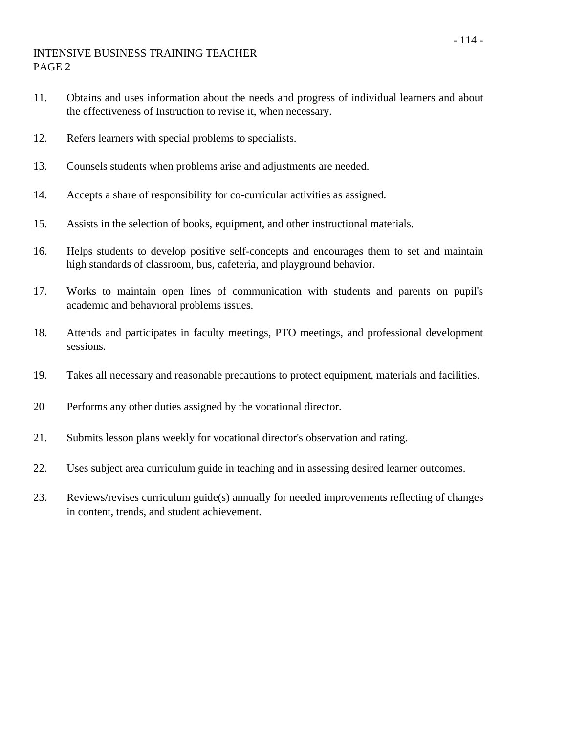INTENSIVE BUSINESS TRAINING TEACHER
PAGE 2

11. Obtains and uses information about the needs and progress of individual learners and about the effectiveness of Instruction to revise it, when necessary.

12. Refers learners with special problems to specialists.

13. Counsels students when problems arise and adjustments are needed.

14. Accepts a share of responsibility for co-curricular activities as assigned.

15. Assists in the selection of books, equipment, and other instructional materials.

16. Helps students to develop positive self-concepts and encourages them to set and maintain high standards of classroom, bus, cafeteria, and playground behavior.

17. Works to maintain open lines of communication with students and parents on pupil's academic and behavioral problems issues.

18. Attends and participates in faculty meetings, PTO meetings, and professional development sessions.

19. Takes all necessary and reasonable precautions to protect equipment, materials and facilities.

20 Performs any other duties assigned by the vocational director.

21. Submits lesson plans weekly for vocational director's observation and rating.

22. Uses subject area curriculum guide in teaching and in assessing desired learner outcomes.

23. Reviews/revises curriculum guide(s) annually for needed improvements reflecting of changes in content, trends, and student achievement.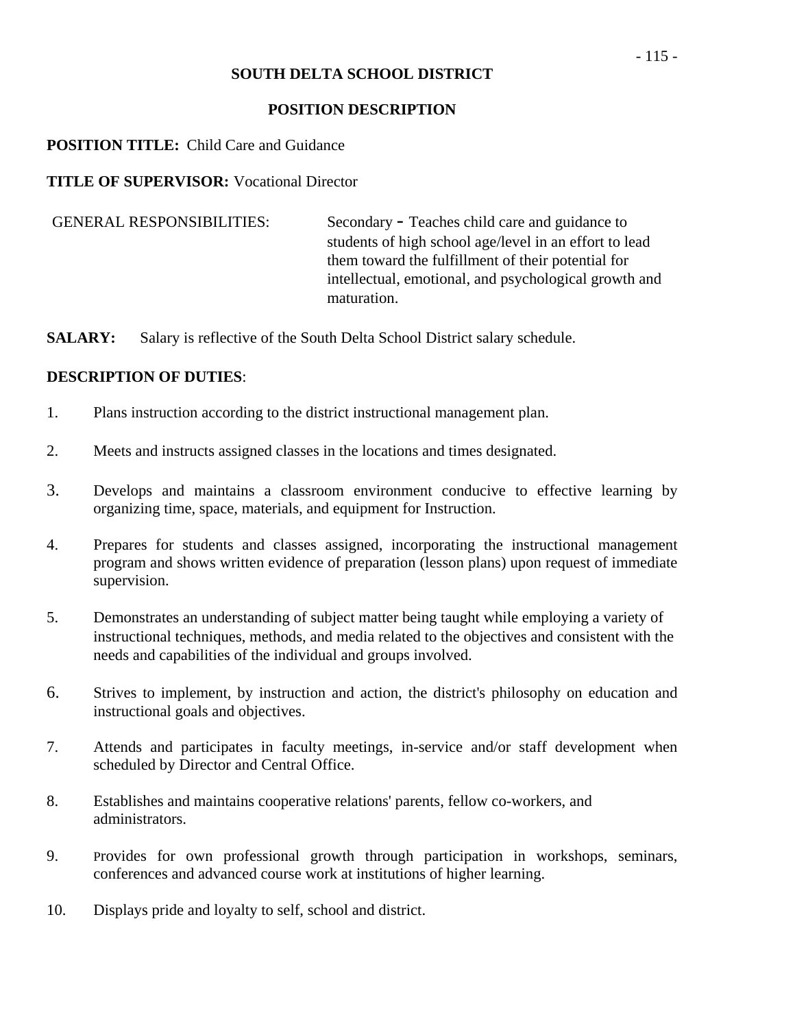**SOUTH DELTA SCHOOL DISTRICT**

**POSITION DESCRIPTION**

**POSITION TITLE:** Child Care and Guidance

**TITLE OF SUPERVISOR:** Vocational Director

GENERAL RESPONSIBILITIES: Secondary - Teaches child care and guidance to students of high school age/level in an effort to lead them toward the fulfillment of their potential for intellectual, emotional, and psychological growth and maturation.

**SALARY:** Salary is reflective of the South Delta School District salary schedule.

**DESCRIPTION OF DUTIES**:

1. Plans instruction according to the district instructional management plan.

2. Meets and instructs assigned classes in the locations and times designated.

3. Develops and maintains a classroom environment conducive to effective learning by organizing time, space, materials, and equipment for Instruction.

4. Prepares for students and classes assigned, incorporating the instructional management program and shows written evidence of preparation (lesson plans) upon request of immediate supervision.

5. Demonstrates an understanding of subject matter being taught while employing a variety of instructional techniques, methods, and media related to the objectives and consistent with the needs and capabilities of the individual and groups involved.

6. Strives to implement, by instruction and action, the district's philosophy on education and instructional goals and objectives.

7. Attends and participates in faculty meetings, in-service and/or staff development when scheduled by Director and Central Office.

8. Establishes and maintains cooperative relations' parents, fellow co-workers, and administrators.

9. Provides for own professional growth through participation in workshops, seminars, conferences and advanced course work at institutions of higher learning.

10. Displays pride and loyalty to self, school and district.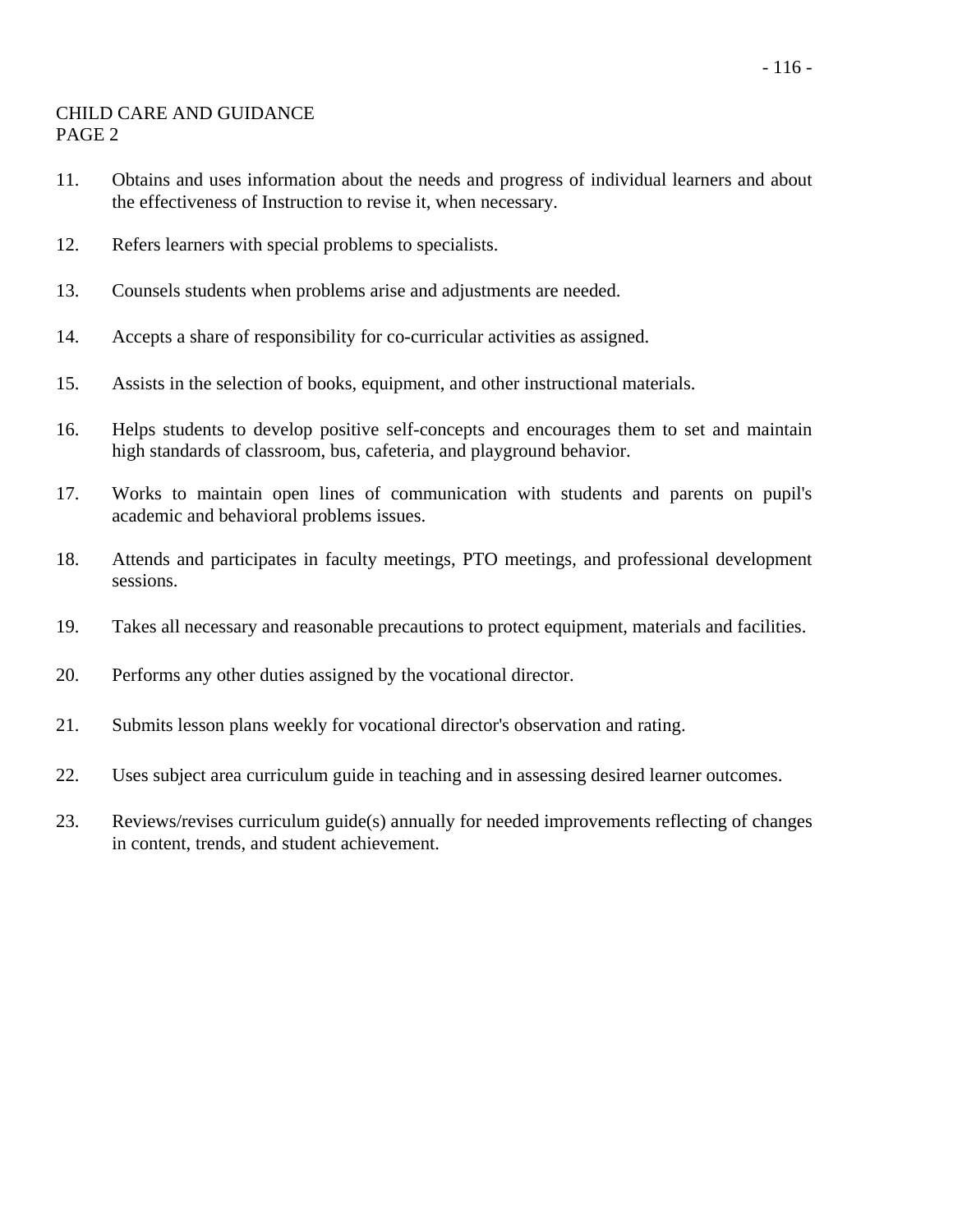CHILD CARE AND GUIDANCE
PAGE 2

11. Obtains and uses information about the needs and progress of individual learners and about the effectiveness of Instruction to revise it, when necessary.

12. Refers learners with special problems to specialists.

13. Counsels students when problems arise and adjustments are needed.

14. Accepts a share of responsibility for co-curricular activities as assigned.

15. Assists in the selection of books, equipment, and other instructional materials.

16. Helps students to develop positive self-concepts and encourages them to set and maintain high standards of classroom, bus, cafeteria, and playground behavior.

17. Works to maintain open lines of communication with students and parents on pupil's academic and behavioral problems issues.

18. Attends and participates in faculty meetings, PTO meetings, and professional development sessions.

19. Takes all necessary and reasonable precautions to protect equipment, materials and facilities.

20. Performs any other duties assigned by the vocational director.

21. Submits lesson plans weekly for vocational director's observation and rating.

22. Uses subject area curriculum guide in teaching and in assessing desired learner outcomes.

23. Reviews/revises curriculum guide(s) annually for needed improvements reflecting of changes in content, trends, and student achievement.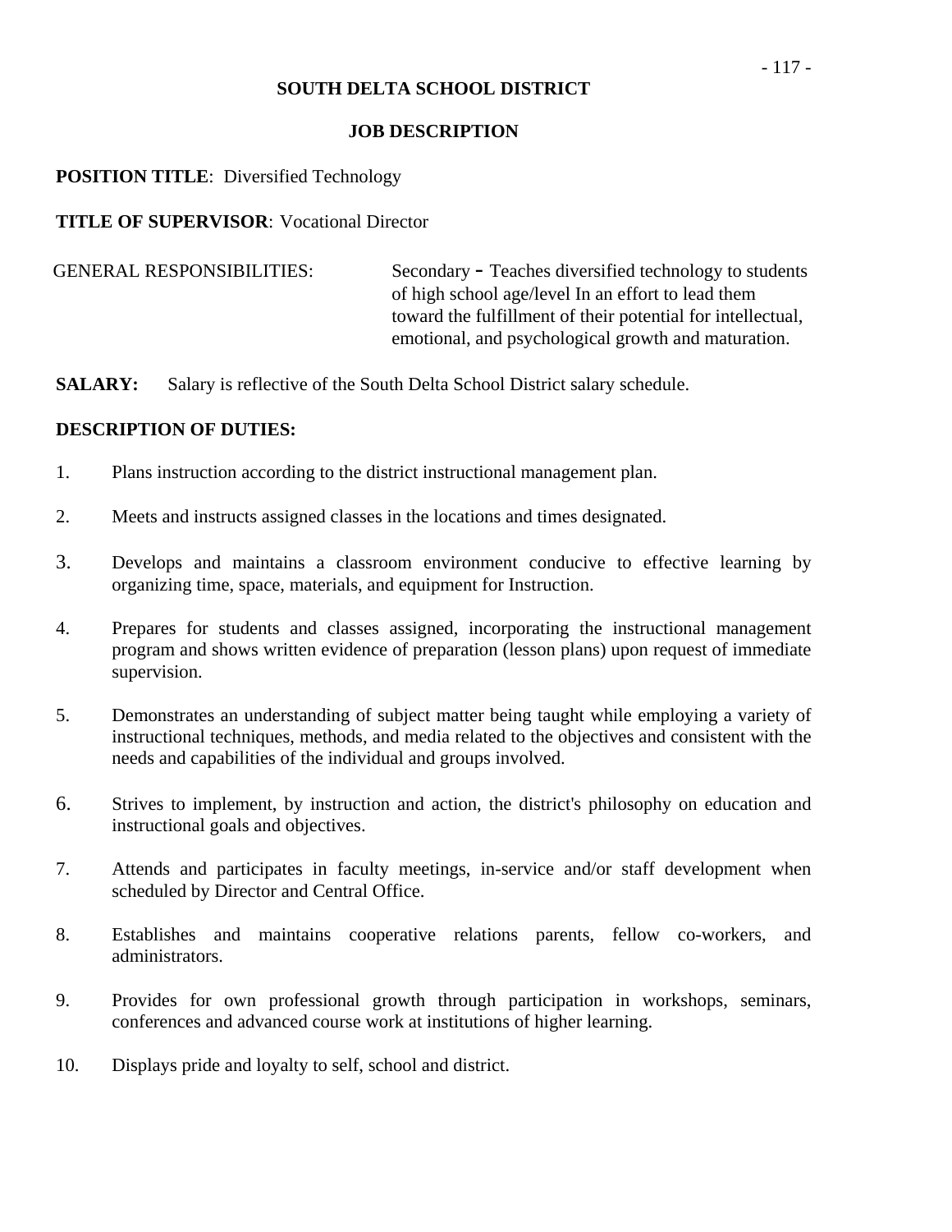# SOUTH DELTA SCHOOL DISTRICT

## JOB DESCRIPTION

**POSITION TITLE**: Diversified Technology

**TITLE OF SUPERVISOR**: Vocational Director

GENERAL RESPONSIBILITIES: Secondary - Teaches diversified technology to students of high school age/level In an effort to lead them toward the fulfillment of their potential for intellectual, emotional, and psychological growth and maturation.

**SALARY:** Salary is reflective of the South Delta School District salary schedule.

**DESCRIPTION OF DUTIES:**

1. Plans instruction according to the district instructional management plan.
2. Meets and instructs assigned classes in the locations and times designated.
3. Develops and maintains a classroom environment conducive to effective learning by organizing time, space, materials, and equipment for Instruction.
4. Prepares for students and classes assigned, incorporating the instructional management program and shows written evidence of preparation (lesson plans) upon request of immediate supervision.
5. Demonstrates an understanding of subject matter being taught while employing a variety of instructional techniques, methods, and media related to the objectives and consistent with the needs and capabilities of the individual and groups involved.
6. Strives to implement, by instruction and action, the district's philosophy on education and instructional goals and objectives.
7. Attends and participates in faculty meetings, in-service and/or staff development when scheduled by Director and Central Office.
8. Establishes and maintains cooperative relations parents, fellow co-workers, and administrators.
9. Provides for own professional growth through participation in workshops, seminars, conferences and advanced course work at institutions of higher learning.
10. Displays pride and loyalty to self, school and district.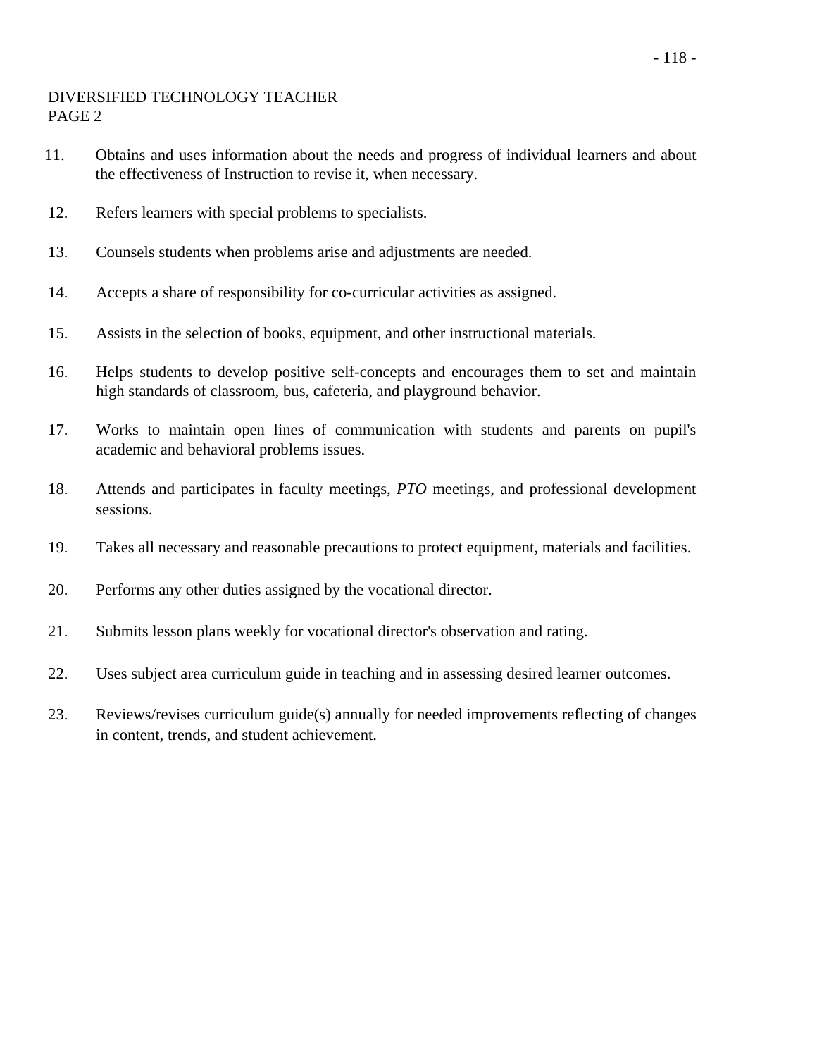DIVERSIFIED TECHNOLOGY TEACHER
PAGE 2

11. Obtains and uses information about the needs and progress of individual learners and about the effectiveness of Instruction to revise it, when necessary.

12. Refers learners with special problems to specialists.

13. Counsels students when problems arise and adjustments are needed.

14. Accepts a share of responsibility for co-curricular activities as assigned.

15. Assists in the selection of books, equipment, and other instructional materials.

16. Helps students to develop positive self-concepts and encourages them to set and maintain high standards of classroom, bus, cafeteria, and playground behavior.

17. Works to maintain open lines of communication with students and parents on pupil's academic and behavioral problems issues.

18. Attends and participates in faculty meetings, *PTO* meetings, and professional development sessions.

19. Takes all necessary and reasonable precautions to protect equipment, materials and facilities.

20. Performs any other duties assigned by the vocational director.

21. Submits lesson plans weekly for vocational director's observation and rating.

22. Uses subject area curriculum guide in teaching and in assessing desired learner outcomes.

23. Reviews/revises curriculum guide(s) annually for needed improvements reflecting of changes in content, trends, and student achievement.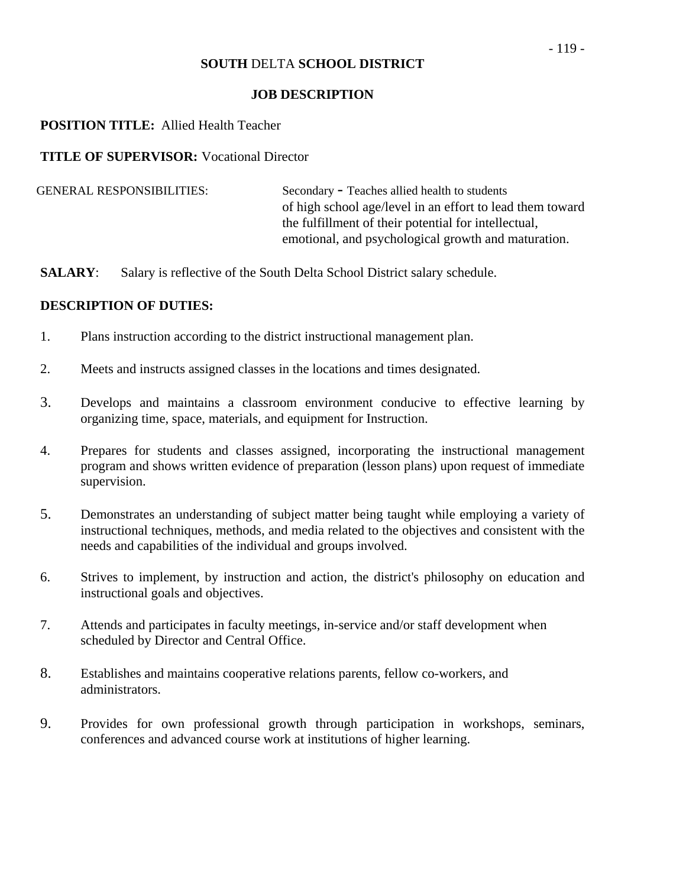**SOUTH** DELTA **SCHOOL DISTRICT**

**JOB DESCRIPTION**

**POSITION TITLE:** Allied Health Teacher

**TITLE OF SUPERVISOR:** Vocational Director

GENERAL RESPONSIBILITIES: Secondary - Teaches allied health to students of high school age/level in an effort to lead them toward the fulfillment of their potential for intellectual, emotional, and psychological growth and maturation.

**SALARY**: Salary is reflective of the South Delta School District salary schedule.

**DESCRIPTION OF DUTIES:**

1. Plans instruction according to the district instructional management plan.
2. Meets and instructs assigned classes in the locations and times designated.
3. Develops and maintains a classroom environment conducive to effective learning by organizing time, space, materials, and equipment for Instruction.
4. Prepares for students and classes assigned, incorporating the instructional management program and shows written evidence of preparation (lesson plans) upon request of immediate supervision.
5. Demonstrates an understanding of subject matter being taught while employing a variety of instructional techniques, methods, and media related to the objectives and consistent with the needs and capabilities of the individual and groups involved.
6. Strives to implement, by instruction and action, the district's philosophy on education and instructional goals and objectives.
7. Attends and participates in faculty meetings, in-service and/or staff development when scheduled by Director and Central Office.
8. Establishes and maintains cooperative relations parents, fellow co-workers, and administrators.
9. Provides for own professional growth through participation in workshops, seminars, conferences and advanced course work at institutions of higher learning.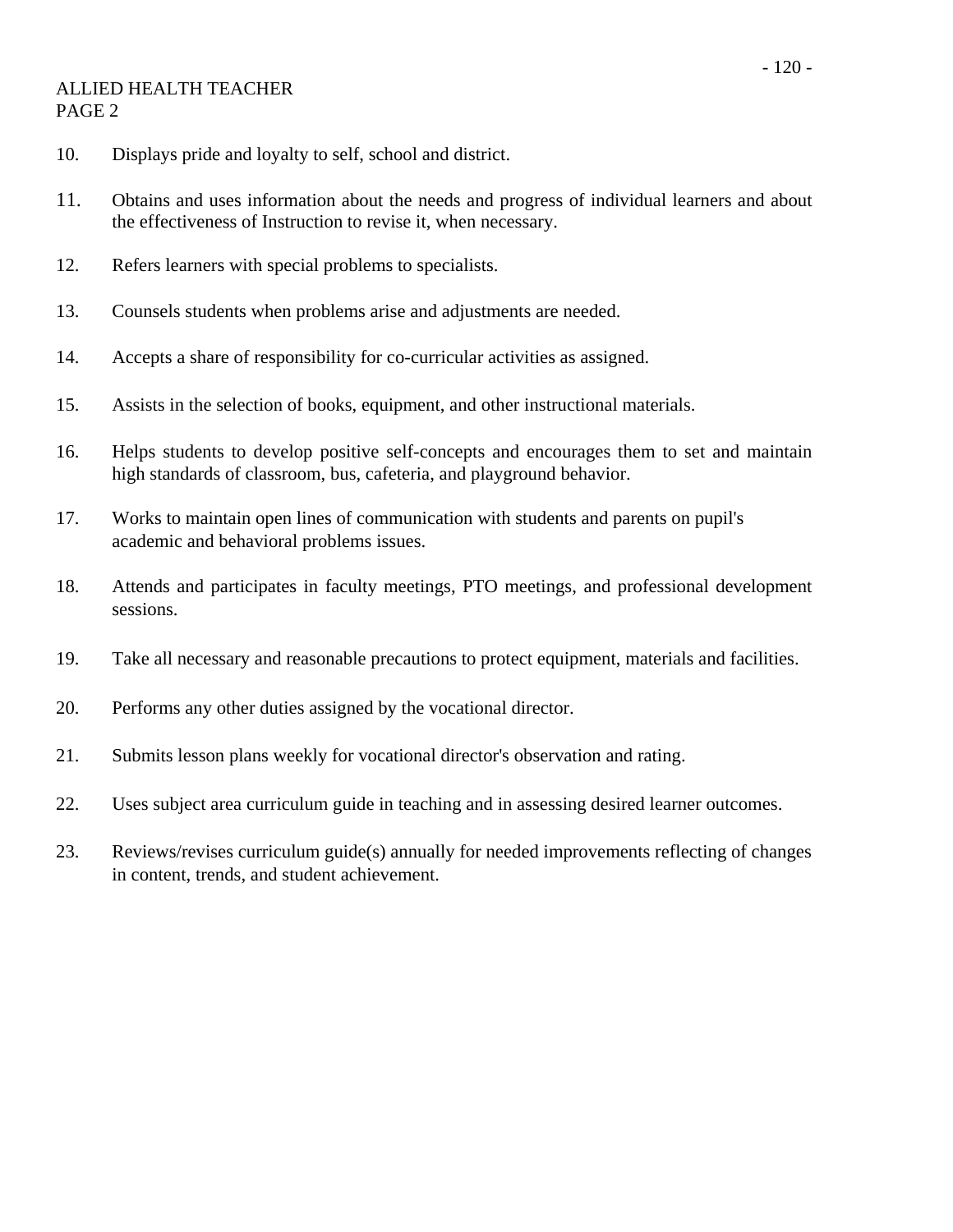ALLIED HEALTH TEACHER
PAGE 2

10. Displays pride and loyalty to self, school and district.

11. Obtains and uses information about the needs and progress of individual learners and about the effectiveness of Instruction to revise it, when necessary.

12. Refers learners with special problems to specialists.

13. Counsels students when problems arise and adjustments are needed.

14. Accepts a share of responsibility for co-curricular activities as assigned.

15. Assists in the selection of books, equipment, and other instructional materials.

16. Helps students to develop positive self-concepts and encourages them to set and maintain high standards of classroom, bus, cafeteria, and playground behavior.

17. Works to maintain open lines of communication with students and parents on pupil's academic and behavioral problems issues.

18. Attends and participates in faculty meetings, PTO meetings, and professional development sessions.

19. Take all necessary and reasonable precautions to protect equipment, materials and facilities.

20. Performs any other duties assigned by the vocational director.

21. Submits lesson plans weekly for vocational director's observation and rating.

22. Uses subject area curriculum guide in teaching and in assessing desired learner outcomes.

23. Reviews/revises curriculum guide(s) annually for needed improvements reflecting of changes in content, trends, and student achievement.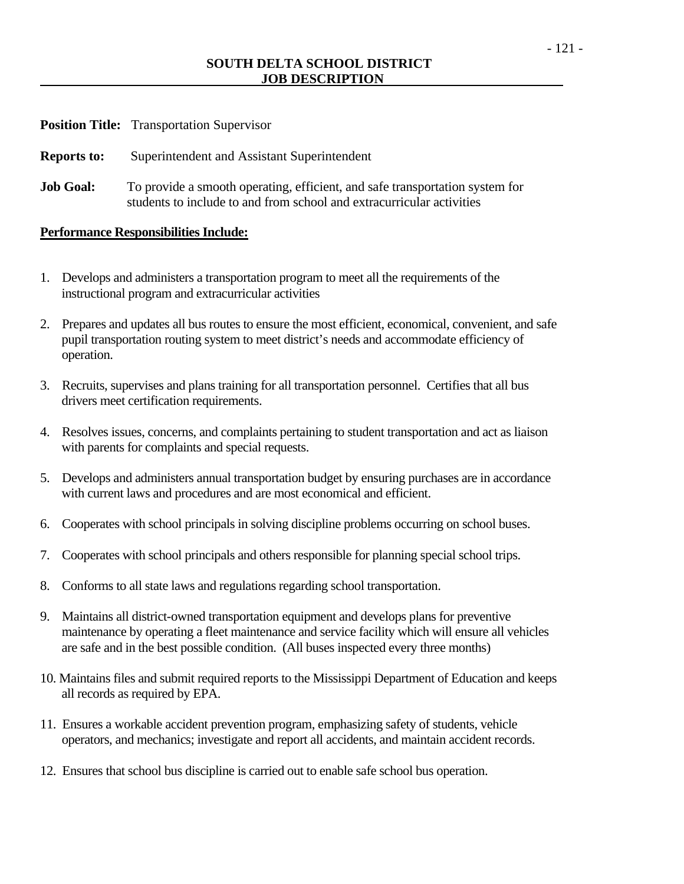**SOUTH DELTA SCHOOL DISTRICT**
**JOB DESCRIPTION**

**Position Title:** Transportation Supervisor

**Reports to:** Superintendent and Assistant Superintendent

**Job Goal:** To provide a smooth operating, efficient, and safe transportation system for students to include to and from school and extracurricular activities

**Performance Responsibilities Include:**

1. Develops and administers a transportation program to meet all the requirements of the instructional program and extracurricular activities
2. Prepares and updates all bus routes to ensure the most efficient, economical, convenient, and safe pupil transportation routing system to meet district's needs and accommodate efficiency of operation.
3. Recruits, supervises and plans training for all transportation personnel. Certifies that all bus drivers meet certification requirements.
4. Resolves issues, concerns, and complaints pertaining to student transportation and act as liaison with parents for complaints and special requests.
5. Develops and administers annual transportation budget by ensuring purchases are in accordance with current laws and procedures and are most economical and efficient.
6. Cooperates with school principals in solving discipline problems occurring on school buses.
7. Cooperates with school principals and others responsible for planning special school trips.
8. Conforms to all state laws and regulations regarding school transportation.
9. Maintains all district-owned transportation equipment and develops plans for preventive maintenance by operating a fleet maintenance and service facility which will ensure all vehicles are safe and in the best possible condition. (All buses inspected every three months)
10. Maintains files and submit required reports to the Mississippi Department of Education and keeps all records as required by EPA.
11. Ensures a workable accident prevention program, emphasizing safety of students, vehicle operators, and mechanics; investigate and report all accidents, and maintain accident records.
12. Ensures that school bus discipline is carried out to enable safe school bus operation.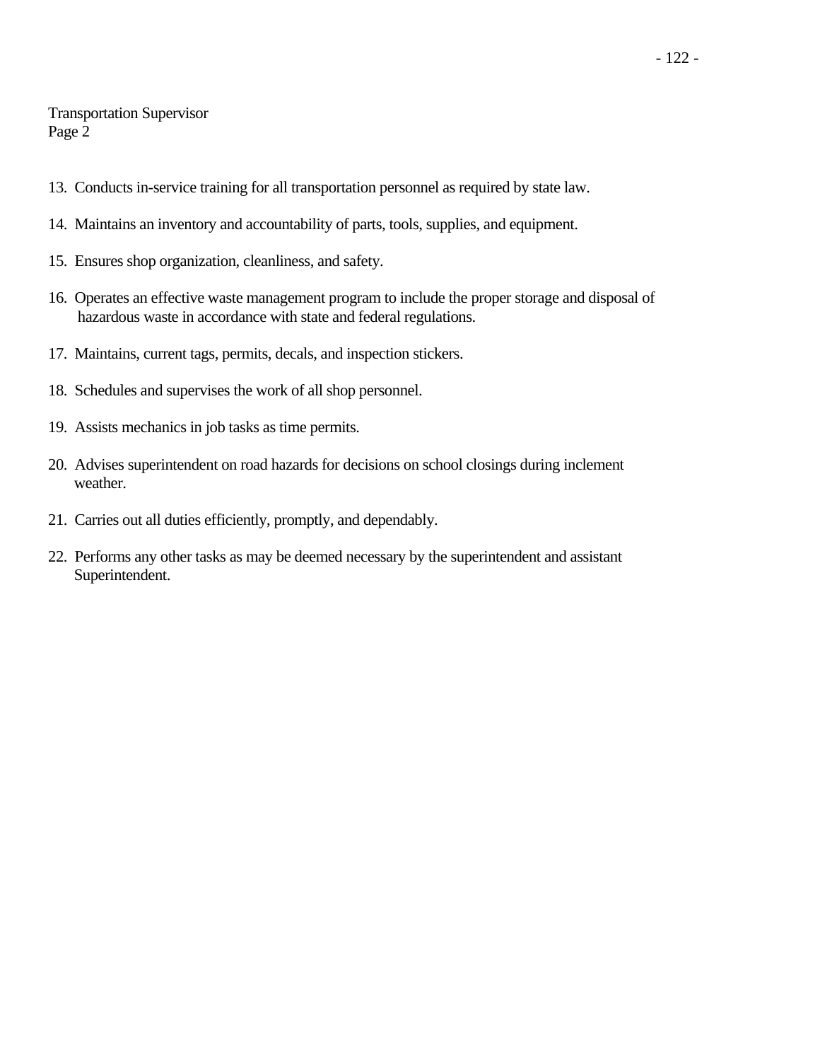Transportation Supervisor
Page 2

13. Conducts in-service training for all transportation personnel as required by state law.
14. Maintains an inventory and accountability of parts, tools, supplies, and equipment.
15. Ensures shop organization, cleanliness, and safety.
16. Operates an effective waste management program to include the proper storage and disposal of hazardous waste in accordance with state and federal regulations.
17. Maintains, current tags, permits, decals, and inspection stickers.
18. Schedules and supervises the work of all shop personnel.
19. Assists mechanics in job tasks as time permits.
20. Advises superintendent on road hazards for decisions on school closings during inclement weather.
21. Carries out all duties efficiently, promptly, and dependably.
22. Performs any other tasks as may be deemed necessary by the superintendent and assistant Superintendent.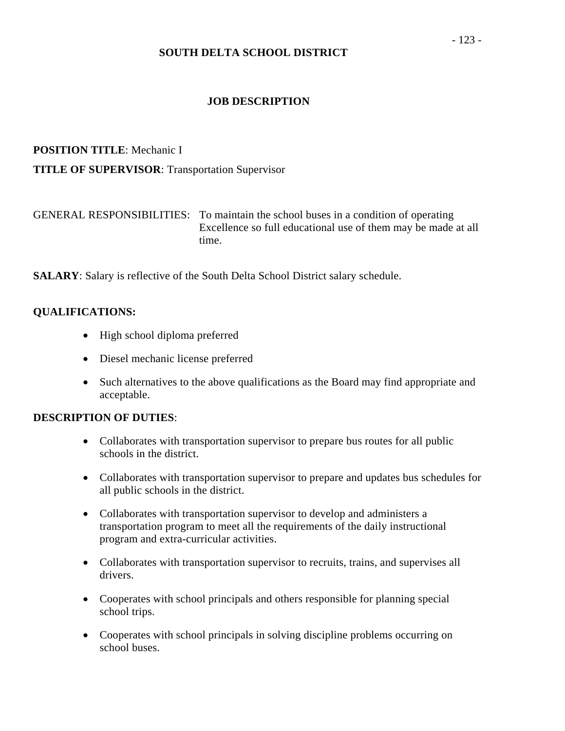# SOUTH DELTA SCHOOL DISTRICT

## JOB DESCRIPTION

**POSITION TITLE**: Mechanic I

**TITLE OF SUPERVISOR**: Transportation Supervisor

GENERAL RESPONSIBILITIES: To maintain the school buses in a condition of operating Excellence so full educational use of them may be made at all time.

**SALARY**: Salary is reflective of the South Delta School District salary schedule.

**QUALIFICATIONS:**

- High school diploma preferred
- Diesel mechanic license preferred
- Such alternatives to the above qualifications as the Board may find appropriate and acceptable.

**DESCRIPTION OF DUTIES**:

- Collaborates with transportation supervisor to prepare bus routes for all public schools in the district.
- Collaborates with transportation supervisor to prepare and updates bus schedules for all public schools in the district.
- Collaborates with transportation supervisor to develop and administers a transportation program to meet all the requirements of the daily instructional program and extra-curricular activities.
- Collaborates with transportation supervisor to recruits, trains, and supervises all drivers.
- Cooperates with school principals and others responsible for planning special school trips.
- Cooperates with school principals in solving discipline problems occurring on school buses.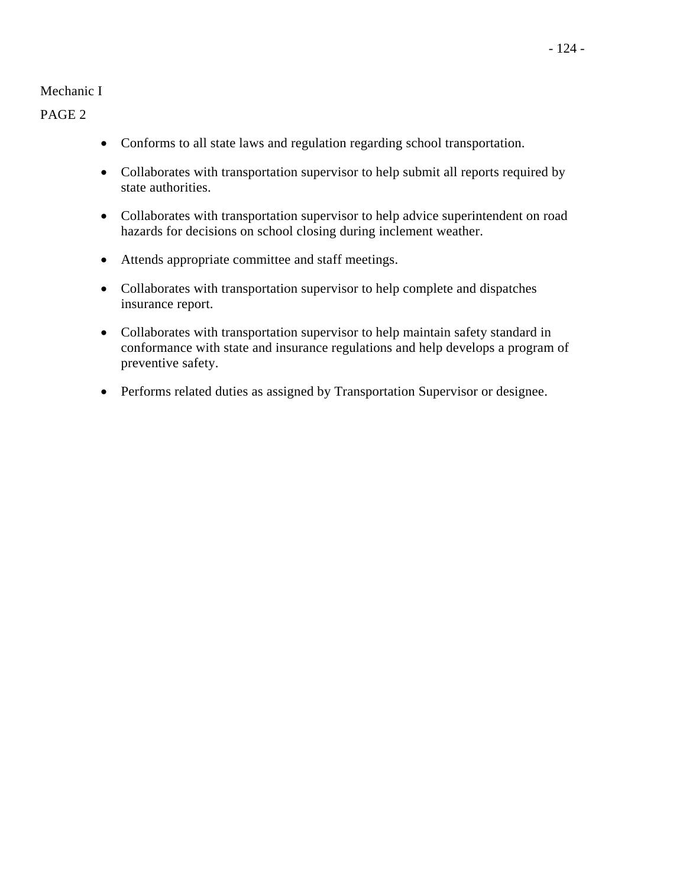Mechanic I

PAGE 2

- Conforms to all state laws and regulation regarding school transportation.
- Collaborates with transportation supervisor to help submit all reports required by state authorities.
- Collaborates with transportation supervisor to help advice superintendent on road hazards for decisions on school closing during inclement weather.
- Attends appropriate committee and staff meetings.
- Collaborates with transportation supervisor to help complete and dispatches insurance report.
- Collaborates with transportation supervisor to help maintain safety standard in conformance with state and insurance regulations and help develops a program of preventive safety.
- Performs related duties as assigned by Transportation Supervisor or designee.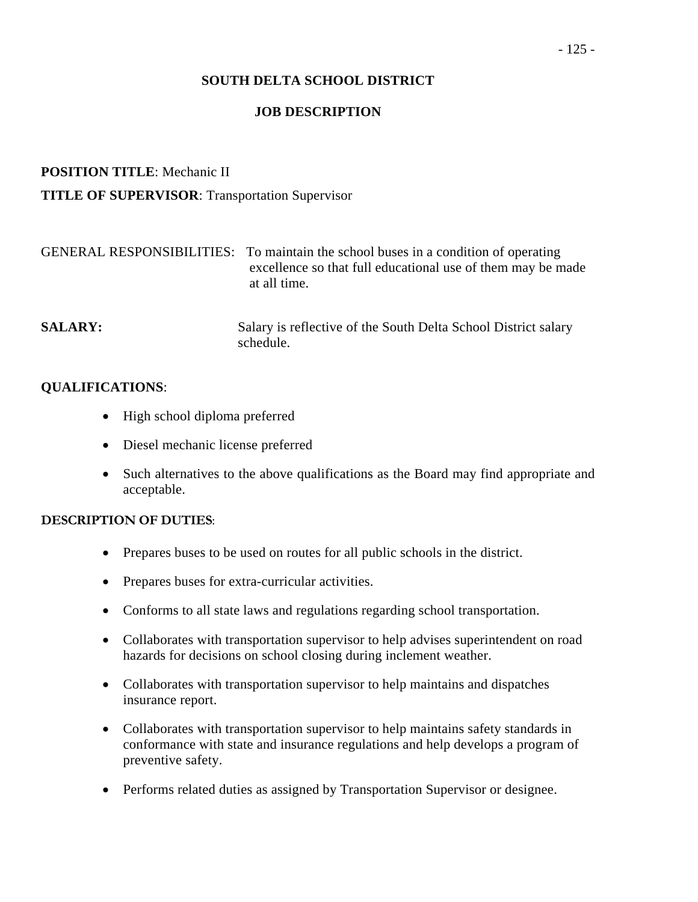**SOUTH DELTA SCHOOL DISTRICT**

**JOB DESCRIPTION**

**POSITION TITLE**: Mechanic II

**TITLE OF SUPERVISOR**: Transportation Supervisor

GENERAL RESPONSIBILITIES: To maintain the school buses in a condition of operating excellence so that full educational use of them may be made at all time.

**SALARY:** Salary is reflective of the South Delta School District salary schedule.

**QUALIFICATIONS**:

- High school diploma preferred
- Diesel mechanic license preferred
- Such alternatives to the above qualifications as the Board may find appropriate and acceptable.

**DESCRIPTION OF DUTIES**:

- Prepares buses to be used on routes for all public schools in the district.
- Prepares buses for extra-curricular activities.
- Conforms to all state laws and regulations regarding school transportation.
- Collaborates with transportation supervisor to help advises superintendent on road hazards for decisions on school closing during inclement weather.
- Collaborates with transportation supervisor to help maintains and dispatches insurance report.
- Collaborates with transportation supervisor to help maintains safety standards in conformance with state and insurance regulations and help develops a program of preventive safety.
- Performs related duties as assigned by Transportation Supervisor or designee.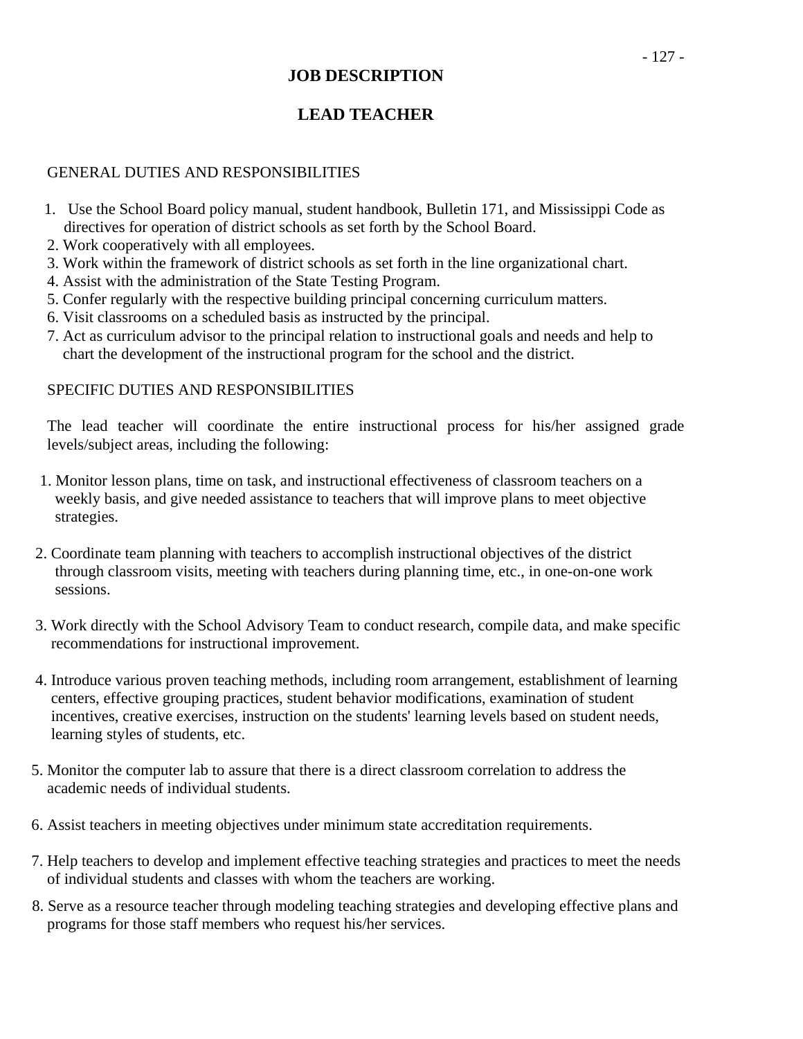# JOB DESCRIPTION

# LEAD TEACHER

## GENERAL DUTIES AND RESPONSIBILITIES

1. Use the School Board policy manual, student handbook, Bulletin 171, and Mississippi Code as directives for operation of district schools as set forth by the School Board.
2. Work cooperatively with all employees.
3. Work within the framework of district schools as set forth in the line organizational chart.
4. Assist with the administration of the State Testing Program.
5. Confer regularly with the respective building principal concerning curriculum matters.
6. Visit classrooms on a scheduled basis as instructed by the principal.
7. Act as curriculum advisor to the principal relation to instructional goals and needs and help to chart the development of the instructional program for the school and the district.

## SPECIFIC DUTIES AND RESPONSIBILITIES

The lead teacher will coordinate the entire instructional process for his/her assigned grade levels/subject areas, including the following:

1. Monitor lesson plans, time on task, and instructional effectiveness of classroom teachers on a weekly basis, and give needed assistance to teachers that will improve plans to meet objective strategies.

2. Coordinate team planning with teachers to accomplish instructional objectives of the district through classroom visits, meeting with teachers during planning time, etc., in one-on-one work sessions.

3. Work directly with the School Advisory Team to conduct research, compile data, and make specific recommendations for instructional improvement.

4. Introduce various proven teaching methods, including room arrangement, establishment of learning centers, effective grouping practices, student behavior modifications, examination of student incentives, creative exercises, instruction on the students' learning levels based on student needs, learning styles of students, etc.

5. Monitor the computer lab to assure that there is a direct classroom correlation to address the academic needs of individual students.

6. Assist teachers in meeting objectives under minimum state accreditation requirements.

7. Help teachers to develop and implement effective teaching strategies and practices to meet the needs of individual students and classes with whom the teachers are working.

8. Serve as a resource teacher through modeling teaching strategies and developing effective plans and programs for those staff members who request his/her services.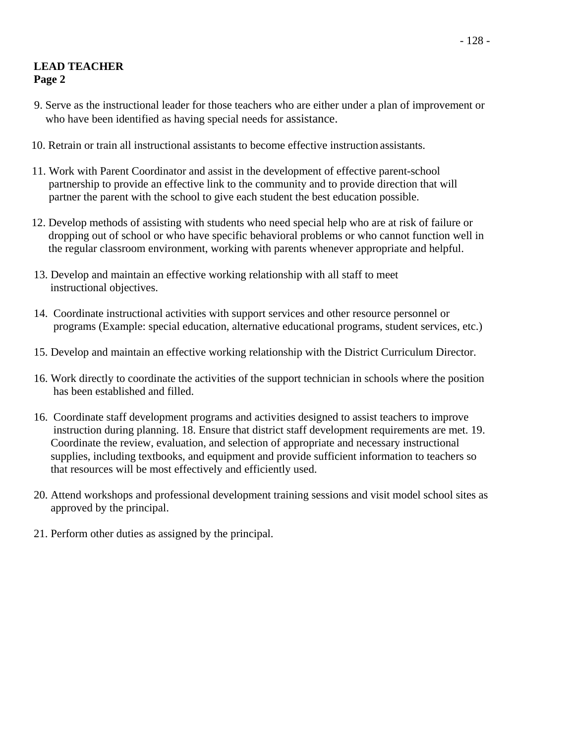**LEAD TEACHER**
**Page 2**

9. Serve as the instructional leader for those teachers who are either under a plan of improvement or who have been identified as having special needs for assistance.

10. Retrain or train all instructional assistants to become effective instruction assistants.

11. Work with Parent Coordinator and assist in the development of effective parent-school partnership to provide an effective link to the community and to provide direction that will partner the parent with the school to give each student the best education possible.

12. Develop methods of assisting with students who need special help who are at risk of failure or dropping out of school or who have specific behavioral problems or who cannot function well in the regular classroom environment, working with parents whenever appropriate and helpful.

13. Develop and maintain an effective working relationship with all staff to meet instructional objectives.

14. Coordinate instructional activities with support services and other resource personnel or programs (Example: special education, alternative educational programs, student services, etc.)

15. Develop and maintain an effective working relationship with the District Curriculum Director.

16. Work directly to coordinate the activities of the support technician in schools where the position has been established and filled.

16. Coordinate staff development programs and activities designed to assist teachers to improve instruction during planning. 18. Ensure that district staff development requirements are met. 19. Coordinate the review, evaluation, and selection of appropriate and necessary instructional supplies, including textbooks, and equipment and provide sufficient information to teachers so that resources will be most effectively and efficiently used.

20. Attend workshops and professional development training sessions and visit model school sites as approved by the principal.

21. Perform other duties as assigned by the principal.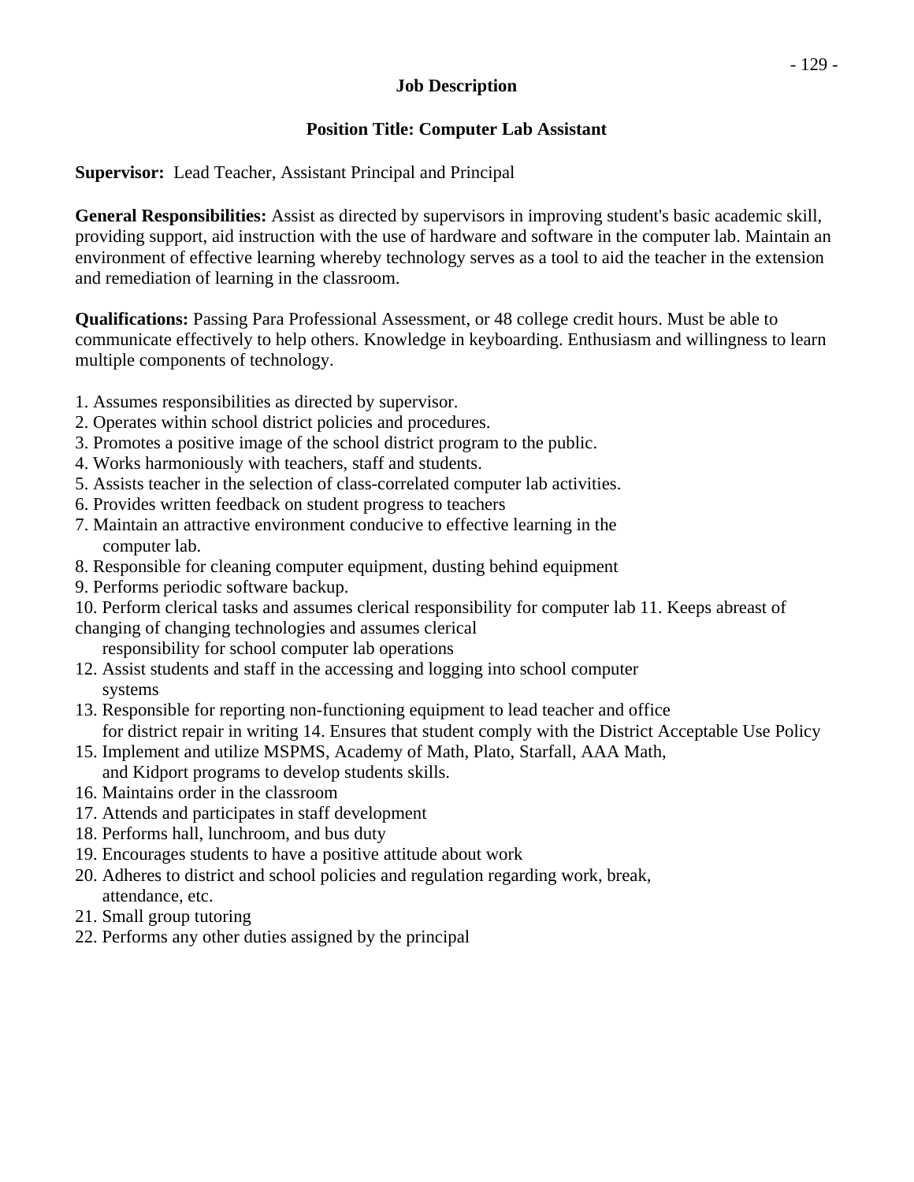## Job Description

### Position Title: Computer Lab Assistant

**Supervisor:** Lead Teacher, Assistant Principal and Principal

**General Responsibilities:** Assist as directed by supervisors in improving student's basic academic skill, providing support, aid instruction with the use of hardware and software in the computer lab. Maintain an environment of effective learning whereby technology serves as a tool to aid the teacher in the extension and remediation of learning in the classroom.

**Qualifications:** Passing Para Professional Assessment, or 48 college credit hours. Must be able to communicate effectively to help others. Knowledge in keyboarding. Enthusiasm and willingness to learn multiple components of technology.

1. Assumes responsibilities as directed by supervisor.
2. Operates within school district policies and procedures.
3. Promotes a positive image of the school district program to the public.
4. Works harmoniously with teachers, staff and students.
5. Assists teacher in the selection of class-correlated computer lab activities.
6. Provides written feedback on student progress to teachers
7. Maintain an attractive environment conducive to effective learning in the computer lab.
8. Responsible for cleaning computer equipment, dusting behind equipment
9. Performs periodic software backup.
10. Perform clerical tasks and assumes clerical responsibility for computer lab 11. Keeps abreast of changing of changing technologies and assumes clerical responsibility for school computer lab operations
12. Assist students and staff in the accessing and logging into school computer systems
13. Responsible for reporting non-functioning equipment to lead teacher and office for district repair in writing 14. Ensures that student comply with the District Acceptable Use Policy
15. Implement and utilize MSPMS, Academy of Math, Plato, Starfall, AAA Math, and Kidport programs to develop students skills.
16. Maintains order in the classroom
17. Attends and participates in staff development
18. Performs hall, lunchroom, and bus duty
19. Encourages students to have a positive attitude about work
20. Adheres to district and school policies and regulation regarding work, break, attendance, etc.
21. Small group tutoring
22. Performs any other duties assigned by the principal